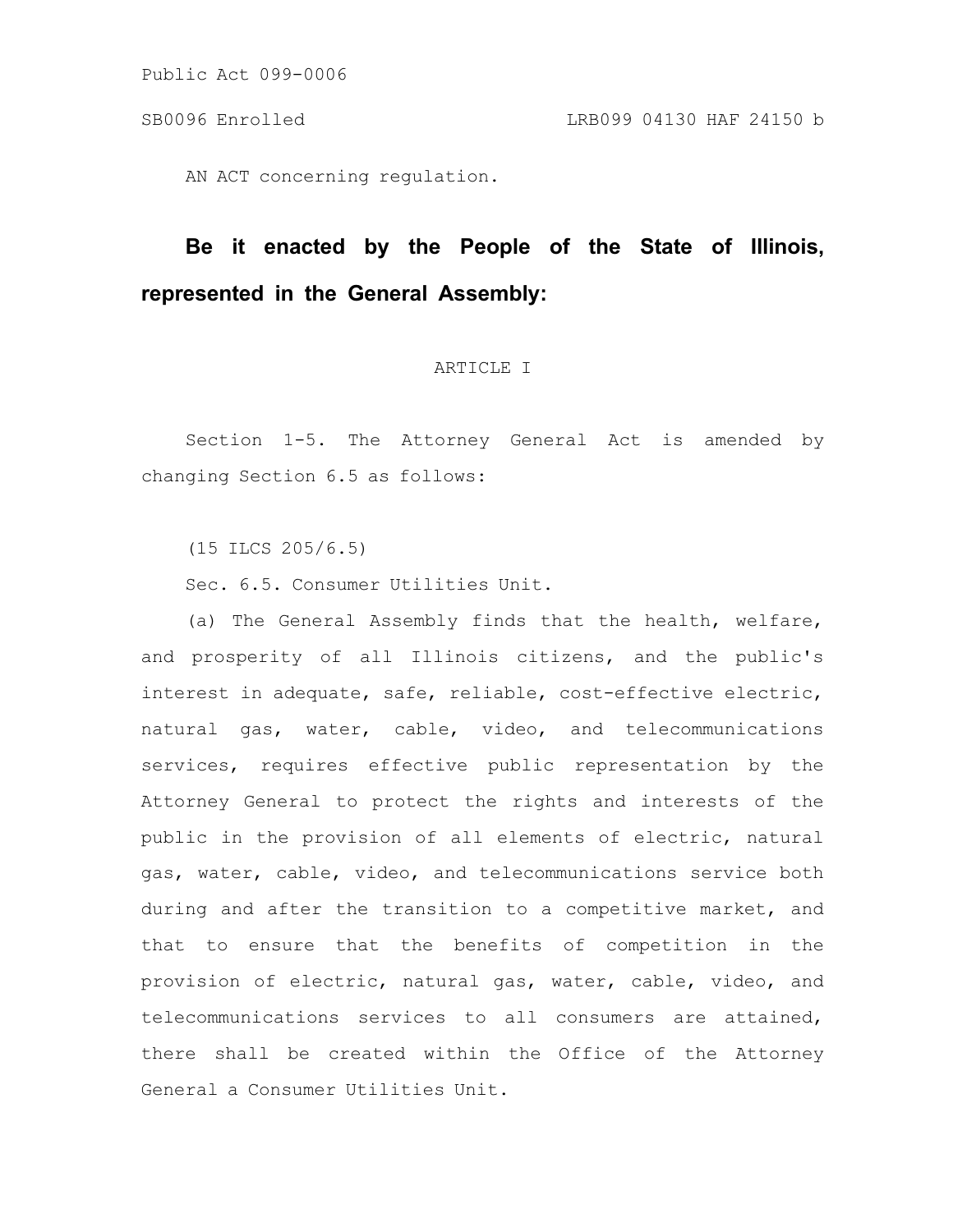Public Act 099-0006

SB0096 Enrolled LRB099 04130 HAF 24150 b

AN ACT concerning regulation.

**Be it enacted by the People of the State of Illinois, represented in the General Assembly:**

ARTICLE I

Section 1-5. The Attorney General Act is amended by changing Section 6.5 as follows:

(15 ILCS 205/6.5)

Sec. 6.5. Consumer Utilities Unit.

(a) The General Assembly finds that the health, welfare, and prosperity of all Illinois citizens, and the public's interest in adequate, safe, reliable, cost-effective electric, natural gas, water, cable, video, and telecommunications services, requires effective public representation by the Attorney General to protect the rights and interests of the public in the provision of all elements of electric, natural gas, water, cable, video, and telecommunications service both during and after the transition to a competitive market, and that to ensure that the benefits of competition in the provision of electric, natural gas, water, cable, video, and telecommunications services to all consumers are attained, there shall be created within the Office of the Attorney General a Consumer Utilities Unit.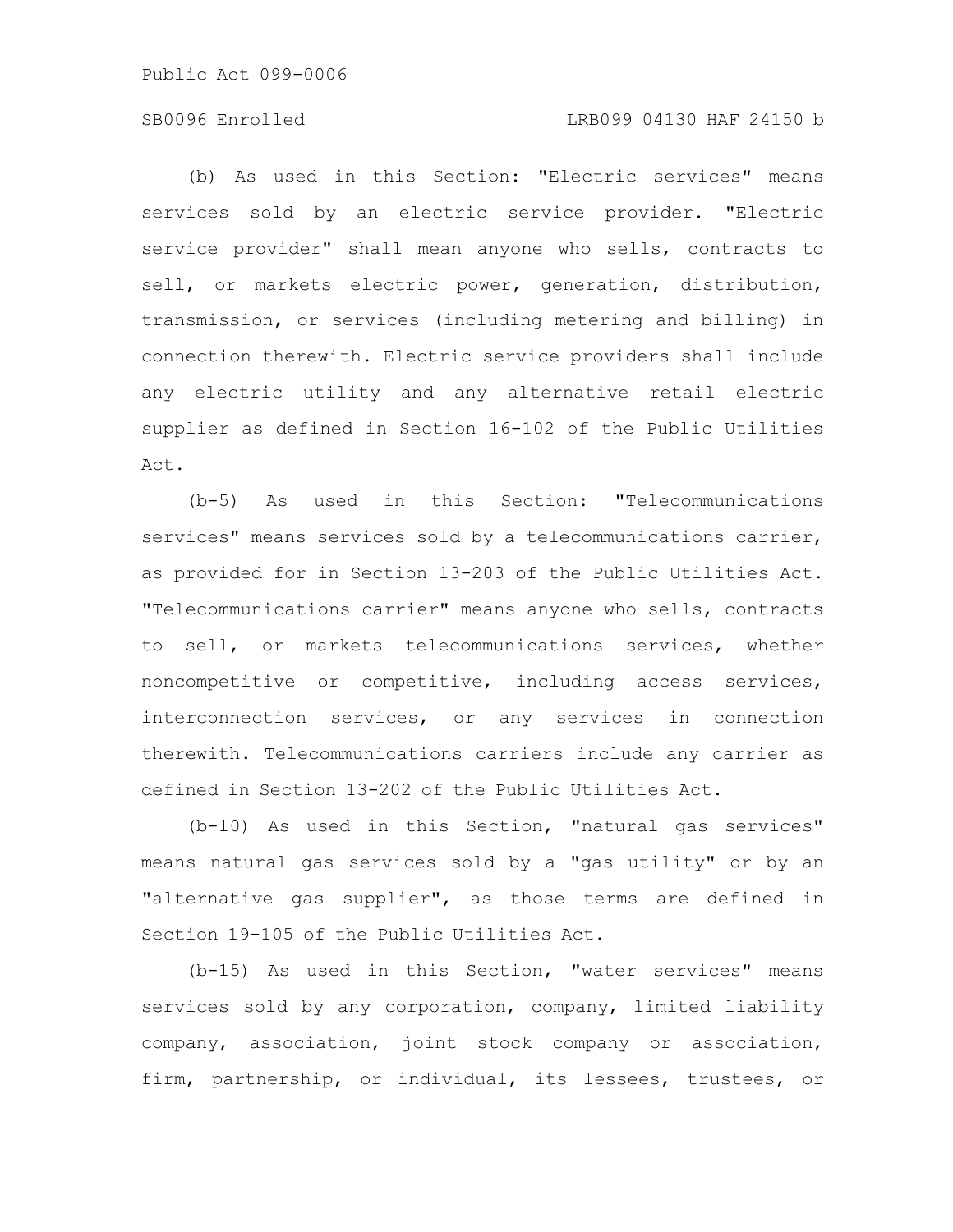(b) As used in this Section: "Electric services" means services sold by an electric service provider. "Electric service provider" shall mean anyone who sells, contracts to sell, or markets electric power, generation, distribution, transmission, or services (including metering and billing) in connection therewith. Electric service providers shall include any electric utility and any alternative retail electric supplier as defined in Section 16-102 of the Public Utilities Act.

(b-5) As used in this Section: "Telecommunications services" means services sold by a telecommunications carrier, as provided for in Section 13-203 of the Public Utilities Act. "Telecommunications carrier" means anyone who sells, contracts to sell, or markets telecommunications services, whether noncompetitive or competitive, including access services, interconnection services, or any services in connection therewith. Telecommunications carriers include any carrier as defined in Section 13-202 of the Public Utilities Act.

(b-10) As used in this Section, "natural gas services" means natural gas services sold by a "gas utility" or by an "alternative gas supplier", as those terms are defined in Section 19-105 of the Public Utilities Act.

(b-15) As used in this Section, "water services" means services sold by any corporation, company, limited liability company, association, joint stock company or association, firm, partnership, or individual, its lessees, trustees, or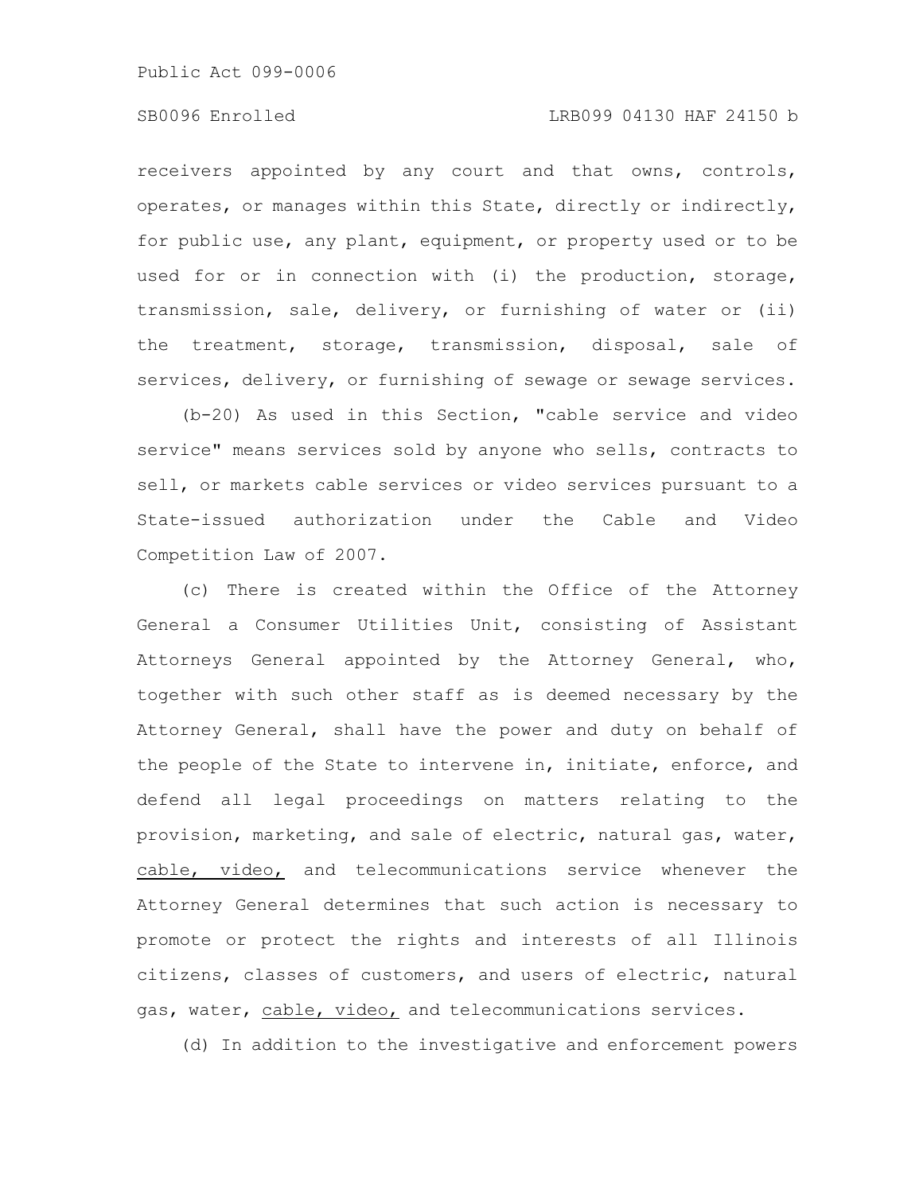receivers appointed by any court and that owns, controls, operates, or manages within this State, directly or indirectly, for public use, any plant, equipment, or property used or to be used for or in connection with (i) the production, storage, transmission, sale, delivery, or furnishing of water or (ii) the treatment, storage, transmission, disposal, sale of services, delivery, or furnishing of sewage or sewage services.

(b-20) As used in this Section, "cable service and video service" means services sold by anyone who sells, contracts to sell, or markets cable services or video services pursuant to a State-issued authorization under the Cable and Video Competition Law of 2007.

(c) There is created within the Office of the Attorney General a Consumer Utilities Unit, consisting of Assistant Attorneys General appointed by the Attorney General, who, together with such other staff as is deemed necessary by the Attorney General, shall have the power and duty on behalf of the people of the State to intervene in, initiate, enforce, and defend all legal proceedings on matters relating to the provision, marketing, and sale of electric, natural gas, water, cable, video, and telecommunications service whenever the Attorney General determines that such action is necessary to promote or protect the rights and interests of all Illinois citizens, classes of customers, and users of electric, natural gas, water, cable, video, and telecommunications services.

(d) In addition to the investigative and enforcement powers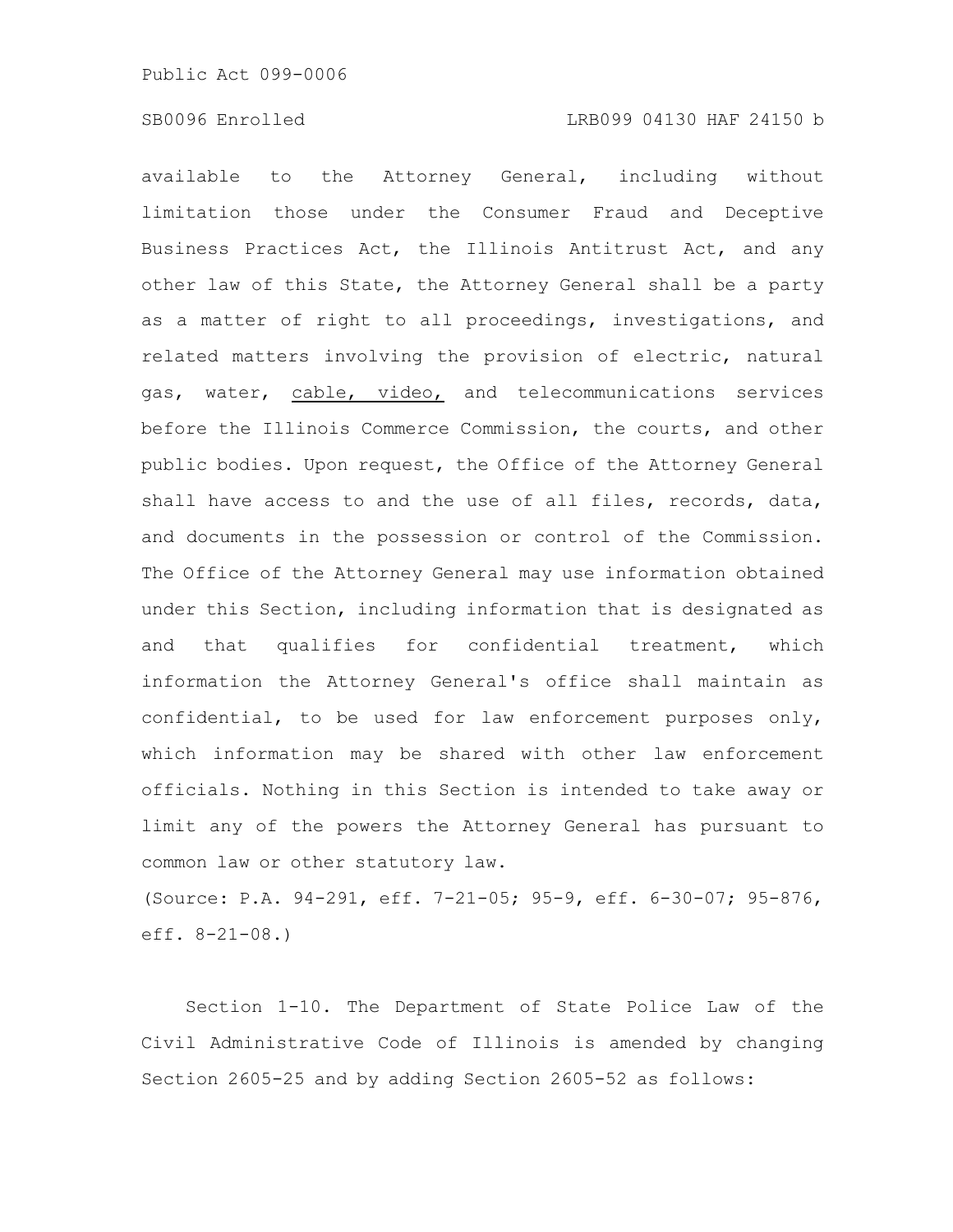available to the Attorney General, including without limitation those under the Consumer Fraud and Deceptive Business Practices Act, the Illinois Antitrust Act, and any other law of this State, the Attorney General shall be a party as a matter of right to all proceedings, investigations, and related matters involving the provision of electric, natural gas, water, <u>cable, video,</u> and telecommunications services before the Illinois Commerce Commission, the courts, and other public bodies. Upon request, the Office of the Attorney General shall have access to and the use of all files, records, data, and documents in the possession or control of the Commission. The Office of the Attorney General may use information obtained under this Section, including information that is designated as and that qualifies for confidential treatment, which information the Attorney General's office shall maintain as confidential, to be used for law enforcement purposes only, which information may be shared with other law enforcement officials. Nothing in this Section is intended to take away or limit any of the powers the Attorney General has pursuant to common law or other statutory law.

(Source: P.A. 94-291, eff. 7-21-05; 95-9, eff. 6-30-07; 95-876, eff. 8-21-08.)

Section 1-10. The Department of State Police Law of the Civil Administrative Code of Illinois is amended by changing Section 2605-25 and by adding Section 2605-52 as follows: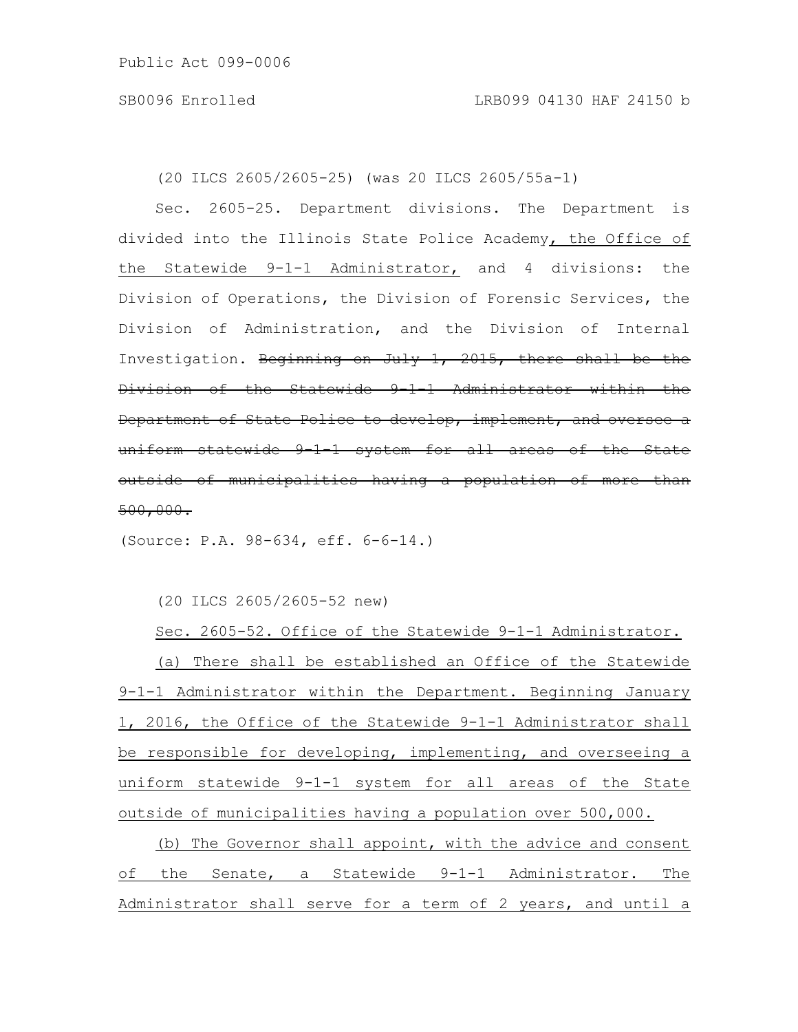(20 ILCS 2605/2605-25) (was 20 ILCS 2605/55a-1)

Sec. 2605-25. Department divisions. The Department is divided into the Illinois State Police Academy, the Office of the Statewide 9-1-1 Administrator, and 4 divisions: the Division of Operations, the Division of Forensic Services, the Division of Administration, and the Division of Internal Investigation. ~~Beginning on July 1, 2015, there shall be the Division of the Statewide 9-1-1 Administrator within the Department of State Police to develop, implement, and oversee a uniform statewide 9-1-1 system for all areas of the State outside of municipalities having a population of more than 500,000.~~

(Source: P.A. 98-634, eff. 6-6-14.)

(20 ILCS 2605/2605-52 new)

Sec. 2605-52. Office of the Statewide 9-1-1 Administrator.

(a) There shall be established an Office of the Statewide 9-1-1 Administrator within the Department. Beginning January 1, 2016, the Office of the Statewide 9-1-1 Administrator shall be responsible for developing, implementing, and overseeing a uniform statewide 9-1-1 system for all areas of the State outside of municipalities having a population over 500,000.

(b) The Governor shall appoint, with the advice and consent of the Senate, a Statewide 9-1-1 Administrator. The Administrator shall serve for a term of 2 years, and until a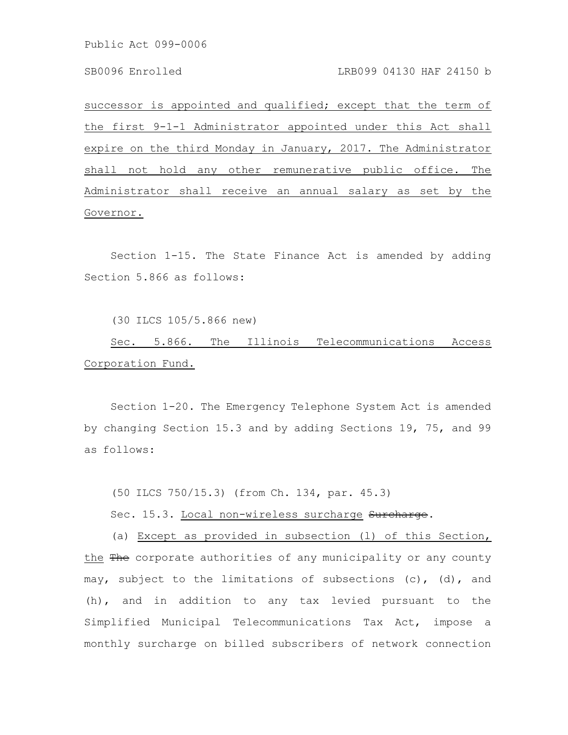successor is appointed and qualified; except that the term of the first 9-1-1 Administrator appointed under this Act shall expire on the third Monday in January, 2017. The Administrator shall not hold any other remunerative public office. The Administrator shall receive an annual salary as set by the Governor.

Section 1-15. The State Finance Act is amended by adding Section 5.866 as follows:

(30 ILCS 105/5.866 new)

Sec. 5.866. The Illinois Telecommunications Access Corporation Fund.

Section 1-20. The Emergency Telephone System Act is amended by changing Section 15.3 and by adding Sections 19, 75, and 99 as follows:

(50 ILCS 750/15.3) (from Ch. 134, par. 45.3)

Sec. 15.3. Local non-wireless surcharge ~~Surcharge~~.

(a) Except as provided in subsection (l) of this Section, the ~~The~~ corporate authorities of any municipality or any county may, subject to the limitations of subsections (c), (d), and (h), and in addition to any tax levied pursuant to the Simplified Municipal Telecommunications Tax Act, impose a monthly surcharge on billed subscribers of network connection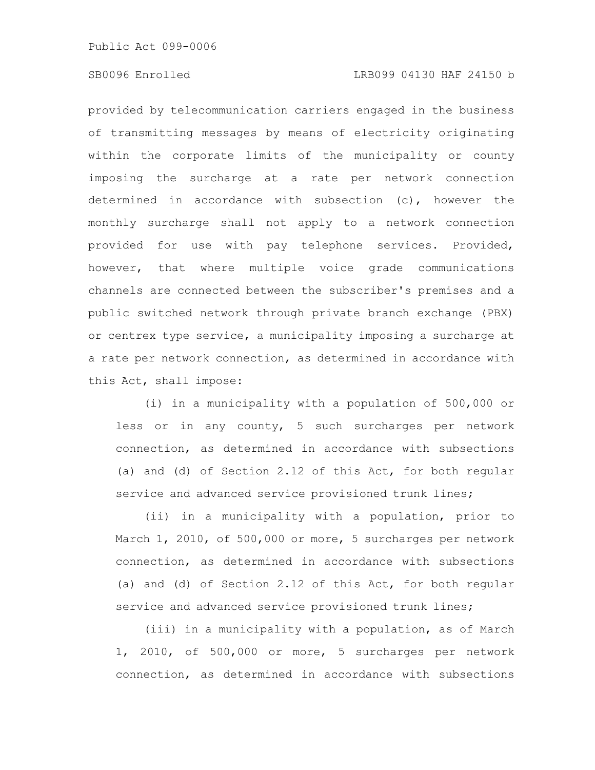provided by telecommunication carriers engaged in the business of transmitting messages by means of electricity originating within the corporate limits of the municipality or county imposing the surcharge at a rate per network connection determined in accordance with subsection (c), however the monthly surcharge shall not apply to a network connection provided for use with pay telephone services. Provided, however, that where multiple voice grade communications channels are connected between the subscriber's premises and a public switched network through private branch exchange (PBX) or centrex type service, a municipality imposing a surcharge at a rate per network connection, as determined in accordance with this Act, shall impose:

(i) in a municipality with a population of 500,000 or less or in any county, 5 such surcharges per network connection, as determined in accordance with subsections (a) and (d) of Section 2.12 of this Act, for both regular service and advanced service provisioned trunk lines;

(ii) in a municipality with a population, prior to March 1, 2010, of 500,000 or more, 5 surcharges per network connection, as determined in accordance with subsections (a) and (d) of Section 2.12 of this Act, for both regular service and advanced service provisioned trunk lines;

(iii) in a municipality with a population, as of March 1, 2010, of 500,000 or more, 5 surcharges per network connection, as determined in accordance with subsections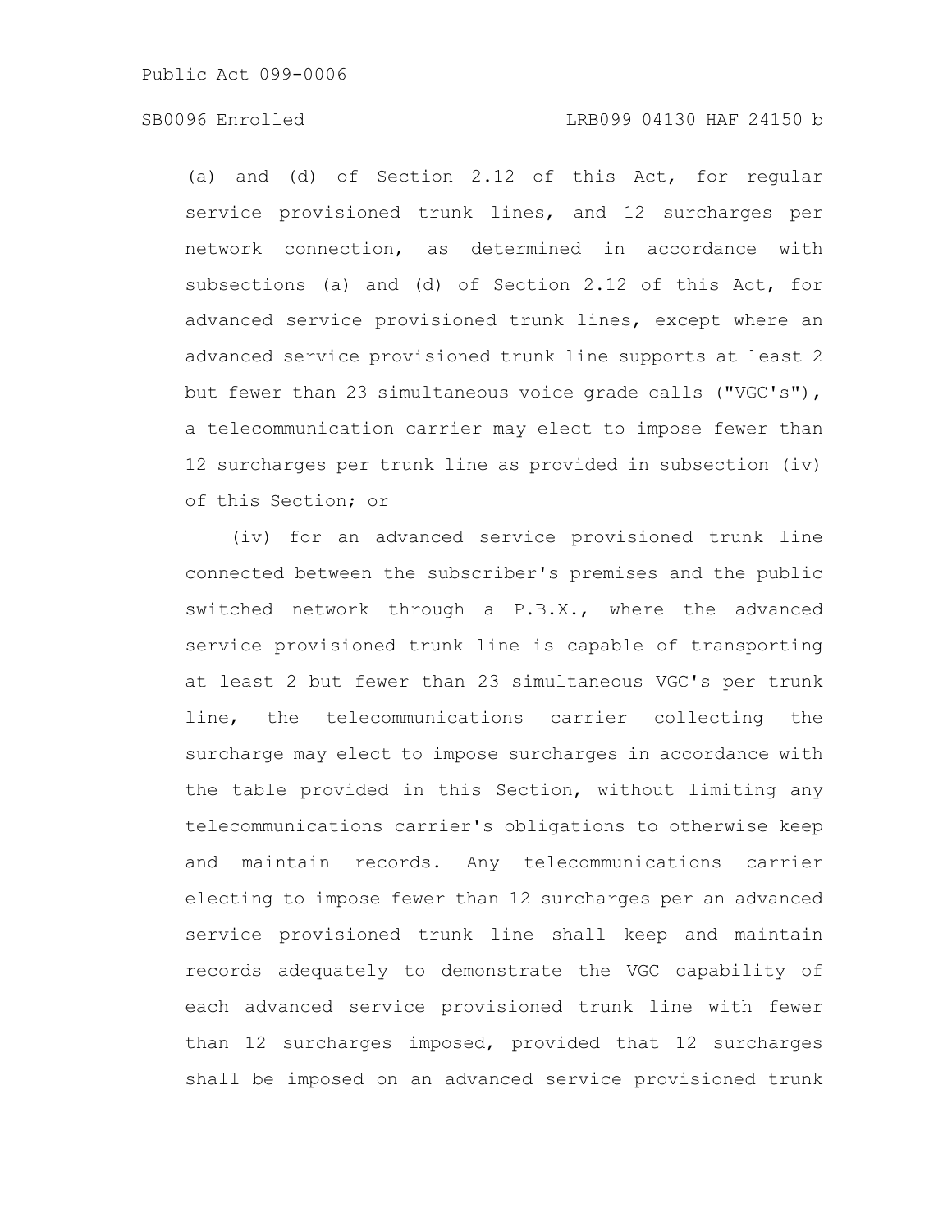(a) and (d) of Section 2.12 of this Act, for regular service provisioned trunk lines, and 12 surcharges per network connection, as determined in accordance with subsections (a) and (d) of Section 2.12 of this Act, for advanced service provisioned trunk lines, except where an advanced service provisioned trunk line supports at least 2 but fewer than 23 simultaneous voice grade calls ("VGC's"), a telecommunication carrier may elect to impose fewer than 12 surcharges per trunk line as provided in subsection (iv) of this Section; or

(iv) for an advanced service provisioned trunk line connected between the subscriber's premises and the public switched network through a P.B.X., where the advanced service provisioned trunk line is capable of transporting at least 2 but fewer than 23 simultaneous VGC's per trunk line, the telecommunications carrier collecting the surcharge may elect to impose surcharges in accordance with the table provided in this Section, without limiting any telecommunications carrier's obligations to otherwise keep and maintain records. Any telecommunications carrier electing to impose fewer than 12 surcharges per an advanced service provisioned trunk line shall keep and maintain records adequately to demonstrate the VGC capability of each advanced service provisioned trunk line with fewer than 12 surcharges imposed, provided that 12 surcharges shall be imposed on an advanced service provisioned trunk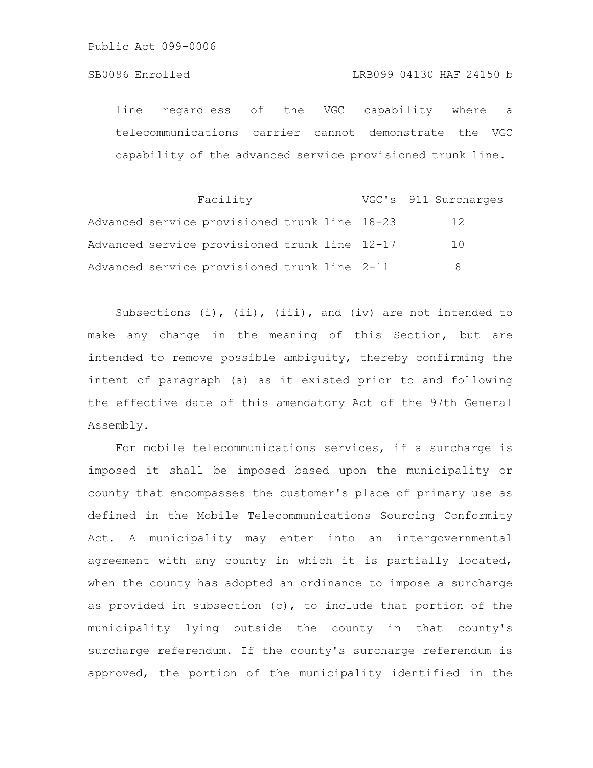line regardless of the VGC capability where a telecommunications carrier cannot demonstrate the VGC capability of the advanced service provisioned trunk line.

| Facility | VGC's | 911 Surcharges |
|---|---|---|
| Advanced service provisioned trunk line | 18-23 | 12 |
| Advanced service provisioned trunk line | 12-17 | 10 |
| Advanced service provisioned trunk line | 2-11 | 8 |

Subsections (i), (ii), (iii), and (iv) are not intended to make any change in the meaning of this Section, but are intended to remove possible ambiguity, thereby confirming the intent of paragraph (a) as it existed prior to and following the effective date of this amendatory Act of the 97th General Assembly.

For mobile telecommunications services, if a surcharge is imposed it shall be imposed based upon the municipality or county that encompasses the customer's place of primary use as defined in the Mobile Telecommunications Sourcing Conformity Act. A municipality may enter into an intergovernmental agreement with any county in which it is partially located, when the county has adopted an ordinance to impose a surcharge as provided in subsection (c), to include that portion of the municipality lying outside the county in that county's surcharge referendum. If the county's surcharge referendum is approved, the portion of the municipality identified in the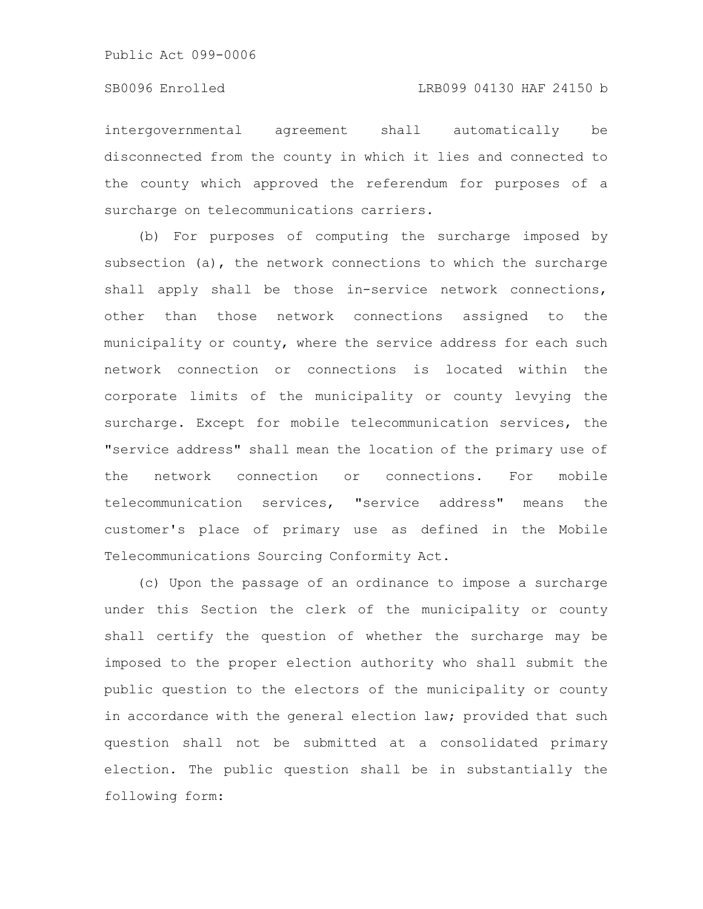intergovernmental agreement shall automatically be disconnected from the county in which it lies and connected to the county which approved the referendum for purposes of a surcharge on telecommunications carriers.

(b) For purposes of computing the surcharge imposed by subsection (a), the network connections to which the surcharge shall apply shall be those in-service network connections, other than those network connections assigned to the municipality or county, where the service address for each such network connection or connections is located within the corporate limits of the municipality or county levying the surcharge. Except for mobile telecommunication services, the "service address" shall mean the location of the primary use of the network connection or connections. For mobile telecommunication services, "service address" means the customer's place of primary use as defined in the Mobile Telecommunications Sourcing Conformity Act.

(c) Upon the passage of an ordinance to impose a surcharge under this Section the clerk of the municipality or county shall certify the question of whether the surcharge may be imposed to the proper election authority who shall submit the public question to the electors of the municipality or county in accordance with the general election law; provided that such question shall not be submitted at a consolidated primary election. The public question shall be in substantially the following form: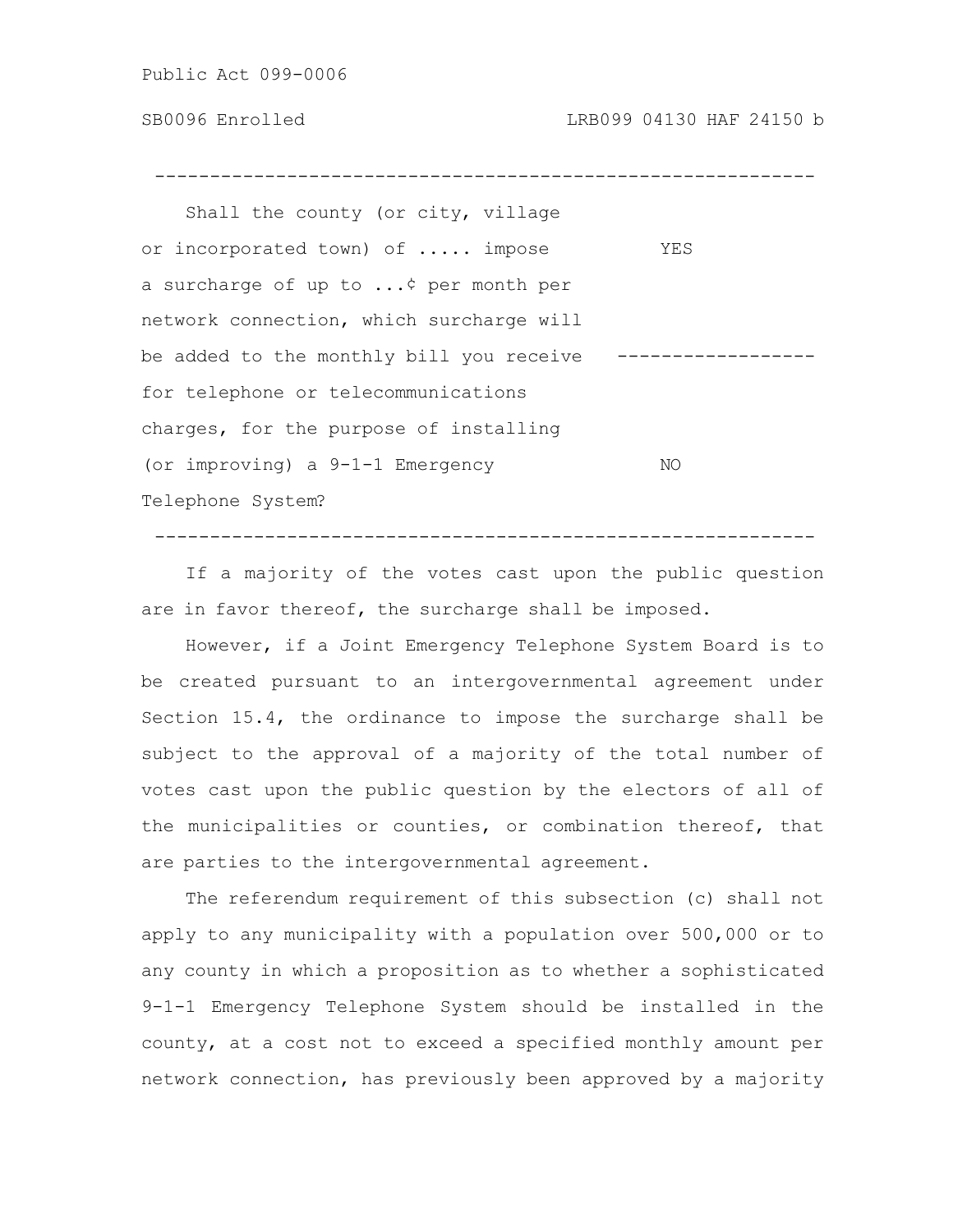| | |
|---|---|
| Shall the county (or city, village or incorporated town) of ..... impose a surcharge of up to ...¢ per month per network connection, which surcharge will be added to the monthly bill you receive for telephone or telecommunications charges, for the purpose of installing (or improving) a 9-1-1 Emergency Telephone System? | YES |
| | NO |

If a majority of the votes cast upon the public question are in favor thereof, the surcharge shall be imposed.

However, if a Joint Emergency Telephone System Board is to be created pursuant to an intergovernmental agreement under Section 15.4, the ordinance to impose the surcharge shall be subject to the approval of a majority of the total number of votes cast upon the public question by the electors of all of the municipalities or counties, or combination thereof, that are parties to the intergovernmental agreement.

The referendum requirement of this subsection (c) shall not apply to any municipality with a population over 500,000 or to any county in which a proposition as to whether a sophisticated 9-1-1 Emergency Telephone System should be installed in the county, at a cost not to exceed a specified monthly amount per network connection, has previously been approved by a majority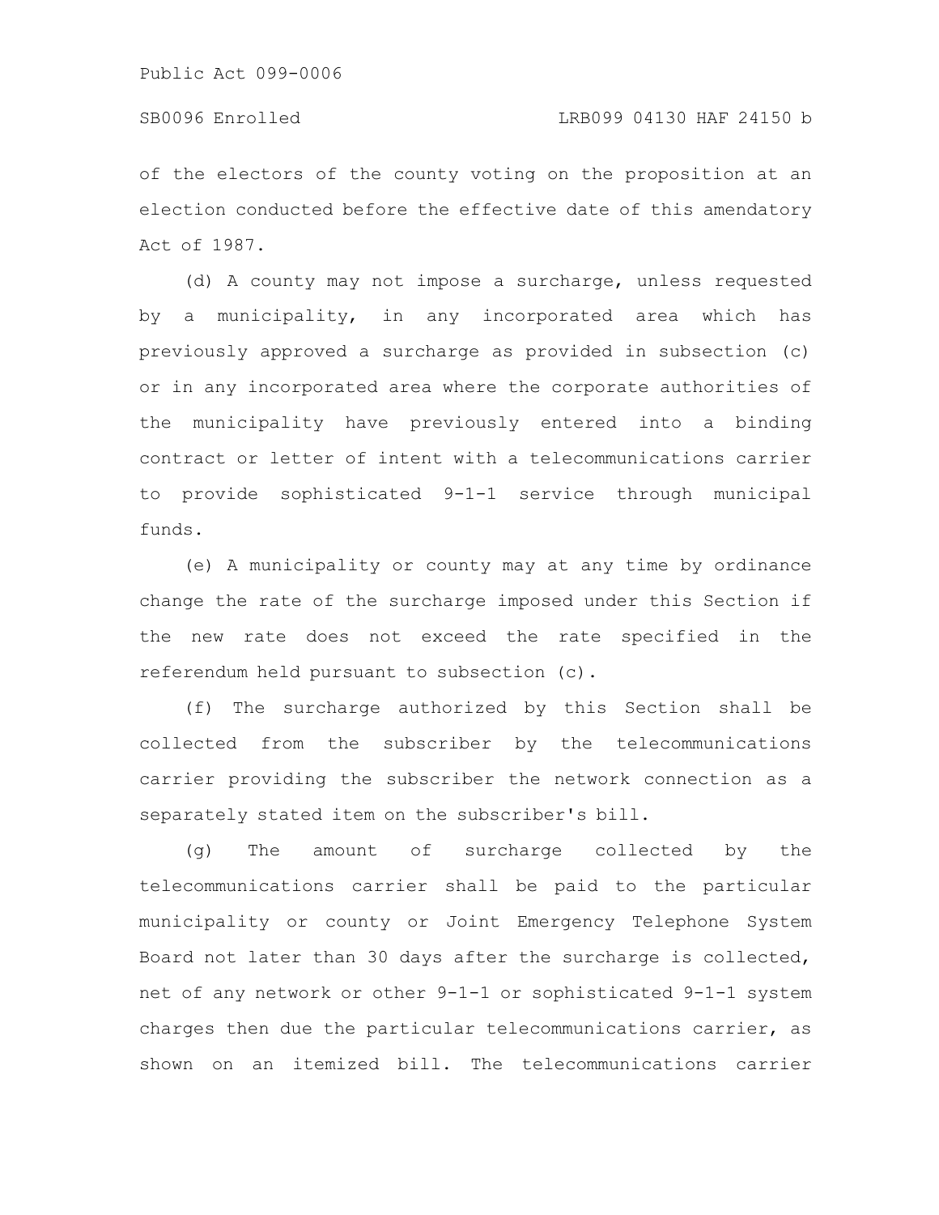of the electors of the county voting on the proposition at an election conducted before the effective date of this amendatory Act of 1987.

(d) A county may not impose a surcharge, unless requested by a municipality, in any incorporated area which has previously approved a surcharge as provided in subsection (c) or in any incorporated area where the corporate authorities of the municipality have previously entered into a binding contract or letter of intent with a telecommunications carrier to provide sophisticated 9-1-1 service through municipal funds.

(e) A municipality or county may at any time by ordinance change the rate of the surcharge imposed under this Section if the new rate does not exceed the rate specified in the referendum held pursuant to subsection (c).

(f) The surcharge authorized by this Section shall be collected from the subscriber by the telecommunications carrier providing the subscriber the network connection as a separately stated item on the subscriber's bill.

(g) The amount of surcharge collected by the telecommunications carrier shall be paid to the particular municipality or county or Joint Emergency Telephone System Board not later than 30 days after the surcharge is collected, net of any network or other 9-1-1 or sophisticated 9-1-1 system charges then due the particular telecommunications carrier, as shown on an itemized bill. The telecommunications carrier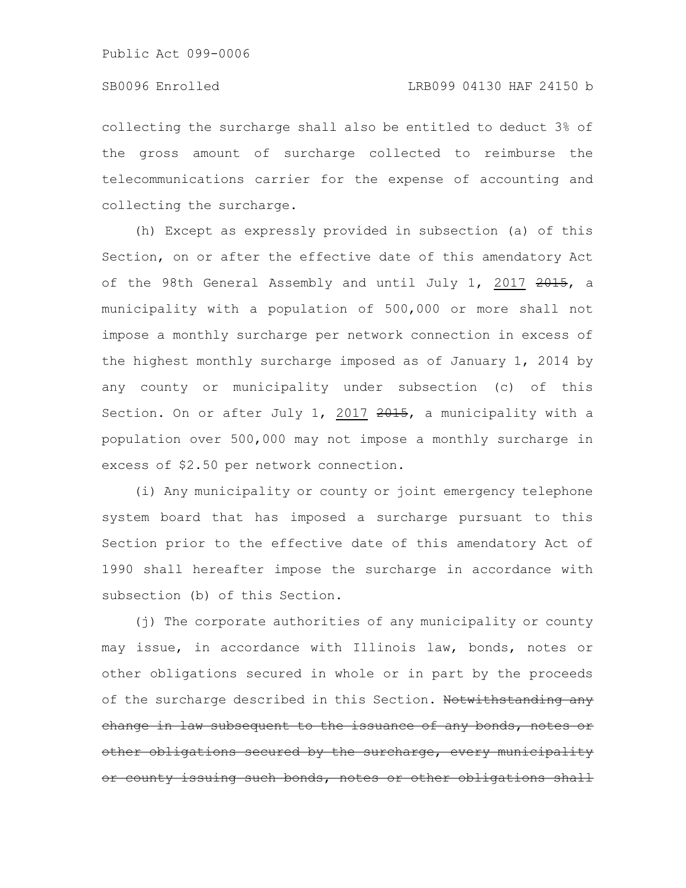collecting the surcharge shall also be entitled to deduct 3% of the gross amount of surcharge collected to reimburse the telecommunications carrier for the expense of accounting and collecting the surcharge.

(h) Except as expressly provided in subsection (a) of this Section, on or after the effective date of this amendatory Act of the 98th General Assembly and until July 1, 2017 ~~2015~~, a municipality with a population of 500,000 or more shall not impose a monthly surcharge per network connection in excess of the highest monthly surcharge imposed as of January 1, 2014 by any county or municipality under subsection (c) of this Section. On or after July 1, 2017 ~~2015~~, a municipality with a population over 500,000 may not impose a monthly surcharge in excess of $2.50 per network connection.

(i) Any municipality or county or joint emergency telephone system board that has imposed a surcharge pursuant to this Section prior to the effective date of this amendatory Act of 1990 shall hereafter impose the surcharge in accordance with subsection (b) of this Section.

(j) The corporate authorities of any municipality or county may issue, in accordance with Illinois law, bonds, notes or other obligations secured in whole or in part by the proceeds of the surcharge described in this Section. ~~Notwithstanding any change in law subsequent to the issuance of any bonds, notes or other obligations secured by the surcharge, every municipality or county issuing such bonds, notes or other obligations shall~~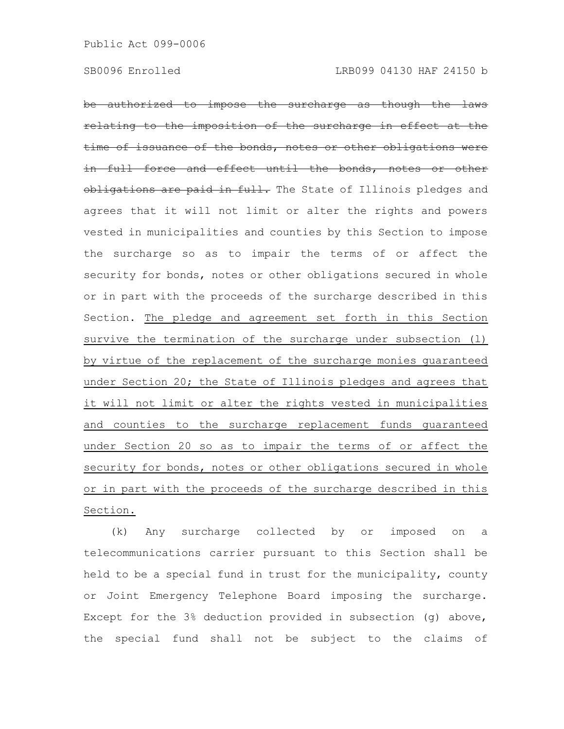~~be authorized to impose the surcharge as though the laws relating to the imposition of the surcharge in effect at the time of issuance of the bonds, notes or other obligations were in full force and effect until the bonds, notes or other obligations are paid in full.~~ The State of Illinois pledges and agrees that it will not limit or alter the rights and powers vested in municipalities and counties by this Section to impose the surcharge so as to impair the terms of or affect the security for bonds, notes or other obligations secured in whole or in part with the proceeds of the surcharge described in this Section. <u>The pledge and agreement set forth in this Section survive the termination of the surcharge under subsection (l) by virtue of the replacement of the surcharge monies guaranteed under Section 20; the State of Illinois pledges and agrees that it will not limit or alter the rights vested in municipalities and counties to the surcharge replacement funds guaranteed under Section 20 so as to impair the terms of or affect the security for bonds, notes or other obligations secured in whole or in part with the proceeds of the surcharge described in this Section.</u>

(k) Any surcharge collected by or imposed on a telecommunications carrier pursuant to this Section shall be held to be a special fund in trust for the municipality, county or Joint Emergency Telephone Board imposing the surcharge. Except for the 3% deduction provided in subsection (g) above, the special fund shall not be subject to the claims of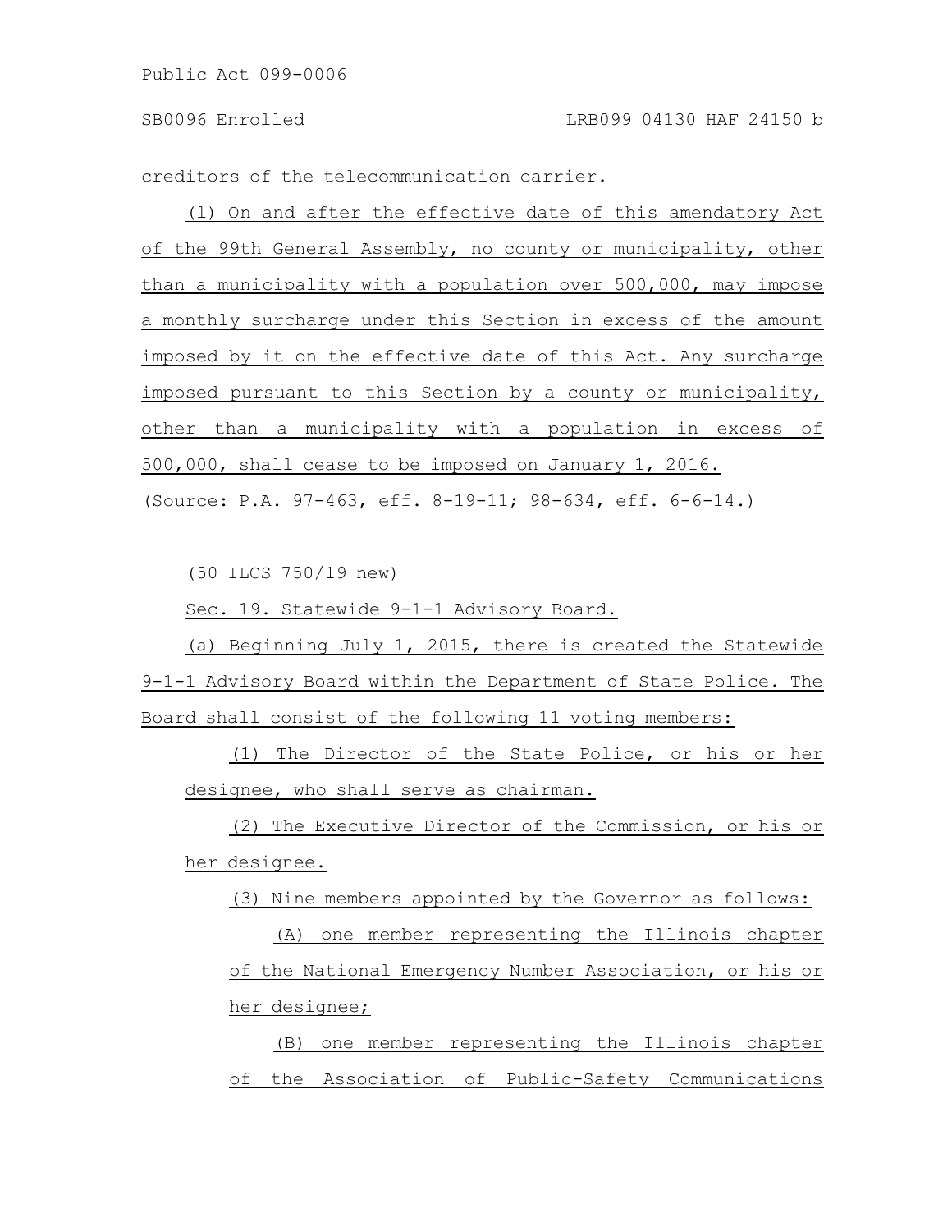creditors of the telecommunication carrier.

(l) On and after the effective date of this amendatory Act of the 99th General Assembly, no county or municipality, other than a municipality with a population over 500,000, may impose a monthly surcharge under this Section in excess of the amount imposed by it on the effective date of this Act. Any surcharge imposed pursuant to this Section by a county or municipality, other than a municipality with a population in excess of 500,000, shall cease to be imposed on January 1, 2016.

(Source: P.A. 97-463, eff. 8-19-11; 98-634, eff. 6-6-14.)

(50 ILCS 750/19 new)

Sec. 19. Statewide 9-1-1 Advisory Board.

(a) Beginning July 1, 2015, there is created the Statewide 9-1-1 Advisory Board within the Department of State Police. The Board shall consist of the following 11 voting members:

(1) The Director of the State Police, or his or her designee, who shall serve as chairman.

(2) The Executive Director of the Commission, or his or her designee.

(3) Nine members appointed by the Governor as follows:

(A) one member representing the Illinois chapter of the National Emergency Number Association, or his or her designee;

(B) one member representing the Illinois chapter of the Association of Public-Safety Communications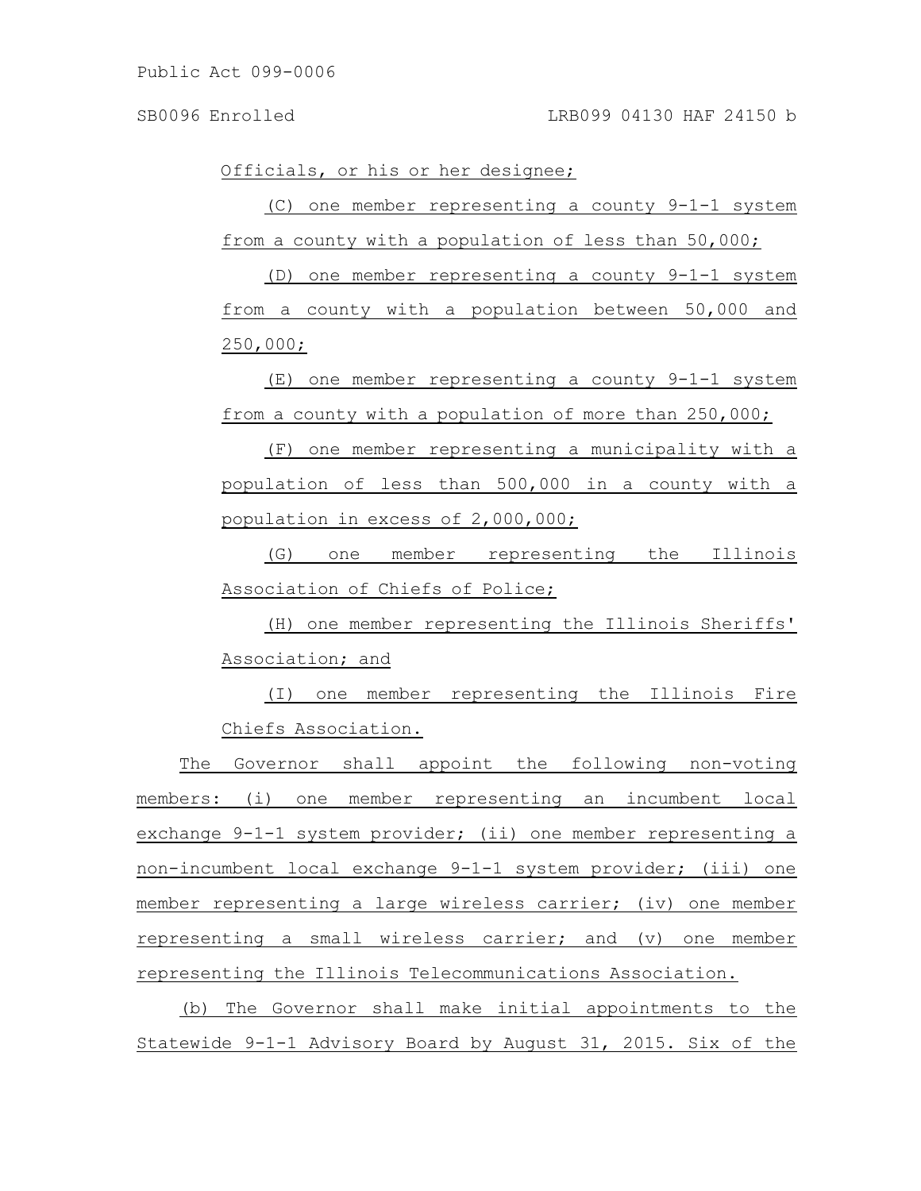Officials, or his or her designee;

(C) one member representing a county 9-1-1 system from a county with a population of less than 50,000;

(D) one member representing a county 9-1-1 system from a county with a population between 50,000 and 250,000;

(E) one member representing a county 9-1-1 system from a county with a population of more than 250,000;

(F) one member representing a municipality with a population of less than 500,000 in a county with a population in excess of 2,000,000;

(G) one member representing the Illinois Association of Chiefs of Police;

(H) one member representing the Illinois Sheriffs' Association; and

(I) one member representing the Illinois Fire Chiefs Association.

The Governor shall appoint the following non-voting members: (i) one member representing an incumbent local exchange 9-1-1 system provider; (ii) one member representing a non-incumbent local exchange 9-1-1 system provider; (iii) one member representing a large wireless carrier; (iv) one member representing a small wireless carrier; and (v) one member representing the Illinois Telecommunications Association.

(b) The Governor shall make initial appointments to the Statewide 9-1-1 Advisory Board by August 31, 2015. Six of the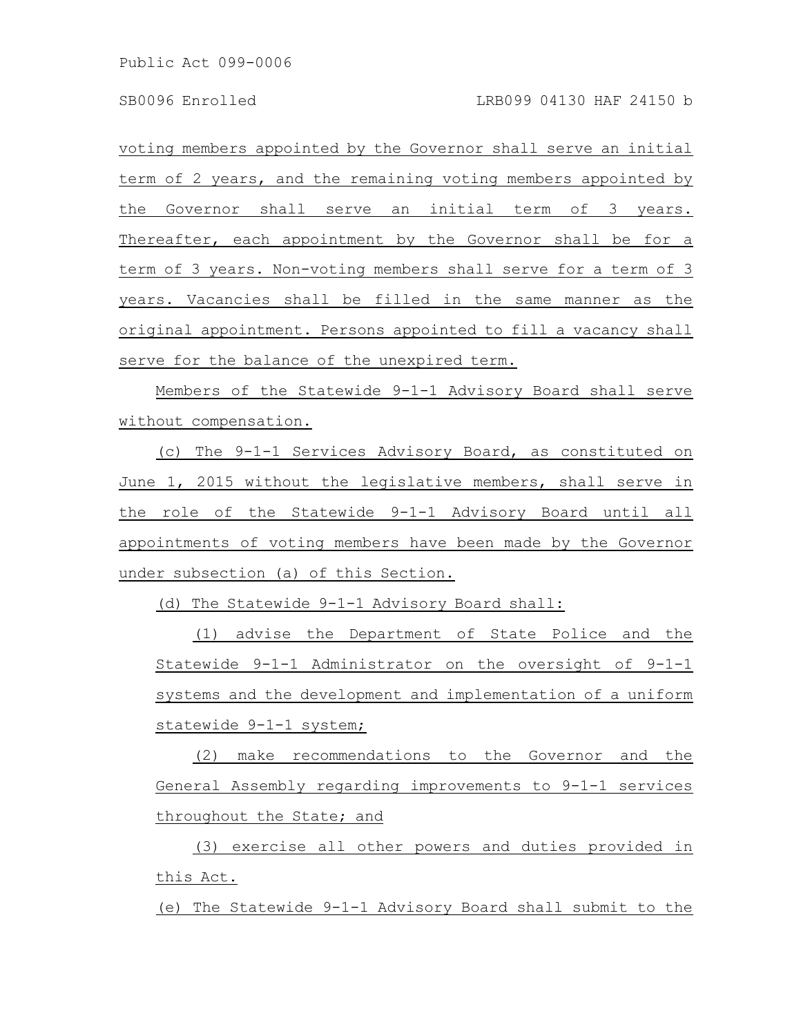voting members appointed by the Governor shall serve an initial term of 2 years, and the remaining voting members appointed by the Governor shall serve an initial term of 3 years. Thereafter, each appointment by the Governor shall be for a term of 3 years. Non-voting members shall serve for a term of 3 years. Vacancies shall be filled in the same manner as the original appointment. Persons appointed to fill a vacancy shall serve for the balance of the unexpired term.

Members of the Statewide 9-1-1 Advisory Board shall serve without compensation.

(c) The 9-1-1 Services Advisory Board, as constituted on June 1, 2015 without the legislative members, shall serve in the role of the Statewide 9-1-1 Advisory Board until all appointments of voting members have been made by the Governor under subsection (a) of this Section.

(d) The Statewide 9-1-1 Advisory Board shall:

(1) advise the Department of State Police and the Statewide 9-1-1 Administrator on the oversight of 9-1-1 systems and the development and implementation of a uniform statewide 9-1-1 system;

(2) make recommendations to the Governor and the General Assembly regarding improvements to 9-1-1 services throughout the State; and

(3) exercise all other powers and duties provided in this Act.

(e) The Statewide 9-1-1 Advisory Board shall submit to the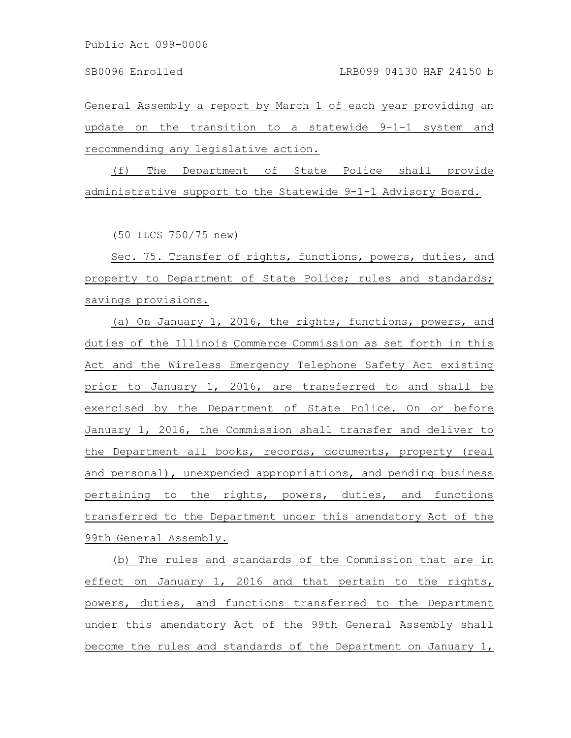General Assembly a report by March 1 of each year providing an update on the transition to a statewide 9-1-1 system and recommending any legislative action.

(f) The Department of State Police shall provide administrative support to the Statewide 9-1-1 Advisory Board.

(50 ILCS 750/75 new)

Sec. 75. Transfer of rights, functions, powers, duties, and property to Department of State Police; rules and standards; savings provisions.

(a) On January 1, 2016, the rights, functions, powers, and duties of the Illinois Commerce Commission as set forth in this Act and the Wireless Emergency Telephone Safety Act existing prior to January 1, 2016, are transferred to and shall be exercised by the Department of State Police. On or before January 1, 2016, the Commission shall transfer and deliver to the Department all books, records, documents, property (real and personal), unexpended appropriations, and pending business pertaining to the rights, powers, duties, and functions transferred to the Department under this amendatory Act of the 99th General Assembly.

(b) The rules and standards of the Commission that are in effect on January 1, 2016 and that pertain to the rights, powers, duties, and functions transferred to the Department under this amendatory Act of the 99th General Assembly shall become the rules and standards of the Department on January 1,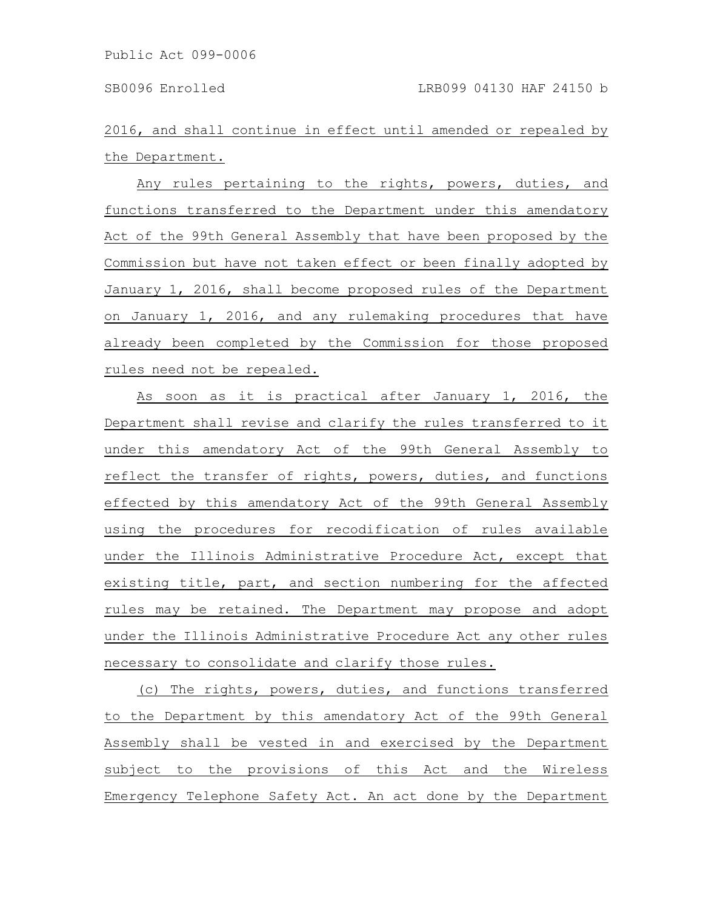2016, and shall continue in effect until amended or repealed by the Department.

Any rules pertaining to the rights, powers, duties, and functions transferred to the Department under this amendatory Act of the 99th General Assembly that have been proposed by the Commission but have not taken effect or been finally adopted by January 1, 2016, shall become proposed rules of the Department on January 1, 2016, and any rulemaking procedures that have already been completed by the Commission for those proposed rules need not be repealed.

As soon as it is practical after January 1, 2016, the Department shall revise and clarify the rules transferred to it under this amendatory Act of the 99th General Assembly to reflect the transfer of rights, powers, duties, and functions effected by this amendatory Act of the 99th General Assembly using the procedures for recodification of rules available under the Illinois Administrative Procedure Act, except that existing title, part, and section numbering for the affected rules may be retained. The Department may propose and adopt under the Illinois Administrative Procedure Act any other rules necessary to consolidate and clarify those rules.

(c) The rights, powers, duties, and functions transferred to the Department by this amendatory Act of the 99th General Assembly shall be vested in and exercised by the Department subject to the provisions of this Act and the Wireless Emergency Telephone Safety Act. An act done by the Department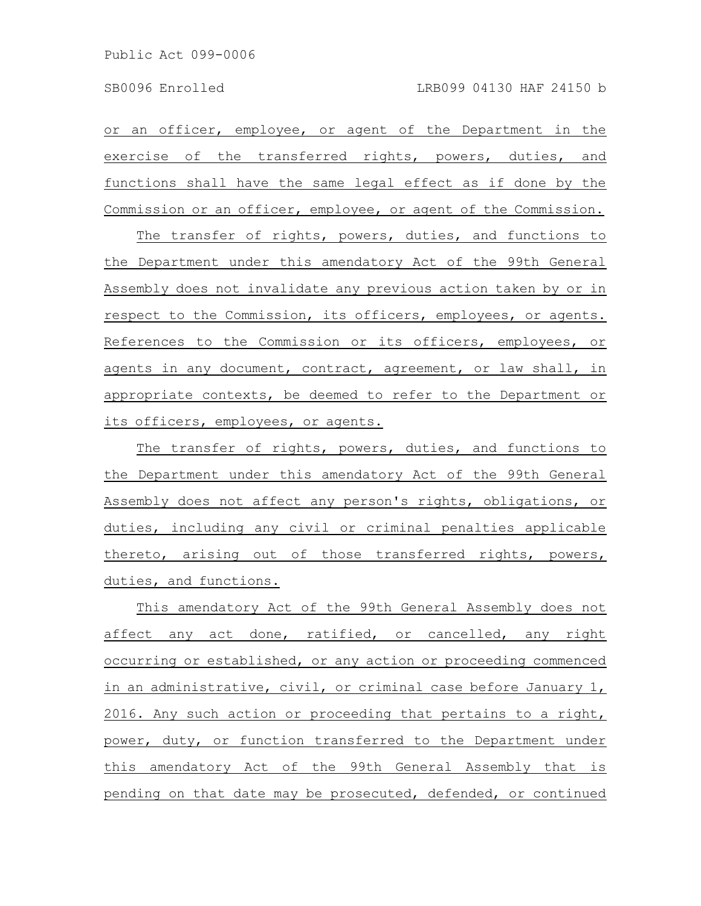or an officer, employee, or agent of the Department in the exercise of the transferred rights, powers, duties, and functions shall have the same legal effect as if done by the Commission or an officer, employee, or agent of the Commission.

The transfer of rights, powers, duties, and functions to the Department under this amendatory Act of the 99th General Assembly does not invalidate any previous action taken by or in respect to the Commission, its officers, employees, or agents. References to the Commission or its officers, employees, or agents in any document, contract, agreement, or law shall, in appropriate contexts, be deemed to refer to the Department or its officers, employees, or agents.

The transfer of rights, powers, duties, and functions to the Department under this amendatory Act of the 99th General Assembly does not affect any person's rights, obligations, or duties, including any civil or criminal penalties applicable thereto, arising out of those transferred rights, powers, duties, and functions.

This amendatory Act of the 99th General Assembly does not affect any act done, ratified, or cancelled, any right occurring or established, or any action or proceeding commenced in an administrative, civil, or criminal case before January 1, 2016. Any such action or proceeding that pertains to a right, power, duty, or function transferred to the Department under this amendatory Act of the 99th General Assembly that is pending on that date may be prosecuted, defended, or continued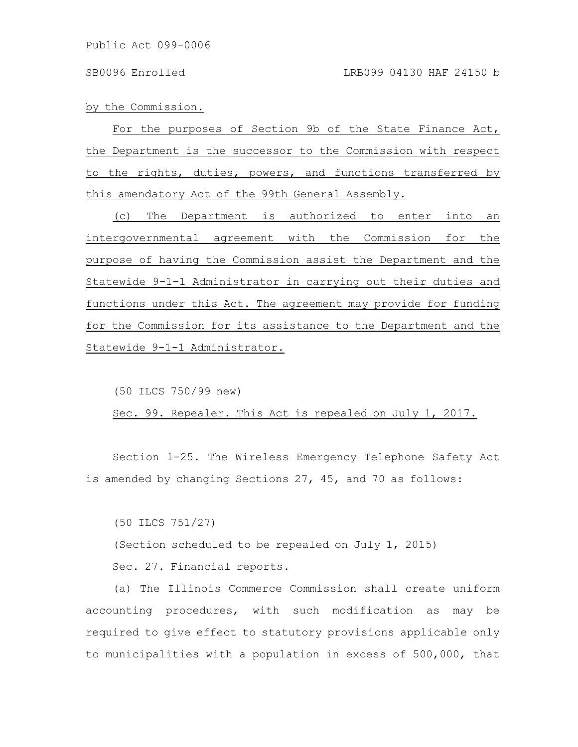by the Commission.

For the purposes of Section 9b of the State Finance Act, the Department is the successor to the Commission with respect to the rights, duties, powers, and functions transferred by this amendatory Act of the 99th General Assembly.

(c) The Department is authorized to enter into an intergovernmental agreement with the Commission for the purpose of having the Commission assist the Department and the Statewide 9-1-1 Administrator in carrying out their duties and functions under this Act. The agreement may provide for funding for the Commission for its assistance to the Department and the Statewide 9-1-1 Administrator.

(50 ILCS 750/99 new)

Sec. 99. Repealer. This Act is repealed on July 1, 2017.

Section 1-25. The Wireless Emergency Telephone Safety Act is amended by changing Sections 27, 45, and 70 as follows:

(50 ILCS 751/27)

(Section scheduled to be repealed on July 1, 2015)

Sec. 27. Financial reports.

(a) The Illinois Commerce Commission shall create uniform accounting procedures, with such modification as may be required to give effect to statutory provisions applicable only to municipalities with a population in excess of 500,000, that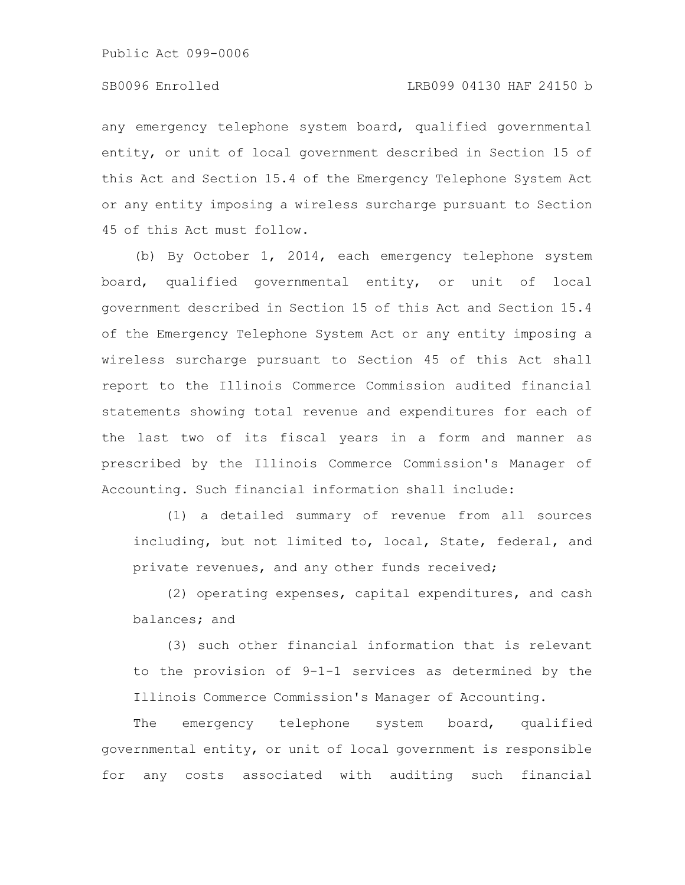any emergency telephone system board, qualified governmental entity, or unit of local government described in Section 15 of this Act and Section 15.4 of the Emergency Telephone System Act or any entity imposing a wireless surcharge pursuant to Section 45 of this Act must follow.

(b) By October 1, 2014, each emergency telephone system board, qualified governmental entity, or unit of local government described in Section 15 of this Act and Section 15.4 of the Emergency Telephone System Act or any entity imposing a wireless surcharge pursuant to Section 45 of this Act shall report to the Illinois Commerce Commission audited financial statements showing total revenue and expenditures for each of the last two of its fiscal years in a form and manner as prescribed by the Illinois Commerce Commission's Manager of Accounting. Such financial information shall include:

(1) a detailed summary of revenue from all sources including, but not limited to, local, State, federal, and private revenues, and any other funds received;

(2) operating expenses, capital expenditures, and cash balances; and

(3) such other financial information that is relevant to the provision of 9-1-1 services as determined by the Illinois Commerce Commission's Manager of Accounting.

The emergency telephone system board, qualified governmental entity, or unit of local government is responsible for any costs associated with auditing such financial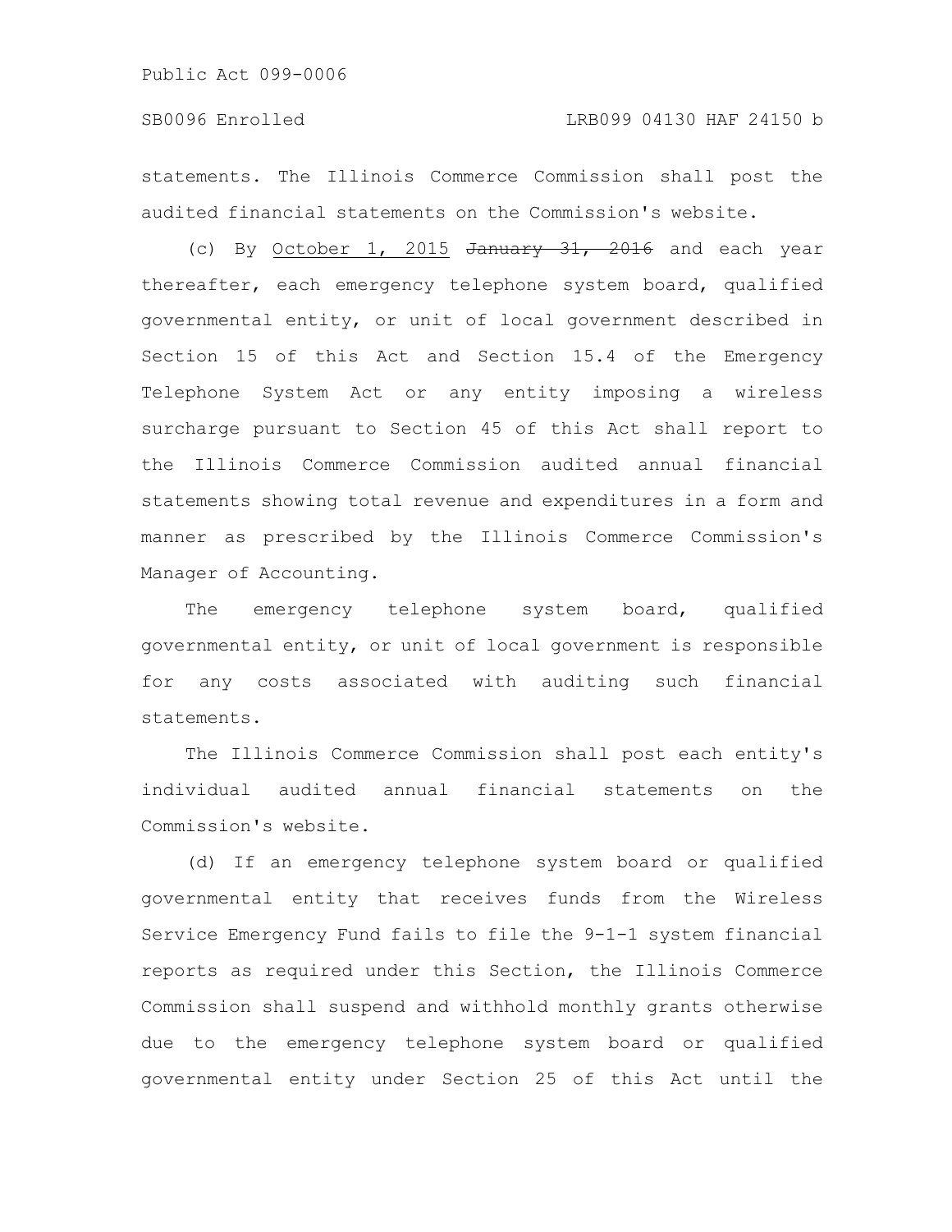statements. The Illinois Commerce Commission shall post the audited financial statements on the Commission's website.

(c) By <u>October 1, 2015</u> ~~January 31, 2016~~ and each year thereafter, each emergency telephone system board, qualified governmental entity, or unit of local government described in Section 15 of this Act and Section 15.4 of the Emergency Telephone System Act or any entity imposing a wireless surcharge pursuant to Section 45 of this Act shall report to the Illinois Commerce Commission audited annual financial statements showing total revenue and expenditures in a form and manner as prescribed by the Illinois Commerce Commission's Manager of Accounting.

The emergency telephone system board, qualified governmental entity, or unit of local government is responsible for any costs associated with auditing such financial statements.

The Illinois Commerce Commission shall post each entity's individual audited annual financial statements on the Commission's website.

(d) If an emergency telephone system board or qualified governmental entity that receives funds from the Wireless Service Emergency Fund fails to file the 9-1-1 system financial reports as required under this Section, the Illinois Commerce Commission shall suspend and withhold monthly grants otherwise due to the emergency telephone system board or qualified governmental entity under Section 25 of this Act until the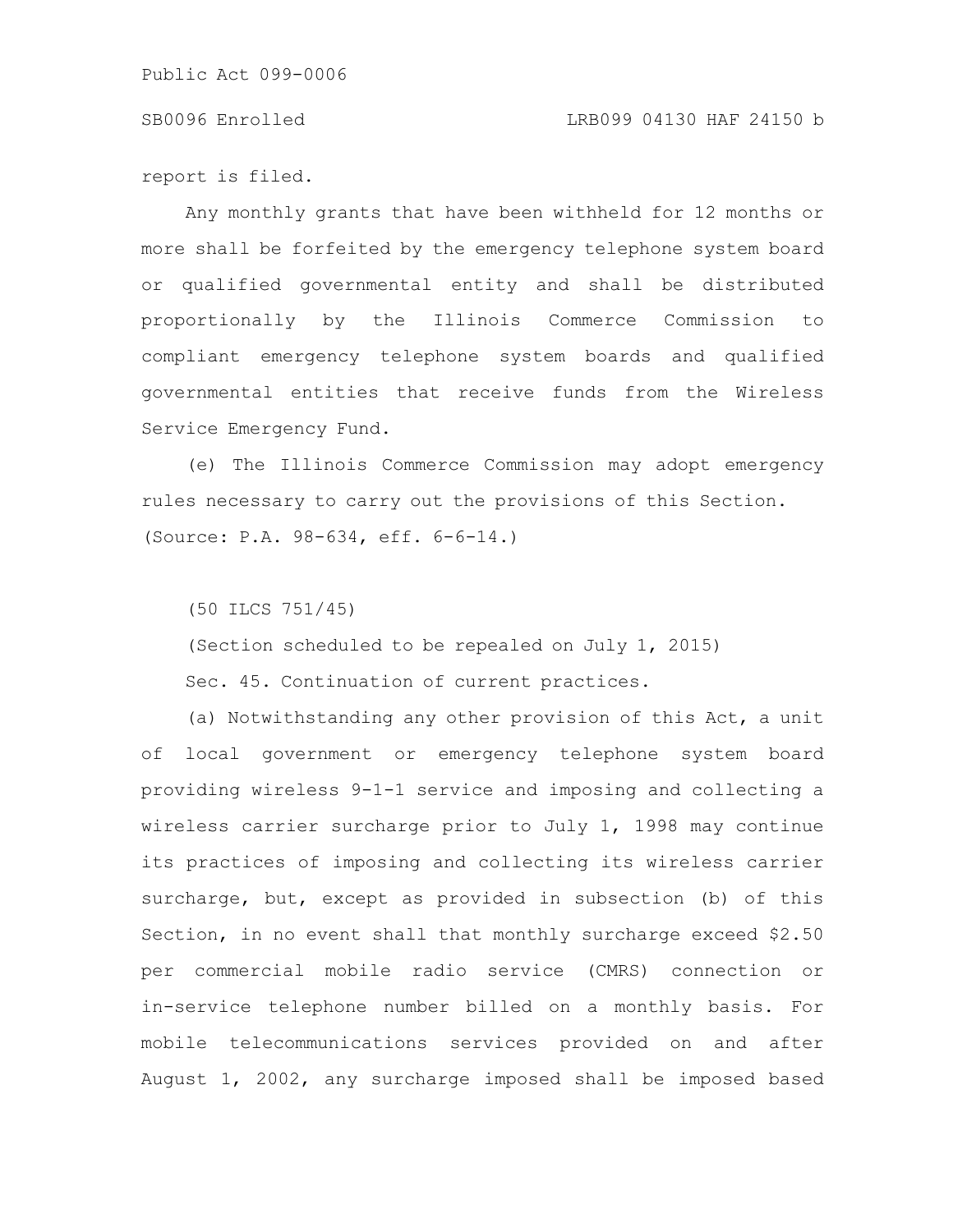report is filed.

Any monthly grants that have been withheld for 12 months or more shall be forfeited by the emergency telephone system board or qualified governmental entity and shall be distributed proportionally by the Illinois Commerce Commission to compliant emergency telephone system boards and qualified governmental entities that receive funds from the Wireless Service Emergency Fund.

(e) The Illinois Commerce Commission may adopt emergency rules necessary to carry out the provisions of this Section.
(Source: P.A. 98-634, eff. 6-6-14.)

(50 ILCS 751/45)

(Section scheduled to be repealed on July 1, 2015)

Sec. 45. Continuation of current practices.

(a) Notwithstanding any other provision of this Act, a unit of local government or emergency telephone system board providing wireless 9-1-1 service and imposing and collecting a wireless carrier surcharge prior to July 1, 1998 may continue its practices of imposing and collecting its wireless carrier surcharge, but, except as provided in subsection (b) of this Section, in no event shall that monthly surcharge exceed $2.50 per commercial mobile radio service (CMRS) connection or in-service telephone number billed on a monthly basis. For mobile telecommunications services provided on and after August 1, 2002, any surcharge imposed shall be imposed based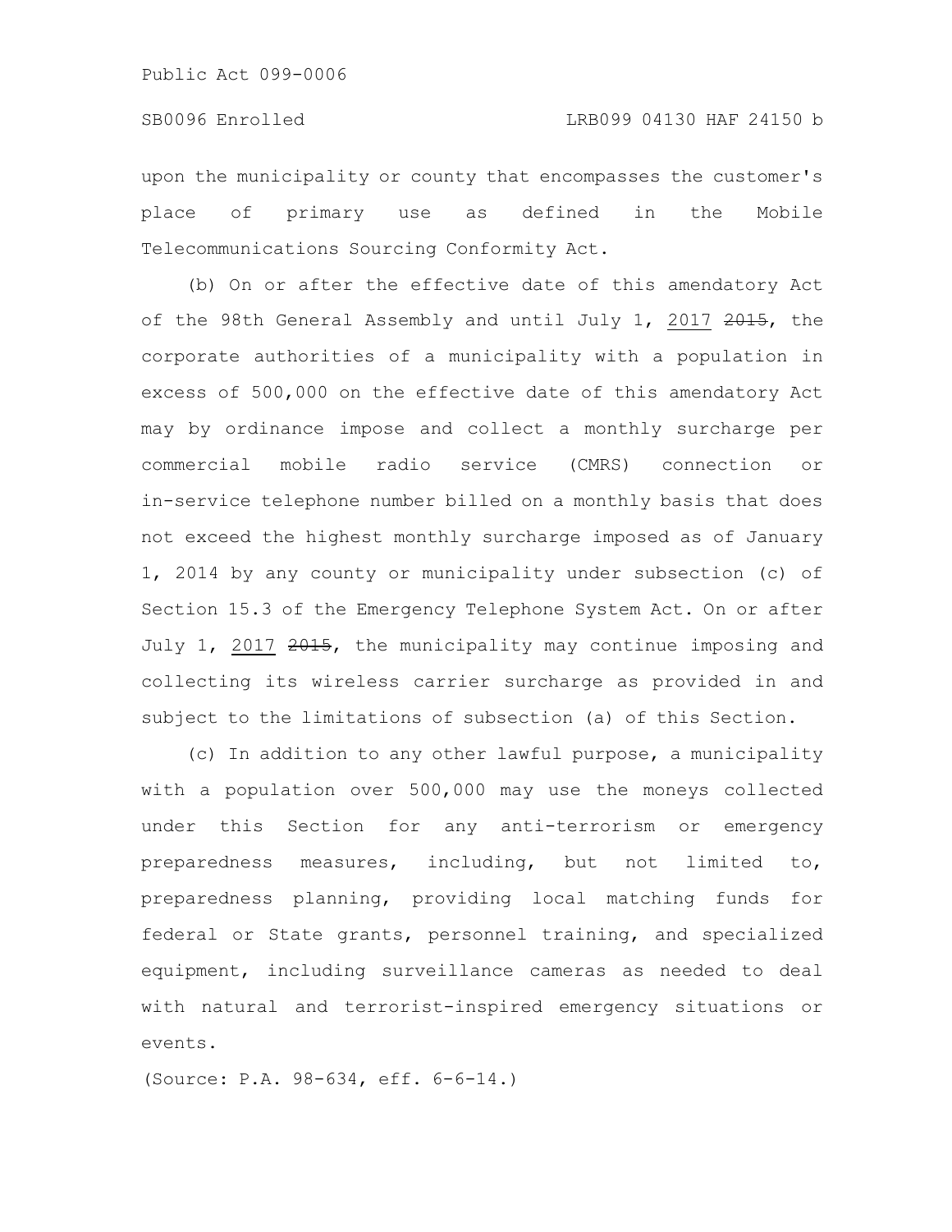upon the municipality or county that encompasses the customer's place of primary use as defined in the Mobile Telecommunications Sourcing Conformity Act.

(b) On or after the effective date of this amendatory Act of the 98th General Assembly and until July 1, 2017 ~~2015~~, the corporate authorities of a municipality with a population in excess of 500,000 on the effective date of this amendatory Act may by ordinance impose and collect a monthly surcharge per commercial mobile radio service (CMRS) connection or in-service telephone number billed on a monthly basis that does not exceed the highest monthly surcharge imposed as of January 1, 2014 by any county or municipality under subsection (c) of Section 15.3 of the Emergency Telephone System Act. On or after July 1, 2017 ~~2015~~, the municipality may continue imposing and collecting its wireless carrier surcharge as provided in and subject to the limitations of subsection (a) of this Section.

(c) In addition to any other lawful purpose, a municipality with a population over 500,000 may use the moneys collected under this Section for any anti-terrorism or emergency preparedness measures, including, but not limited to, preparedness planning, providing local matching funds for federal or State grants, personnel training, and specialized equipment, including surveillance cameras as needed to deal with natural and terrorist-inspired emergency situations or events.

(Source: P.A. 98-634, eff. 6-6-14.)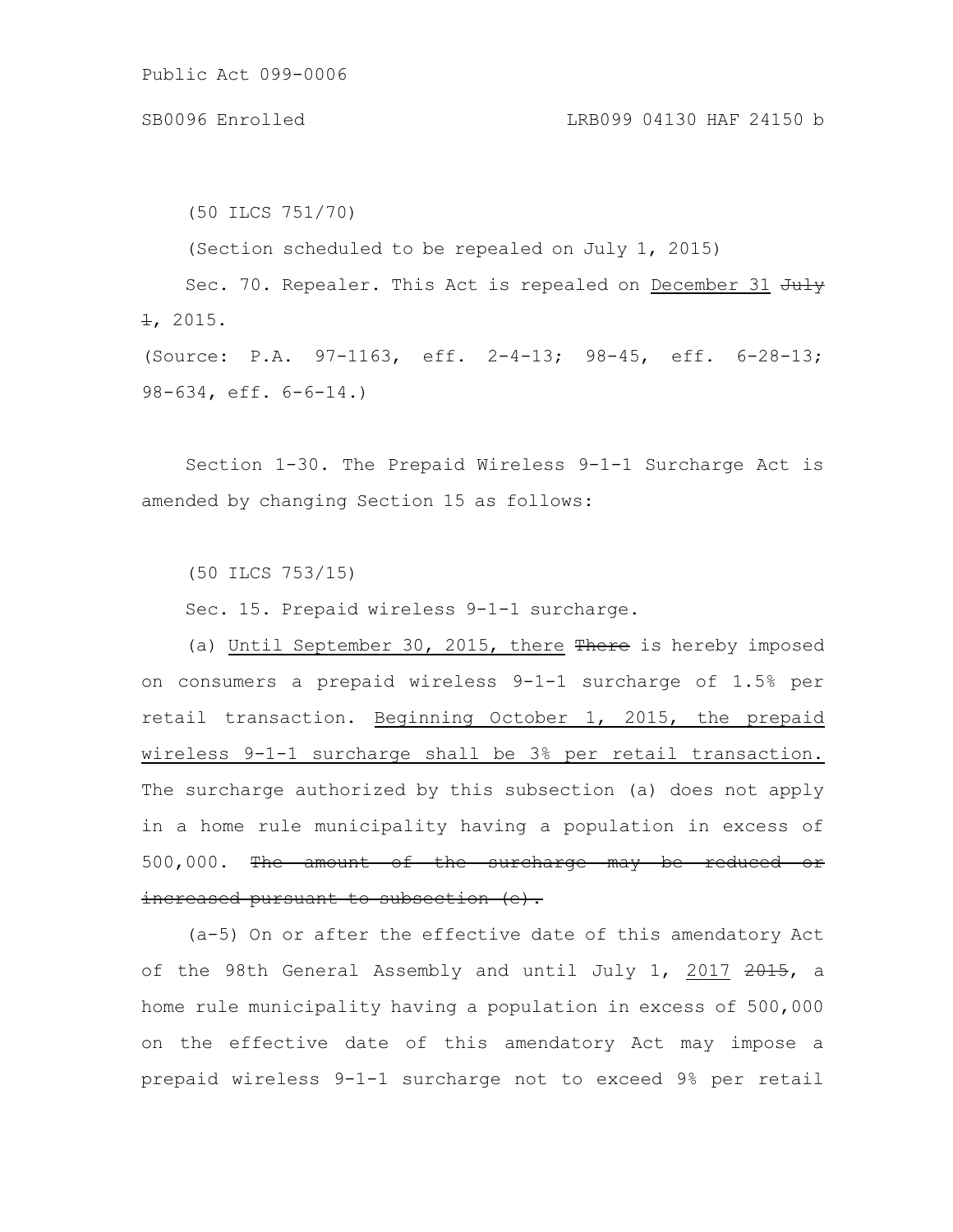(50 ILCS 751/70)

(Section scheduled to be repealed on July 1, 2015)

Sec. 70. Repealer. This Act is repealed on <u>December 31</u> ~~July 1~~, 2015.

(Source: P.A. 97-1163, eff. 2-4-13; 98-45, eff. 6-28-13; 98-634, eff. 6-6-14.)

Section 1-30. The Prepaid Wireless 9-1-1 Surcharge Act is amended by changing Section 15 as follows:

(50 ILCS 753/15)

Sec. 15. Prepaid wireless 9-1-1 surcharge.

(a) <u>Until September 30, 2015, there</u> ~~There~~ is hereby imposed on consumers a prepaid wireless 9-1-1 surcharge of 1.5% per retail transaction. <u>Beginning October 1, 2015, the prepaid wireless 9-1-1 surcharge shall be 3% per retail transaction.</u> The surcharge authorized by this subsection (a) does not apply in a home rule municipality having a population in excess of 500,000. ~~The amount of the surcharge may be reduced or increased pursuant to subsection (c).~~

(a-5) On or after the effective date of this amendatory Act of the 98th General Assembly and until July 1, <u>2017</u> ~~2015~~, a home rule municipality having a population in excess of 500,000 on the effective date of this amendatory Act may impose a prepaid wireless 9-1-1 surcharge not to exceed 9% per retail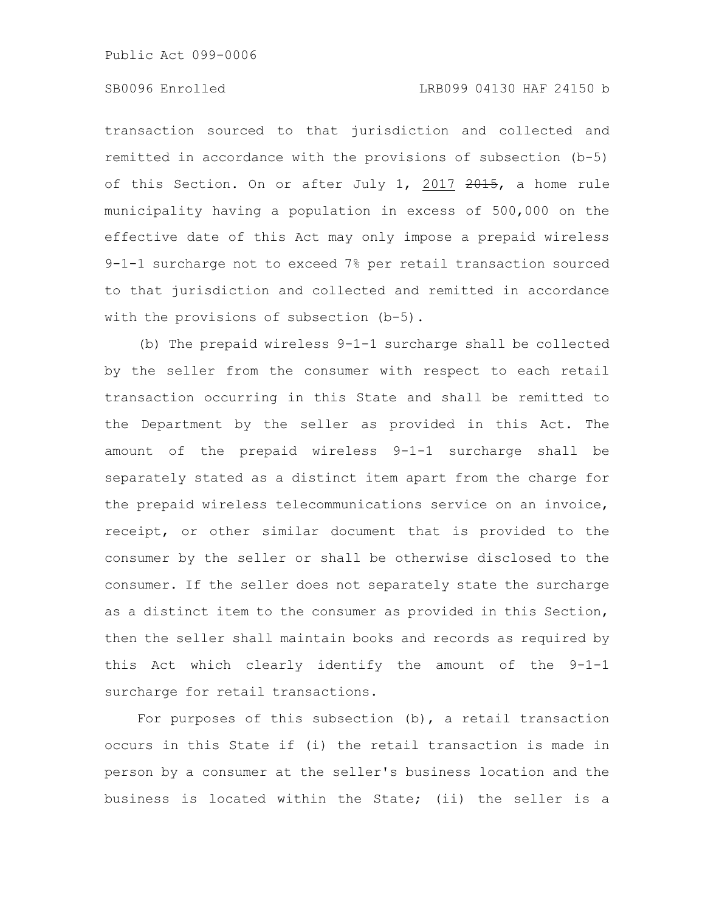transaction sourced to that jurisdiction and collected and remitted in accordance with the provisions of subsection (b-5) of this Section. On or after July 1, 2017 ~~2015~~, a home rule municipality having a population in excess of 500,000 on the effective date of this Act may only impose a prepaid wireless 9-1-1 surcharge not to exceed 7% per retail transaction sourced to that jurisdiction and collected and remitted in accordance with the provisions of subsection (b-5).

(b) The prepaid wireless 9-1-1 surcharge shall be collected by the seller from the consumer with respect to each retail transaction occurring in this State and shall be remitted to the Department by the seller as provided in this Act. The amount of the prepaid wireless 9-1-1 surcharge shall be separately stated as a distinct item apart from the charge for the prepaid wireless telecommunications service on an invoice, receipt, or other similar document that is provided to the consumer by the seller or shall be otherwise disclosed to the consumer. If the seller does not separately state the surcharge as a distinct item to the consumer as provided in this Section, then the seller shall maintain books and records as required by this Act which clearly identify the amount of the 9-1-1 surcharge for retail transactions.

For purposes of this subsection (b), a retail transaction occurs in this State if (i) the retail transaction is made in person by a consumer at the seller's business location and the business is located within the State; (ii) the seller is a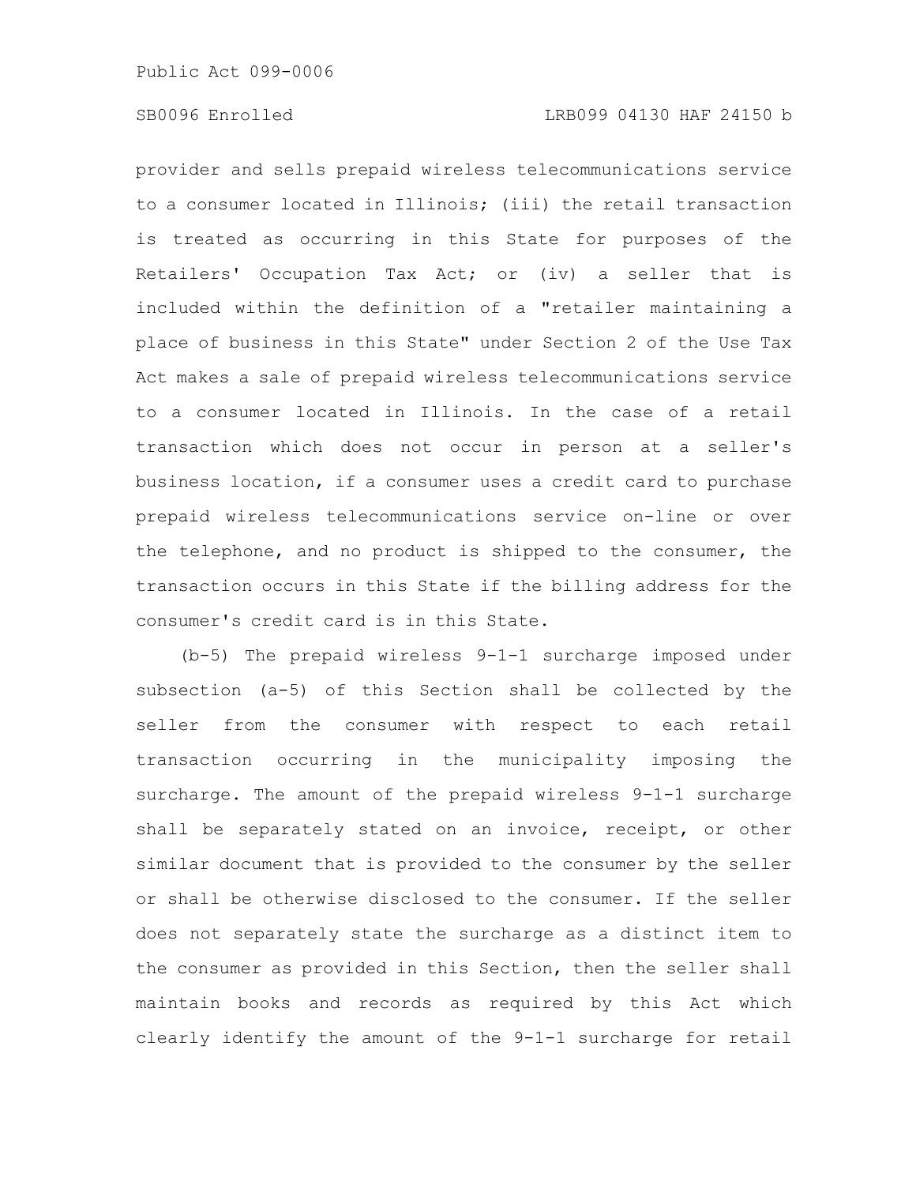provider and sells prepaid wireless telecommunications service to a consumer located in Illinois; (iii) the retail transaction is treated as occurring in this State for purposes of the Retailers' Occupation Tax Act; or (iv) a seller that is included within the definition of a "retailer maintaining a place of business in this State" under Section 2 of the Use Tax Act makes a sale of prepaid wireless telecommunications service to a consumer located in Illinois. In the case of a retail transaction which does not occur in person at a seller's business location, if a consumer uses a credit card to purchase prepaid wireless telecommunications service on-line or over the telephone, and no product is shipped to the consumer, the transaction occurs in this State if the billing address for the consumer's credit card is in this State.

(b-5) The prepaid wireless 9-1-1 surcharge imposed under subsection (a-5) of this Section shall be collected by the seller from the consumer with respect to each retail transaction occurring in the municipality imposing the surcharge. The amount of the prepaid wireless 9-1-1 surcharge shall be separately stated on an invoice, receipt, or other similar document that is provided to the consumer by the seller or shall be otherwise disclosed to the consumer. If the seller does not separately state the surcharge as a distinct item to the consumer as provided in this Section, then the seller shall maintain books and records as required by this Act which clearly identify the amount of the 9-1-1 surcharge for retail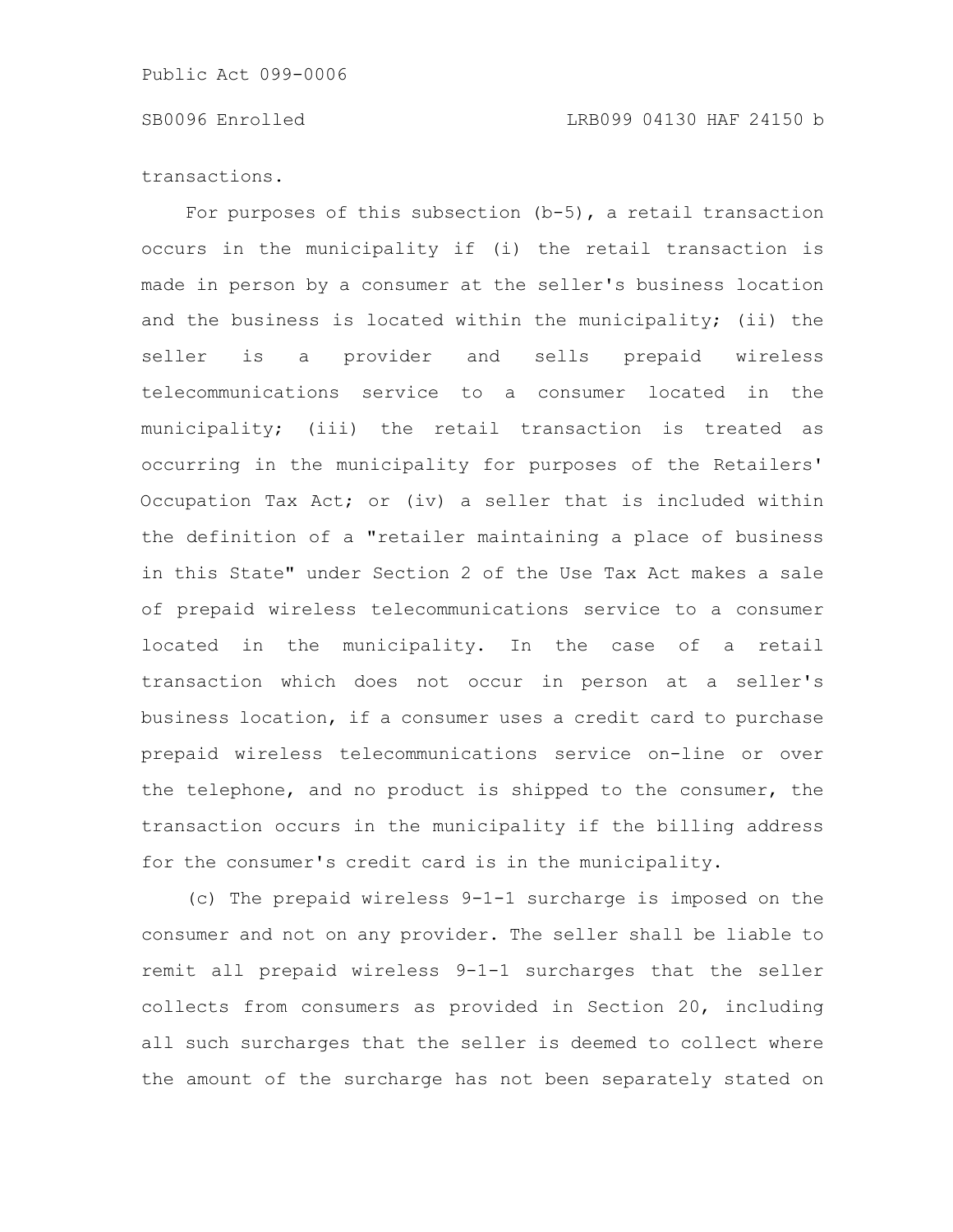transactions.

For purposes of this subsection (b-5), a retail transaction occurs in the municipality if (i) the retail transaction is made in person by a consumer at the seller's business location and the business is located within the municipality; (ii) the seller is a provider and sells prepaid wireless telecommunications service to a consumer located in the municipality; (iii) the retail transaction is treated as occurring in the municipality for purposes of the Retailers' Occupation Tax Act; or (iv) a seller that is included within the definition of a "retailer maintaining a place of business in this State" under Section 2 of the Use Tax Act makes a sale of prepaid wireless telecommunications service to a consumer located in the municipality. In the case of a retail transaction which does not occur in person at a seller's business location, if a consumer uses a credit card to purchase prepaid wireless telecommunications service on-line or over the telephone, and no product is shipped to the consumer, the transaction occurs in the municipality if the billing address for the consumer's credit card is in the municipality.

(c) The prepaid wireless 9-1-1 surcharge is imposed on the consumer and not on any provider. The seller shall be liable to remit all prepaid wireless 9-1-1 surcharges that the seller collects from consumers as provided in Section 20, including all such surcharges that the seller is deemed to collect where the amount of the surcharge has not been separately stated on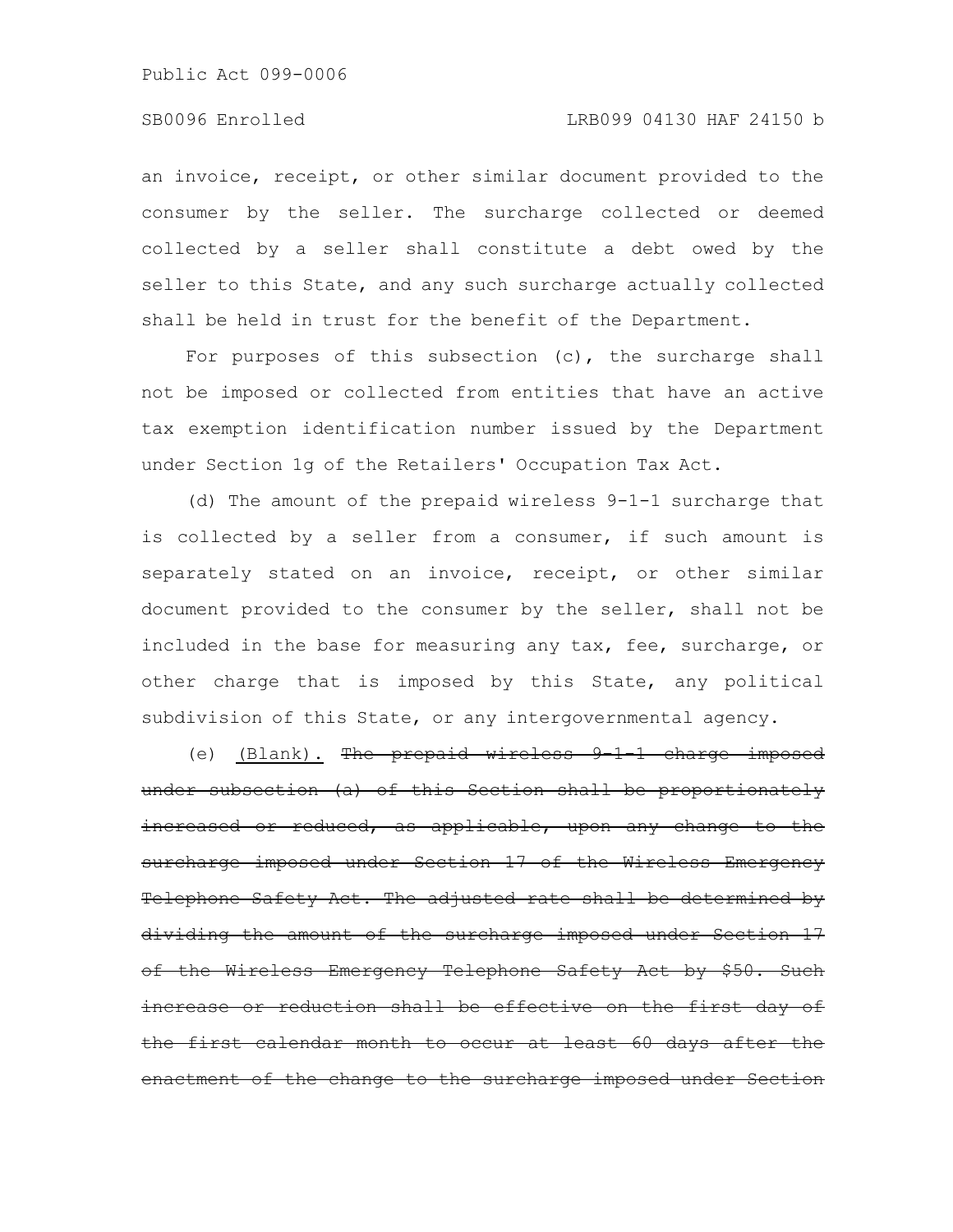an invoice, receipt, or other similar document provided to the consumer by the seller. The surcharge collected or deemed collected by a seller shall constitute a debt owed by the seller to this State, and any such surcharge actually collected shall be held in trust for the benefit of the Department.

For purposes of this subsection (c), the surcharge shall not be imposed or collected from entities that have an active tax exemption identification number issued by the Department under Section 1g of the Retailers' Occupation Tax Act.

(d) The amount of the prepaid wireless 9-1-1 surcharge that is collected by a seller from a consumer, if such amount is separately stated on an invoice, receipt, or other similar document provided to the consumer by the seller, shall not be included in the base for measuring any tax, fee, surcharge, or other charge that is imposed by this State, any political subdivision of this State, or any intergovernmental agency.

(e) <u>(Blank).</u> ~~The prepaid wireless 9-1-1 charge imposed under subsection (a) of this Section shall be proportionately increased or reduced, as applicable, upon any change to the surcharge imposed under Section 17 of the Wireless Emergency Telephone Safety Act. The adjusted rate shall be determined by dividing the amount of the surcharge imposed under Section 17 of the Wireless Emergency Telephone Safety Act by $50. Such increase or reduction shall be effective on the first day of the first calendar month to occur at least 60 days after the enactment of the change to the surcharge imposed under Section~~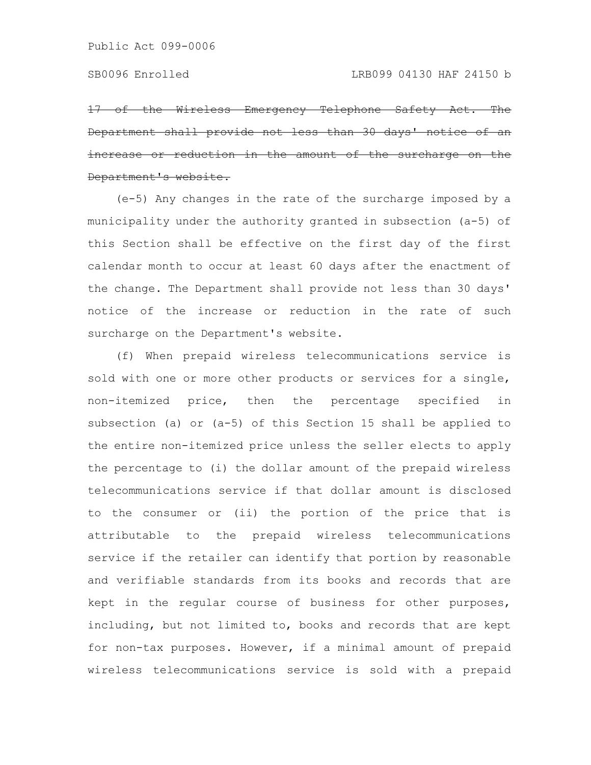~~17 of the Wireless Emergency Telephone Safety Act. The Department shall provide not less than 30 days' notice of an increase or reduction in the amount of the surcharge on the Department's website.~~

(e-5) Any changes in the rate of the surcharge imposed by a municipality under the authority granted in subsection (a-5) of this Section shall be effective on the first day of the first calendar month to occur at least 60 days after the enactment of the change. The Department shall provide not less than 30 days' notice of the increase or reduction in the rate of such surcharge on the Department's website.

(f) When prepaid wireless telecommunications service is sold with one or more other products or services for a single, non-itemized price, then the percentage specified in subsection (a) or (a-5) of this Section 15 shall be applied to the entire non-itemized price unless the seller elects to apply the percentage to (i) the dollar amount of the prepaid wireless telecommunications service if that dollar amount is disclosed to the consumer or (ii) the portion of the price that is attributable to the prepaid wireless telecommunications service if the retailer can identify that portion by reasonable and verifiable standards from its books and records that are kept in the regular course of business for other purposes, including, but not limited to, books and records that are kept for non-tax purposes. However, if a minimal amount of prepaid wireless telecommunications service is sold with a prepaid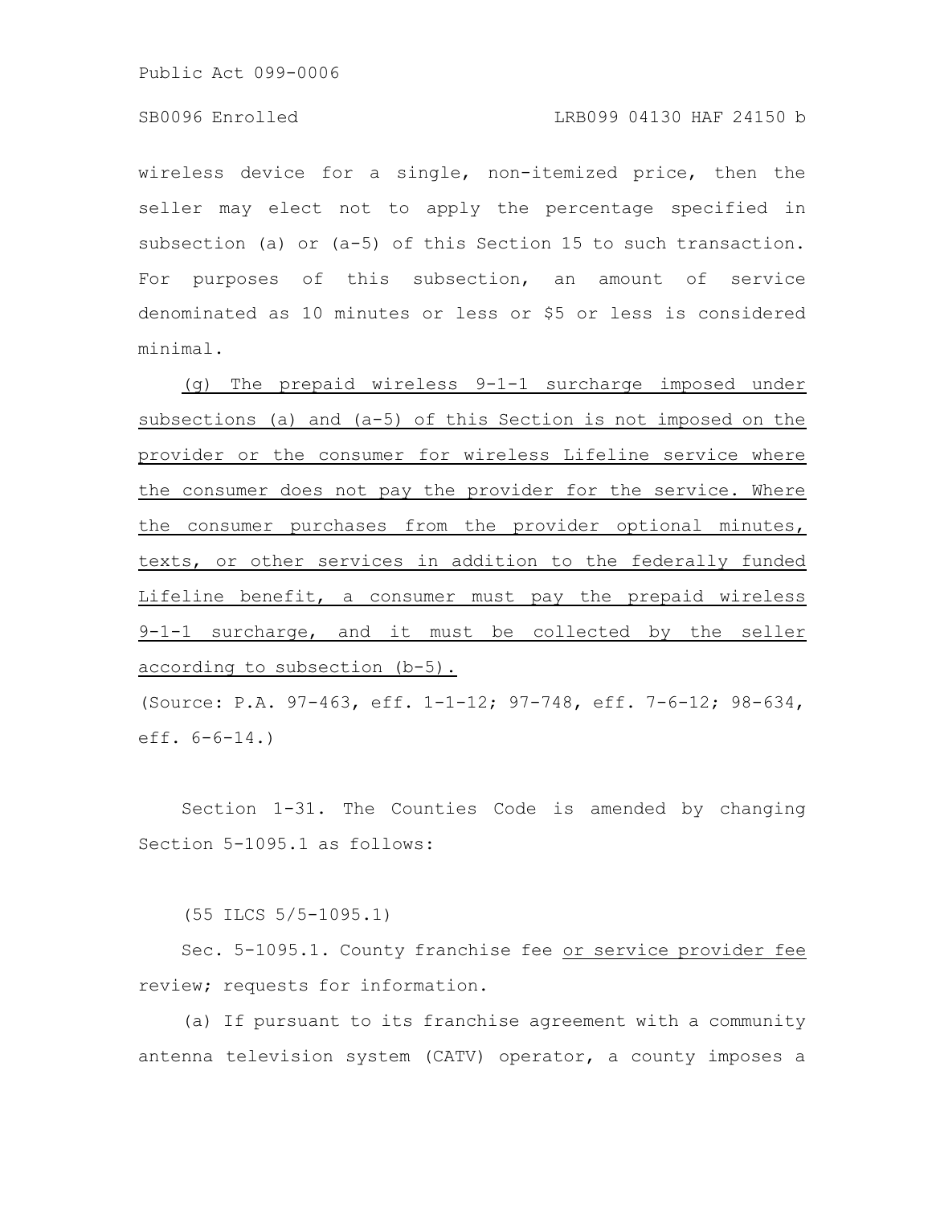wireless device for a single, non-itemized price, then the seller may elect not to apply the percentage specified in subsection (a) or (a-5) of this Section 15 to such transaction. For purposes of this subsection, an amount of service denominated as 10 minutes or less or $5 or less is considered minimal.

(g) The prepaid wireless 9-1-1 surcharge imposed under subsections (a) and (a-5) of this Section is not imposed on the provider or the consumer for wireless Lifeline service where the consumer does not pay the provider for the service. Where the consumer purchases from the provider optional minutes, texts, or other services in addition to the federally funded Lifeline benefit, a consumer must pay the prepaid wireless 9-1-1 surcharge, and it must be collected by the seller according to subsection (b-5).

(Source: P.A. 97-463, eff. 1-1-12; 97-748, eff. 7-6-12; 98-634, eff. 6-6-14.)

Section 1-31. The Counties Code is amended by changing Section 5-1095.1 as follows:

(55 ILCS 5/5-1095.1)

Sec. 5-1095.1. County franchise fee or service provider fee review; requests for information.

(a) If pursuant to its franchise agreement with a community antenna television system (CATV) operator, a county imposes a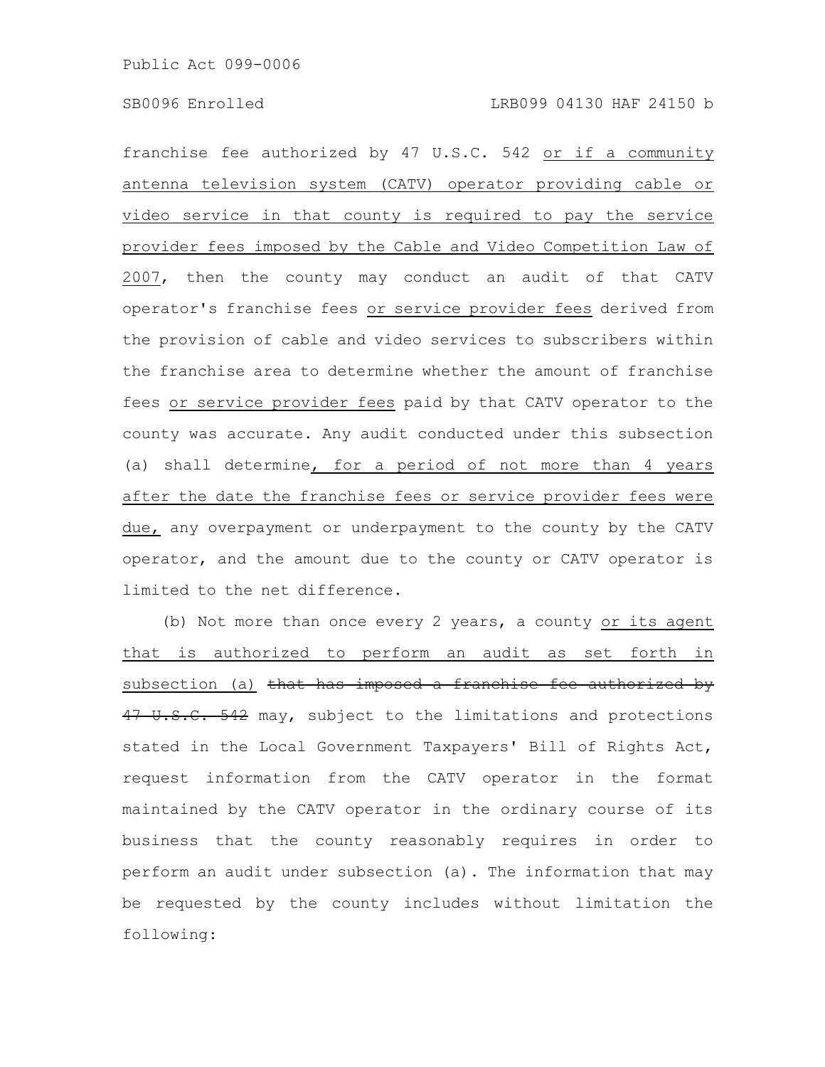franchise fee authorized by 47 U.S.C. 542 or if a community antenna television system (CATV) operator providing cable or video service in that county is required to pay the service provider fees imposed by the Cable and Video Competition Law of 2007, then the county may conduct an audit of that CATV operator's franchise fees or service provider fees derived from the provision of cable and video services to subscribers within the franchise area to determine whether the amount of franchise fees or service provider fees paid by that CATV operator to the county was accurate. Any audit conducted under this subsection (a) shall determine, for a period of not more than 4 years after the date the franchise fees or service provider fees were due, any overpayment or underpayment to the county by the CATV operator, and the amount due to the county or CATV operator is limited to the net difference.

(b) Not more than once every 2 years, a county or its agent that is authorized to perform an audit as set forth in subsection (a) ~~that has imposed a franchise fee authorized by 47 U.S.C. 542~~ may, subject to the limitations and protections stated in the Local Government Taxpayers' Bill of Rights Act, request information from the CATV operator in the format maintained by the CATV operator in the ordinary course of its business that the county reasonably requires in order to perform an audit under subsection (a). The information that may be requested by the county includes without limitation the following: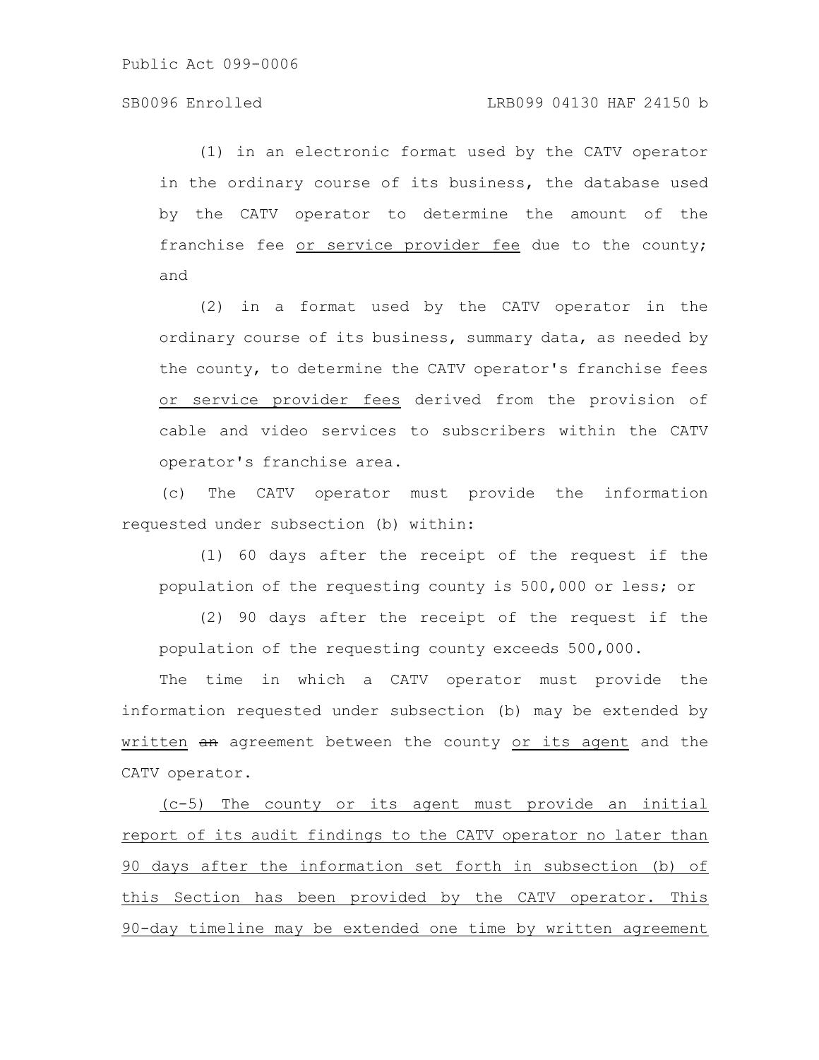(1) in an electronic format used by the CATV operator in the ordinary course of its business, the database used by the CATV operator to determine the amount of the franchise fee or service provider fee due to the county; and

(2) in a format used by the CATV operator in the ordinary course of its business, summary data, as needed by the county, to determine the CATV operator's franchise fees or service provider fees derived from the provision of cable and video services to subscribers within the CATV operator's franchise area.

(c) The CATV operator must provide the information requested under subsection (b) within:

(1) 60 days after the receipt of the request if the population of the requesting county is 500,000 or less; or

(2) 90 days after the receipt of the request if the population of the requesting county exceeds 500,000.

The time in which a CATV operator must provide the information requested under subsection (b) may be extended by written ~~an~~ agreement between the county or its agent and the CATV operator.

(c-5) The county or its agent must provide an initial report of its audit findings to the CATV operator no later than 90 days after the information set forth in subsection (b) of this Section has been provided by the CATV operator. This 90-day timeline may be extended one time by written agreement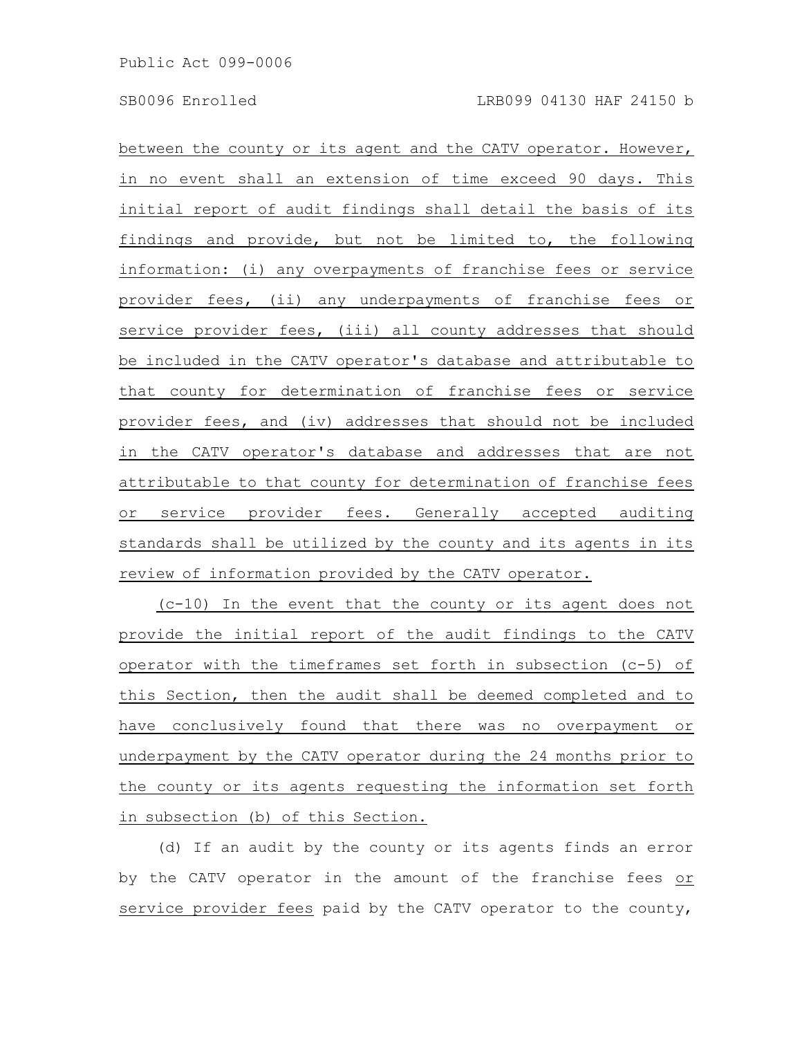between the county or its agent and the CATV operator. However, in no event shall an extension of time exceed 90 days. This initial report of audit findings shall detail the basis of its findings and provide, but not be limited to, the following information: (i) any overpayments of franchise fees or service provider fees, (ii) any underpayments of franchise fees or service provider fees, (iii) all county addresses that should be included in the CATV operator's database and attributable to that county for determination of franchise fees or service provider fees, and (iv) addresses that should not be included in the CATV operator's database and addresses that are not attributable to that county for determination of franchise fees or service provider fees. Generally accepted auditing standards shall be utilized by the county and its agents in its review of information provided by the CATV operator.

(c-10) In the event that the county or its agent does not provide the initial report of the audit findings to the CATV operator with the timeframes set forth in subsection (c-5) of this Section, then the audit shall be deemed completed and to have conclusively found that there was no overpayment or underpayment by the CATV operator during the 24 months prior to the county or its agents requesting the information set forth in subsection (b) of this Section.

(d) If an audit by the county or its agents finds an error by the CATV operator in the amount of the franchise fees or service provider fees paid by the CATV operator to the county,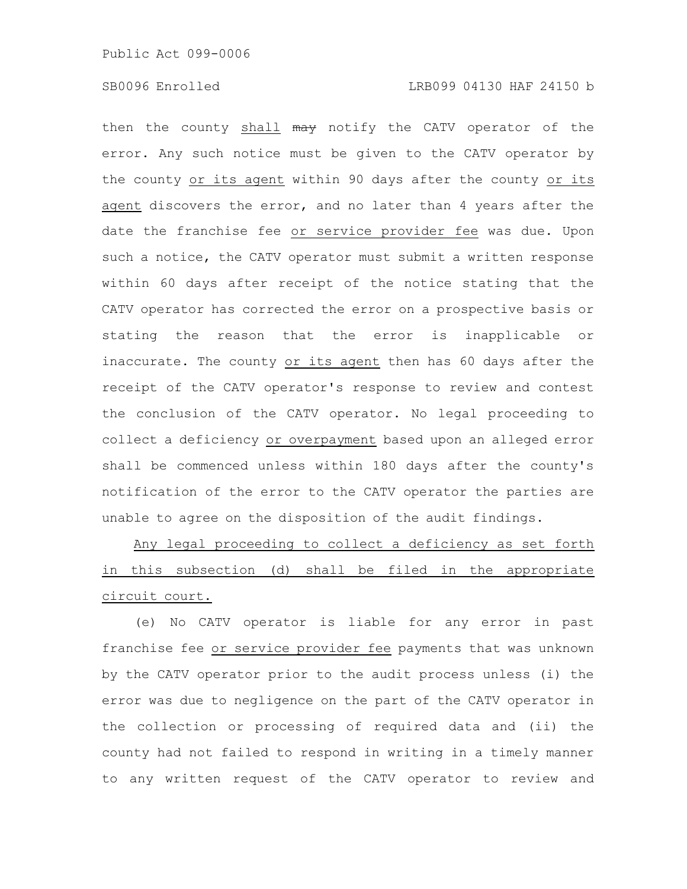then the county shall ~~may~~ notify the CATV operator of the error. Any such notice must be given to the CATV operator by the county or its agent within 90 days after the county or its agent discovers the error, and no later than 4 years after the date the franchise fee or service provider fee was due. Upon such a notice, the CATV operator must submit a written response within 60 days after receipt of the notice stating that the CATV operator has corrected the error on a prospective basis or stating the reason that the error is inapplicable or inaccurate. The county or its agent then has 60 days after the receipt of the CATV operator's response to review and contest the conclusion of the CATV operator. No legal proceeding to collect a deficiency or overpayment based upon an alleged error shall be commenced unless within 180 days after the county's notification of the error to the CATV operator the parties are unable to agree on the disposition of the audit findings.

Any legal proceeding to collect a deficiency as set forth in this subsection (d) shall be filed in the appropriate circuit court.

(e) No CATV operator is liable for any error in past franchise fee or service provider fee payments that was unknown by the CATV operator prior to the audit process unless (i) the error was due to negligence on the part of the CATV operator in the collection or processing of required data and (ii) the county had not failed to respond in writing in a timely manner to any written request of the CATV operator to review and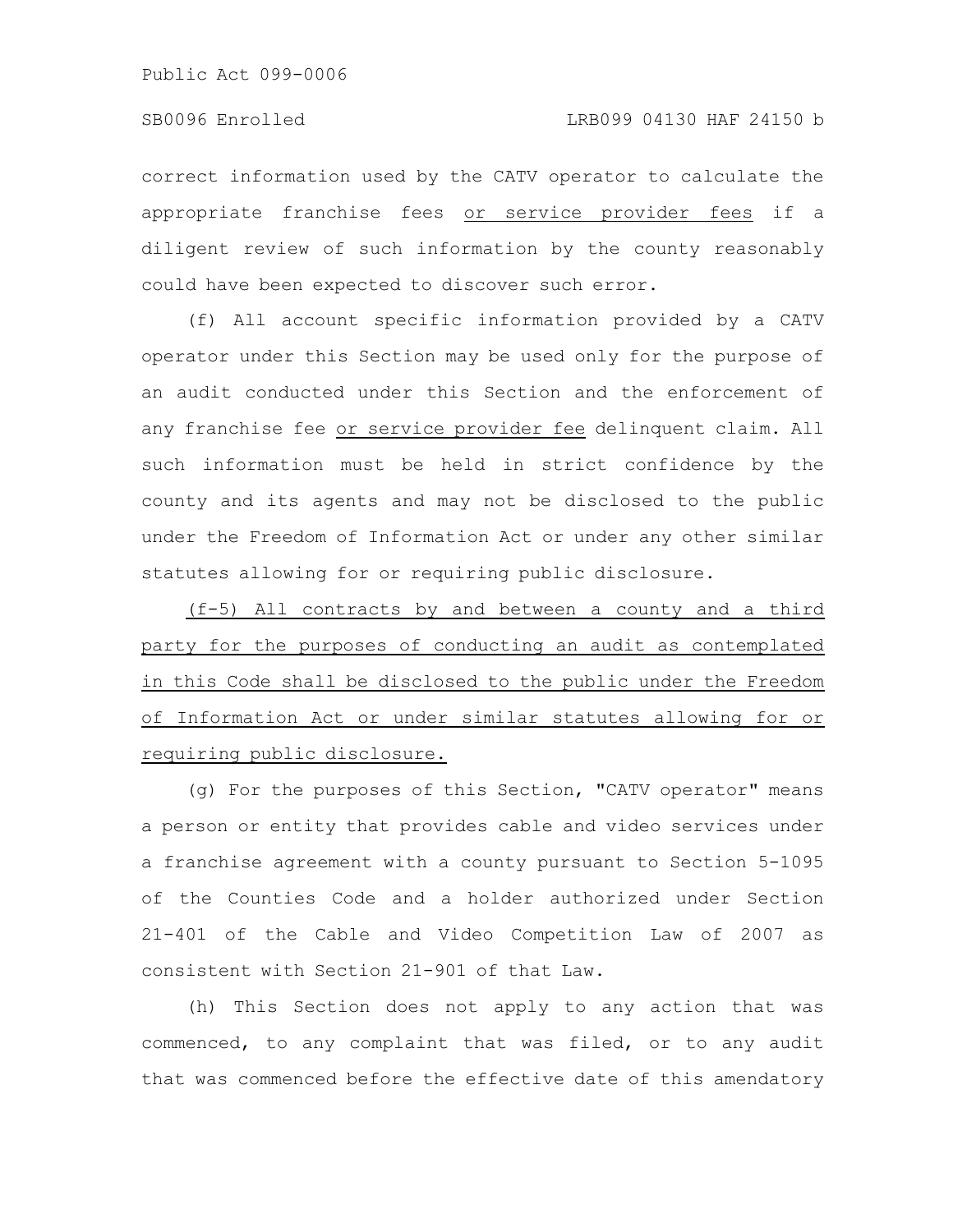correct information used by the CATV operator to calculate the appropriate franchise fees or service provider fees if a diligent review of such information by the county reasonably could have been expected to discover such error.

(f) All account specific information provided by a CATV operator under this Section may be used only for the purpose of an audit conducted under this Section and the enforcement of any franchise fee or service provider fee delinquent claim. All such information must be held in strict confidence by the county and its agents and may not be disclosed to the public under the Freedom of Information Act or under any other similar statutes allowing for or requiring public disclosure.

(f-5) All contracts by and between a county and a third party for the purposes of conducting an audit as contemplated in this Code shall be disclosed to the public under the Freedom of Information Act or under similar statutes allowing for or requiring public disclosure.

(g) For the purposes of this Section, "CATV operator" means a person or entity that provides cable and video services under a franchise agreement with a county pursuant to Section 5-1095 of the Counties Code and a holder authorized under Section 21-401 of the Cable and Video Competition Law of 2007 as consistent with Section 21-901 of that Law.

(h) This Section does not apply to any action that was commenced, to any complaint that was filed, or to any audit that was commenced before the effective date of this amendatory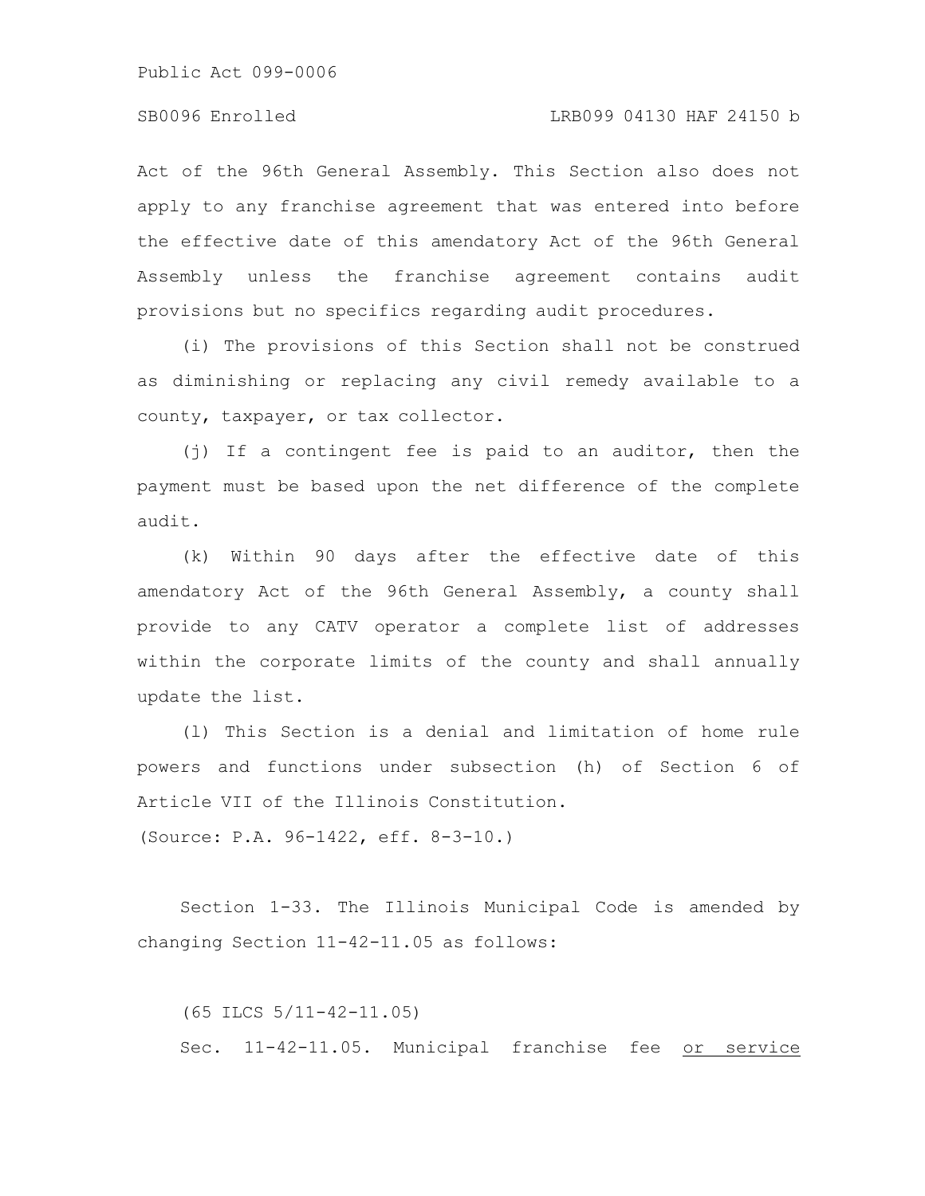Act of the 96th General Assembly. This Section also does not apply to any franchise agreement that was entered into before the effective date of this amendatory Act of the 96th General Assembly unless the franchise agreement contains audit provisions but no specifics regarding audit procedures.

(i) The provisions of this Section shall not be construed as diminishing or replacing any civil remedy available to a county, taxpayer, or tax collector.

(j) If a contingent fee is paid to an auditor, then the payment must be based upon the net difference of the complete audit.

(k) Within 90 days after the effective date of this amendatory Act of the 96th General Assembly, a county shall provide to any CATV operator a complete list of addresses within the corporate limits of the county and shall annually update the list.

(l) This Section is a denial and limitation of home rule powers and functions under subsection (h) of Section 6 of Article VII of the Illinois Constitution.

(Source: P.A. 96-1422, eff. 8-3-10.)

Section 1-33. The Illinois Municipal Code is amended by changing Section 11-42-11.05 as follows:

(65 ILCS 5/11-42-11.05)

Sec. 11-42-11.05. Municipal franchise fee or service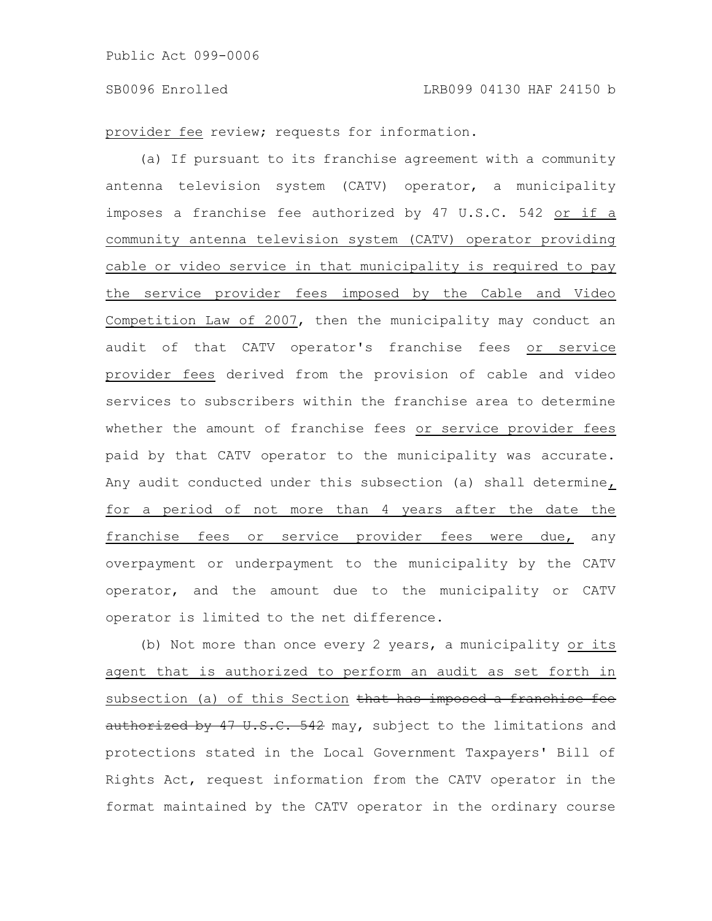provider fee review; requests for information.

(a) If pursuant to its franchise agreement with a community antenna television system (CATV) operator, a municipality imposes a franchise fee authorized by 47 U.S.C. 542 <u>or if a community antenna television system (CATV) operator providing cable or video service in that municipality is required to pay the service provider fees imposed by the Cable and Video Competition Law of 2007</u>, then the municipality may conduct an audit of that CATV operator's franchise fees <u>or service provider fees</u> derived from the provision of cable and video services to subscribers within the franchise area to determine whether the amount of franchise fees <u>or service provider fees</u> paid by that CATV operator to the municipality was accurate. Any audit conducted under this subsection (a) shall determine<u>, for a period of not more than 4 years after the date the franchise fees or service provider fees were due,</u> any overpayment or underpayment to the municipality by the CATV operator, and the amount due to the municipality or CATV operator is limited to the net difference.

(b) Not more than once every 2 years, a municipality <u>or its agent that is authorized to perform an audit as set forth in subsection (a) of this Section</u> ~~that has imposed a franchise fee authorized by 47 U.S.C. 542~~ may, subject to the limitations and protections stated in the Local Government Taxpayers' Bill of Rights Act, request information from the CATV operator in the format maintained by the CATV operator in the ordinary course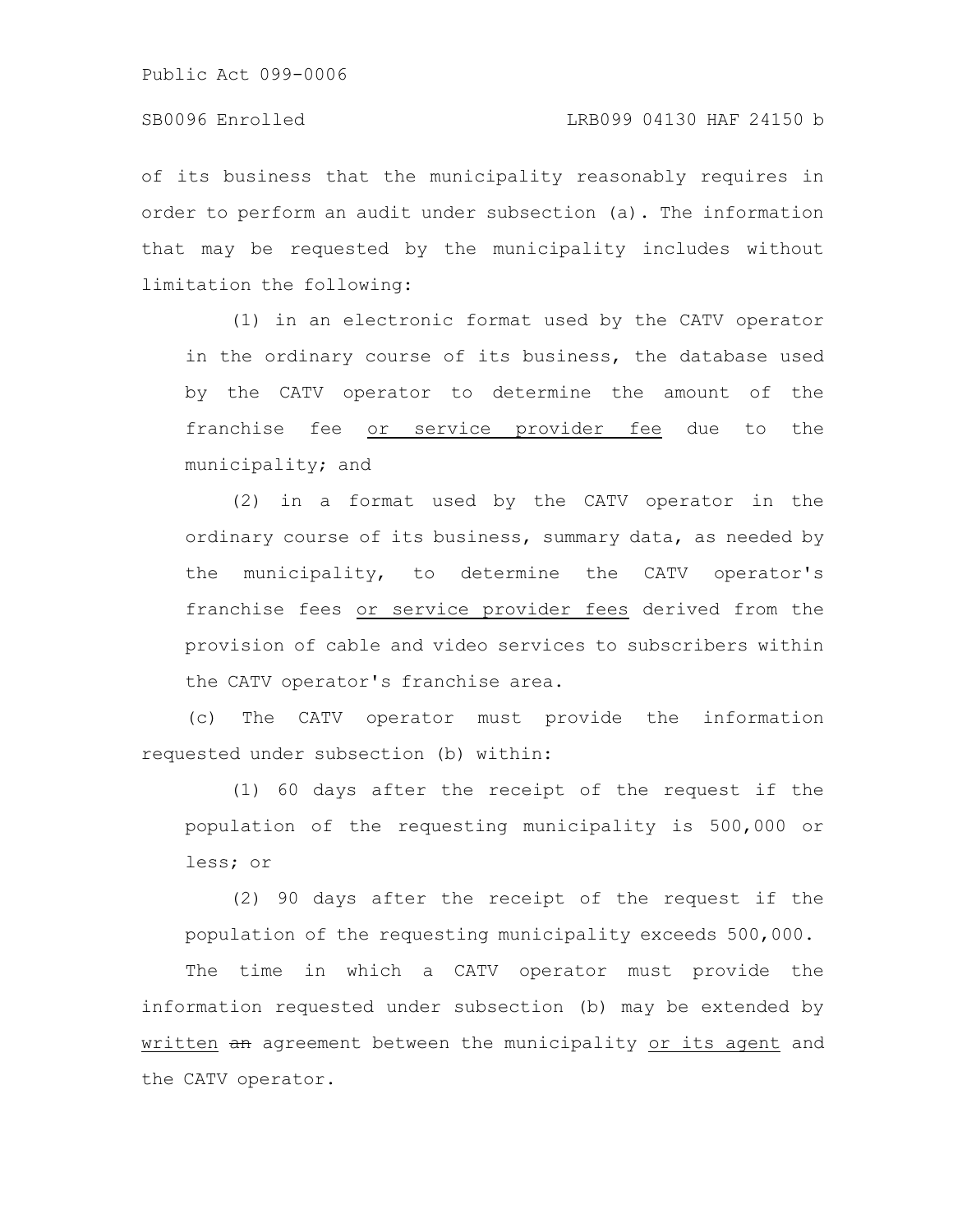of its business that the municipality reasonably requires in order to perform an audit under subsection (a). The information that may be requested by the municipality includes without limitation the following:

(1) in an electronic format used by the CATV operator in the ordinary course of its business, the database used by the CATV operator to determine the amount of the franchise fee or service provider fee due to the municipality; and

(2) in a format used by the CATV operator in the ordinary course of its business, summary data, as needed by the municipality, to determine the CATV operator's franchise fees or service provider fees derived from the provision of cable and video services to subscribers within the CATV operator's franchise area.

(c) The CATV operator must provide the information requested under subsection (b) within:

(1) 60 days after the receipt of the request if the population of the requesting municipality is 500,000 or less; or

(2) 90 days after the receipt of the request if the population of the requesting municipality exceeds 500,000.

The time in which a CATV operator must provide the information requested under subsection (b) may be extended by written ~~an~~ agreement between the municipality or its agent and the CATV operator.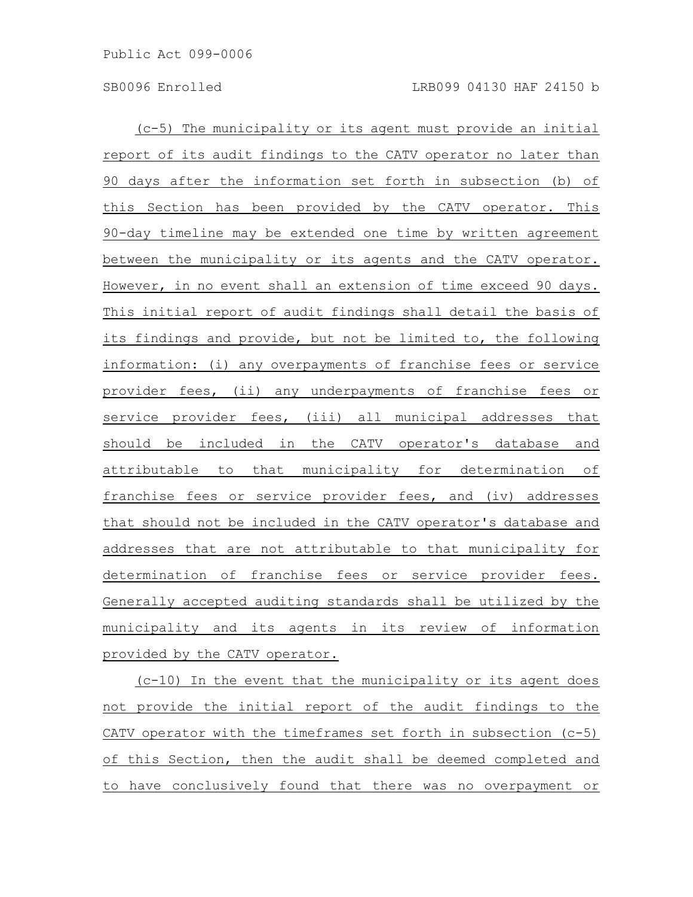(c-5) The municipality or its agent must provide an initial report of its audit findings to the CATV operator no later than 90 days after the information set forth in subsection (b) of this Section has been provided by the CATV operator. This 90-day timeline may be extended one time by written agreement between the municipality or its agents and the CATV operator. However, in no event shall an extension of time exceed 90 days. This initial report of audit findings shall detail the basis of its findings and provide, but not be limited to, the following information: (i) any overpayments of franchise fees or service provider fees, (ii) any underpayments of franchise fees or service provider fees, (iii) all municipal addresses that should be included in the CATV operator's database and attributable to that municipality for determination of franchise fees or service provider fees, and (iv) addresses that should not be included in the CATV operator's database and addresses that are not attributable to that municipality for determination of franchise fees or service provider fees. Generally accepted auditing standards shall be utilized by the municipality and its agents in its review of information provided by the CATV operator.

(c-10) In the event that the municipality or its agent does not provide the initial report of the audit findings to the CATV operator with the timeframes set forth in subsection (c-5) of this Section, then the audit shall be deemed completed and to have conclusively found that there was no overpayment or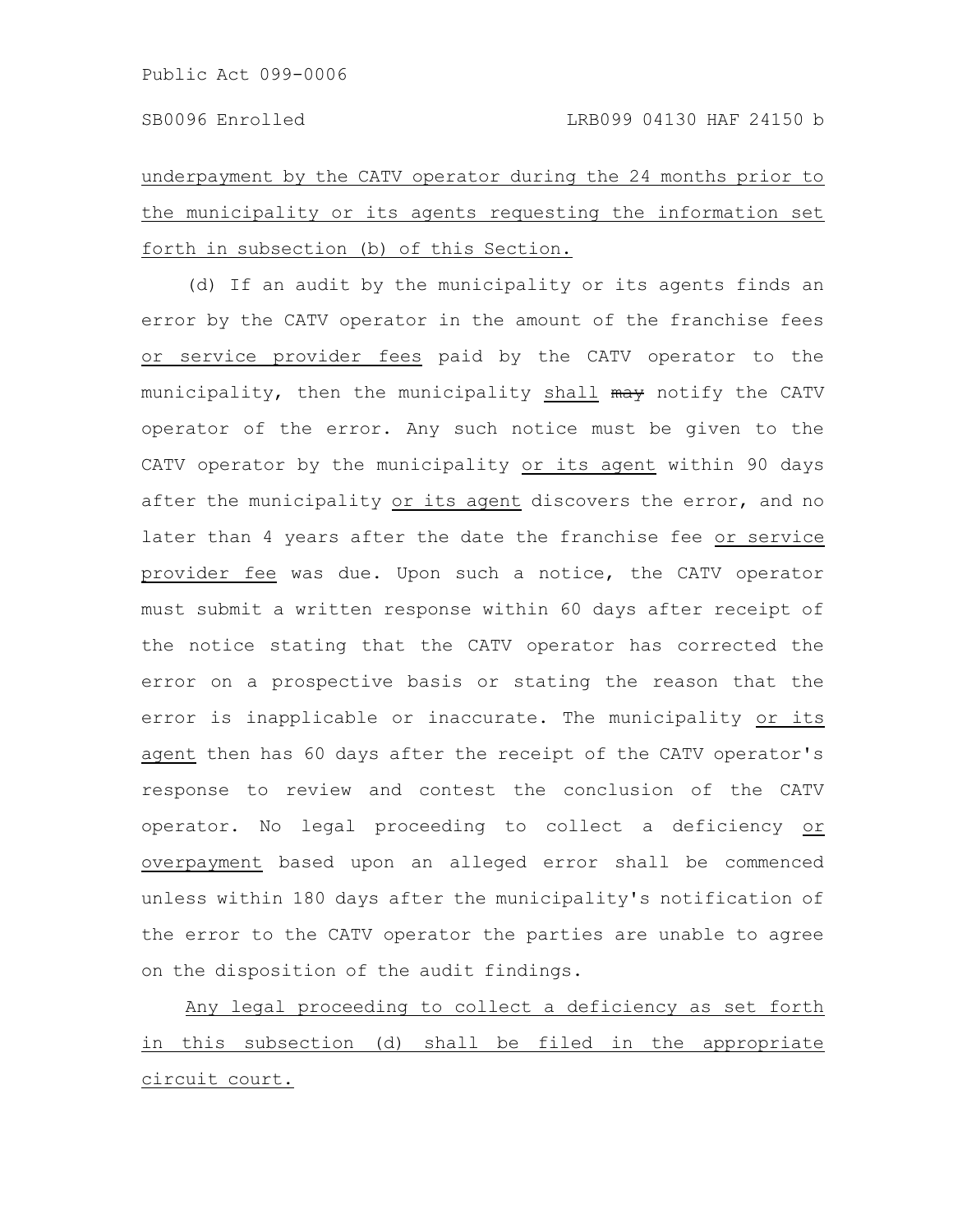underpayment by the CATV operator during the 24 months prior to the municipality or its agents requesting the information set forth in subsection (b) of this Section.

(d) If an audit by the municipality or its agents finds an error by the CATV operator in the amount of the franchise fees or service provider fees paid by the CATV operator to the municipality, then the municipality shall ~~may~~ notify the CATV operator of the error. Any such notice must be given to the CATV operator by the municipality or its agent within 90 days after the municipality or its agent discovers the error, and no later than 4 years after the date the franchise fee or service provider fee was due. Upon such a notice, the CATV operator must submit a written response within 60 days after receipt of the notice stating that the CATV operator has corrected the error on a prospective basis or stating the reason that the error is inapplicable or inaccurate. The municipality or its agent then has 60 days after the receipt of the CATV operator's response to review and contest the conclusion of the CATV operator. No legal proceeding to collect a deficiency or overpayment based upon an alleged error shall be commenced unless within 180 days after the municipality's notification of the error to the CATV operator the parties are unable to agree on the disposition of the audit findings.

Any legal proceeding to collect a deficiency as set forth in this subsection (d) shall be filed in the appropriate circuit court.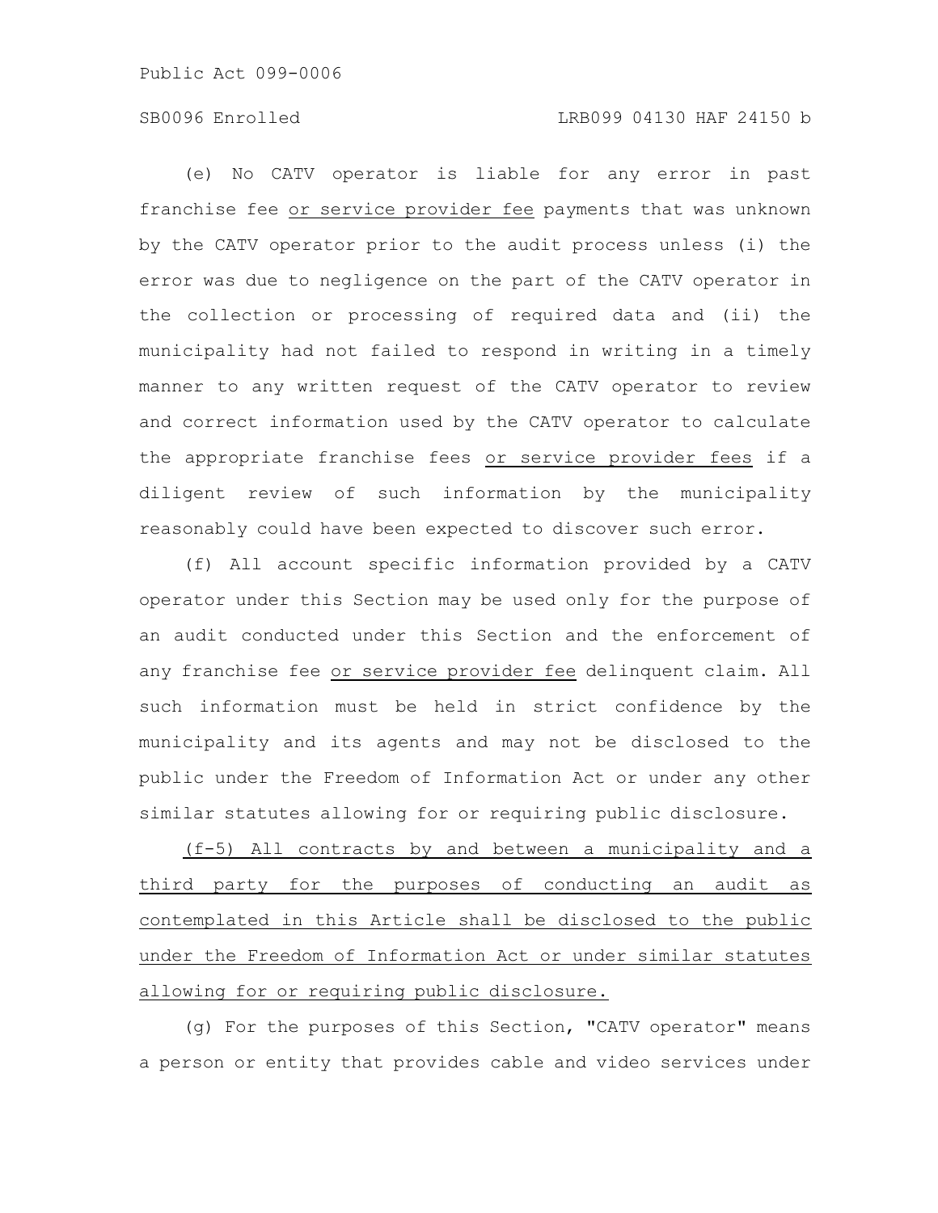(e) No CATV operator is liable for any error in past franchise fee <u>or service provider fee</u> payments that was unknown by the CATV operator prior to the audit process unless (i) the error was due to negligence on the part of the CATV operator in the collection or processing of required data and (ii) the municipality had not failed to respond in writing in a timely manner to any written request of the CATV operator to review and correct information used by the CATV operator to calculate the appropriate franchise fees <u>or service provider fees</u> if a diligent review of such information by the municipality reasonably could have been expected to discover such error.

(f) All account specific information provided by a CATV operator under this Section may be used only for the purpose of an audit conducted under this Section and the enforcement of any franchise fee <u>or service provider fee</u> delinquent claim. All such information must be held in strict confidence by the municipality and its agents and may not be disclosed to the public under the Freedom of Information Act or under any other similar statutes allowing for or requiring public disclosure.

<u>(f-5) All contracts by and between a municipality and a third party for the purposes of conducting an audit as contemplated in this Article shall be disclosed to the public under the Freedom of Information Act or under similar statutes allowing for or requiring public disclosure.</u>

(g) For the purposes of this Section, "CATV operator" means a person or entity that provides cable and video services under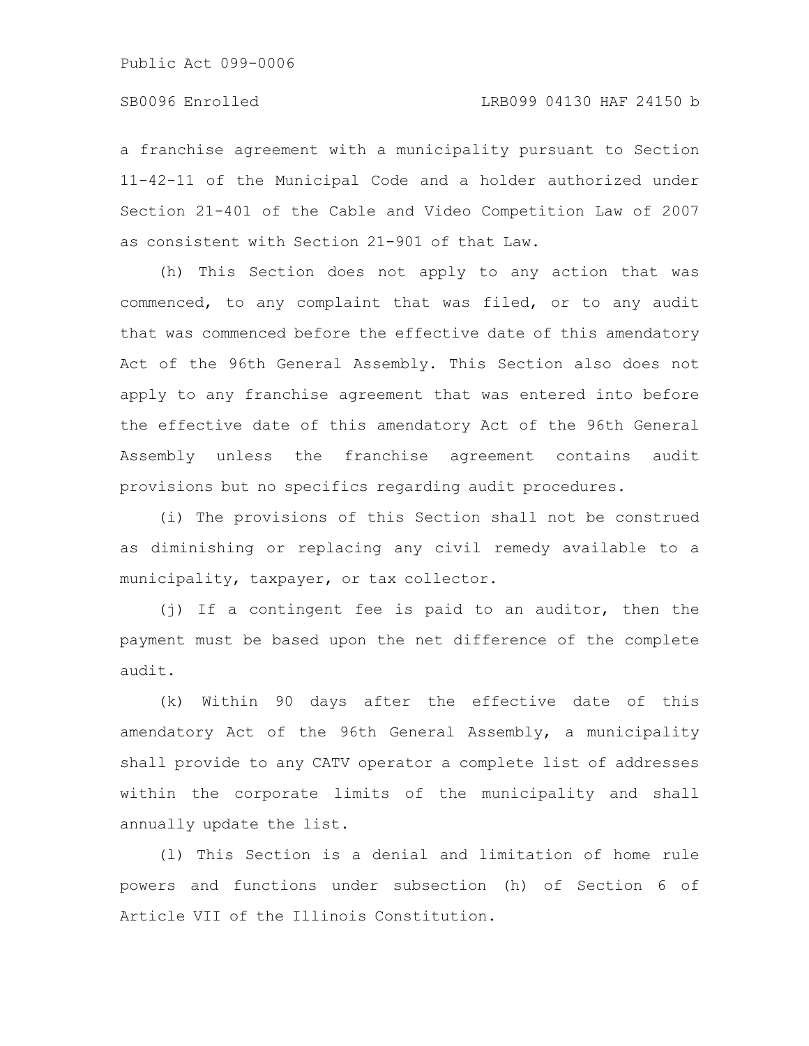a franchise agreement with a municipality pursuant to Section 11-42-11 of the Municipal Code and a holder authorized under Section 21-401 of the Cable and Video Competition Law of 2007 as consistent with Section 21-901 of that Law.

(h) This Section does not apply to any action that was commenced, to any complaint that was filed, or to any audit that was commenced before the effective date of this amendatory Act of the 96th General Assembly. This Section also does not apply to any franchise agreement that was entered into before the effective date of this amendatory Act of the 96th General Assembly unless the franchise agreement contains audit provisions but no specifics regarding audit procedures.

(i) The provisions of this Section shall not be construed as diminishing or replacing any civil remedy available to a municipality, taxpayer, or tax collector.

(j) If a contingent fee is paid to an auditor, then the payment must be based upon the net difference of the complete audit.

(k) Within 90 days after the effective date of this amendatory Act of the 96th General Assembly, a municipality shall provide to any CATV operator a complete list of addresses within the corporate limits of the municipality and shall annually update the list.

(l) This Section is a denial and limitation of home rule powers and functions under subsection (h) of Section 6 of Article VII of the Illinois Constitution.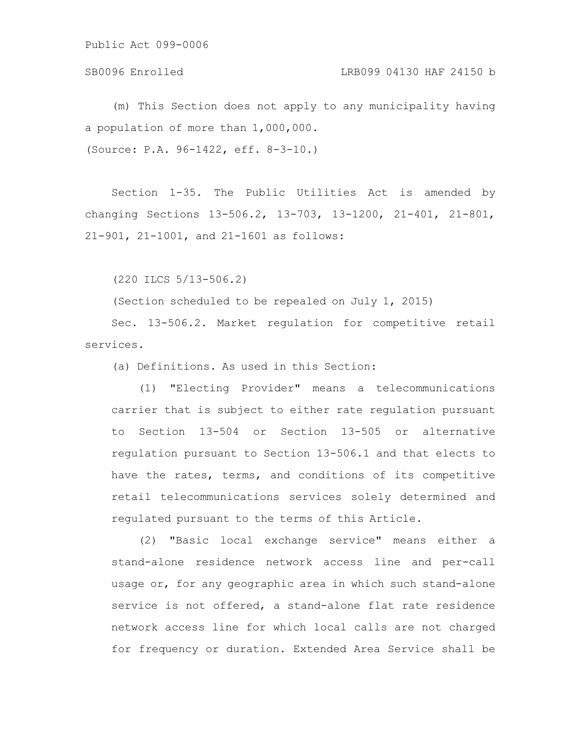(m) This Section does not apply to any municipality having a population of more than 1,000,000.

(Source: P.A. 96-1422, eff. 8-3-10.)

Section 1-35. The Public Utilities Act is amended by changing Sections 13-506.2, 13-703, 13-1200, 21-401, 21-801, 21-901, 21-1001, and 21-1601 as follows:

(220 ILCS 5/13-506.2)

(Section scheduled to be repealed on July 1, 2015)

Sec. 13-506.2. Market regulation for competitive retail services.

(a) Definitions. As used in this Section:

(1) "Electing Provider" means a telecommunications carrier that is subject to either rate regulation pursuant to Section 13-504 or Section 13-505 or alternative regulation pursuant to Section 13-506.1 and that elects to have the rates, terms, and conditions of its competitive retail telecommunications services solely determined and regulated pursuant to the terms of this Article.

(2) "Basic local exchange service" means either a stand-alone residence network access line and per-call usage or, for any geographic area in which such stand-alone service is not offered, a stand-alone flat rate residence network access line for which local calls are not charged for frequency or duration. Extended Area Service shall be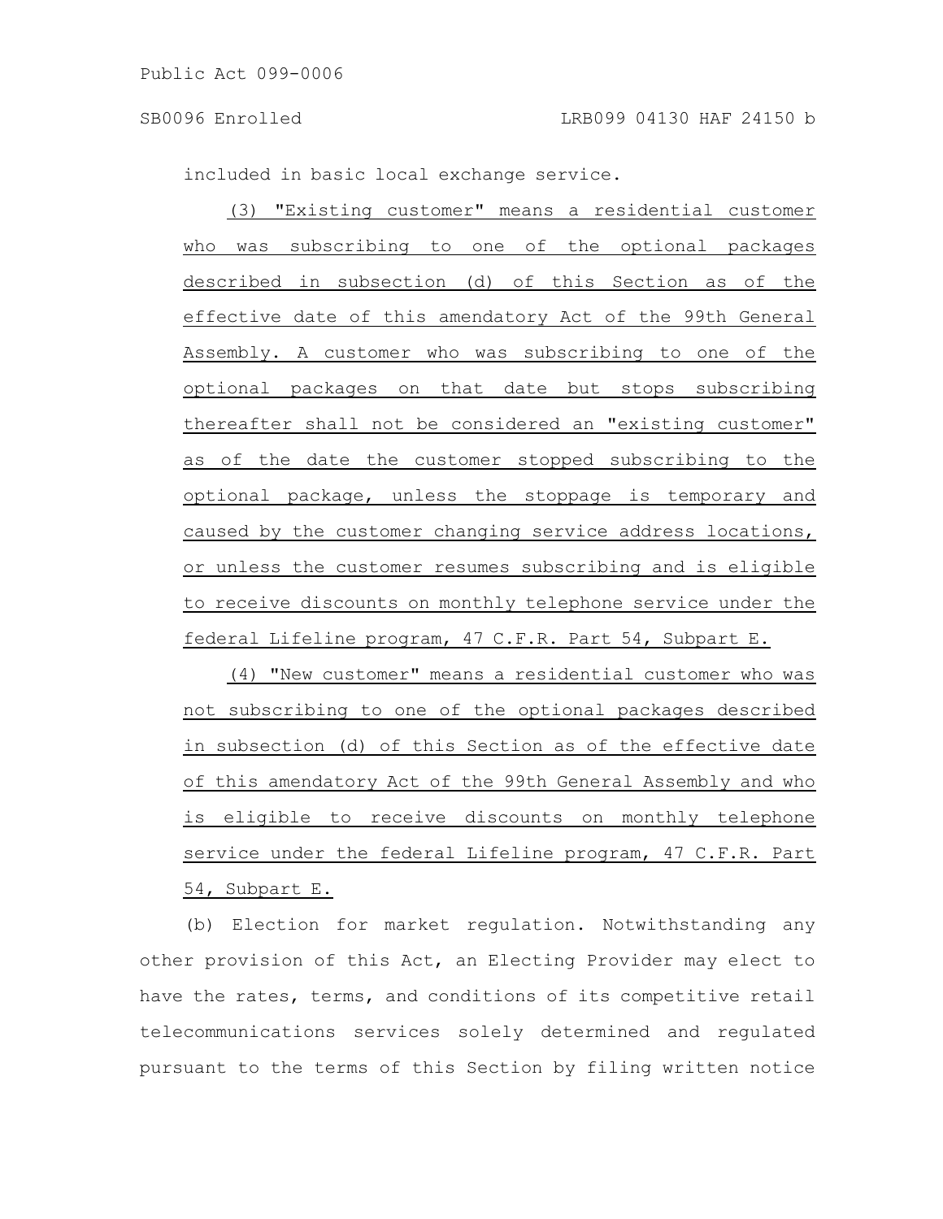included in basic local exchange service.

(3) "Existing customer" means a residential customer who was subscribing to one of the optional packages described in subsection (d) of this Section as of the effective date of this amendatory Act of the 99th General Assembly. A customer who was subscribing to one of the optional packages on that date but stops subscribing thereafter shall not be considered an "existing customer" as of the date the customer stopped subscribing to the optional package, unless the stoppage is temporary and caused by the customer changing service address locations, or unless the customer resumes subscribing and is eligible to receive discounts on monthly telephone service under the federal Lifeline program, 47 C.F.R. Part 54, Subpart E.

(4) "New customer" means a residential customer who was not subscribing to one of the optional packages described in subsection (d) of this Section as of the effective date of this amendatory Act of the 99th General Assembly and who is eligible to receive discounts on monthly telephone service under the federal Lifeline program, 47 C.F.R. Part 54, Subpart E.

(b) Election for market regulation. Notwithstanding any other provision of this Act, an Electing Provider may elect to have the rates, terms, and conditions of its competitive retail telecommunications services solely determined and regulated pursuant to the terms of this Section by filing written notice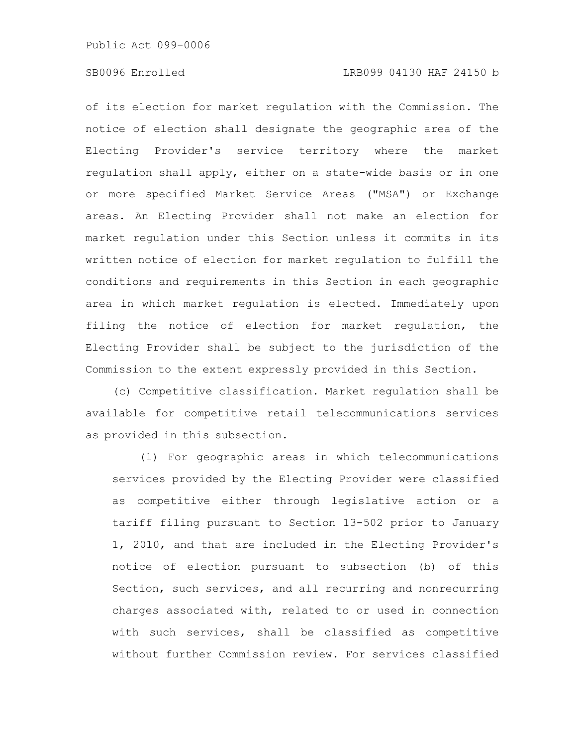of its election for market regulation with the Commission. The notice of election shall designate the geographic area of the Electing Provider's service territory where the market regulation shall apply, either on a state-wide basis or in one or more specified Market Service Areas ("MSA") or Exchange areas. An Electing Provider shall not make an election for market regulation under this Section unless it commits in its written notice of election for market regulation to fulfill the conditions and requirements in this Section in each geographic area in which market regulation is elected. Immediately upon filing the notice of election for market regulation, the Electing Provider shall be subject to the jurisdiction of the Commission to the extent expressly provided in this Section.

(c) Competitive classification. Market regulation shall be available for competitive retail telecommunications services as provided in this subsection.

(1) For geographic areas in which telecommunications services provided by the Electing Provider were classified as competitive either through legislative action or a tariff filing pursuant to Section 13-502 prior to January 1, 2010, and that are included in the Electing Provider's notice of election pursuant to subsection (b) of this Section, such services, and all recurring and nonrecurring charges associated with, related to or used in connection with such services, shall be classified as competitive without further Commission review. For services classified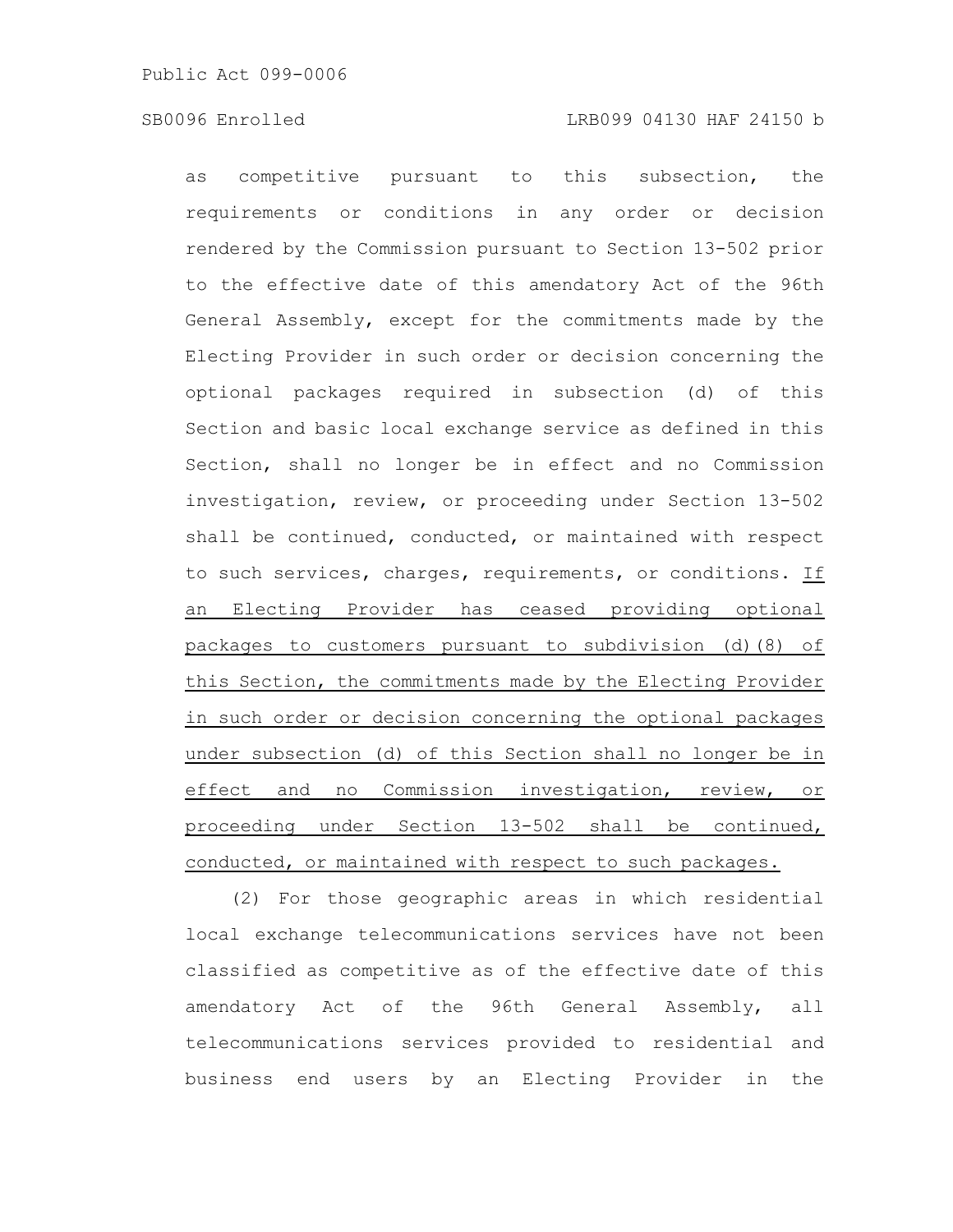as competitive pursuant to this subsection, the requirements or conditions in any order or decision rendered by the Commission pursuant to Section 13-502 prior to the effective date of this amendatory Act of the 96th General Assembly, except for the commitments made by the Electing Provider in such order or decision concerning the optional packages required in subsection (d) of this Section and basic local exchange service as defined in this Section, shall no longer be in effect and no Commission investigation, review, or proceeding under Section 13-502 shall be continued, conducted, or maintained with respect to such services, charges, requirements, or conditions. <u>If an Electing Provider has ceased providing optional packages to customers pursuant to subdivision (d)(8) of this Section, the commitments made by the Electing Provider in such order or decision concerning the optional packages under subsection (d) of this Section shall no longer be in effect and no Commission investigation, review, or proceeding under Section 13-502 shall be continued, conducted, or maintained with respect to such packages.</u>

(2) For those geographic areas in which residential local exchange telecommunications services have not been classified as competitive as of the effective date of this amendatory Act of the 96th General Assembly, all telecommunications services provided to residential and business end users by an Electing Provider in the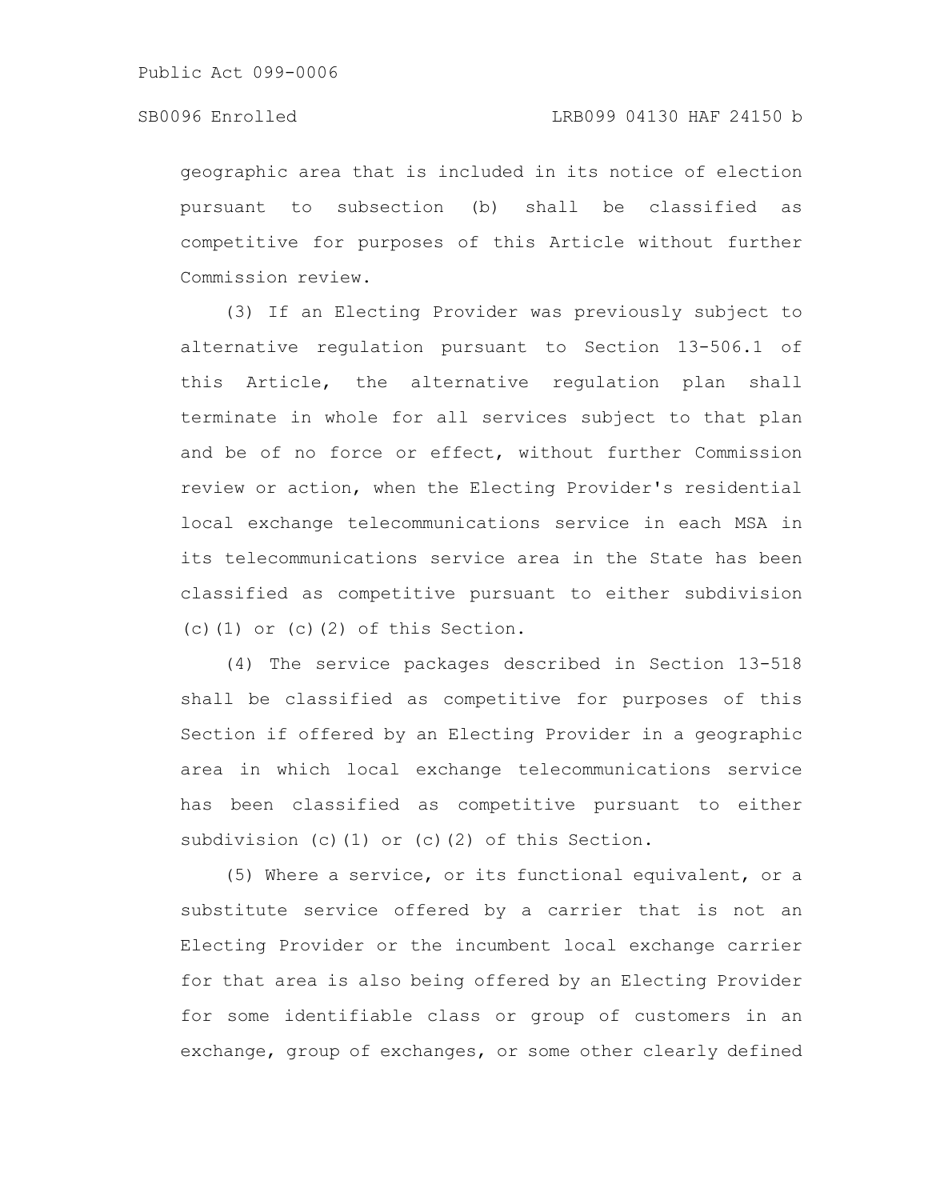geographic area that is included in its notice of election pursuant to subsection (b) shall be classified as competitive for purposes of this Article without further Commission review.

(3) If an Electing Provider was previously subject to alternative regulation pursuant to Section 13-506.1 of this Article, the alternative regulation plan shall terminate in whole for all services subject to that plan and be of no force or effect, without further Commission review or action, when the Electing Provider's residential local exchange telecommunications service in each MSA in its telecommunications service area in the State has been classified as competitive pursuant to either subdivision (c)(1) or (c)(2) of this Section.

(4) The service packages described in Section 13-518 shall be classified as competitive for purposes of this Section if offered by an Electing Provider in a geographic area in which local exchange telecommunications service has been classified as competitive pursuant to either subdivision (c)(1) or (c)(2) of this Section.

(5) Where a service, or its functional equivalent, or a substitute service offered by a carrier that is not an Electing Provider or the incumbent local exchange carrier for that area is also being offered by an Electing Provider for some identifiable class or group of customers in an exchange, group of exchanges, or some other clearly defined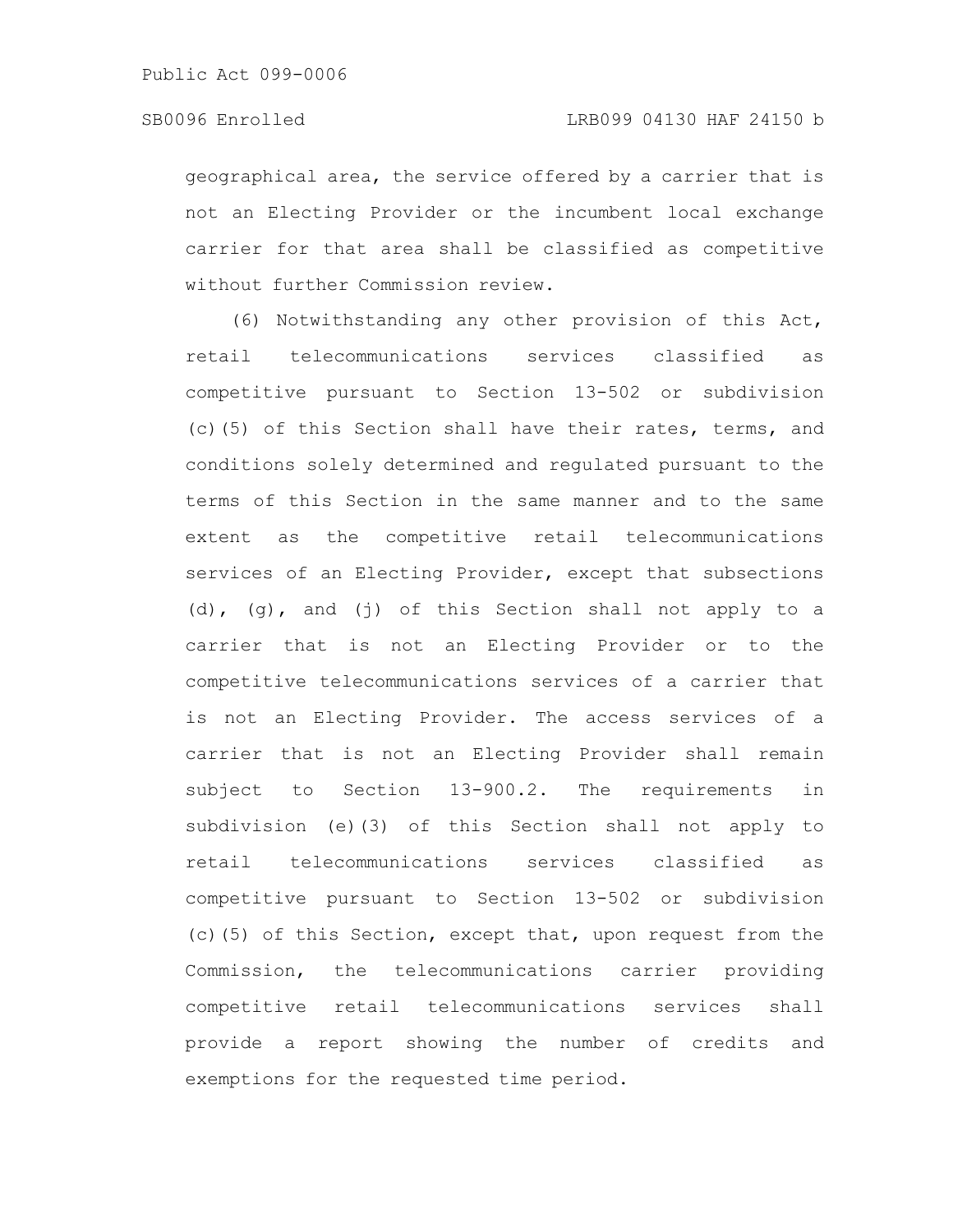geographical area, the service offered by a carrier that is not an Electing Provider or the incumbent local exchange carrier for that area shall be classified as competitive without further Commission review.

(6) Notwithstanding any other provision of this Act, retail telecommunications services classified as competitive pursuant to Section 13-502 or subdivision (c)(5) of this Section shall have their rates, terms, and conditions solely determined and regulated pursuant to the terms of this Section in the same manner and to the same extent as the competitive retail telecommunications services of an Electing Provider, except that subsections (d), (g), and (j) of this Section shall not apply to a carrier that is not an Electing Provider or to the competitive telecommunications services of a carrier that is not an Electing Provider. The access services of a carrier that is not an Electing Provider shall remain subject to Section 13-900.2. The requirements in subdivision (e)(3) of this Section shall not apply to retail telecommunications services classified as competitive pursuant to Section 13-502 or subdivision (c)(5) of this Section, except that, upon request from the Commission, the telecommunications carrier providing competitive retail telecommunications services shall provide a report showing the number of credits and exemptions for the requested time period.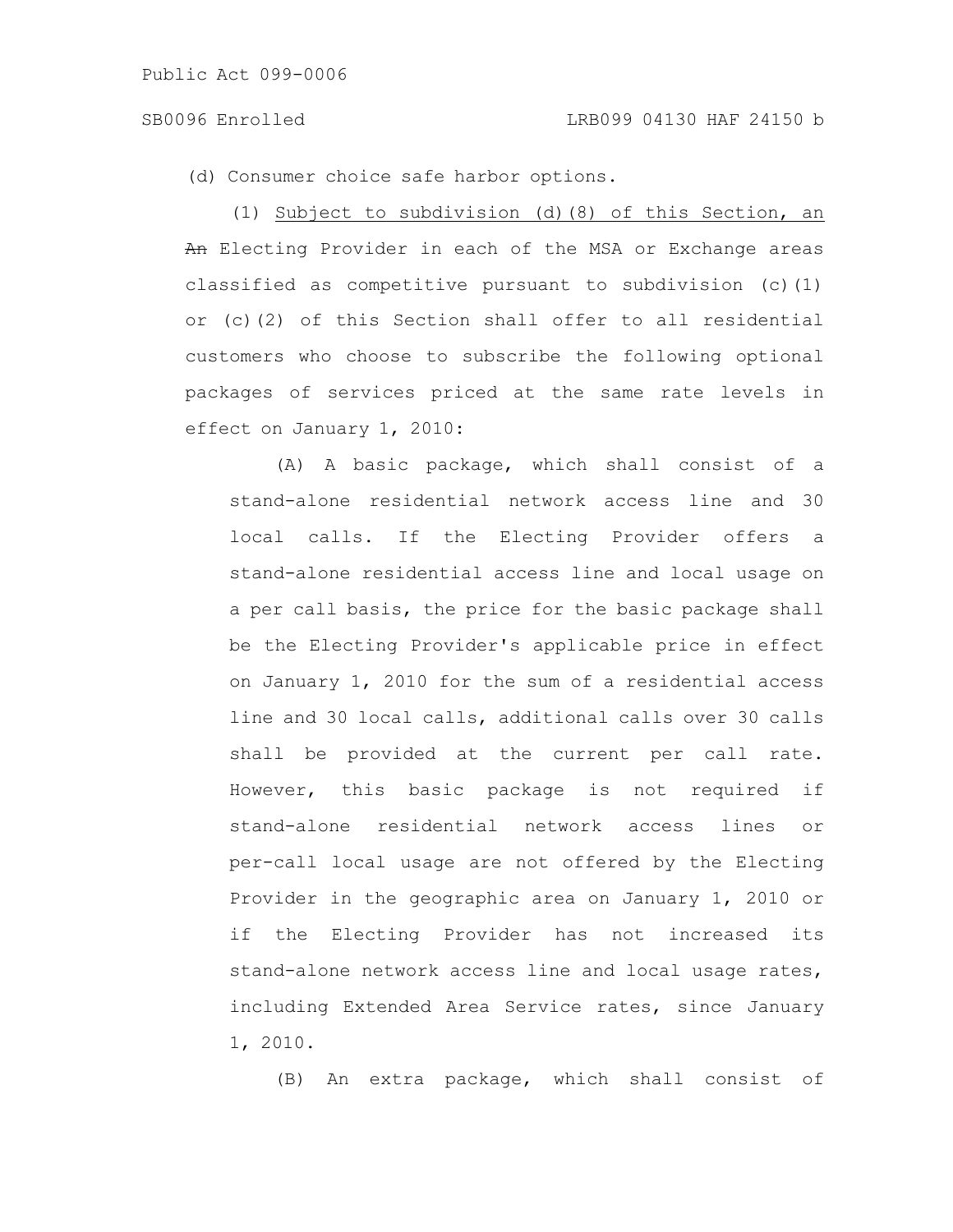(d) Consumer choice safe harbor options.

(1) Subject to subdivision (d)(8) of this Section, an An Electing Provider in each of the MSA or Exchange areas classified as competitive pursuant to subdivision (c)(1) or (c)(2) of this Section shall offer to all residential customers who choose to subscribe the following optional packages of services priced at the same rate levels in effect on January 1, 2010:

(A) A basic package, which shall consist of a stand-alone residential network access line and 30 local calls. If the Electing Provider offers a stand-alone residential access line and local usage on a per call basis, the price for the basic package shall be the Electing Provider's applicable price in effect on January 1, 2010 for the sum of a residential access line and 30 local calls, additional calls over 30 calls shall be provided at the current per call rate. However, this basic package is not required if stand-alone residential network access lines or per-call local usage are not offered by the Electing Provider in the geographic area on January 1, 2010 or if the Electing Provider has not increased its stand-alone network access line and local usage rates, including Extended Area Service rates, since January 1, 2010.

(B) An extra package, which shall consist of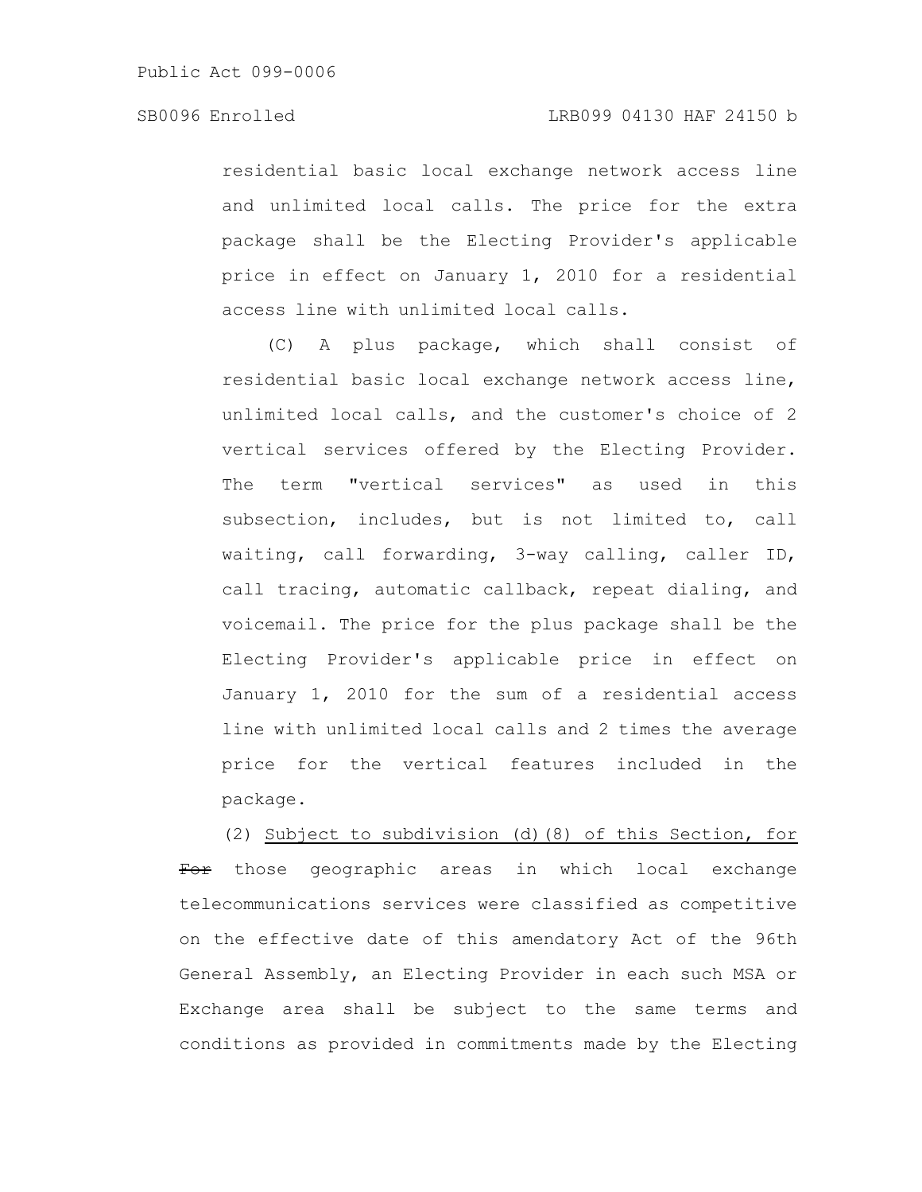residential basic local exchange network access line and unlimited local calls. The price for the extra package shall be the Electing Provider's applicable price in effect on January 1, 2010 for a residential access line with unlimited local calls.

(C) A plus package, which shall consist of residential basic local exchange network access line, unlimited local calls, and the customer's choice of 2 vertical services offered by the Electing Provider. The term "vertical services" as used in this subsection, includes, but is not limited to, call waiting, call forwarding, 3-way calling, caller ID, call tracing, automatic callback, repeat dialing, and voicemail. The price for the plus package shall be the Electing Provider's applicable price in effect on January 1, 2010 for the sum of a residential access line with unlimited local calls and 2 times the average price for the vertical features included in the package.

(2) Subject to subdivision (d)(8) of this Section, for ~~For~~ those geographic areas in which local exchange telecommunications services were classified as competitive on the effective date of this amendatory Act of the 96th General Assembly, an Electing Provider in each such MSA or Exchange area shall be subject to the same terms and conditions as provided in commitments made by the Electing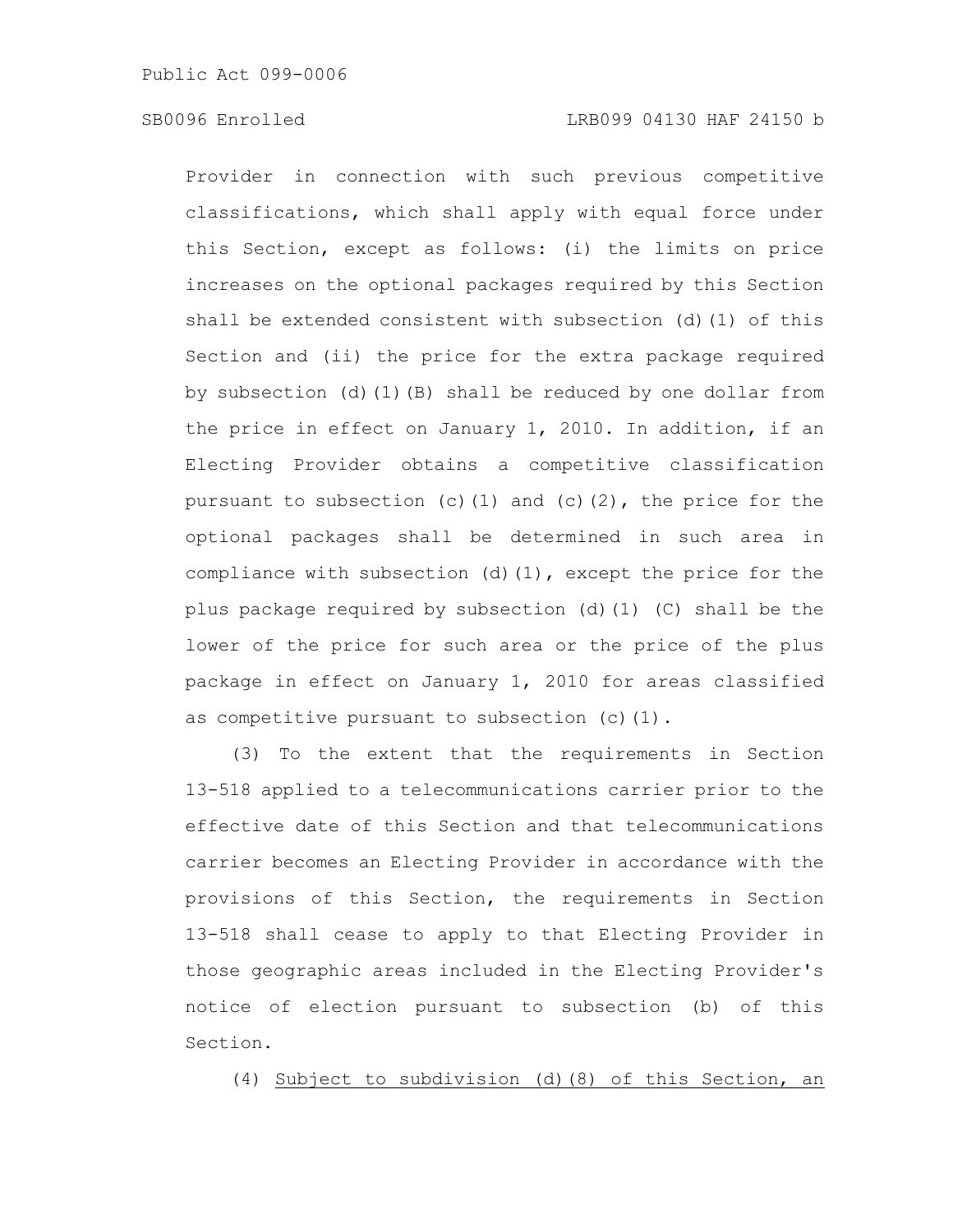Provider in connection with such previous competitive classifications, which shall apply with equal force under this Section, except as follows: (i) the limits on price increases on the optional packages required by this Section shall be extended consistent with subsection (d)(1) of this Section and (ii) the price for the extra package required by subsection (d)(1)(B) shall be reduced by one dollar from the price in effect on January 1, 2010. In addition, if an Electing Provider obtains a competitive classification pursuant to subsection (c)(1) and (c)(2), the price for the optional packages shall be determined in such area in compliance with subsection (d)(1), except the price for the plus package required by subsection (d)(1) (C) shall be the lower of the price for such area or the price of the plus package in effect on January 1, 2010 for areas classified as competitive pursuant to subsection (c)(1).

(3) To the extent that the requirements in Section 13-518 applied to a telecommunications carrier prior to the effective date of this Section and that telecommunications carrier becomes an Electing Provider in accordance with the provisions of this Section, the requirements in Section 13-518 shall cease to apply to that Electing Provider in those geographic areas included in the Electing Provider's notice of election pursuant to subsection (b) of this Section.

(4) <u>Subject to subdivision (d)(8) of this Section, an</u>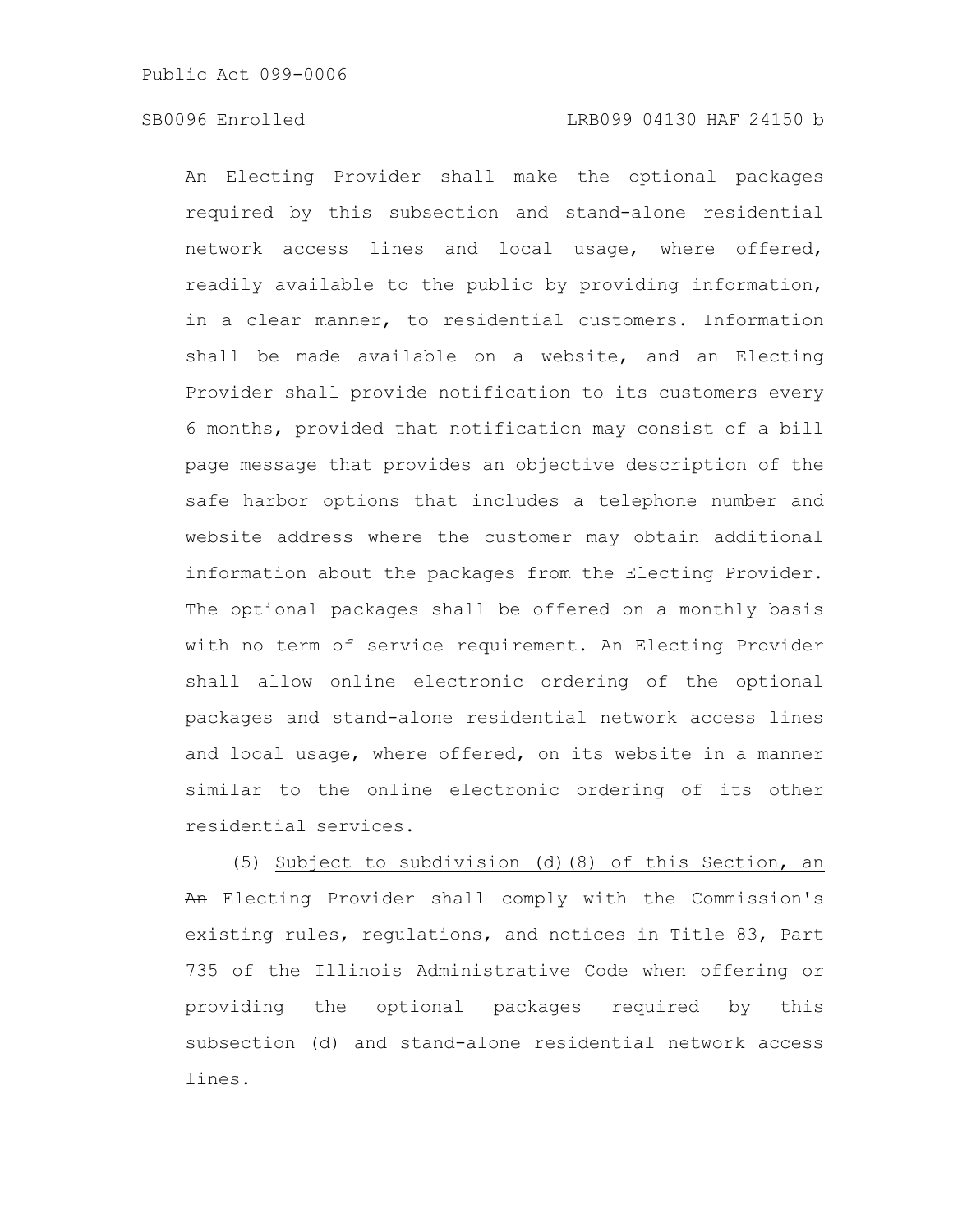~~An~~ Electing Provider shall make the optional packages required by this subsection and stand-alone residential network access lines and local usage, where offered, readily available to the public by providing information, in a clear manner, to residential customers. Information shall be made available on a website, and an Electing Provider shall provide notification to its customers every 6 months, provided that notification may consist of a bill page message that provides an objective description of the safe harbor options that includes a telephone number and website address where the customer may obtain additional information about the packages from the Electing Provider. The optional packages shall be offered on a monthly basis with no term of service requirement. An Electing Provider shall allow online electronic ordering of the optional packages and stand-alone residential network access lines and local usage, where offered, on its website in a manner similar to the online electronic ordering of its other residential services.

(5) <u>Subject to subdivision (d)(8) of this Section, an</u> ~~An~~ Electing Provider shall comply with the Commission's existing rules, regulations, and notices in Title 83, Part 735 of the Illinois Administrative Code when offering or providing the optional packages required by this subsection (d) and stand-alone residential network access lines.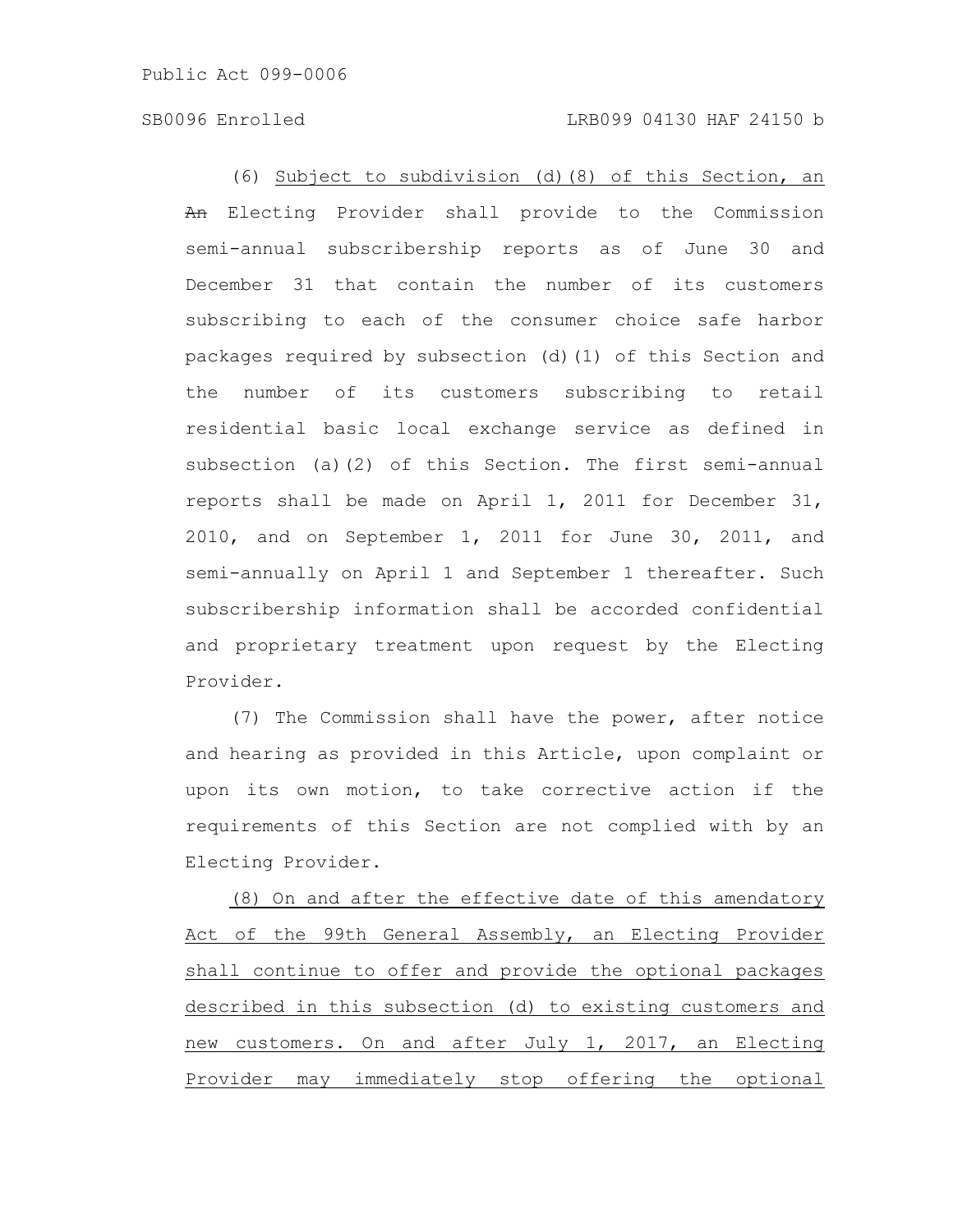(6) Subject to subdivision (d)(8) of this Section, an ~~An~~ Electing Provider shall provide to the Commission semi-annual subscribership reports as of June 30 and December 31 that contain the number of its customers subscribing to each of the consumer choice safe harbor packages required by subsection (d)(1) of this Section and the number of its customers subscribing to retail residential basic local exchange service as defined in subsection (a)(2) of this Section. The first semi-annual reports shall be made on April 1, 2011 for December 31, 2010, and on September 1, 2011 for June 30, 2011, and semi-annually on April 1 and September 1 thereafter. Such subscribership information shall be accorded confidential and proprietary treatment upon request by the Electing Provider.

(7) The Commission shall have the power, after notice and hearing as provided in this Article, upon complaint or upon its own motion, to take corrective action if the requirements of this Section are not complied with by an Electing Provider.

(8) On and after the effective date of this amendatory Act of the 99th General Assembly, an Electing Provider shall continue to offer and provide the optional packages described in this subsection (d) to existing customers and new customers. On and after July 1, 2017, an Electing Provider may immediately stop offering the optional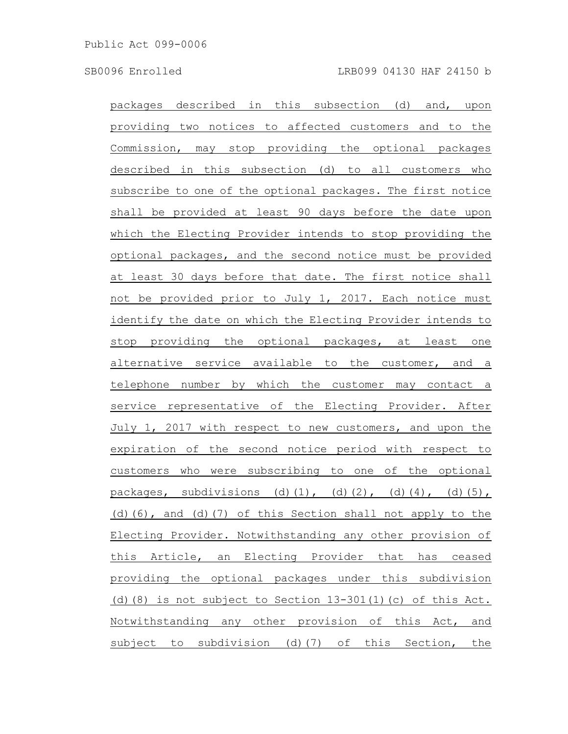packages described in this subsection (d) and, upon providing two notices to affected customers and to the Commission, may stop providing the optional packages described in this subsection (d) to all customers who subscribe to one of the optional packages. The first notice shall be provided at least 90 days before the date upon which the Electing Provider intends to stop providing the optional packages, and the second notice must be provided at least 30 days before that date. The first notice shall not be provided prior to July 1, 2017. Each notice must identify the date on which the Electing Provider intends to stop providing the optional packages, at least one alternative service available to the customer, and a telephone number by which the customer may contact a service representative of the Electing Provider. After July 1, 2017 with respect to new customers, and upon the expiration of the second notice period with respect to customers who were subscribing to one of the optional packages, subdivisions (d)(1), (d)(2), (d)(4), (d)(5), (d)(6), and (d)(7) of this Section shall not apply to the Electing Provider. Notwithstanding any other provision of this Article, an Electing Provider that has ceased providing the optional packages under this subdivision (d)(8) is not subject to Section 13-301(1)(c) of this Act. Notwithstanding any other provision of this Act, and subject to subdivision (d)(7) of this Section, the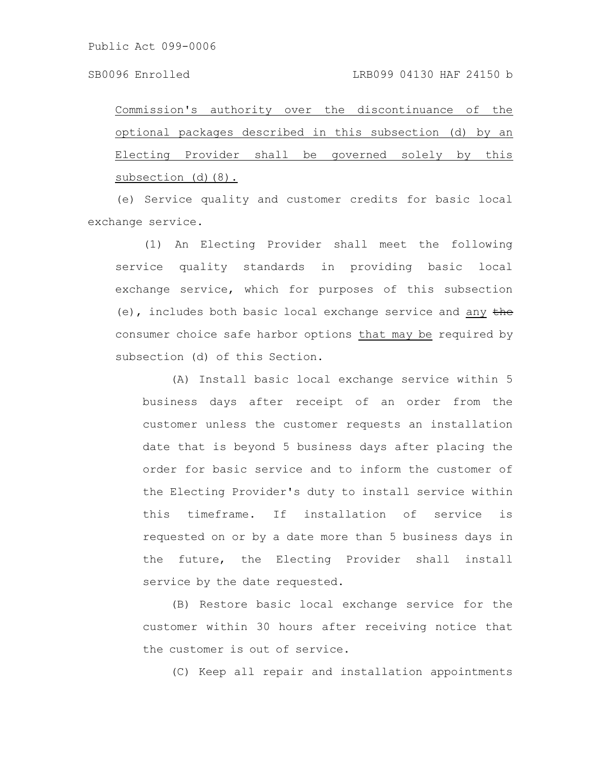Commission's authority over the discontinuance of the optional packages described in this subsection (d) by an Electing Provider shall be governed solely by this subsection (d)(8).

(e) Service quality and customer credits for basic local exchange service.

(1) An Electing Provider shall meet the following service quality standards in providing basic local exchange service, which for purposes of this subsection (e), includes both basic local exchange service and any ~~the~~ consumer choice safe harbor options that may be required by subsection (d) of this Section.

(A) Install basic local exchange service within 5 business days after receipt of an order from the customer unless the customer requests an installation date that is beyond 5 business days after placing the order for basic service and to inform the customer of the Electing Provider's duty to install service within this timeframe. If installation of service is requested on or by a date more than 5 business days in the future, the Electing Provider shall install service by the date requested.

(B) Restore basic local exchange service for the customer within 30 hours after receiving notice that the customer is out of service.

(C) Keep all repair and installation appointments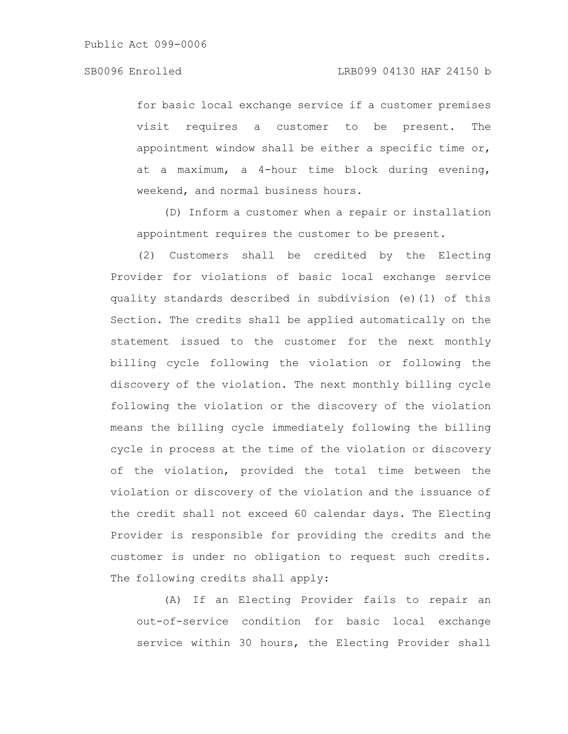for basic local exchange service if a customer premises visit requires a customer to be present. The appointment window shall be either a specific time or, at a maximum, a 4-hour time block during evening, weekend, and normal business hours.

(D) Inform a customer when a repair or installation appointment requires the customer to be present.

(2) Customers shall be credited by the Electing Provider for violations of basic local exchange service quality standards described in subdivision (e)(1) of this Section. The credits shall be applied automatically on the statement issued to the customer for the next monthly billing cycle following the violation or following the discovery of the violation. The next monthly billing cycle following the violation or the discovery of the violation means the billing cycle immediately following the billing cycle in process at the time of the violation or discovery of the violation, provided the total time between the violation or discovery of the violation and the issuance of the credit shall not exceed 60 calendar days. The Electing Provider is responsible for providing the credits and the customer is under no obligation to request such credits. The following credits shall apply:

(A) If an Electing Provider fails to repair an out-of-service condition for basic local exchange service within 30 hours, the Electing Provider shall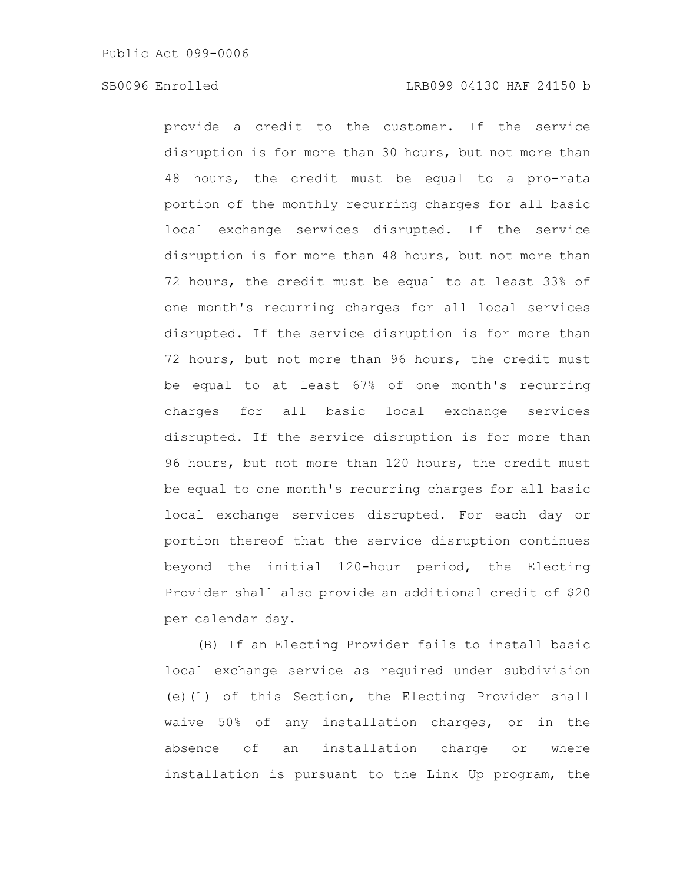provide a credit to the customer. If the service disruption is for more than 30 hours, but not more than 48 hours, the credit must be equal to a pro-rata portion of the monthly recurring charges for all basic local exchange services disrupted. If the service disruption is for more than 48 hours, but not more than 72 hours, the credit must be equal to at least 33% of one month's recurring charges for all local services disrupted. If the service disruption is for more than 72 hours, but not more than 96 hours, the credit must be equal to at least 67% of one month's recurring charges for all basic local exchange services disrupted. If the service disruption is for more than 96 hours, but not more than 120 hours, the credit must be equal to one month's recurring charges for all basic local exchange services disrupted. For each day or portion thereof that the service disruption continues beyond the initial 120-hour period, the Electing Provider shall also provide an additional credit of $20 per calendar day.

(B) If an Electing Provider fails to install basic local exchange service as required under subdivision (e)(1) of this Section, the Electing Provider shall waive 50% of any installation charges, or in the absence of an installation charge or where installation is pursuant to the Link Up program, the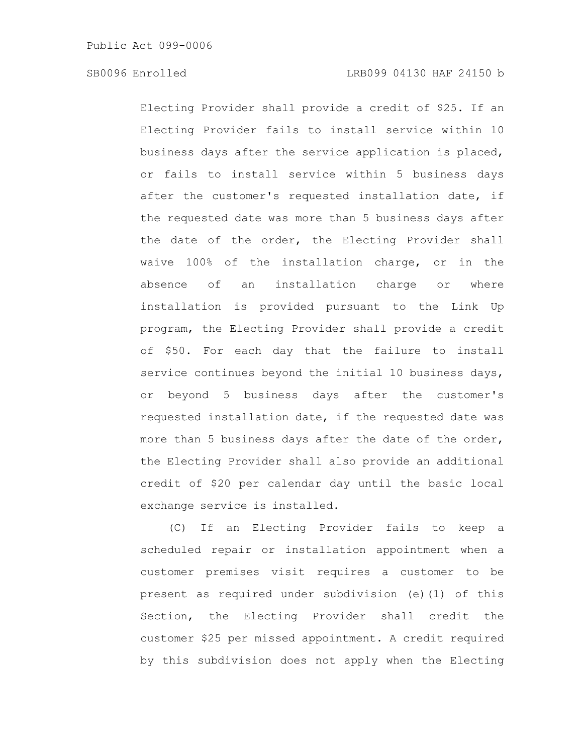Electing Provider shall provide a credit of $25. If an Electing Provider fails to install service within 10 business days after the service application is placed, or fails to install service within 5 business days after the customer's requested installation date, if the requested date was more than 5 business days after the date of the order, the Electing Provider shall waive 100% of the installation charge, or in the absence of an installation charge or where installation is provided pursuant to the Link Up program, the Electing Provider shall provide a credit of $50. For each day that the failure to install service continues beyond the initial 10 business days, or beyond 5 business days after the customer's requested installation date, if the requested date was more than 5 business days after the date of the order, the Electing Provider shall also provide an additional credit of $20 per calendar day until the basic local exchange service is installed.

(C) If an Electing Provider fails to keep a scheduled repair or installation appointment when a customer premises visit requires a customer to be present as required under subdivision (e)(1) of this Section, the Electing Provider shall credit the customer $25 per missed appointment. A credit required by this subdivision does not apply when the Electing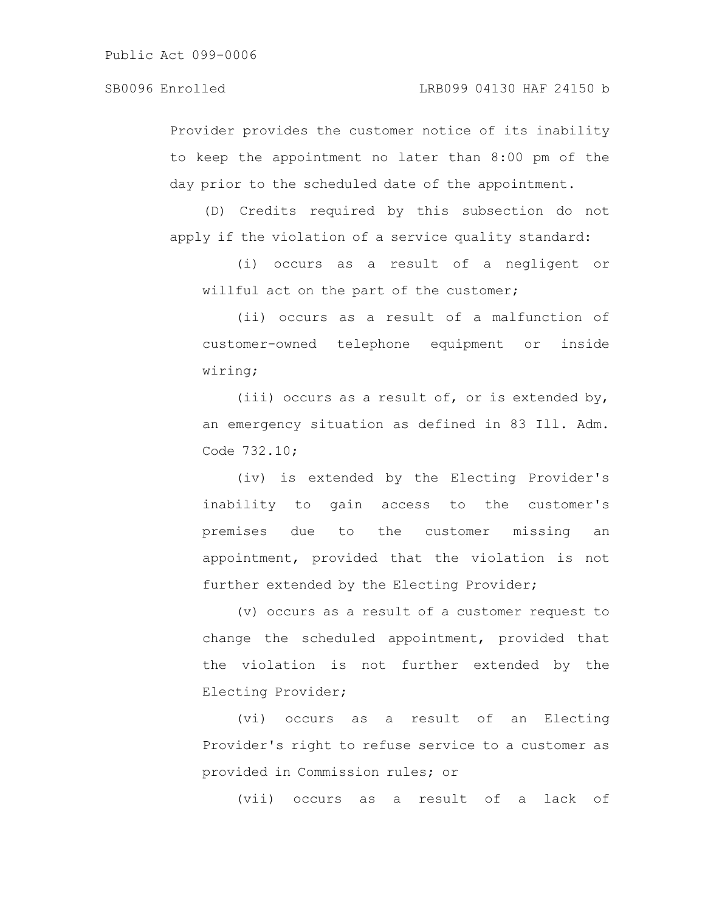Provider provides the customer notice of its inability to keep the appointment no later than 8:00 pm of the day prior to the scheduled date of the appointment.

(D) Credits required by this subsection do not apply if the violation of a service quality standard:

(i) occurs as a result of a negligent or willful act on the part of the customer;

(ii) occurs as a result of a malfunction of customer-owned telephone equipment or inside wiring;

(iii) occurs as a result of, or is extended by, an emergency situation as defined in 83 Ill. Adm. Code 732.10;

(iv) is extended by the Electing Provider's inability to gain access to the customer's premises due to the customer missing an appointment, provided that the violation is not further extended by the Electing Provider;

(v) occurs as a result of a customer request to change the scheduled appointment, provided that the violation is not further extended by the Electing Provider;

(vi) occurs as a result of an Electing Provider's right to refuse service to a customer as provided in Commission rules; or

(vii) occurs as a result of a lack of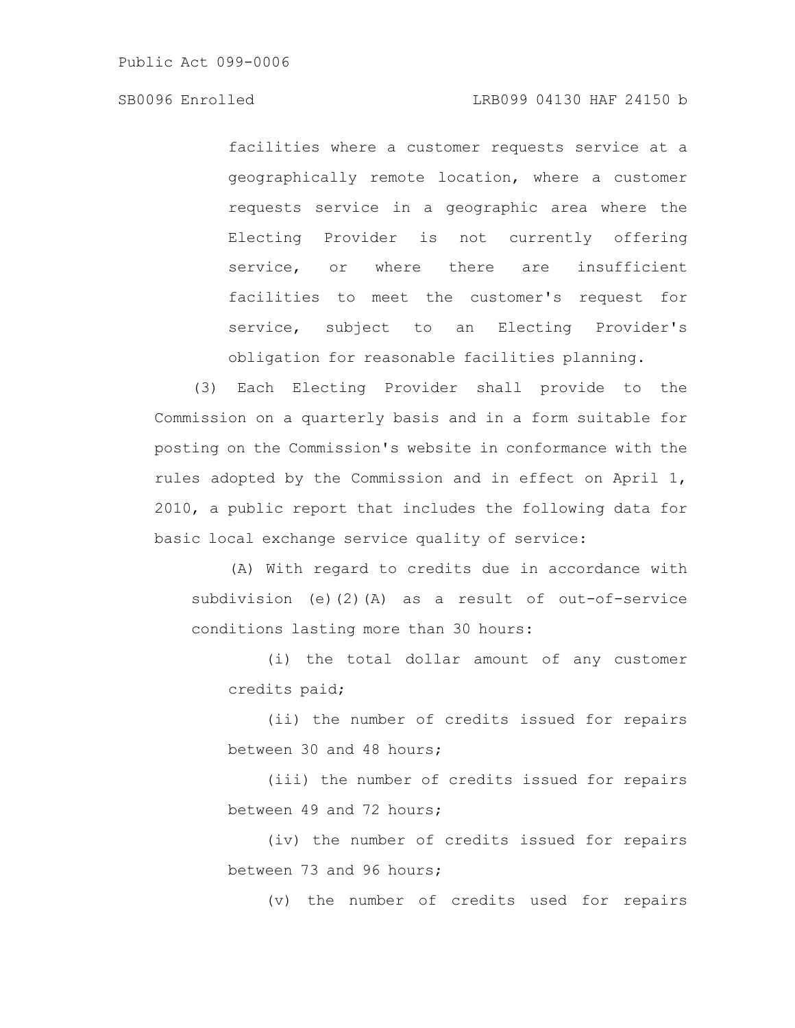facilities where a customer requests service at a geographically remote location, where a customer requests service in a geographic area where the Electing Provider is not currently offering service, or where there are insufficient facilities to meet the customer's request for service, subject to an Electing Provider's obligation for reasonable facilities planning.

(3) Each Electing Provider shall provide to the Commission on a quarterly basis and in a form suitable for posting on the Commission's website in conformance with the rules adopted by the Commission and in effect on April 1, 2010, a public report that includes the following data for basic local exchange service quality of service:

(A) With regard to credits due in accordance with subdivision (e)(2)(A) as a result of out-of-service conditions lasting more than 30 hours:

(i) the total dollar amount of any customer credits paid;

(ii) the number of credits issued for repairs between 30 and 48 hours;

(iii) the number of credits issued for repairs between 49 and 72 hours;

(iv) the number of credits issued for repairs between 73 and 96 hours;

(v) the number of credits used for repairs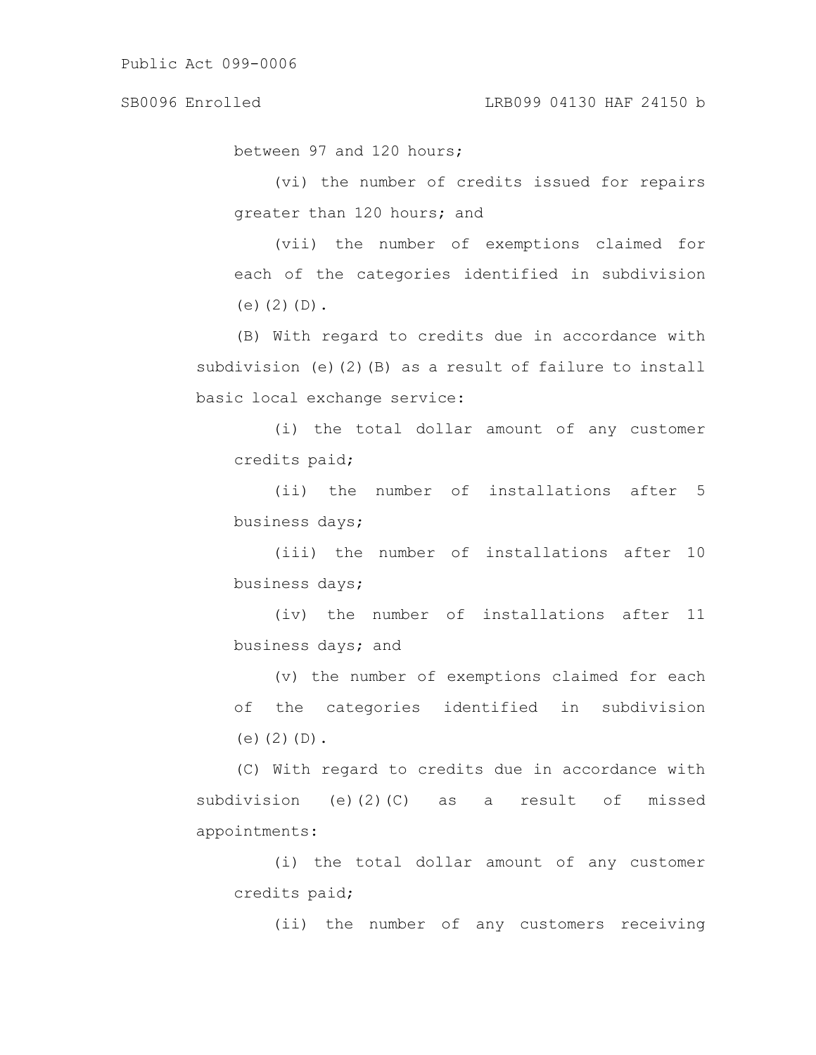between 97 and 120 hours;

(vi) the number of credits issued for repairs greater than 120 hours; and

(vii) the number of exemptions claimed for each of the categories identified in subdivision (e)(2)(D).

(B) With regard to credits due in accordance with subdivision (e)(2)(B) as a result of failure to install basic local exchange service:

(i) the total dollar amount of any customer credits paid;

(ii) the number of installations after 5 business days;

(iii) the number of installations after 10 business days;

(iv) the number of installations after 11 business days; and

(v) the number of exemptions claimed for each of the categories identified in subdivision (e)(2)(D).

(C) With regard to credits due in accordance with subdivision (e)(2)(C) as a result of missed appointments:

(i) the total dollar amount of any customer credits paid;

(ii) the number of any customers receiving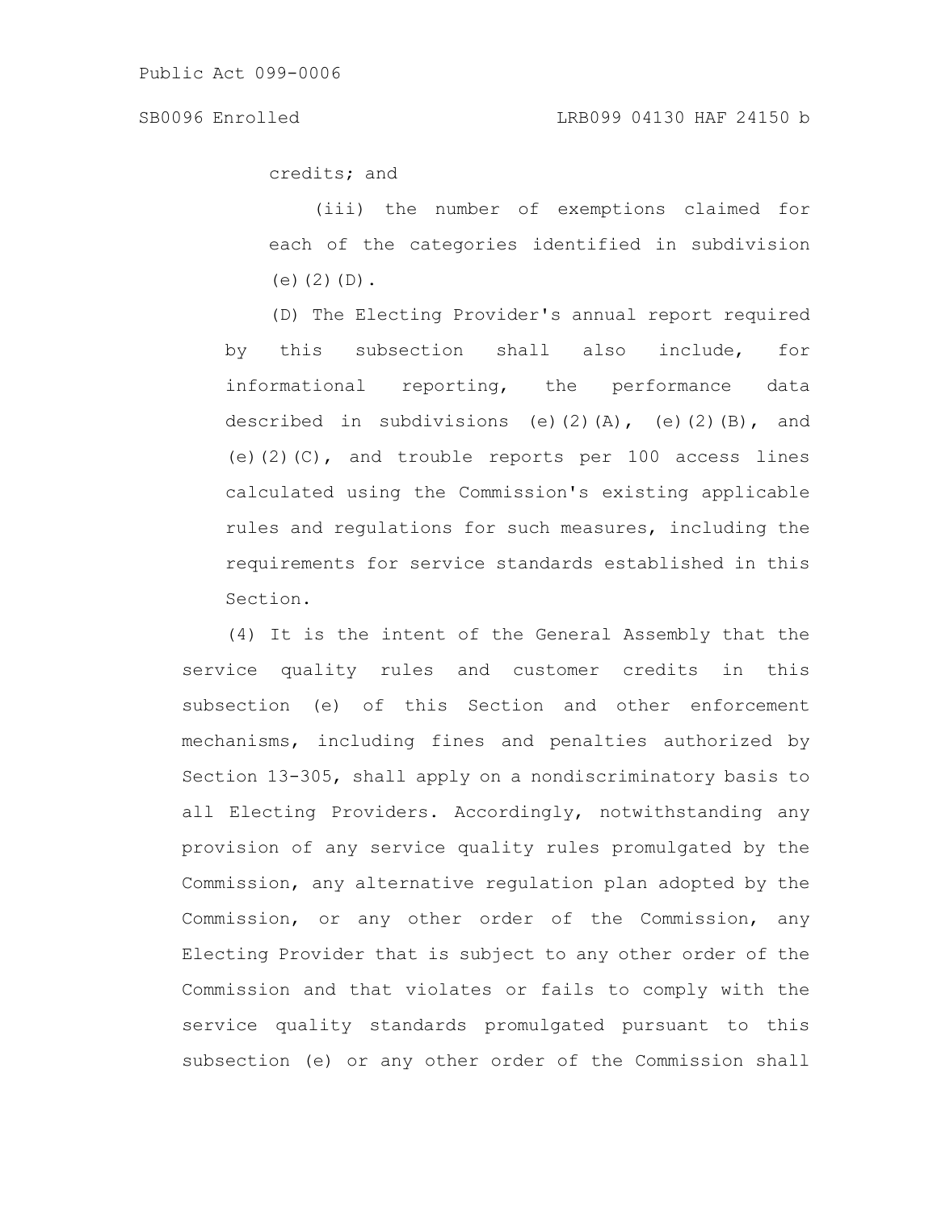credits; and

(iii) the number of exemptions claimed for each of the categories identified in subdivision (e)(2)(D).

(D) The Electing Provider's annual report required by this subsection shall also include, for informational reporting, the performance data described in subdivisions (e)(2)(A), (e)(2)(B), and (e)(2)(C), and trouble reports per 100 access lines calculated using the Commission's existing applicable rules and regulations for such measures, including the requirements for service standards established in this Section.

(4) It is the intent of the General Assembly that the service quality rules and customer credits in this subsection (e) of this Section and other enforcement mechanisms, including fines and penalties authorized by Section 13-305, shall apply on a nondiscriminatory basis to all Electing Providers. Accordingly, notwithstanding any provision of any service quality rules promulgated by the Commission, any alternative regulation plan adopted by the Commission, or any other order of the Commission, any Electing Provider that is subject to any other order of the Commission and that violates or fails to comply with the service quality standards promulgated pursuant to this subsection (e) or any other order of the Commission shall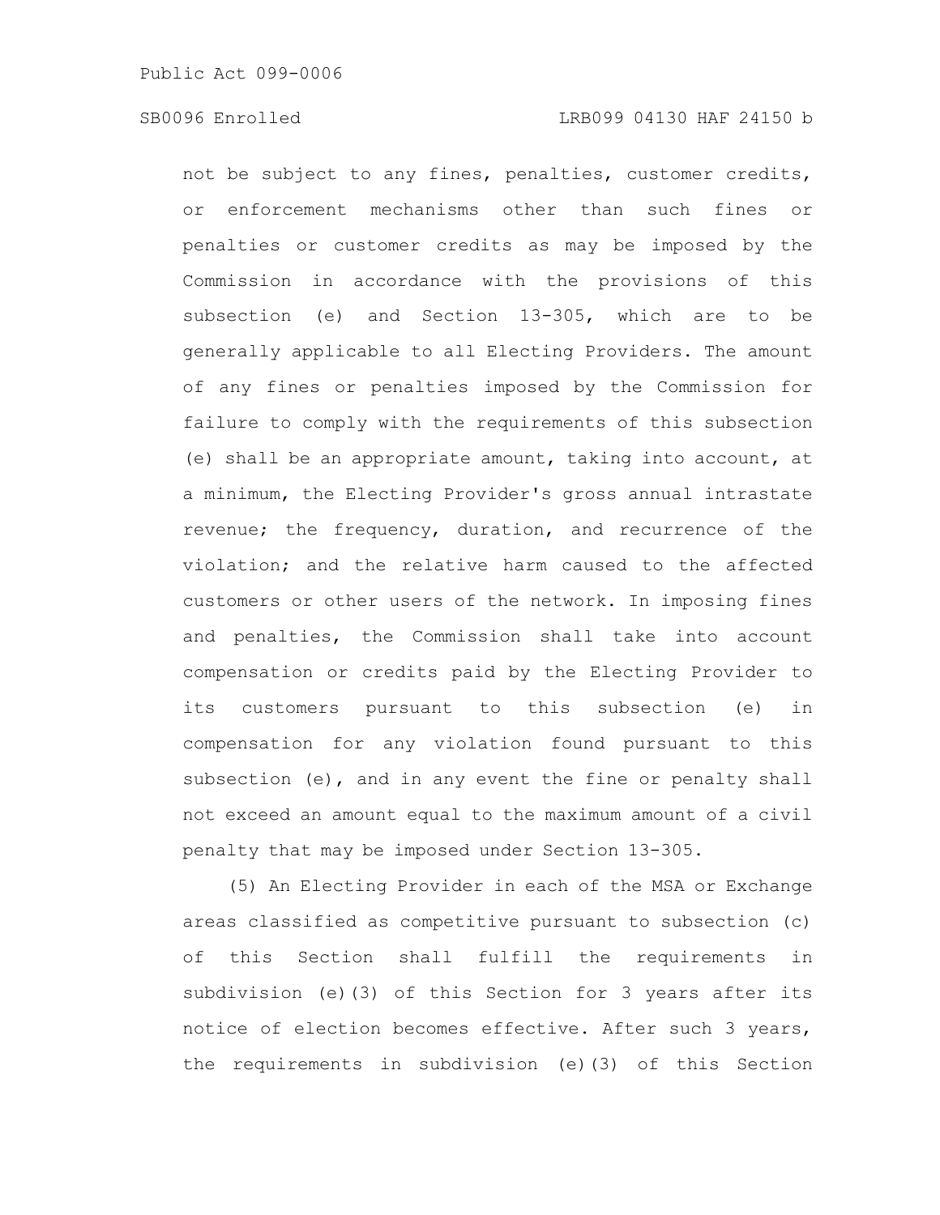not be subject to any fines, penalties, customer credits, or enforcement mechanisms other than such fines or penalties or customer credits as may be imposed by the Commission in accordance with the provisions of this subsection (e) and Section 13-305, which are to be generally applicable to all Electing Providers. The amount of any fines or penalties imposed by the Commission for failure to comply with the requirements of this subsection (e) shall be an appropriate amount, taking into account, at a minimum, the Electing Provider's gross annual intrastate revenue; the frequency, duration, and recurrence of the violation; and the relative harm caused to the affected customers or other users of the network. In imposing fines and penalties, the Commission shall take into account compensation or credits paid by the Electing Provider to its customers pursuant to this subsection (e) in compensation for any violation found pursuant to this subsection (e), and in any event the fine or penalty shall not exceed an amount equal to the maximum amount of a civil penalty that may be imposed under Section 13-305.

(5) An Electing Provider in each of the MSA or Exchange areas classified as competitive pursuant to subsection (c) of this Section shall fulfill the requirements in subdivision (e)(3) of this Section for 3 years after its notice of election becomes effective. After such 3 years, the requirements in subdivision (e)(3) of this Section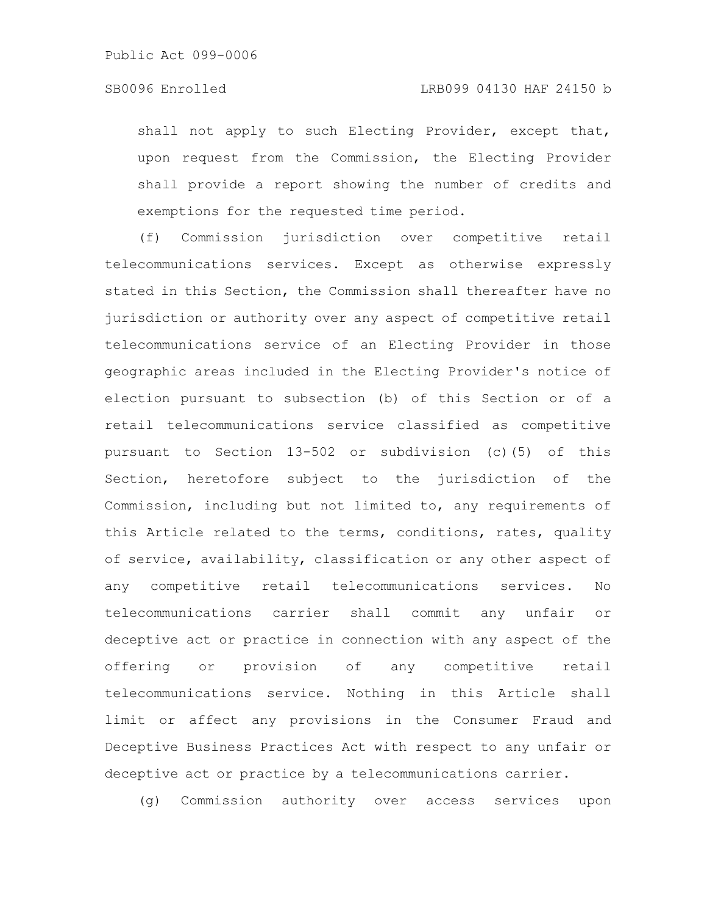shall not apply to such Electing Provider, except that, upon request from the Commission, the Electing Provider shall provide a report showing the number of credits and exemptions for the requested time period.

(f) Commission jurisdiction over competitive retail telecommunications services. Except as otherwise expressly stated in this Section, the Commission shall thereafter have no jurisdiction or authority over any aspect of competitive retail telecommunications service of an Electing Provider in those geographic areas included in the Electing Provider's notice of election pursuant to subsection (b) of this Section or of a retail telecommunications service classified as competitive pursuant to Section 13-502 or subdivision (c)(5) of this Section, heretofore subject to the jurisdiction of the Commission, including but not limited to, any requirements of this Article related to the terms, conditions, rates, quality of service, availability, classification or any other aspect of any competitive retail telecommunications services. No telecommunications carrier shall commit any unfair or deceptive act or practice in connection with any aspect of the offering or provision of any competitive retail telecommunications service. Nothing in this Article shall limit or affect any provisions in the Consumer Fraud and Deceptive Business Practices Act with respect to any unfair or deceptive act or practice by a telecommunications carrier.

(g) Commission authority over access services upon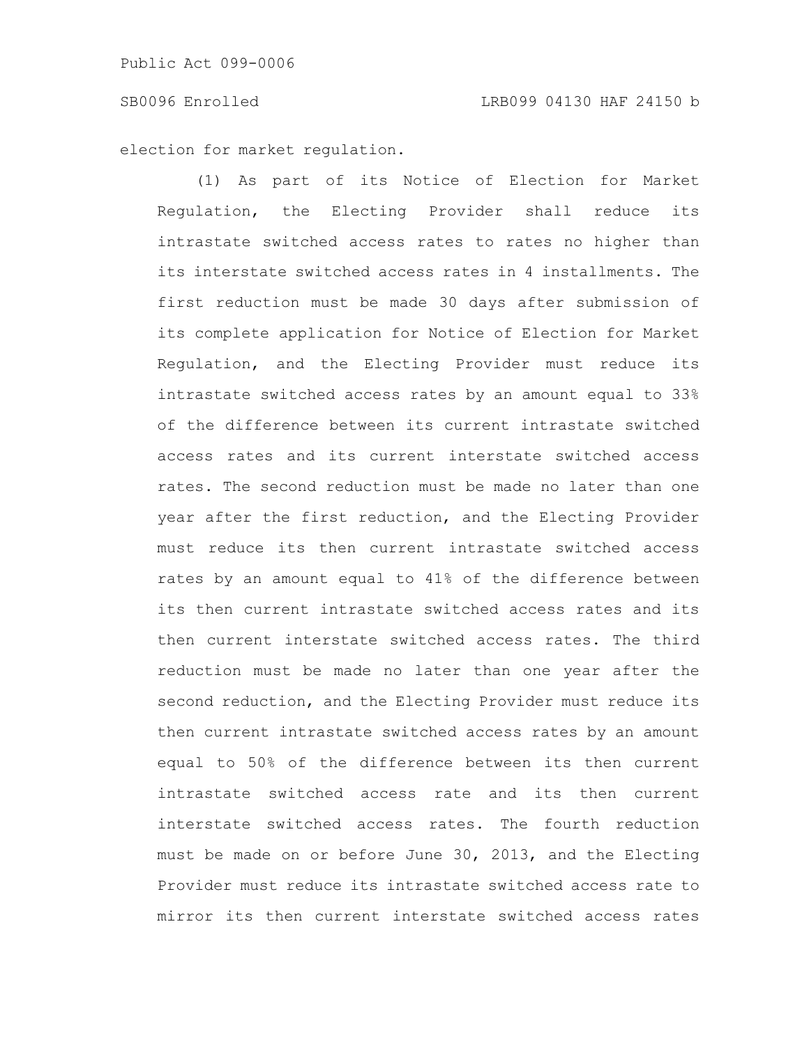election for market regulation.

(1) As part of its Notice of Election for Market Regulation, the Electing Provider shall reduce its intrastate switched access rates to rates no higher than its interstate switched access rates in 4 installments. The first reduction must be made 30 days after submission of its complete application for Notice of Election for Market Regulation, and the Electing Provider must reduce its intrastate switched access rates by an amount equal to 33% of the difference between its current intrastate switched access rates and its current interstate switched access rates. The second reduction must be made no later than one year after the first reduction, and the Electing Provider must reduce its then current intrastate switched access rates by an amount equal to 41% of the difference between its then current intrastate switched access rates and its then current interstate switched access rates. The third reduction must be made no later than one year after the second reduction, and the Electing Provider must reduce its then current intrastate switched access rates by an amount equal to 50% of the difference between its then current intrastate switched access rate and its then current interstate switched access rates. The fourth reduction must be made on or before June 30, 2013, and the Electing Provider must reduce its intrastate switched access rate to mirror its then current interstate switched access rates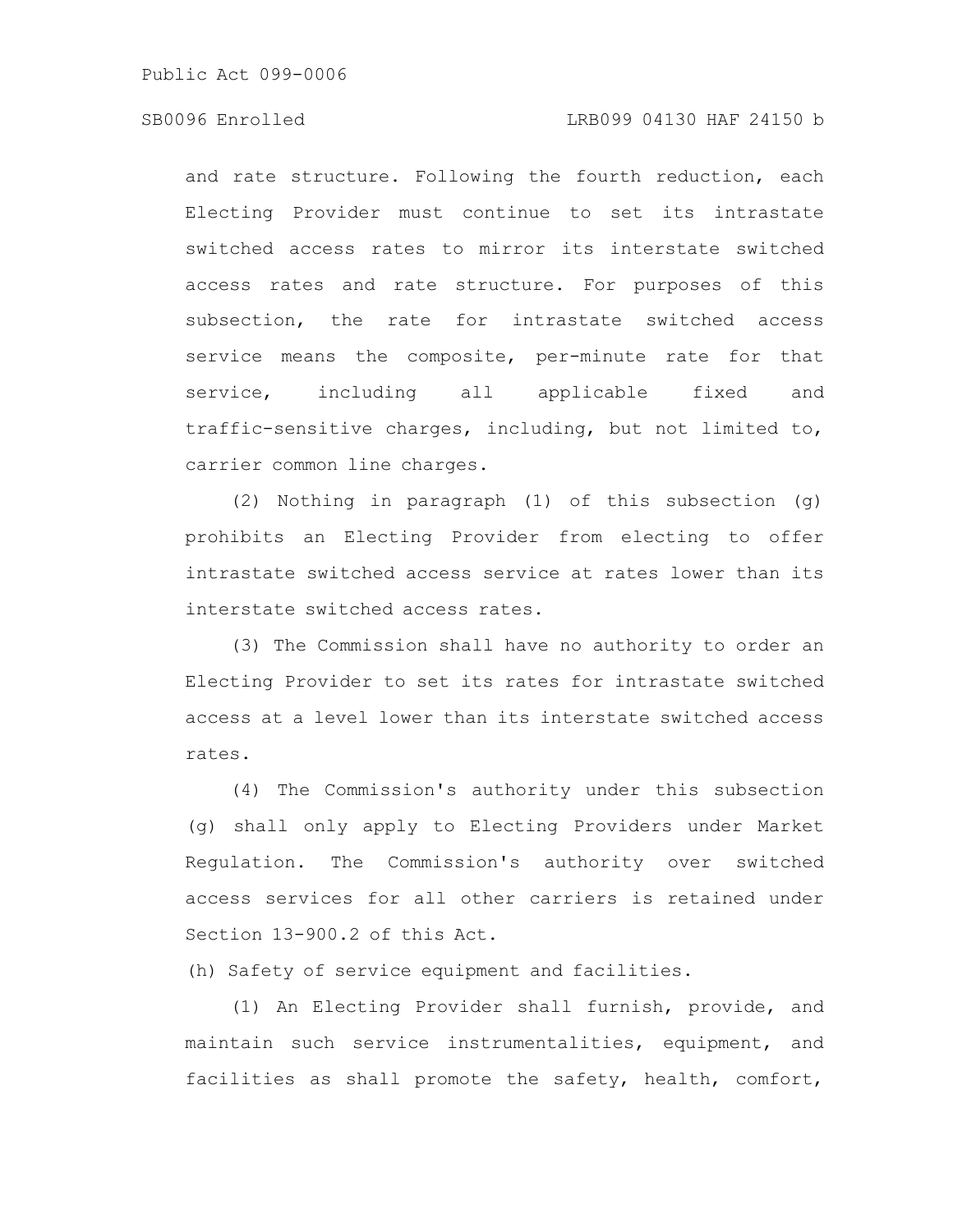and rate structure. Following the fourth reduction, each Electing Provider must continue to set its intrastate switched access rates to mirror its interstate switched access rates and rate structure. For purposes of this subsection, the rate for intrastate switched access service means the composite, per-minute rate for that service, including all applicable fixed and traffic-sensitive charges, including, but not limited to, carrier common line charges.

(2) Nothing in paragraph (1) of this subsection (g) prohibits an Electing Provider from electing to offer intrastate switched access service at rates lower than its interstate switched access rates.

(3) The Commission shall have no authority to order an Electing Provider to set its rates for intrastate switched access at a level lower than its interstate switched access rates.

(4) The Commission's authority under this subsection (g) shall only apply to Electing Providers under Market Regulation. The Commission's authority over switched access services for all other carriers is retained under Section 13-900.2 of this Act.

(h) Safety of service equipment and facilities.

(1) An Electing Provider shall furnish, provide, and maintain such service instrumentalities, equipment, and facilities as shall promote the safety, health, comfort,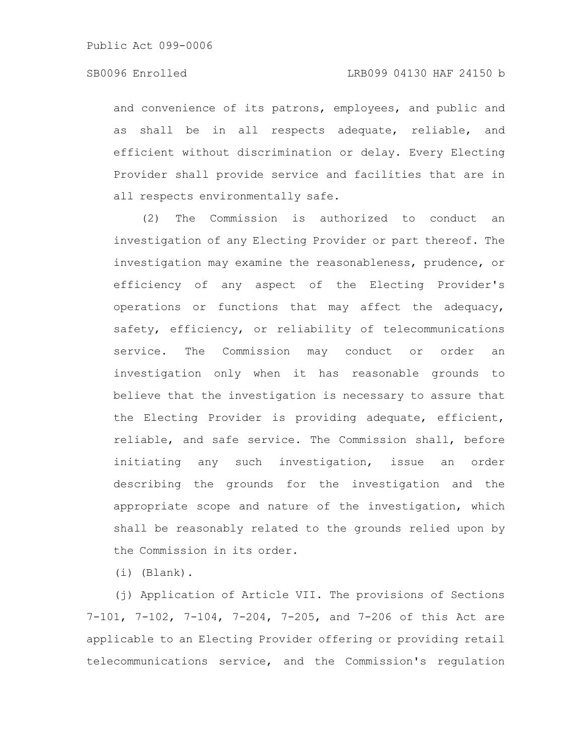and convenience of its patrons, employees, and public and as shall be in all respects adequate, reliable, and efficient without discrimination or delay. Every Electing Provider shall provide service and facilities that are in all respects environmentally safe.

(2) The Commission is authorized to conduct an investigation of any Electing Provider or part thereof. The investigation may examine the reasonableness, prudence, or efficiency of any aspect of the Electing Provider's operations or functions that may affect the adequacy, safety, efficiency, or reliability of telecommunications service. The Commission may conduct or order an investigation only when it has reasonable grounds to believe that the investigation is necessary to assure that the Electing Provider is providing adequate, efficient, reliable, and safe service. The Commission shall, before initiating any such investigation, issue an order describing the grounds for the investigation and the appropriate scope and nature of the investigation, which shall be reasonably related to the grounds relied upon by the Commission in its order.

(i) (Blank).

(j) Application of Article VII. The provisions of Sections 7-101, 7-102, 7-104, 7-204, 7-205, and 7-206 of this Act are applicable to an Electing Provider offering or providing retail telecommunications service, and the Commission's regulation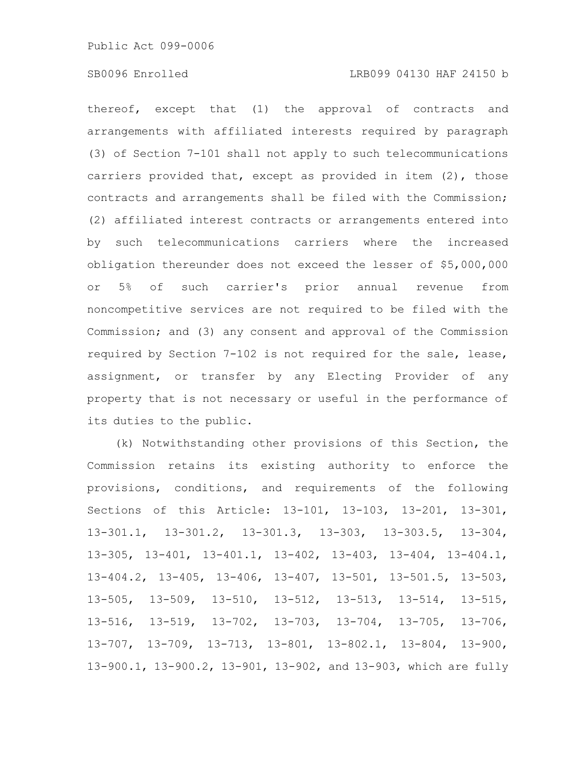thereof, except that (1) the approval of contracts and arrangements with affiliated interests required by paragraph (3) of Section 7-101 shall not apply to such telecommunications carriers provided that, except as provided in item (2), those contracts and arrangements shall be filed with the Commission; (2) affiliated interest contracts or arrangements entered into by such telecommunications carriers where the increased obligation thereunder does not exceed the lesser of $5,000,000 or 5% of such carrier's prior annual revenue from noncompetitive services are not required to be filed with the Commission; and (3) any consent and approval of the Commission required by Section 7-102 is not required for the sale, lease, assignment, or transfer by any Electing Provider of any property that is not necessary or useful in the performance of its duties to the public.

(k) Notwithstanding other provisions of this Section, the Commission retains its existing authority to enforce the provisions, conditions, and requirements of the following Sections of this Article: 13-101, 13-103, 13-201, 13-301, 13-301.1, 13-301.2, 13-301.3, 13-303, 13-303.5, 13-304, 13-305, 13-401, 13-401.1, 13-402, 13-403, 13-404, 13-404.1, 13-404.2, 13-405, 13-406, 13-407, 13-501, 13-501.5, 13-503, 13-505, 13-509, 13-510, 13-512, 13-513, 13-514, 13-515, 13-516, 13-519, 13-702, 13-703, 13-704, 13-705, 13-706, 13-707, 13-709, 13-713, 13-801, 13-802.1, 13-804, 13-900, 13-900.1, 13-900.2, 13-901, 13-902, and 13-903, which are fully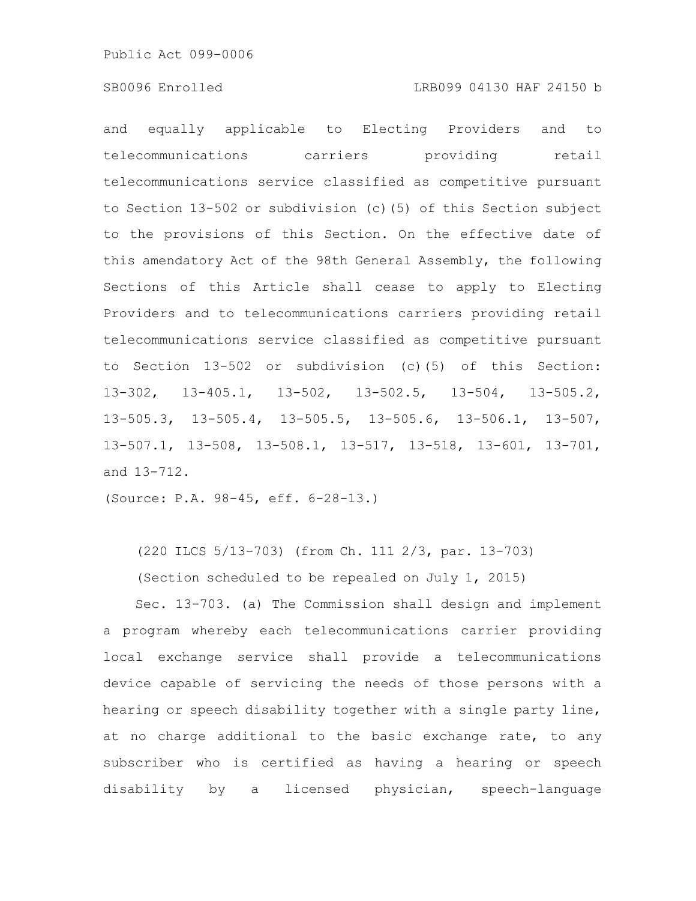and equally applicable to Electing Providers and to telecommunications carriers providing retail telecommunications service classified as competitive pursuant to Section 13-502 or subdivision (c)(5) of this Section subject to the provisions of this Section. On the effective date of this amendatory Act of the 98th General Assembly, the following Sections of this Article shall cease to apply to Electing Providers and to telecommunications carriers providing retail telecommunications service classified as competitive pursuant to Section 13-502 or subdivision (c)(5) of this Section: 13-302, 13-405.1, 13-502, 13-502.5, 13-504, 13-505.2, 13-505.3, 13-505.4, 13-505.5, 13-505.6, 13-506.1, 13-507, 13-507.1, 13-508, 13-508.1, 13-517, 13-518, 13-601, 13-701, and 13-712.

(Source: P.A. 98-45, eff. 6-28-13.)

(220 ILCS 5/13-703) (from Ch. 111 2/3, par. 13-703)

(Section scheduled to be repealed on July 1, 2015)

Sec. 13-703. (a) The Commission shall design and implement a program whereby each telecommunications carrier providing local exchange service shall provide a telecommunications device capable of servicing the needs of those persons with a hearing or speech disability together with a single party line, at no charge additional to the basic exchange rate, to any subscriber who is certified as having a hearing or speech disability by a licensed physician, speech-language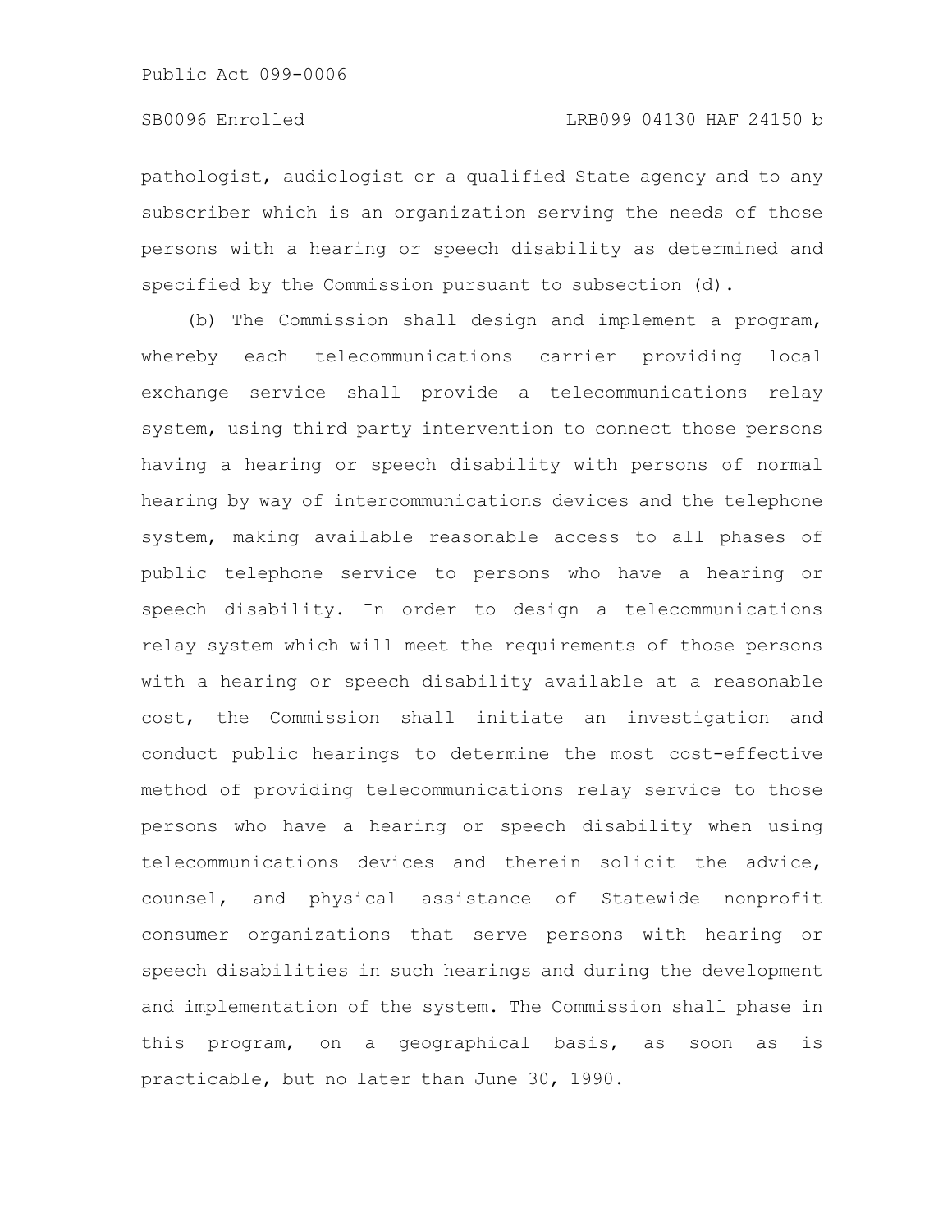pathologist, audiologist or a qualified State agency and to any subscriber which is an organization serving the needs of those persons with a hearing or speech disability as determined and specified by the Commission pursuant to subsection (d).

(b) The Commission shall design and implement a program, whereby each telecommunications carrier providing local exchange service shall provide a telecommunications relay system, using third party intervention to connect those persons having a hearing or speech disability with persons of normal hearing by way of intercommunications devices and the telephone system, making available reasonable access to all phases of public telephone service to persons who have a hearing or speech disability. In order to design a telecommunications relay system which will meet the requirements of those persons with a hearing or speech disability available at a reasonable cost, the Commission shall initiate an investigation and conduct public hearings to determine the most cost-effective method of providing telecommunications relay service to those persons who have a hearing or speech disability when using telecommunications devices and therein solicit the advice, counsel, and physical assistance of Statewide nonprofit consumer organizations that serve persons with hearing or speech disabilities in such hearings and during the development and implementation of the system. The Commission shall phase in this program, on a geographical basis, as soon as is practicable, but no later than June 30, 1990.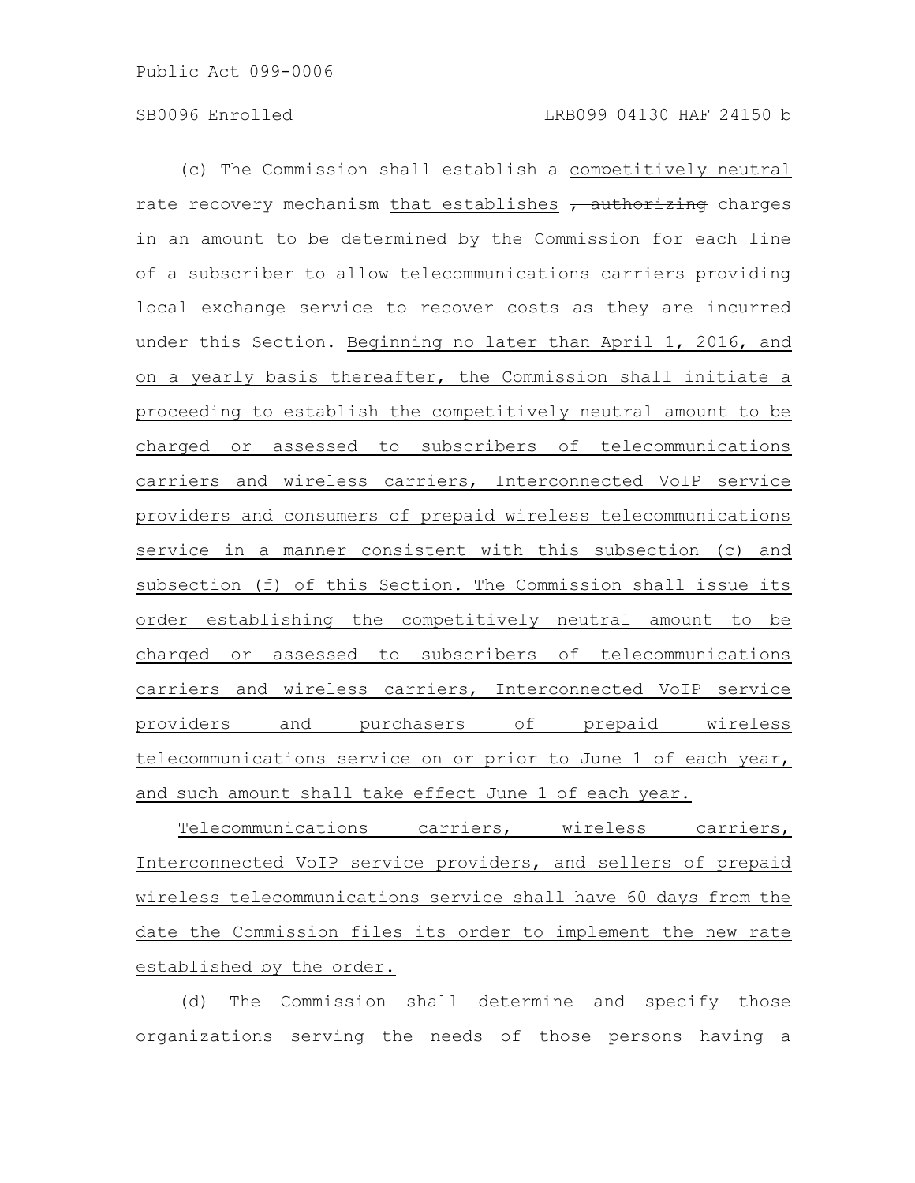(c) The Commission shall establish a competitively neutral rate recovery mechanism that establishes ~~, authorizing~~ charges in an amount to be determined by the Commission for each line of a subscriber to allow telecommunications carriers providing local exchange service to recover costs as they are incurred under this Section. Beginning no later than April 1, 2016, and on a yearly basis thereafter, the Commission shall initiate a proceeding to establish the competitively neutral amount to be charged or assessed to subscribers of telecommunications carriers and wireless carriers, Interconnected VoIP service providers and consumers of prepaid wireless telecommunications service in a manner consistent with this subsection (c) and subsection (f) of this Section. The Commission shall issue its order establishing the competitively neutral amount to be charged or assessed to subscribers of telecommunications carriers and wireless carriers, Interconnected VoIP service providers and purchasers of prepaid wireless telecommunications service on or prior to June 1 of each year, and such amount shall take effect June 1 of each year.

Telecommunications carriers, wireless carriers, Interconnected VoIP service providers, and sellers of prepaid wireless telecommunications service shall have 60 days from the date the Commission files its order to implement the new rate established by the order.

(d) The Commission shall determine and specify those organizations serving the needs of those persons having a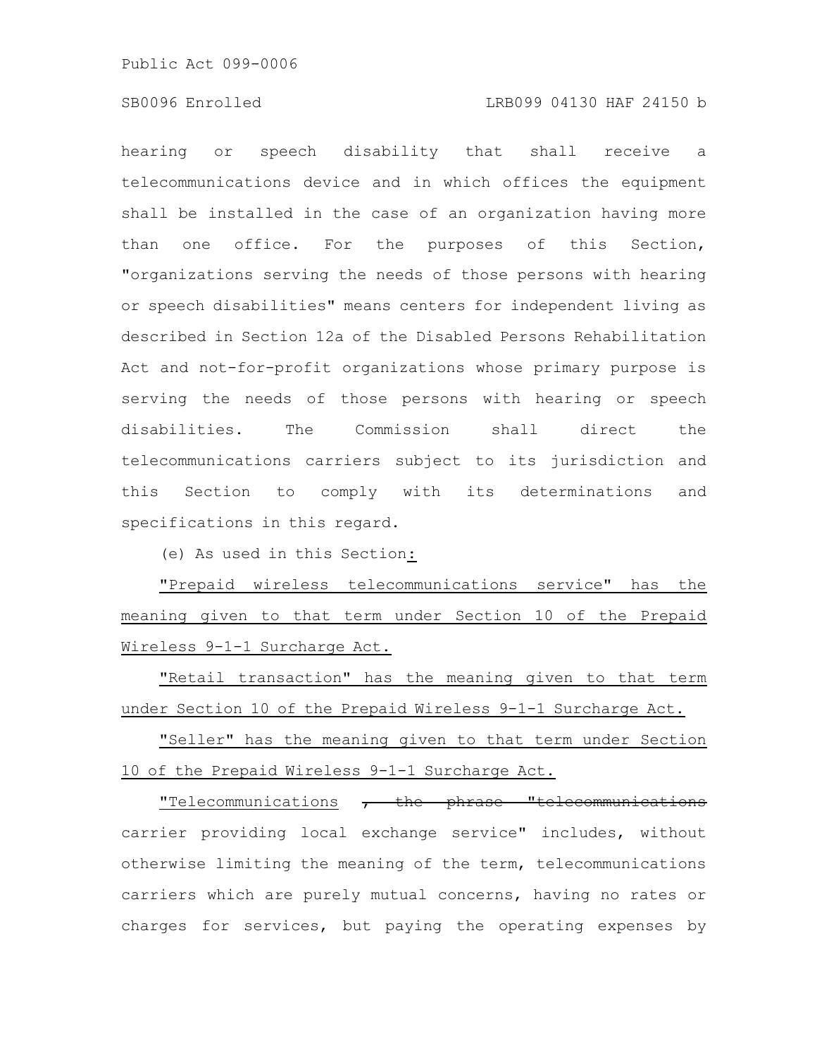hearing or speech disability that shall receive a telecommunications device and in which offices the equipment shall be installed in the case of an organization having more than one office. For the purposes of this Section, "organizations serving the needs of those persons with hearing or speech disabilities" means centers for independent living as described in Section 12a of the Disabled Persons Rehabilitation Act and not-for-profit organizations whose primary purpose is serving the needs of those persons with hearing or speech disabilities. The Commission shall direct the telecommunications carriers subject to its jurisdiction and this Section to comply with its determinations and specifications in this regard.

(e) As used in this Section:

"Prepaid wireless telecommunications service" has the meaning given to that term under Section 10 of the Prepaid Wireless 9-1-1 Surcharge Act.

"Retail transaction" has the meaning given to that term under Section 10 of the Prepaid Wireless 9-1-1 Surcharge Act.

"Seller" has the meaning given to that term under Section 10 of the Prepaid Wireless 9-1-1 Surcharge Act.

"Telecommunications ~~, the phrase "telecommunications~~ carrier providing local exchange service" includes, without otherwise limiting the meaning of the term, telecommunications carriers which are purely mutual concerns, having no rates or charges for services, but paying the operating expenses by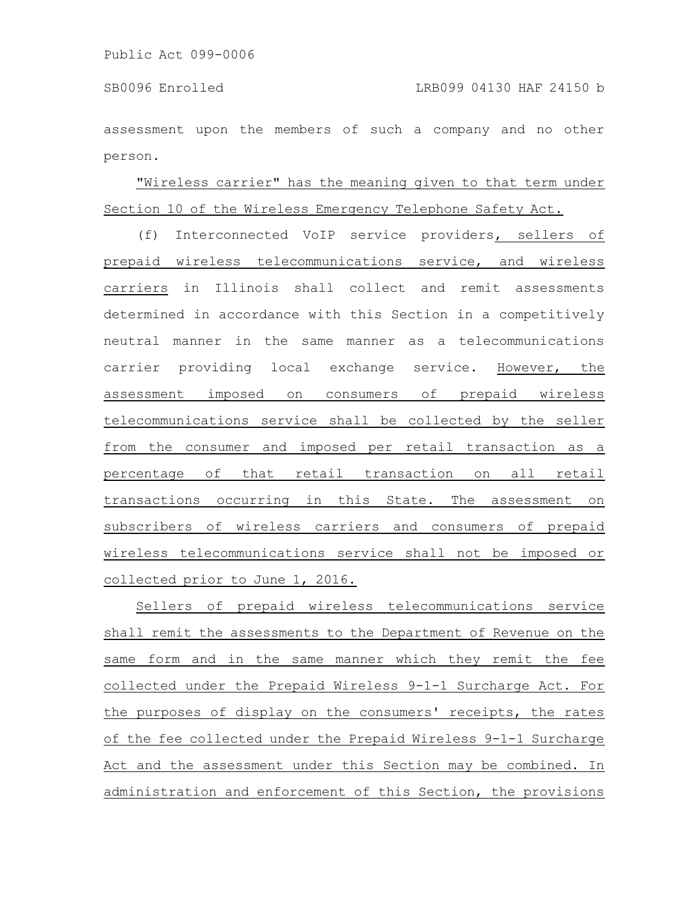assessment upon the members of such a company and no other person.

"Wireless carrier" has the meaning given to that term under Section 10 of the Wireless Emergency Telephone Safety Act.

(f) Interconnected VoIP service providers, sellers of prepaid wireless telecommunications service, and wireless carriers in Illinois shall collect and remit assessments determined in accordance with this Section in a competitively neutral manner in the same manner as a telecommunications carrier providing local exchange service. However, the assessment imposed on consumers of prepaid wireless telecommunications service shall be collected by the seller from the consumer and imposed per retail transaction as a percentage of that retail transaction on all retail transactions occurring in this State. The assessment on subscribers of wireless carriers and consumers of prepaid wireless telecommunications service shall not be imposed or collected prior to June 1, 2016.

Sellers of prepaid wireless telecommunications service shall remit the assessments to the Department of Revenue on the same form and in the same manner which they remit the fee collected under the Prepaid Wireless 9-1-1 Surcharge Act. For the purposes of display on the consumers' receipts, the rates of the fee collected under the Prepaid Wireless 9-1-1 Surcharge Act and the assessment under this Section may be combined. In administration and enforcement of this Section, the provisions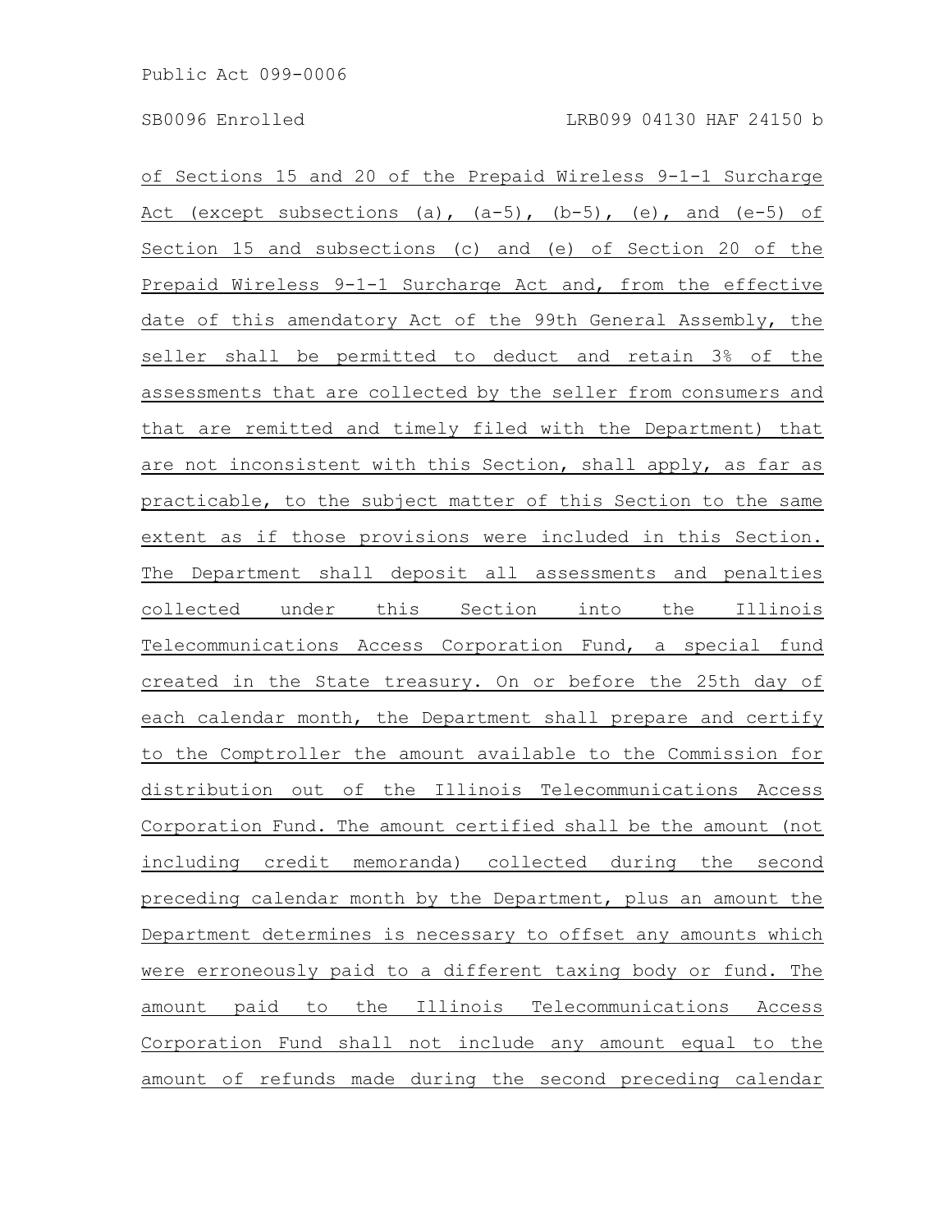of Sections 15 and 20 of the Prepaid Wireless 9-1-1 Surcharge Act (except subsections (a), (a-5), (b-5), (e), and (e-5) of Section 15 and subsections (c) and (e) of Section 20 of the Prepaid Wireless 9-1-1 Surcharge Act and, from the effective date of this amendatory Act of the 99th General Assembly, the seller shall be permitted to deduct and retain 3% of the assessments that are collected by the seller from consumers and that are remitted and timely filed with the Department) that are not inconsistent with this Section, shall apply, as far as practicable, to the subject matter of this Section to the same extent as if those provisions were included in this Section. The Department shall deposit all assessments and penalties collected under this Section into the Illinois Telecommunications Access Corporation Fund, a special fund created in the State treasury. On or before the 25th day of each calendar month, the Department shall prepare and certify to the Comptroller the amount available to the Commission for distribution out of the Illinois Telecommunications Access Corporation Fund. The amount certified shall be the amount (not including credit memoranda) collected during the second preceding calendar month by the Department, plus an amount the Department determines is necessary to offset any amounts which were erroneously paid to a different taxing body or fund. The amount paid to the Illinois Telecommunications Access Corporation Fund shall not include any amount equal to the amount of refunds made during the second preceding calendar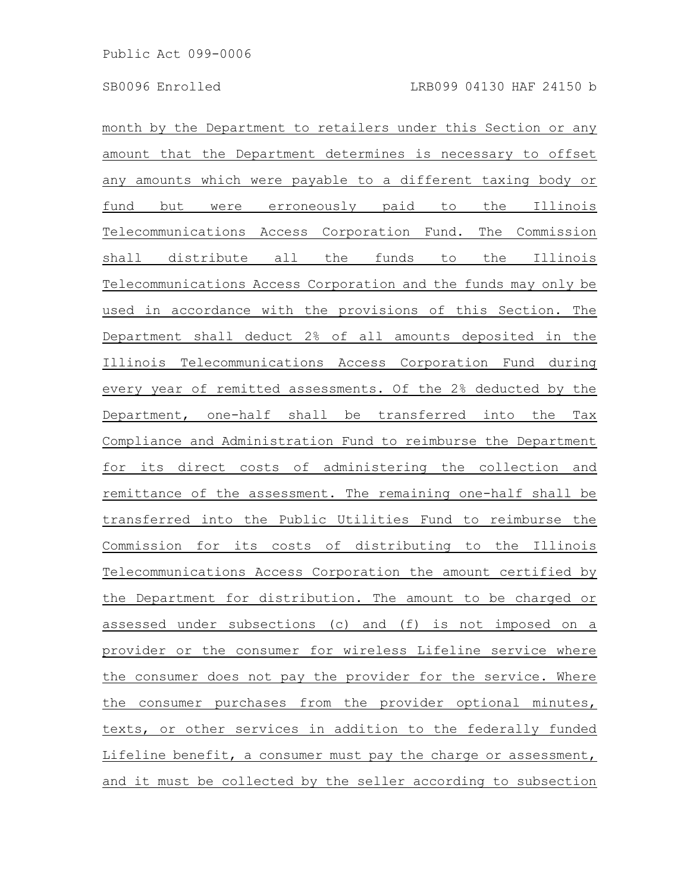month by the Department to retailers under this Section or any amount that the Department determines is necessary to offset any amounts which were payable to a different taxing body or fund but were erroneously paid to the Illinois Telecommunications Access Corporation Fund. The Commission shall distribute all the funds to the Illinois Telecommunications Access Corporation and the funds may only be used in accordance with the provisions of this Section. The Department shall deduct 2% of all amounts deposited in the Illinois Telecommunications Access Corporation Fund during every year of remitted assessments. Of the 2% deducted by the Department, one-half shall be transferred into the Tax Compliance and Administration Fund to reimburse the Department for its direct costs of administering the collection and remittance of the assessment. The remaining one-half shall be transferred into the Public Utilities Fund to reimburse the Commission for its costs of distributing to the Illinois Telecommunications Access Corporation the amount certified by the Department for distribution. The amount to be charged or assessed under subsections (c) and (f) is not imposed on a provider or the consumer for wireless Lifeline service where the consumer does not pay the provider for the service. Where the consumer purchases from the provider optional minutes, texts, or other services in addition to the federally funded Lifeline benefit, a consumer must pay the charge or assessment, and it must be collected by the seller according to subsection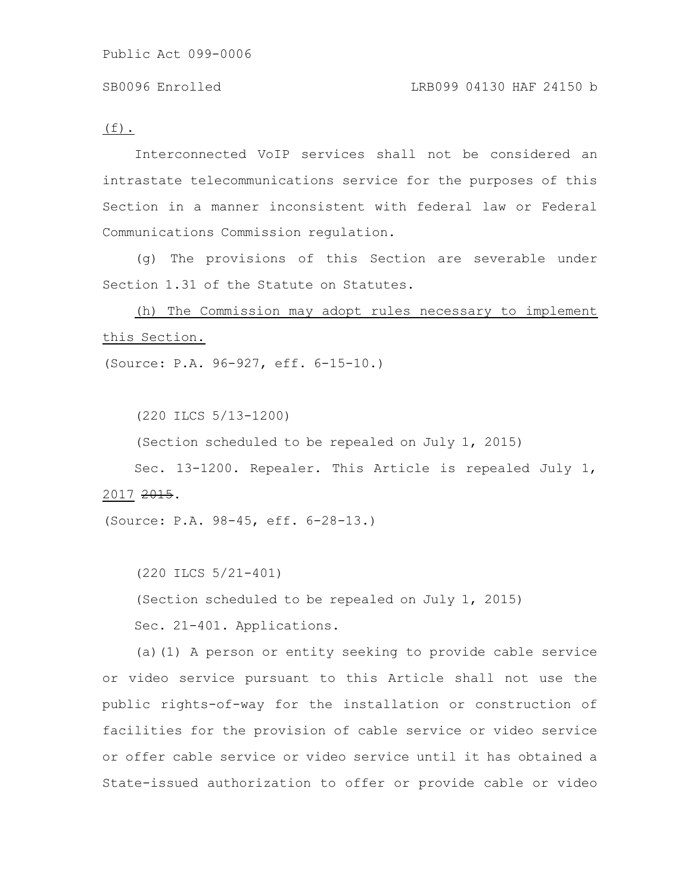(f).

Interconnected VoIP services shall not be considered an intrastate telecommunications service for the purposes of this Section in a manner inconsistent with federal law or Federal Communications Commission regulation.

(g) The provisions of this Section are severable under Section 1.31 of the Statute on Statutes.

(h) The Commission may adopt rules necessary to implement this Section.

(Source: P.A. 96-927, eff. 6-15-10.)

(220 ILCS 5/13-1200)

(Section scheduled to be repealed on July 1, 2015)

Sec. 13-1200. Repealer. This Article is repealed July 1, 2017 ~~2015~~.

(Source: P.A. 98-45, eff. 6-28-13.)

(220 ILCS 5/21-401)

(Section scheduled to be repealed on July 1, 2015)

Sec. 21-401. Applications.

(a)(1) A person or entity seeking to provide cable service or video service pursuant to this Article shall not use the public rights-of-way for the installation or construction of facilities for the provision of cable service or video service or offer cable service or video service until it has obtained a State-issued authorization to offer or provide cable or video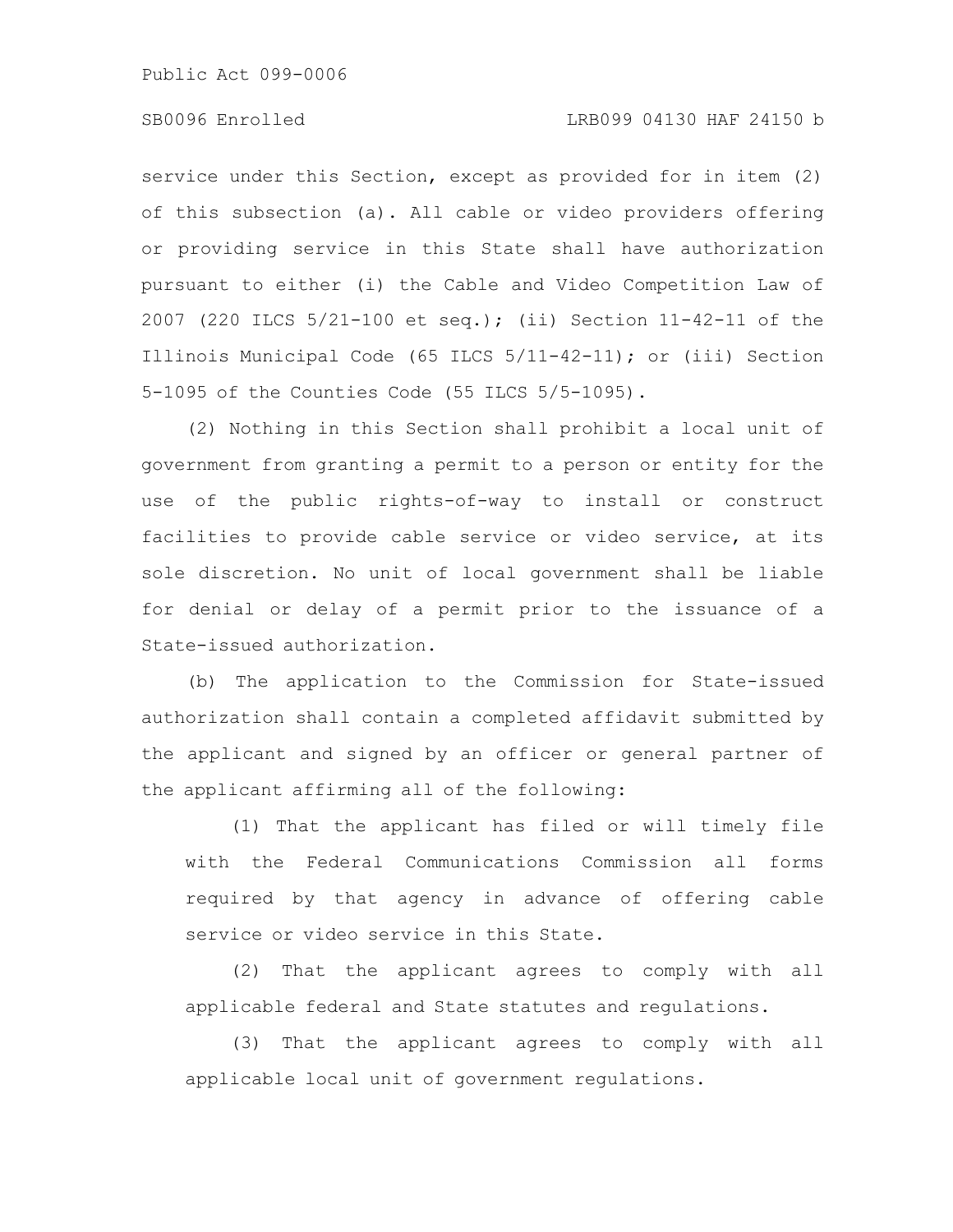service under this Section, except as provided for in item (2) of this subsection (a). All cable or video providers offering or providing service in this State shall have authorization pursuant to either (i) the Cable and Video Competition Law of 2007 (220 ILCS 5/21-100 et seq.); (ii) Section 11-42-11 of the Illinois Municipal Code (65 ILCS 5/11-42-11); or (iii) Section 5-1095 of the Counties Code (55 ILCS 5/5-1095).

(2) Nothing in this Section shall prohibit a local unit of government from granting a permit to a person or entity for the use of the public rights-of-way to install or construct facilities to provide cable service or video service, at its sole discretion. No unit of local government shall be liable for denial or delay of a permit prior to the issuance of a State-issued authorization.

(b) The application to the Commission for State-issued authorization shall contain a completed affidavit submitted by the applicant and signed by an officer or general partner of the applicant affirming all of the following:

(1) That the applicant has filed or will timely file with the Federal Communications Commission all forms required by that agency in advance of offering cable service or video service in this State.

(2) That the applicant agrees to comply with all applicable federal and State statutes and regulations.

(3) That the applicant agrees to comply with all applicable local unit of government regulations.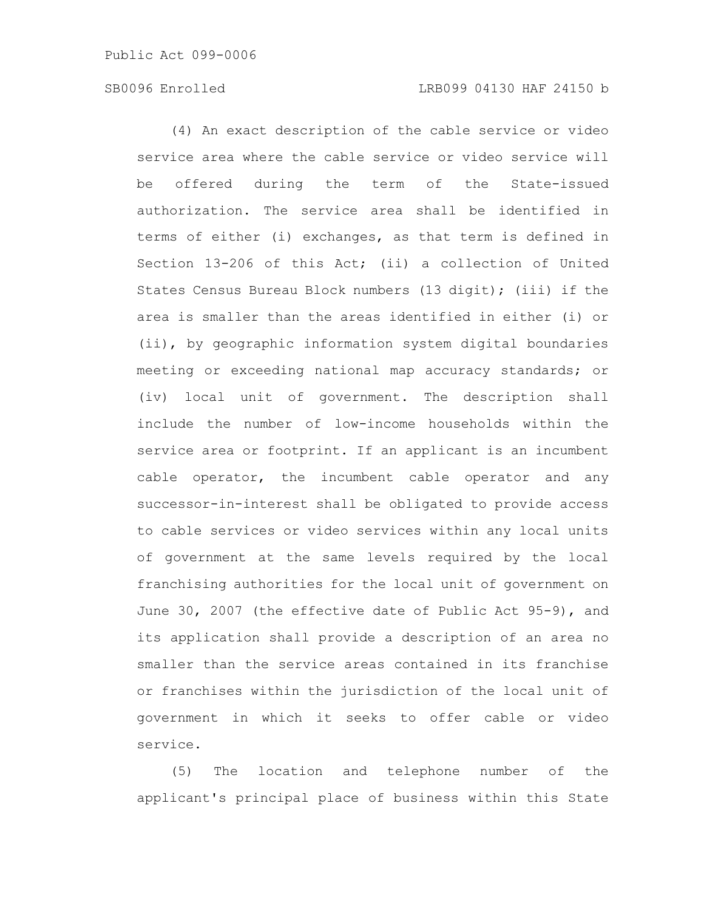(4) An exact description of the cable service or video service area where the cable service or video service will be offered during the term of the State-issued authorization. The service area shall be identified in terms of either (i) exchanges, as that term is defined in Section 13-206 of this Act; (ii) a collection of United States Census Bureau Block numbers (13 digit); (iii) if the area is smaller than the areas identified in either (i) or (ii), by geographic information system digital boundaries meeting or exceeding national map accuracy standards; or (iv) local unit of government. The description shall include the number of low-income households within the service area or footprint. If an applicant is an incumbent cable operator, the incumbent cable operator and any successor-in-interest shall be obligated to provide access to cable services or video services within any local units of government at the same levels required by the local franchising authorities for the local unit of government on June 30, 2007 (the effective date of Public Act 95-9), and its application shall provide a description of an area no smaller than the service areas contained in its franchise or franchises within the jurisdiction of the local unit of government in which it seeks to offer cable or video service.

(5) The location and telephone number of the applicant's principal place of business within this State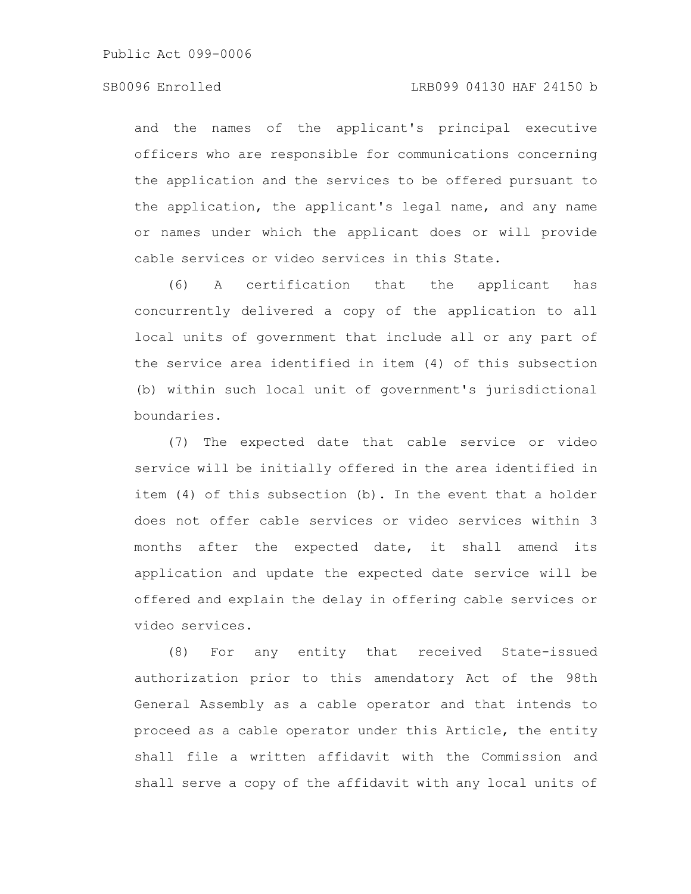and the names of the applicant's principal executive officers who are responsible for communications concerning the application and the services to be offered pursuant to the application, the applicant's legal name, and any name or names under which the applicant does or will provide cable services or video services in this State.

(6) A certification that the applicant has concurrently delivered a copy of the application to all local units of government that include all or any part of the service area identified in item (4) of this subsection (b) within such local unit of government's jurisdictional boundaries.

(7) The expected date that cable service or video service will be initially offered in the area identified in item (4) of this subsection (b). In the event that a holder does not offer cable services or video services within 3 months after the expected date, it shall amend its application and update the expected date service will be offered and explain the delay in offering cable services or video services.

(8) For any entity that received State-issued authorization prior to this amendatory Act of the 98th General Assembly as a cable operator and that intends to proceed as a cable operator under this Article, the entity shall file a written affidavit with the Commission and shall serve a copy of the affidavit with any local units of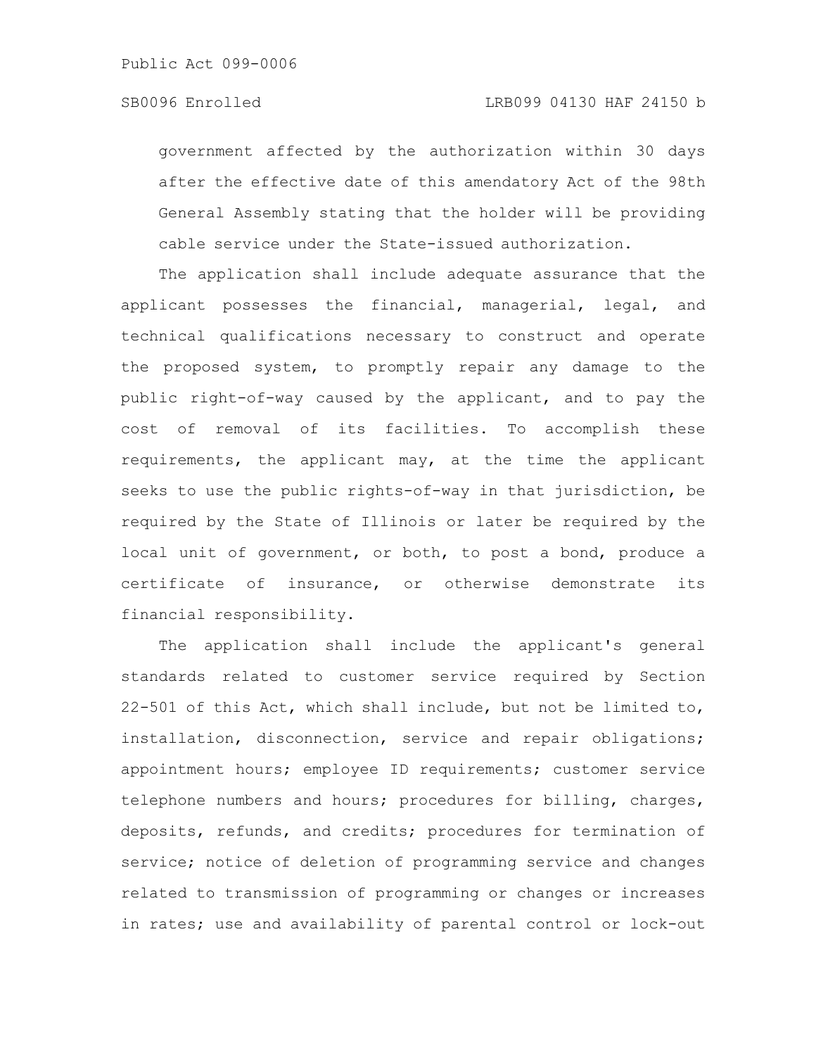government affected by the authorization within 30 days after the effective date of this amendatory Act of the 98th General Assembly stating that the holder will be providing cable service under the State-issued authorization.

The application shall include adequate assurance that the applicant possesses the financial, managerial, legal, and technical qualifications necessary to construct and operate the proposed system, to promptly repair any damage to the public right-of-way caused by the applicant, and to pay the cost of removal of its facilities. To accomplish these requirements, the applicant may, at the time the applicant seeks to use the public rights-of-way in that jurisdiction, be required by the State of Illinois or later be required by the local unit of government, or both, to post a bond, produce a certificate of insurance, or otherwise demonstrate its financial responsibility.

The application shall include the applicant's general standards related to customer service required by Section 22-501 of this Act, which shall include, but not be limited to, installation, disconnection, service and repair obligations; appointment hours; employee ID requirements; customer service telephone numbers and hours; procedures for billing, charges, deposits, refunds, and credits; procedures for termination of service; notice of deletion of programming service and changes related to transmission of programming or changes or increases in rates; use and availability of parental control or lock-out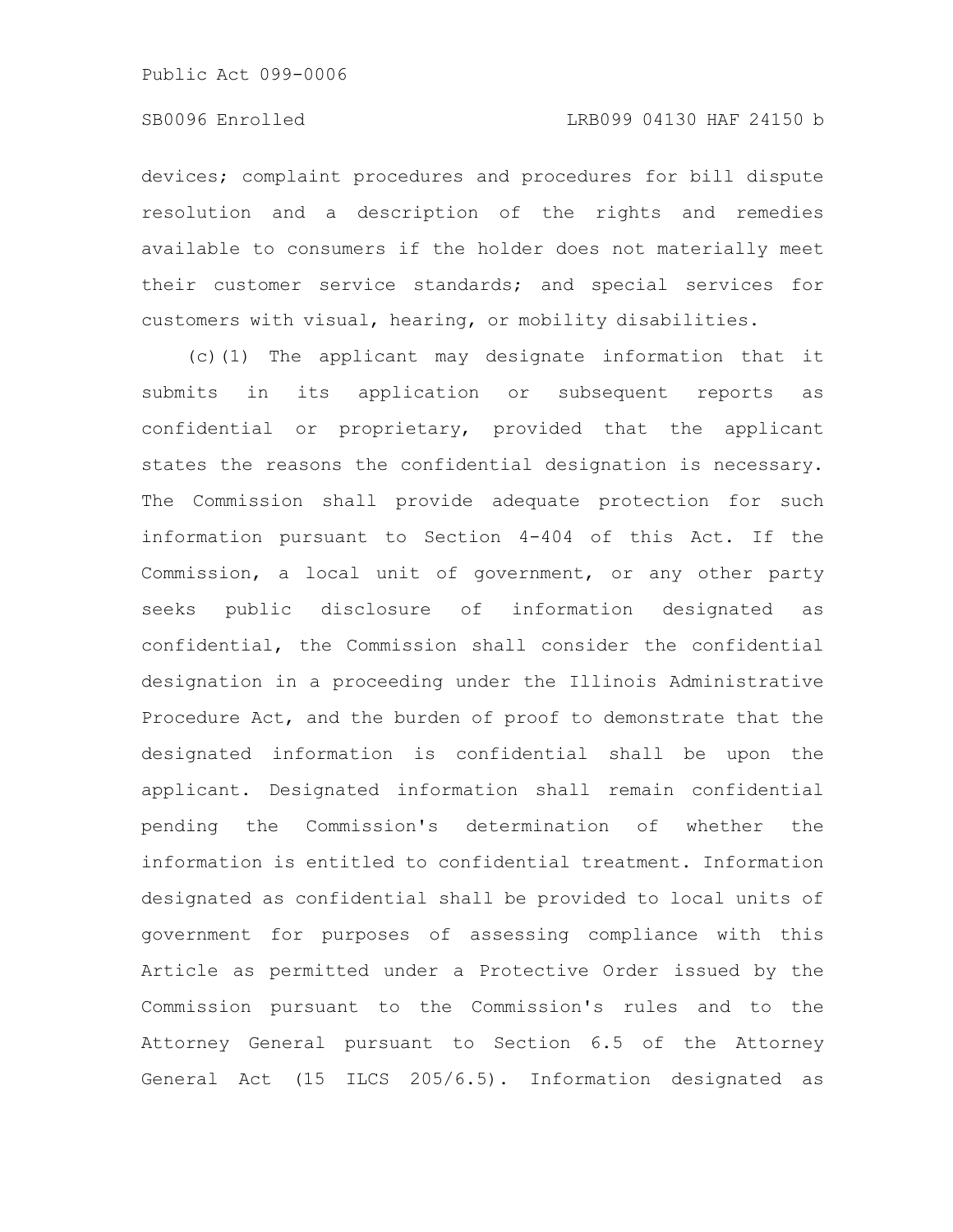devices; complaint procedures and procedures for bill dispute resolution and a description of the rights and remedies available to consumers if the holder does not materially meet their customer service standards; and special services for customers with visual, hearing, or mobility disabilities.

(c)(1) The applicant may designate information that it submits in its application or subsequent reports as confidential or proprietary, provided that the applicant states the reasons the confidential designation is necessary. The Commission shall provide adequate protection for such information pursuant to Section 4-404 of this Act. If the Commission, a local unit of government, or any other party seeks public disclosure of information designated as confidential, the Commission shall consider the confidential designation in a proceeding under the Illinois Administrative Procedure Act, and the burden of proof to demonstrate that the designated information is confidential shall be upon the applicant. Designated information shall remain confidential pending the Commission's determination of whether the information is entitled to confidential treatment. Information designated as confidential shall be provided to local units of government for purposes of assessing compliance with this Article as permitted under a Protective Order issued by the Commission pursuant to the Commission's rules and to the Attorney General pursuant to Section 6.5 of the Attorney General Act (15 ILCS 205/6.5). Information designated as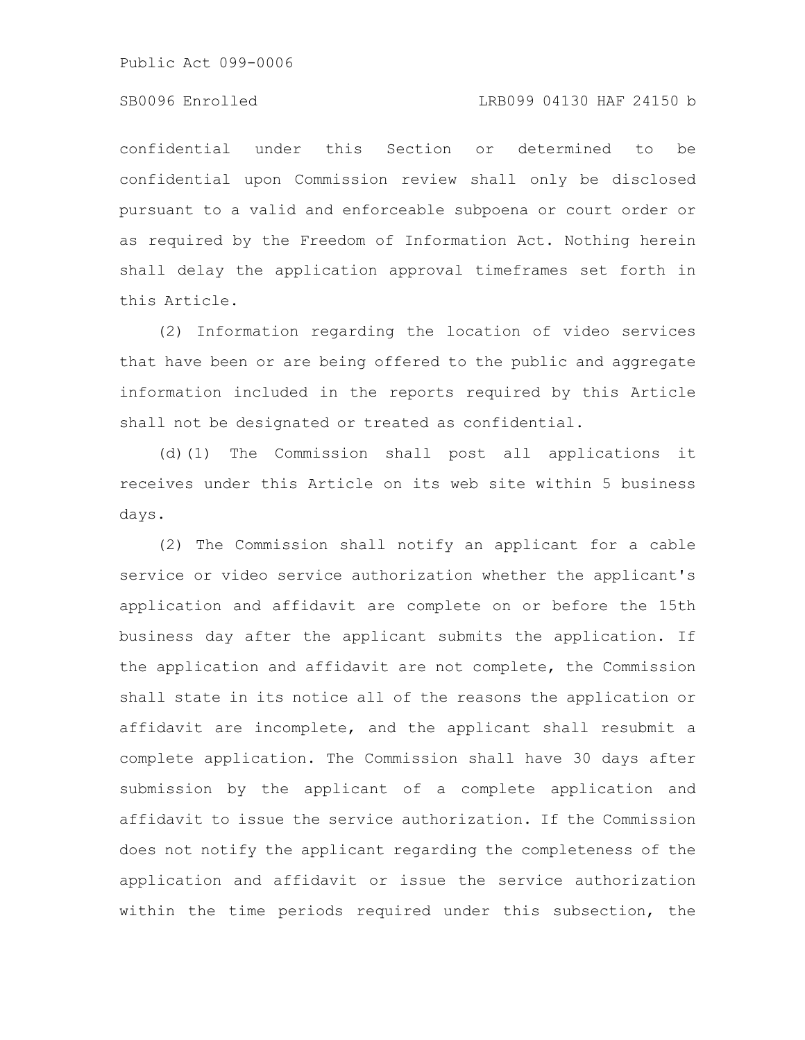confidential under this Section or determined to be confidential upon Commission review shall only be disclosed pursuant to a valid and enforceable subpoena or court order or as required by the Freedom of Information Act. Nothing herein shall delay the application approval timeframes set forth in this Article.

(2) Information regarding the location of video services that have been or are being offered to the public and aggregate information included in the reports required by this Article shall not be designated or treated as confidential.

(d)(1) The Commission shall post all applications it receives under this Article on its web site within 5 business days.

(2) The Commission shall notify an applicant for a cable service or video service authorization whether the applicant's application and affidavit are complete on or before the 15th business day after the applicant submits the application. If the application and affidavit are not complete, the Commission shall state in its notice all of the reasons the application or affidavit are incomplete, and the applicant shall resubmit a complete application. The Commission shall have 30 days after submission by the applicant of a complete application and affidavit to issue the service authorization. If the Commission does not notify the applicant regarding the completeness of the application and affidavit or issue the service authorization within the time periods required under this subsection, the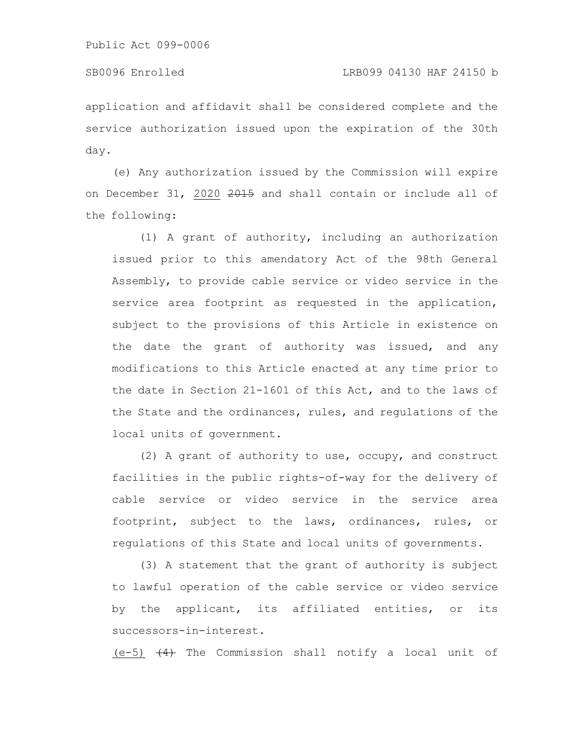application and affidavit shall be considered complete and the service authorization issued upon the expiration of the 30th day.

(e) Any authorization issued by the Commission will expire on December 31, <u>2020</u> ~~2015~~ and shall contain or include all of the following:

(1) A grant of authority, including an authorization issued prior to this amendatory Act of the 98th General Assembly, to provide cable service or video service in the service area footprint as requested in the application, subject to the provisions of this Article in existence on the date the grant of authority was issued, and any modifications to this Article enacted at any time prior to the date in Section 21-1601 of this Act, and to the laws of the State and the ordinances, rules, and regulations of the local units of government.

(2) A grant of authority to use, occupy, and construct facilities in the public rights-of-way for the delivery of cable service or video service in the service area footprint, subject to the laws, ordinances, rules, or regulations of this State and local units of governments.

(3) A statement that the grant of authority is subject to lawful operation of the cable service or video service by the applicant, its affiliated entities, or its successors-in-interest.

<u>(e-5)</u> ~~(4)~~ The Commission shall notify a local unit of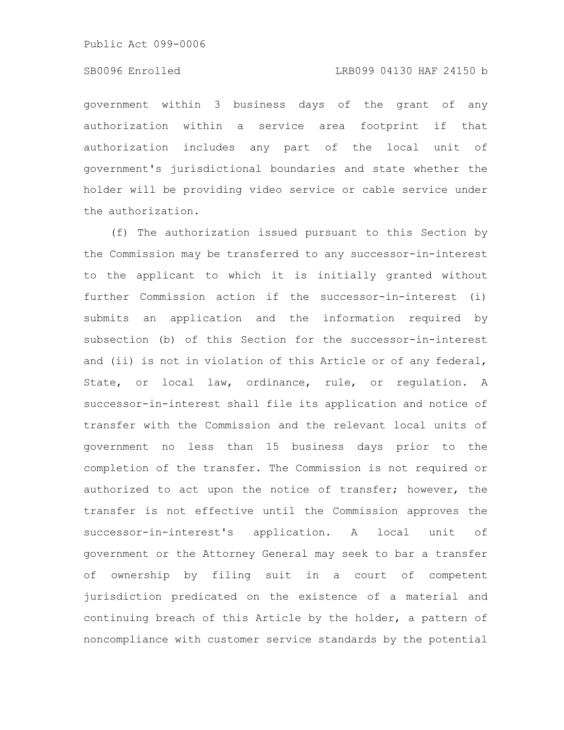government within 3 business days of the grant of any authorization within a service area footprint if that authorization includes any part of the local unit of government's jurisdictional boundaries and state whether the holder will be providing video service or cable service under the authorization.

(f) The authorization issued pursuant to this Section by the Commission may be transferred to any successor-in-interest to the applicant to which it is initially granted without further Commission action if the successor-in-interest (i) submits an application and the information required by subsection (b) of this Section for the successor-in-interest and (ii) is not in violation of this Article or of any federal, State, or local law, ordinance, rule, or regulation. A successor-in-interest shall file its application and notice of transfer with the Commission and the relevant local units of government no less than 15 business days prior to the completion of the transfer. The Commission is not required or authorized to act upon the notice of transfer; however, the transfer is not effective until the Commission approves the successor-in-interest's application. A local unit of government or the Attorney General may seek to bar a transfer of ownership by filing suit in a court of competent jurisdiction predicated on the existence of a material and continuing breach of this Article by the holder, a pattern of noncompliance with customer service standards by the potential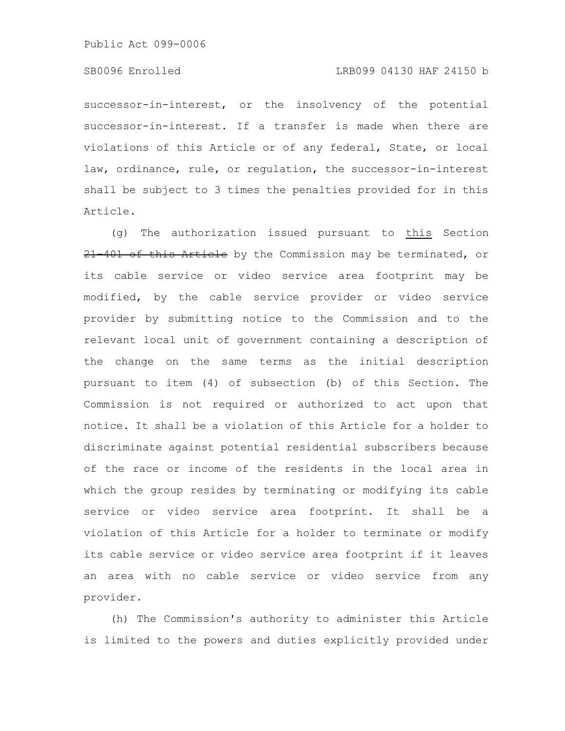successor-in-interest, or the insolvency of the potential successor-in-interest. If a transfer is made when there are violations of this Article or of any federal, State, or local law, ordinance, rule, or regulation, the successor-in-interest shall be subject to 3 times the penalties provided for in this Article.

(g) The authorization issued pursuant to <u>this</u> Section ~~21-401 of this Article~~ by the Commission may be terminated, or its cable service or video service area footprint may be modified, by the cable service provider or video service provider by submitting notice to the Commission and to the relevant local unit of government containing a description of the change on the same terms as the initial description pursuant to item (4) of subsection (b) of this Section. The Commission is not required or authorized to act upon that notice. It shall be a violation of this Article for a holder to discriminate against potential residential subscribers because of the race or income of the residents in the local area in which the group resides by terminating or modifying its cable service or video service area footprint. It shall be a violation of this Article for a holder to terminate or modify its cable service or video service area footprint if it leaves an area with no cable service or video service from any provider.

(h) The Commission's authority to administer this Article is limited to the powers and duties explicitly provided under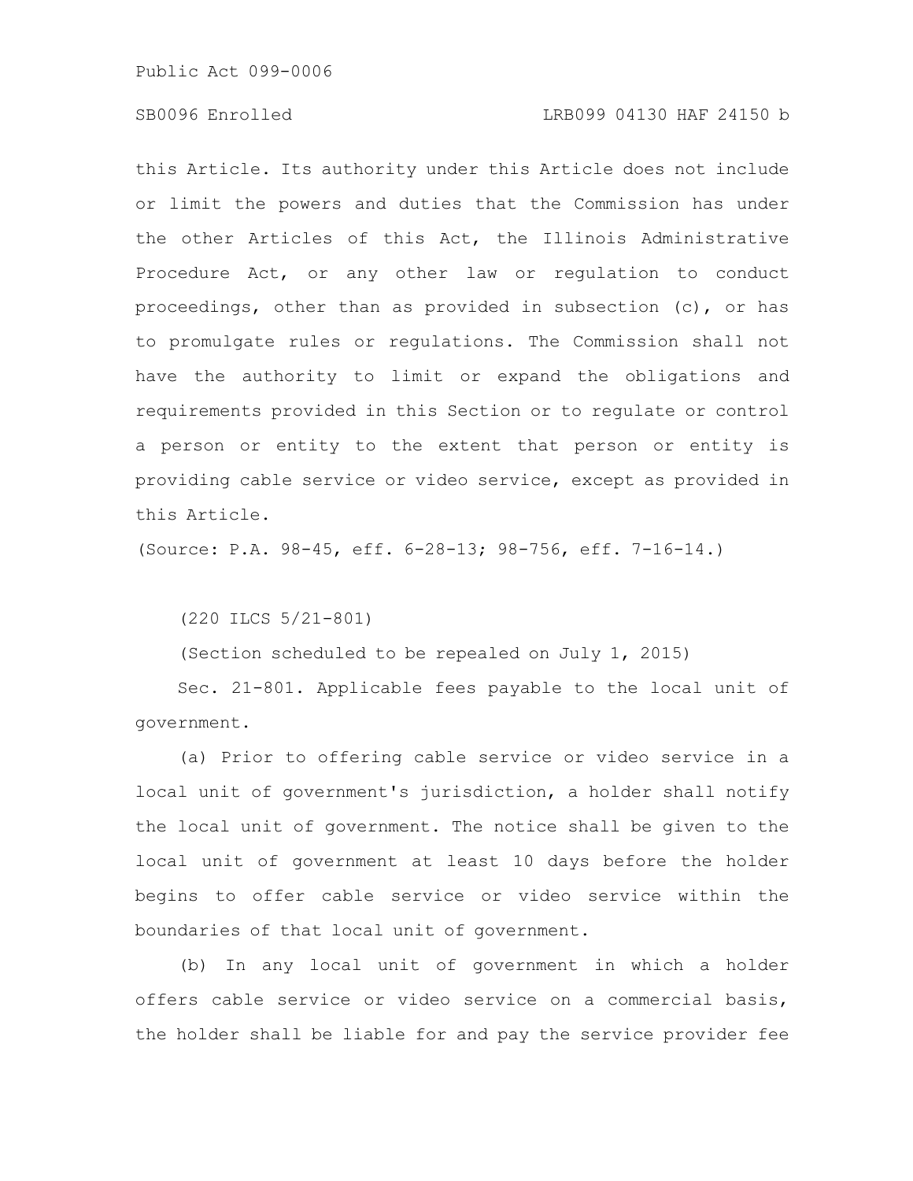this Article. Its authority under this Article does not include or limit the powers and duties that the Commission has under the other Articles of this Act, the Illinois Administrative Procedure Act, or any other law or regulation to conduct proceedings, other than as provided in subsection (c), or has to promulgate rules or regulations. The Commission shall not have the authority to limit or expand the obligations and requirements provided in this Section or to regulate or control a person or entity to the extent that person or entity is providing cable service or video service, except as provided in this Article.

(Source: P.A. 98-45, eff. 6-28-13; 98-756, eff. 7-16-14.)

(220 ILCS 5/21-801)

(Section scheduled to be repealed on July 1, 2015)

Sec. 21-801. Applicable fees payable to the local unit of government.

(a) Prior to offering cable service or video service in a local unit of government's jurisdiction, a holder shall notify the local unit of government. The notice shall be given to the local unit of government at least 10 days before the holder begins to offer cable service or video service within the boundaries of that local unit of government.

(b) In any local unit of government in which a holder offers cable service or video service on a commercial basis, the holder shall be liable for and pay the service provider fee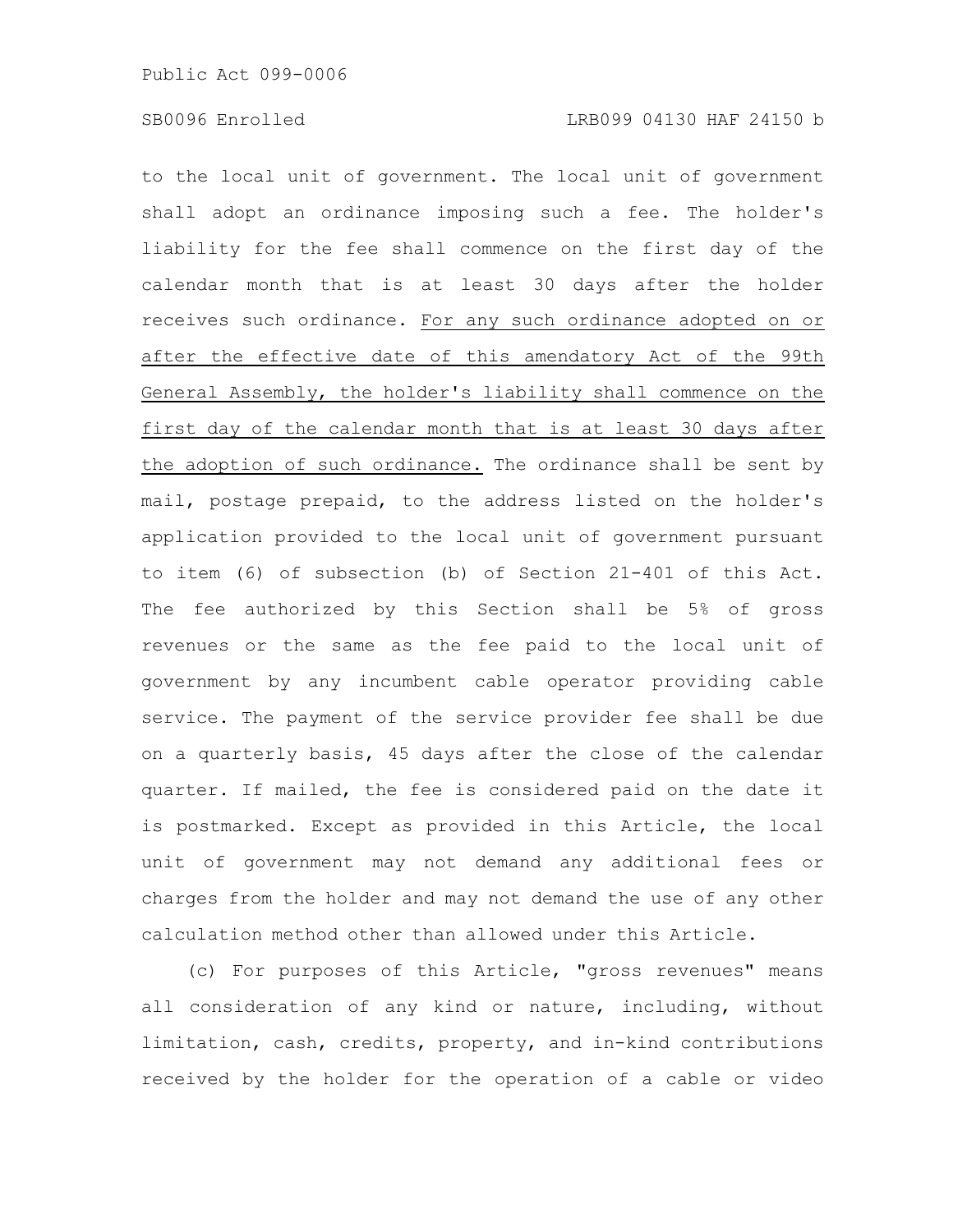to the local unit of government. The local unit of government shall adopt an ordinance imposing such a fee. The holder's liability for the fee shall commence on the first day of the calendar month that is at least 30 days after the holder receives such ordinance. <u>For any such ordinance adopted on or after the effective date of this amendatory Act of the 99th General Assembly, the holder's liability shall commence on the first day of the calendar month that is at least 30 days after the adoption of such ordinance.</u> The ordinance shall be sent by mail, postage prepaid, to the address listed on the holder's application provided to the local unit of government pursuant to item (6) of subsection (b) of Section 21-401 of this Act. The fee authorized by this Section shall be 5% of gross revenues or the same as the fee paid to the local unit of government by any incumbent cable operator providing cable service. The payment of the service provider fee shall be due on a quarterly basis, 45 days after the close of the calendar quarter. If mailed, the fee is considered paid on the date it is postmarked. Except as provided in this Article, the local unit of government may not demand any additional fees or charges from the holder and may not demand the use of any other calculation method other than allowed under this Article.

(c) For purposes of this Article, "gross revenues" means all consideration of any kind or nature, including, without limitation, cash, credits, property, and in-kind contributions received by the holder for the operation of a cable or video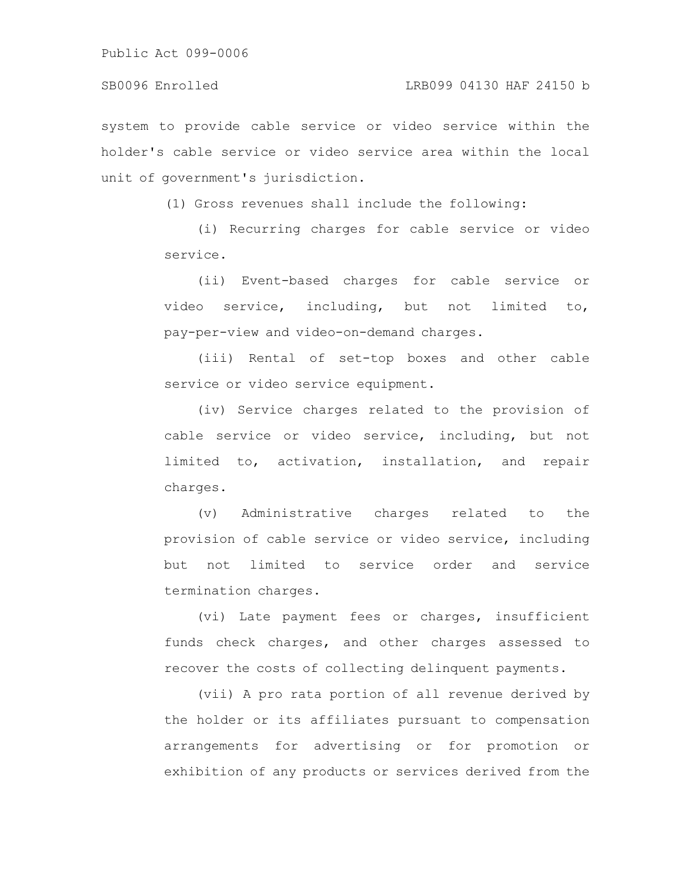system to provide cable service or video service within the holder's cable service or video service area within the local unit of government's jurisdiction.

(1) Gross revenues shall include the following:

(i) Recurring charges for cable service or video service.

(ii) Event-based charges for cable service or video service, including, but not limited to, pay-per-view and video-on-demand charges.

(iii) Rental of set-top boxes and other cable service or video service equipment.

(iv) Service charges related to the provision of cable service or video service, including, but not limited to, activation, installation, and repair charges.

(v) Administrative charges related to the provision of cable service or video service, including but not limited to service order and service termination charges.

(vi) Late payment fees or charges, insufficient funds check charges, and other charges assessed to recover the costs of collecting delinquent payments.

(vii) A pro rata portion of all revenue derived by the holder or its affiliates pursuant to compensation arrangements for advertising or for promotion or exhibition of any products or services derived from the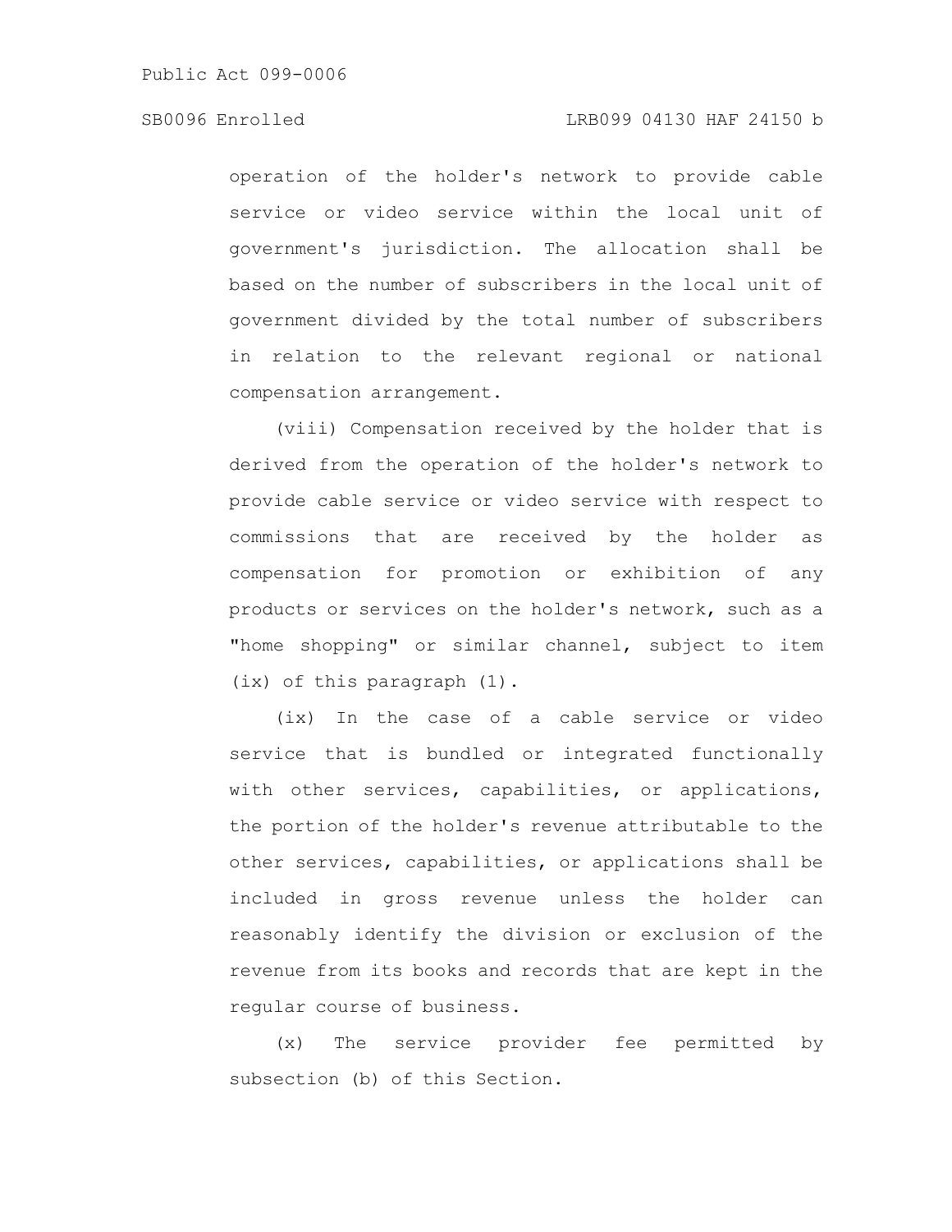operation of the holder's network to provide cable service or video service within the local unit of government's jurisdiction. The allocation shall be based on the number of subscribers in the local unit of government divided by the total number of subscribers in relation to the relevant regional or national compensation arrangement.

(viii) Compensation received by the holder that is derived from the operation of the holder's network to provide cable service or video service with respect to commissions that are received by the holder as compensation for promotion or exhibition of any products or services on the holder's network, such as a "home shopping" or similar channel, subject to item (ix) of this paragraph (1).

(ix) In the case of a cable service or video service that is bundled or integrated functionally with other services, capabilities, or applications, the portion of the holder's revenue attributable to the other services, capabilities, or applications shall be included in gross revenue unless the holder can reasonably identify the division or exclusion of the revenue from its books and records that are kept in the regular course of business.

(x) The service provider fee permitted by subsection (b) of this Section.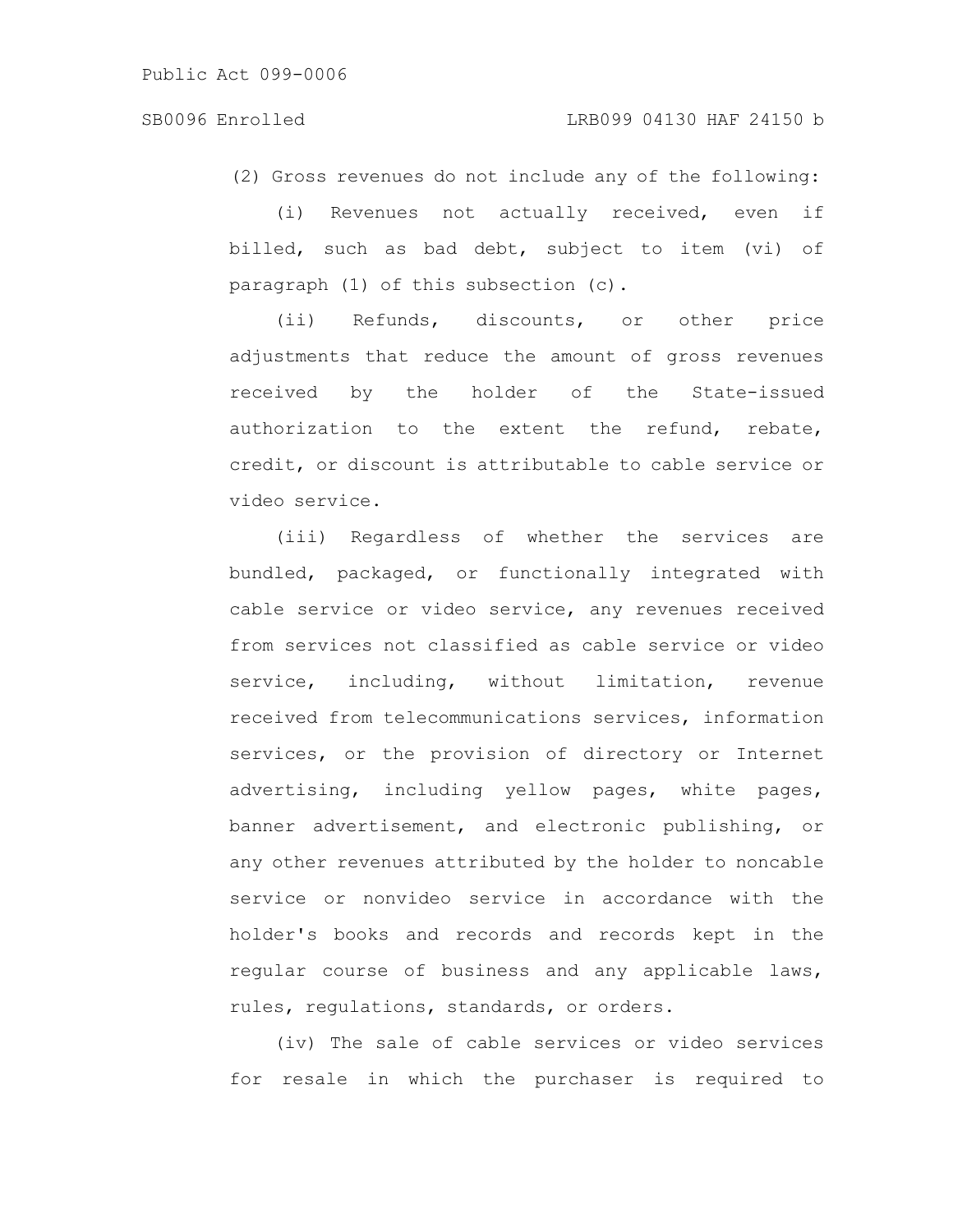(2) Gross revenues do not include any of the following:

(i) Revenues not actually received, even if billed, such as bad debt, subject to item (vi) of paragraph (1) of this subsection (c).

(ii) Refunds, discounts, or other price adjustments that reduce the amount of gross revenues received by the holder of the State-issued authorization to the extent the refund, rebate, credit, or discount is attributable to cable service or video service.

(iii) Regardless of whether the services are bundled, packaged, or functionally integrated with cable service or video service, any revenues received from services not classified as cable service or video service, including, without limitation, revenue received from telecommunications services, information services, or the provision of directory or Internet advertising, including yellow pages, white pages, banner advertisement, and electronic publishing, or any other revenues attributed by the holder to noncable service or nonvideo service in accordance with the holder's books and records and records kept in the regular course of business and any applicable laws, rules, regulations, standards, or orders.

(iv) The sale of cable services or video services for resale in which the purchaser is required to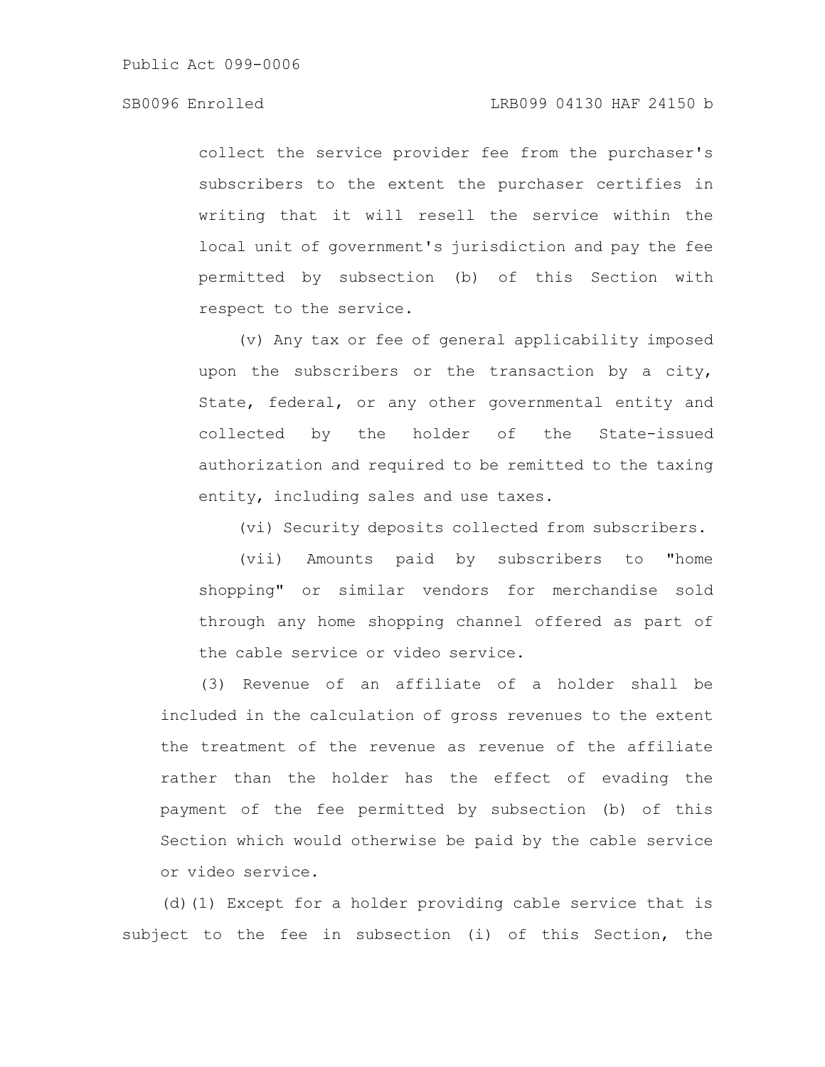collect the service provider fee from the purchaser's subscribers to the extent the purchaser certifies in writing that it will resell the service within the local unit of government's jurisdiction and pay the fee permitted by subsection (b) of this Section with respect to the service.

(v) Any tax or fee of general applicability imposed upon the subscribers or the transaction by a city, State, federal, or any other governmental entity and collected by the holder of the State-issued authorization and required to be remitted to the taxing entity, including sales and use taxes.

(vi) Security deposits collected from subscribers.

(vii) Amounts paid by subscribers to "home shopping" or similar vendors for merchandise sold through any home shopping channel offered as part of the cable service or video service.

(3) Revenue of an affiliate of a holder shall be included in the calculation of gross revenues to the extent the treatment of the revenue as revenue of the affiliate rather than the holder has the effect of evading the payment of the fee permitted by subsection (b) of this Section which would otherwise be paid by the cable service or video service.

(d)(1) Except for a holder providing cable service that is subject to the fee in subsection (i) of this Section, the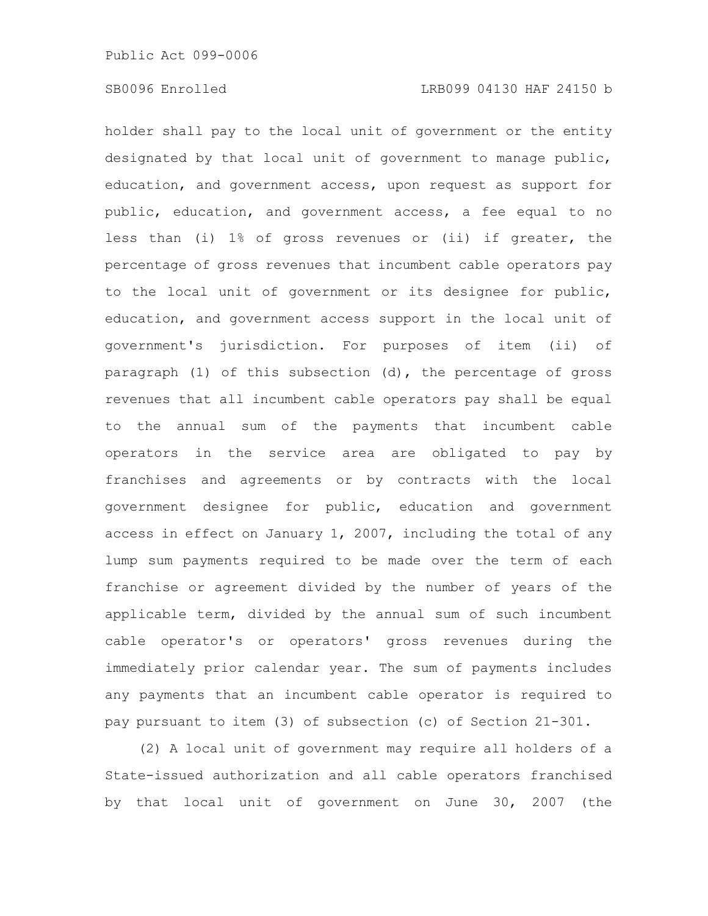holder shall pay to the local unit of government or the entity designated by that local unit of government to manage public, education, and government access, upon request as support for public, education, and government access, a fee equal to no less than (i) 1% of gross revenues or (ii) if greater, the percentage of gross revenues that incumbent cable operators pay to the local unit of government or its designee for public, education, and government access support in the local unit of government's jurisdiction. For purposes of item (ii) of paragraph (1) of this subsection (d), the percentage of gross revenues that all incumbent cable operators pay shall be equal to the annual sum of the payments that incumbent cable operators in the service area are obligated to pay by franchises and agreements or by contracts with the local government designee for public, education and government access in effect on January 1, 2007, including the total of any lump sum payments required to be made over the term of each franchise or agreement divided by the number of years of the applicable term, divided by the annual sum of such incumbent cable operator's or operators' gross revenues during the immediately prior calendar year. The sum of payments includes any payments that an incumbent cable operator is required to pay pursuant to item (3) of subsection (c) of Section 21-301.

(2) A local unit of government may require all holders of a State-issued authorization and all cable operators franchised by that local unit of government on June 30, 2007 (the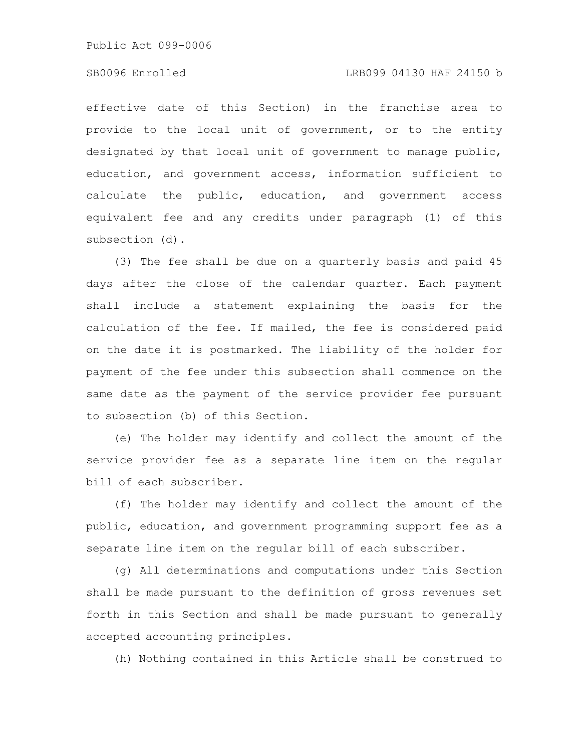effective date of this Section) in the franchise area to provide to the local unit of government, or to the entity designated by that local unit of government to manage public, education, and government access, information sufficient to calculate the public, education, and government access equivalent fee and any credits under paragraph (1) of this subsection (d).

(3) The fee shall be due on a quarterly basis and paid 45 days after the close of the calendar quarter. Each payment shall include a statement explaining the basis for the calculation of the fee. If mailed, the fee is considered paid on the date it is postmarked. The liability of the holder for payment of the fee under this subsection shall commence on the same date as the payment of the service provider fee pursuant to subsection (b) of this Section.

(e) The holder may identify and collect the amount of the service provider fee as a separate line item on the regular bill of each subscriber.

(f) The holder may identify and collect the amount of the public, education, and government programming support fee as a separate line item on the regular bill of each subscriber.

(g) All determinations and computations under this Section shall be made pursuant to the definition of gross revenues set forth in this Section and shall be made pursuant to generally accepted accounting principles.

(h) Nothing contained in this Article shall be construed to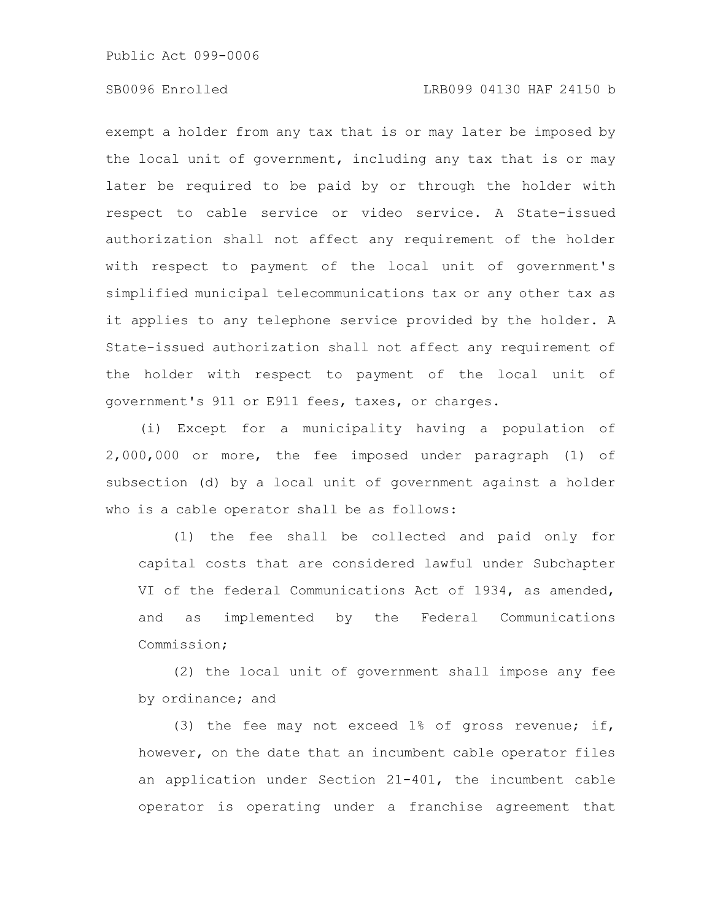exempt a holder from any tax that is or may later be imposed by the local unit of government, including any tax that is or may later be required to be paid by or through the holder with respect to cable service or video service. A State-issued authorization shall not affect any requirement of the holder with respect to payment of the local unit of government's simplified municipal telecommunications tax or any other tax as it applies to any telephone service provided by the holder. A State-issued authorization shall not affect any requirement of the holder with respect to payment of the local unit of government's 911 or E911 fees, taxes, or charges.

(i) Except for a municipality having a population of 2,000,000 or more, the fee imposed under paragraph (1) of subsection (d) by a local unit of government against a holder who is a cable operator shall be as follows:

(1) the fee shall be collected and paid only for capital costs that are considered lawful under Subchapter VI of the federal Communications Act of 1934, as amended, and as implemented by the Federal Communications Commission;

(2) the local unit of government shall impose any fee by ordinance; and

(3) the fee may not exceed 1% of gross revenue; if, however, on the date that an incumbent cable operator files an application under Section 21-401, the incumbent cable operator is operating under a franchise agreement that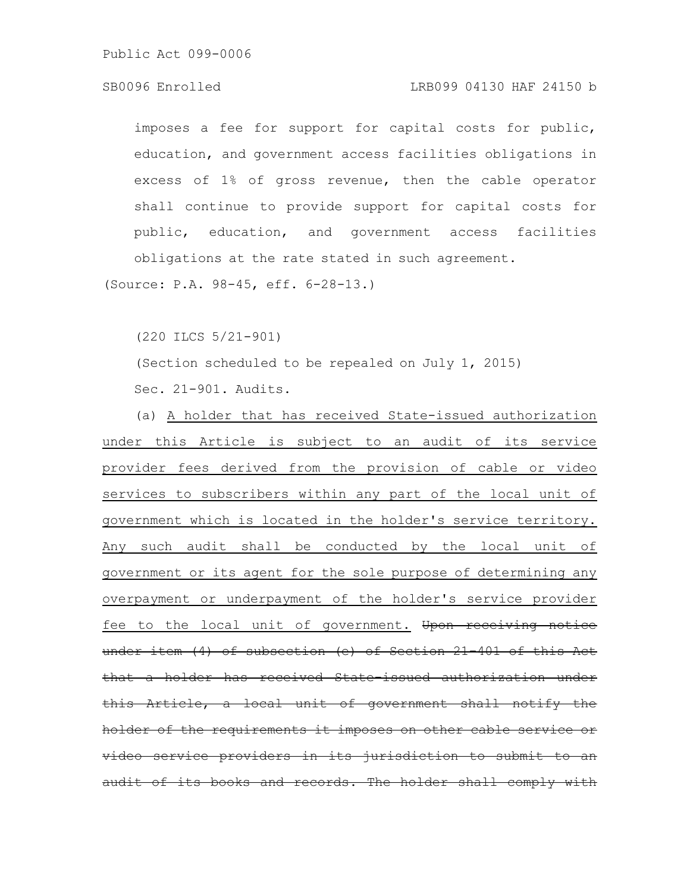imposes a fee for support for capital costs for public, education, and government access facilities obligations in excess of 1% of gross revenue, then the cable operator shall continue to provide support for capital costs for public, education, and government access facilities obligations at the rate stated in such agreement.

(Source: P.A. 98-45, eff. 6-28-13.)

(220 ILCS 5/21-901)

(Section scheduled to be repealed on July 1, 2015)

Sec. 21-901. Audits.

(a) <u>A holder that has received State-issued authorization under this Article is subject to an audit of its service provider fees derived from the provision of cable or video services to subscribers within any part of the local unit of government which is located in the holder's service territory. Any such audit shall be conducted by the local unit of government or its agent for the sole purpose of determining any overpayment or underpayment of the holder's service provider fee to the local unit of government.</u> ~~Upon receiving notice under item (4) of subsection (c) of Section 21-401 of this Act that a holder has received State-issued authorization under this Article, a local unit of government shall notify the holder of the requirements it imposes on other cable service or video service providers in its jurisdiction to submit to an audit of its books and records. The holder shall comply with~~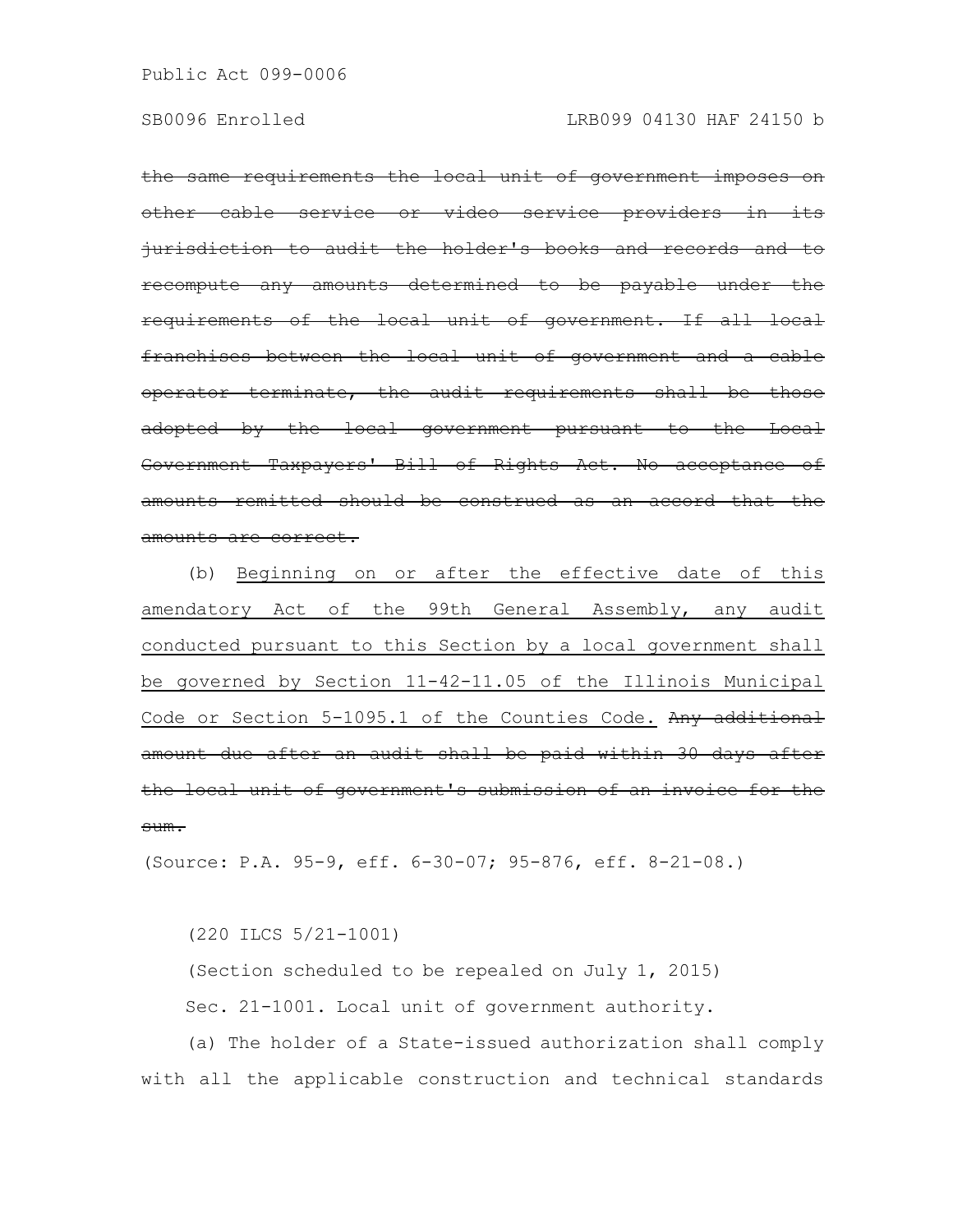~~the same requirements the local unit of government imposes on other cable service or video service providers in its jurisdiction to audit the holder's books and records and to recompute any amounts determined to be payable under the requirements of the local unit of government. If all local franchises between the local unit of government and a cable operator terminate, the audit requirements shall be those adopted by the local government pursuant to the Local Government Taxpayers' Bill of Rights Act. No acceptance of amounts remitted should be construed as an accord that the amounts are correct.~~

(b) <u>Beginning on or after the effective date of this amendatory Act of the 99th General Assembly, any audit conducted pursuant to this Section by a local government shall be governed by Section 11-42-11.05 of the Illinois Municipal Code or Section 5-1095.1 of the Counties Code.</u> ~~Any additional amount due after an audit shall be paid within 30 days after the local unit of government's submission of an invoice for the sum.~~

(Source: P.A. 95-9, eff. 6-30-07; 95-876, eff. 8-21-08.)

(220 ILCS 5/21-1001)

(Section scheduled to be repealed on July 1, 2015)

Sec. 21-1001. Local unit of government authority.

(a) The holder of a State-issued authorization shall comply with all the applicable construction and technical standards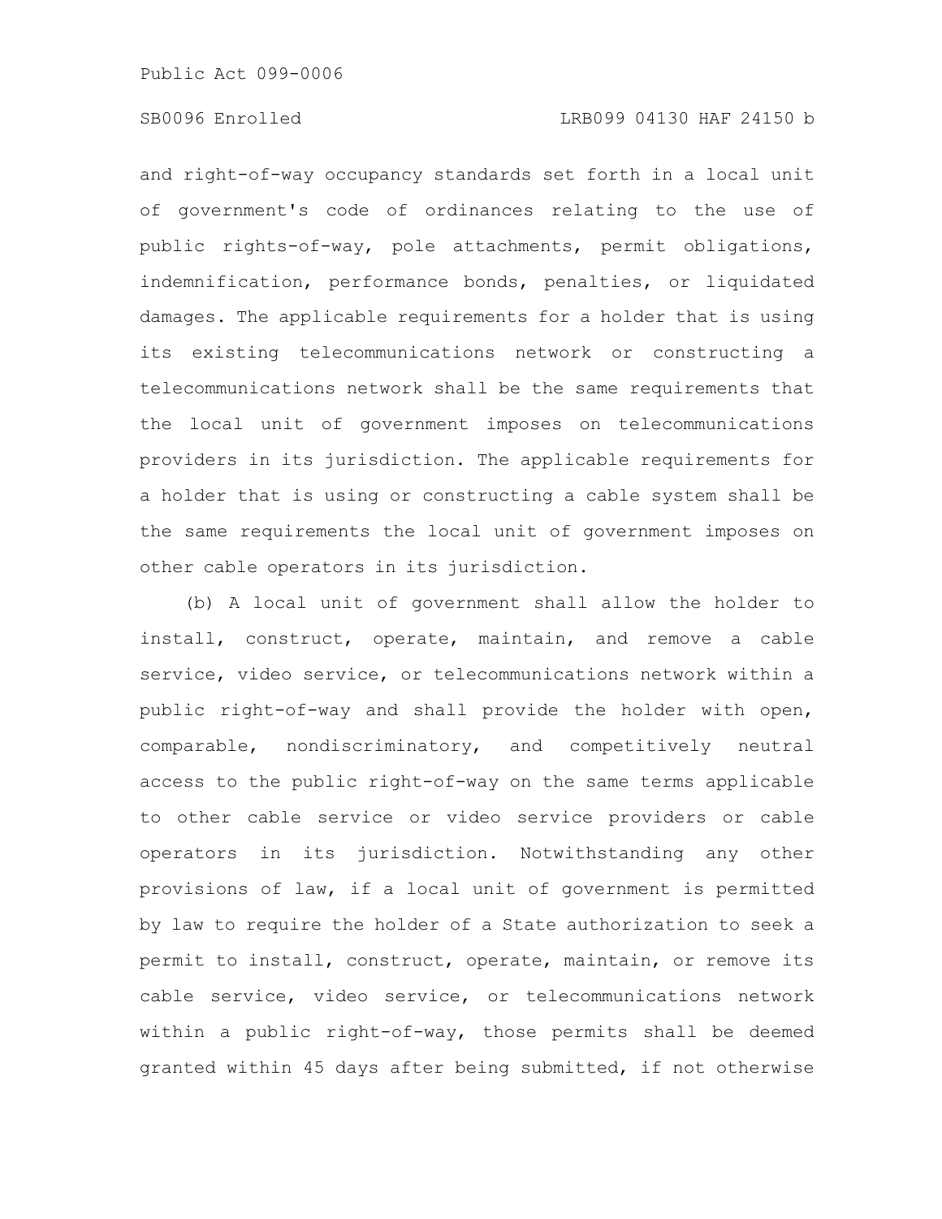and right-of-way occupancy standards set forth in a local unit of government's code of ordinances relating to the use of public rights-of-way, pole attachments, permit obligations, indemnification, performance bonds, penalties, or liquidated damages. The applicable requirements for a holder that is using its existing telecommunications network or constructing a telecommunications network shall be the same requirements that the local unit of government imposes on telecommunications providers in its jurisdiction. The applicable requirements for a holder that is using or constructing a cable system shall be the same requirements the local unit of government imposes on other cable operators in its jurisdiction.

(b) A local unit of government shall allow the holder to install, construct, operate, maintain, and remove a cable service, video service, or telecommunications network within a public right-of-way and shall provide the holder with open, comparable, nondiscriminatory, and competitively neutral access to the public right-of-way on the same terms applicable to other cable service or video service providers or cable operators in its jurisdiction. Notwithstanding any other provisions of law, if a local unit of government is permitted by law to require the holder of a State authorization to seek a permit to install, construct, operate, maintain, or remove its cable service, video service, or telecommunications network within a public right-of-way, those permits shall be deemed granted within 45 days after being submitted, if not otherwise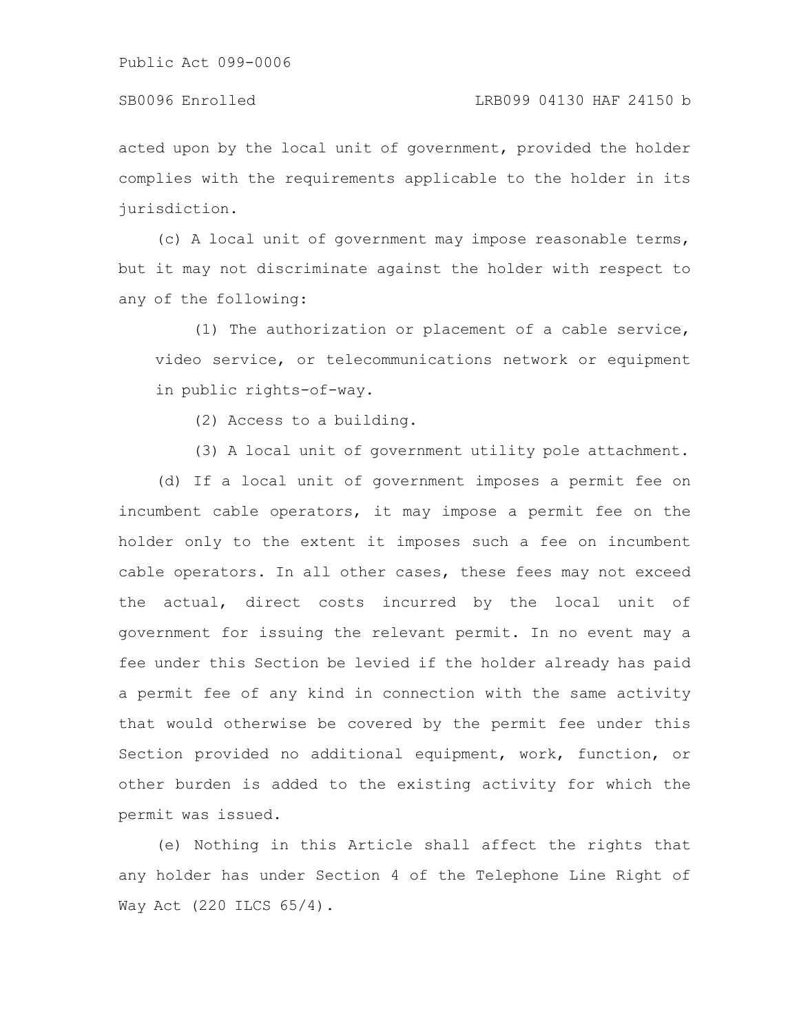acted upon by the local unit of government, provided the holder complies with the requirements applicable to the holder in its jurisdiction.

(c) A local unit of government may impose reasonable terms, but it may not discriminate against the holder with respect to any of the following:

(1) The authorization or placement of a cable service, video service, or telecommunications network or equipment in public rights-of-way.

(2) Access to a building.

(3) A local unit of government utility pole attachment.

(d) If a local unit of government imposes a permit fee on incumbent cable operators, it may impose a permit fee on the holder only to the extent it imposes such a fee on incumbent cable operators. In all other cases, these fees may not exceed the actual, direct costs incurred by the local unit of government for issuing the relevant permit. In no event may a fee under this Section be levied if the holder already has paid a permit fee of any kind in connection with the same activity that would otherwise be covered by the permit fee under this Section provided no additional equipment, work, function, or other burden is added to the existing activity for which the permit was issued.

(e) Nothing in this Article shall affect the rights that any holder has under Section 4 of the Telephone Line Right of Way Act (220 ILCS 65/4).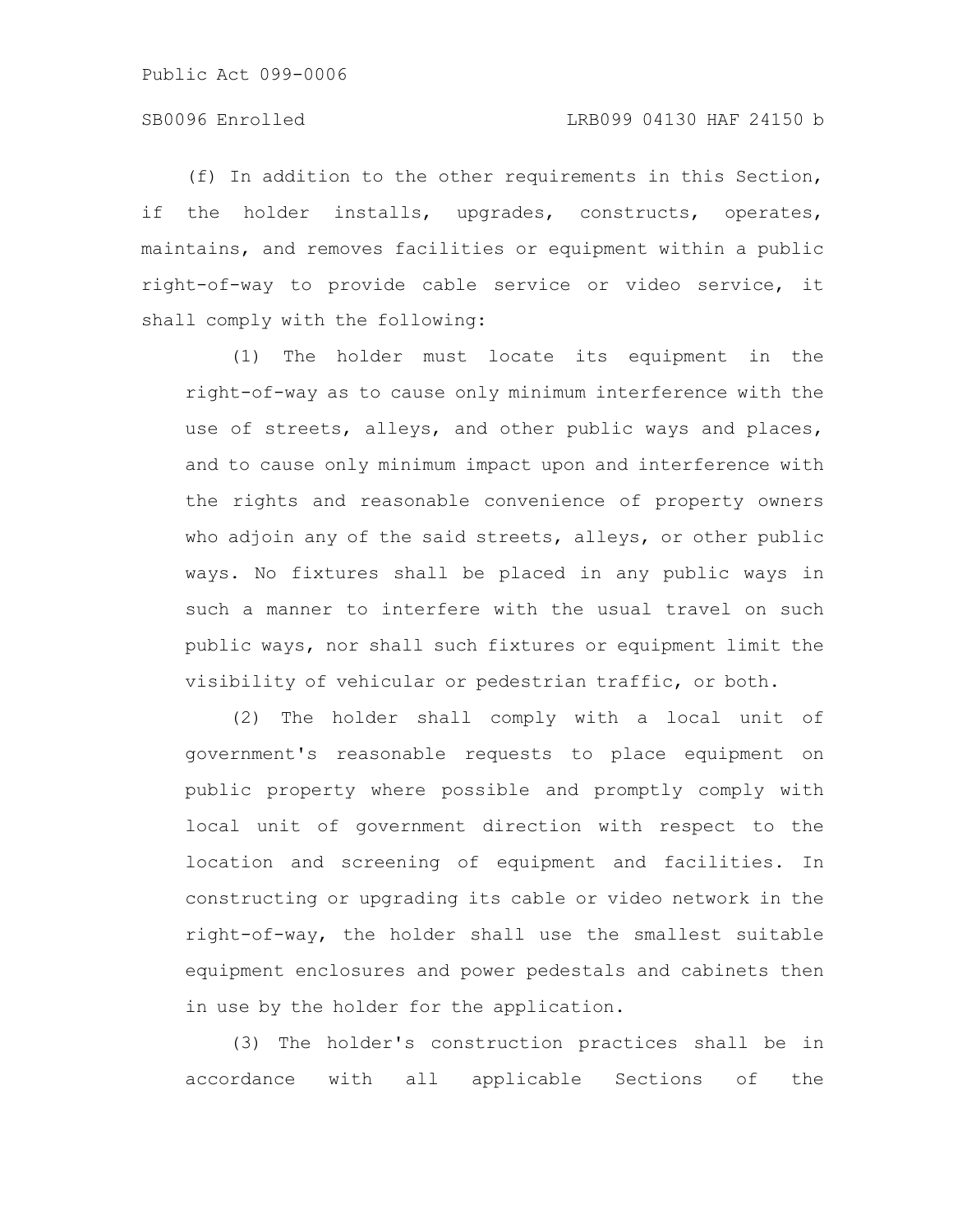(f) In addition to the other requirements in this Section, if the holder installs, upgrades, constructs, operates, maintains, and removes facilities or equipment within a public right-of-way to provide cable service or video service, it shall comply with the following:

(1) The holder must locate its equipment in the right-of-way as to cause only minimum interference with the use of streets, alleys, and other public ways and places, and to cause only minimum impact upon and interference with the rights and reasonable convenience of property owners who adjoin any of the said streets, alleys, or other public ways. No fixtures shall be placed in any public ways in such a manner to interfere with the usual travel on such public ways, nor shall such fixtures or equipment limit the visibility of vehicular or pedestrian traffic, or both.

(2) The holder shall comply with a local unit of government's reasonable requests to place equipment on public property where possible and promptly comply with local unit of government direction with respect to the location and screening of equipment and facilities. In constructing or upgrading its cable or video network in the right-of-way, the holder shall use the smallest suitable equipment enclosures and power pedestals and cabinets then in use by the holder for the application.

(3) The holder's construction practices shall be in accordance with all applicable Sections of the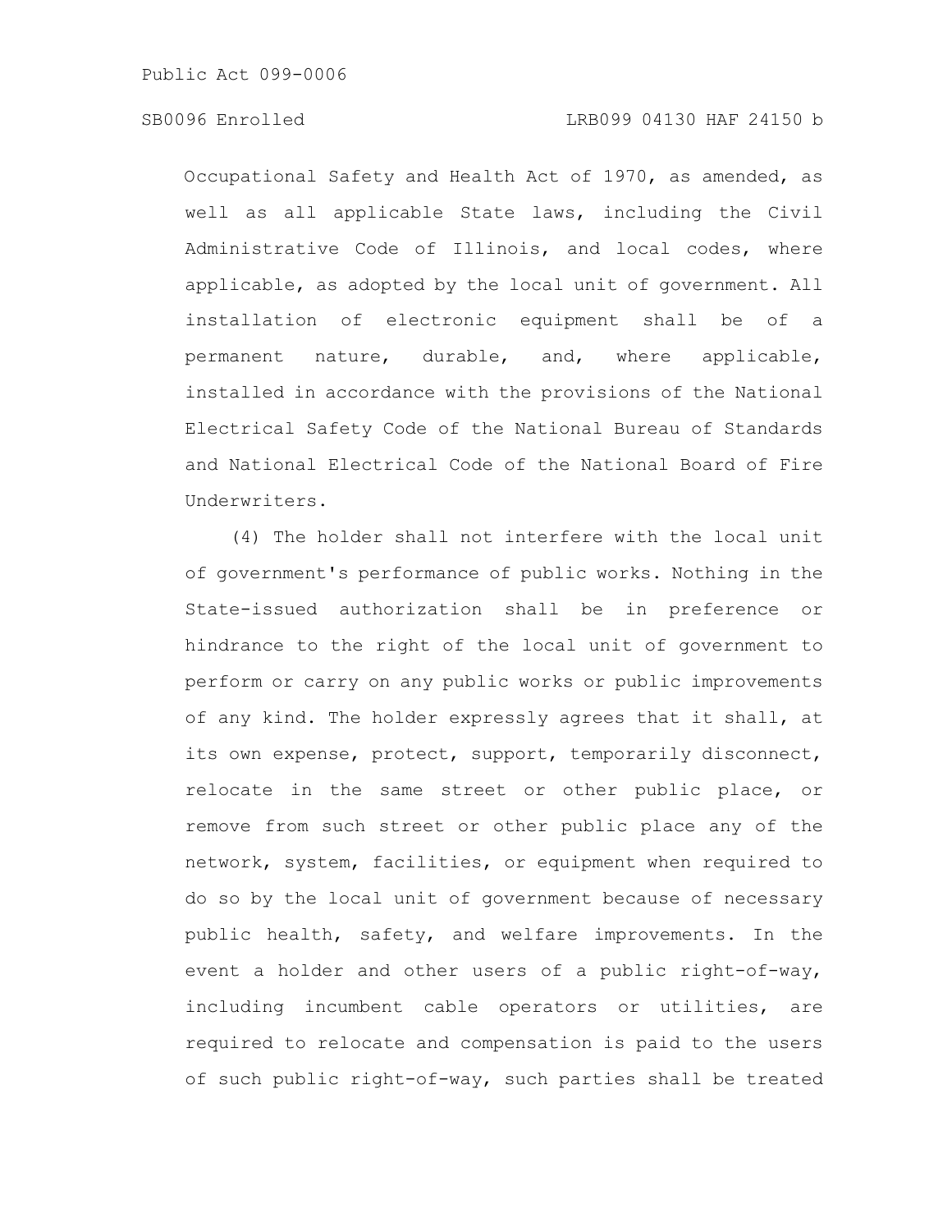Occupational Safety and Health Act of 1970, as amended, as well as all applicable State laws, including the Civil Administrative Code of Illinois, and local codes, where applicable, as adopted by the local unit of government. All installation of electronic equipment shall be of a permanent nature, durable, and, where applicable, installed in accordance with the provisions of the National Electrical Safety Code of the National Bureau of Standards and National Electrical Code of the National Board of Fire Underwriters.

(4) The holder shall not interfere with the local unit of government's performance of public works. Nothing in the State-issued authorization shall be in preference or hindrance to the right of the local unit of government to perform or carry on any public works or public improvements of any kind. The holder expressly agrees that it shall, at its own expense, protect, support, temporarily disconnect, relocate in the same street or other public place, or remove from such street or other public place any of the network, system, facilities, or equipment when required to do so by the local unit of government because of necessary public health, safety, and welfare improvements. In the event a holder and other users of a public right-of-way, including incumbent cable operators or utilities, are required to relocate and compensation is paid to the users of such public right-of-way, such parties shall be treated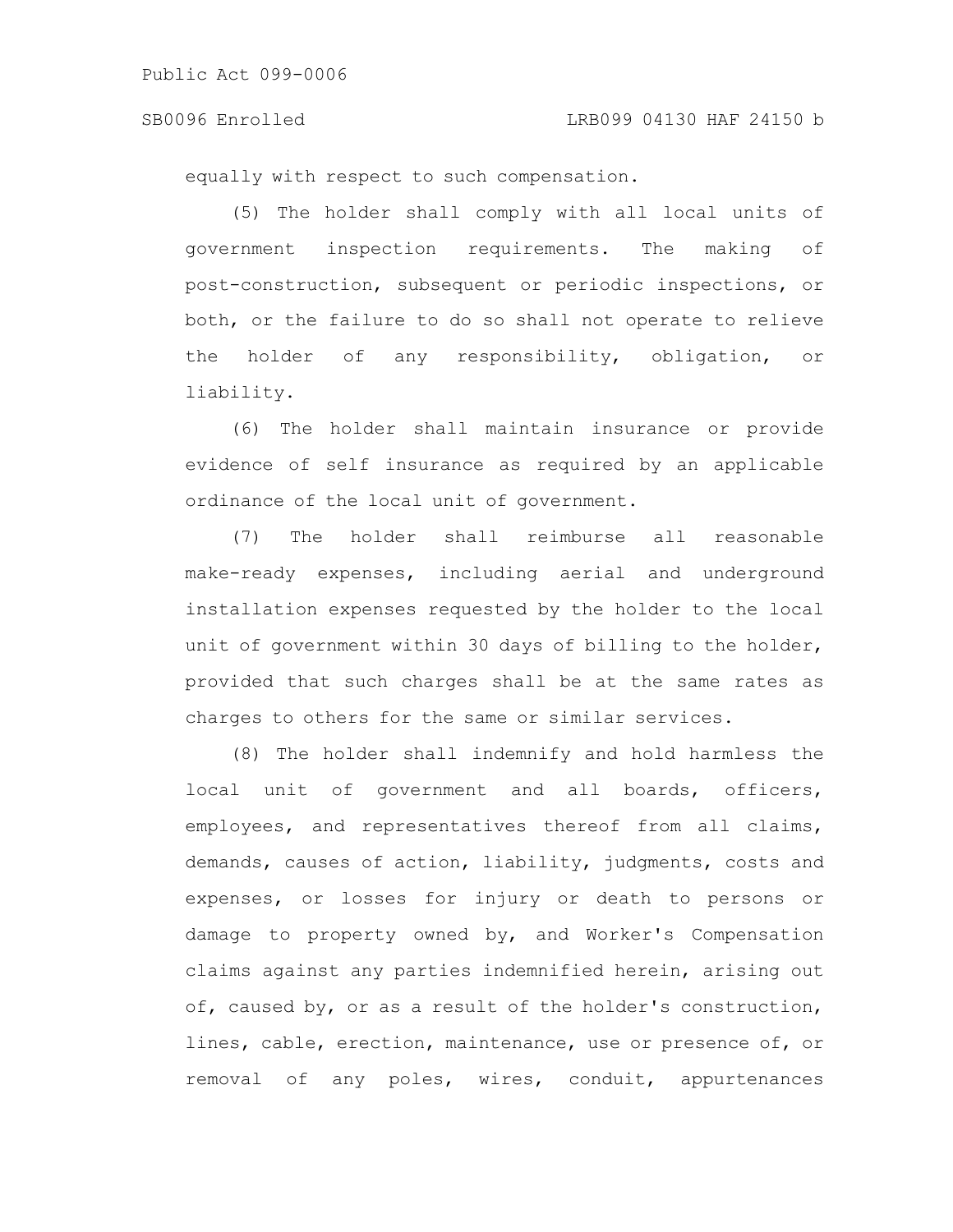equally with respect to such compensation.

(5) The holder shall comply with all local units of government inspection requirements. The making of post-construction, subsequent or periodic inspections, or both, or the failure to do so shall not operate to relieve the holder of any responsibility, obligation, or liability.

(6) The holder shall maintain insurance or provide evidence of self insurance as required by an applicable ordinance of the local unit of government.

(7) The holder shall reimburse all reasonable make-ready expenses, including aerial and underground installation expenses requested by the holder to the local unit of government within 30 days of billing to the holder, provided that such charges shall be at the same rates as charges to others for the same or similar services.

(8) The holder shall indemnify and hold harmless the local unit of government and all boards, officers, employees, and representatives thereof from all claims, demands, causes of action, liability, judgments, costs and expenses, or losses for injury or death to persons or damage to property owned by, and Worker's Compensation claims against any parties indemnified herein, arising out of, caused by, or as a result of the holder's construction, lines, cable, erection, maintenance, use or presence of, or removal of any poles, wires, conduit, appurtenances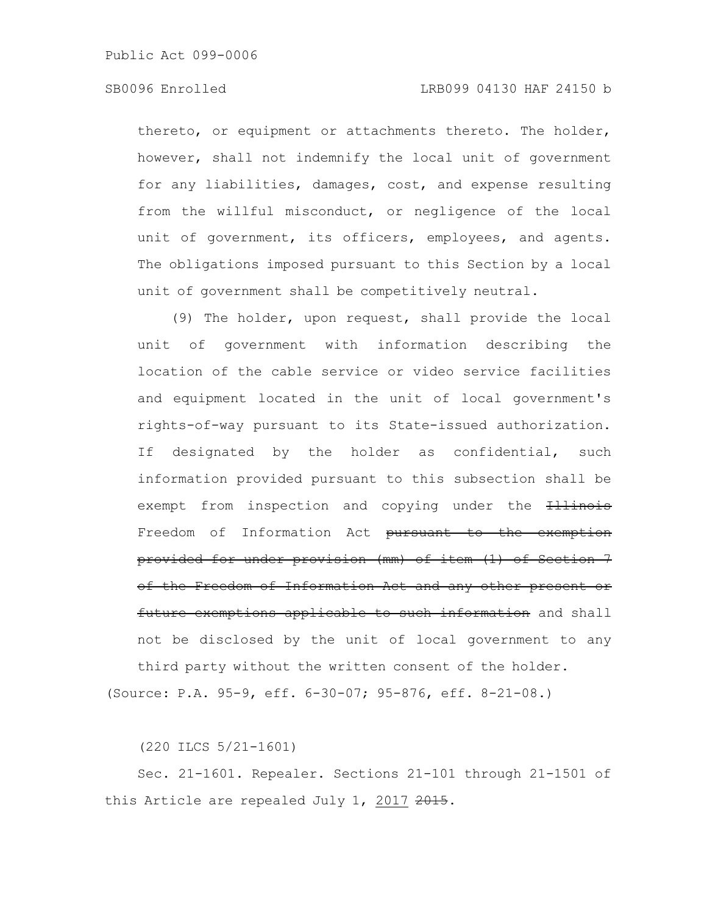thereto, or equipment or attachments thereto. The holder, however, shall not indemnify the local unit of government for any liabilities, damages, cost, and expense resulting from the willful misconduct, or negligence of the local unit of government, its officers, employees, and agents. The obligations imposed pursuant to this Section by a local unit of government shall be competitively neutral.

(9) The holder, upon request, shall provide the local unit of government with information describing the location of the cable service or video service facilities and equipment located in the unit of local government's rights-of-way pursuant to its State-issued authorization. If designated by the holder as confidential, such information provided pursuant to this subsection shall be exempt from inspection and copying under the ~~Illinois~~ Freedom of Information Act ~~pursuant to the exemption provided for under provision (mm) of item (1) of Section 7 of the Freedom of Information Act and any other present or future exemptions applicable to such information~~ and shall not be disclosed by the unit of local government to any third party without the written consent of the holder.

(Source: P.A. 95-9, eff. 6-30-07; 95-876, eff. 8-21-08.)

(220 ILCS 5/21-1601)

Sec. 21-1601. Repealer. Sections 21-101 through 21-1501 of this Article are repealed July 1, <u>2017</u> ~~2015~~.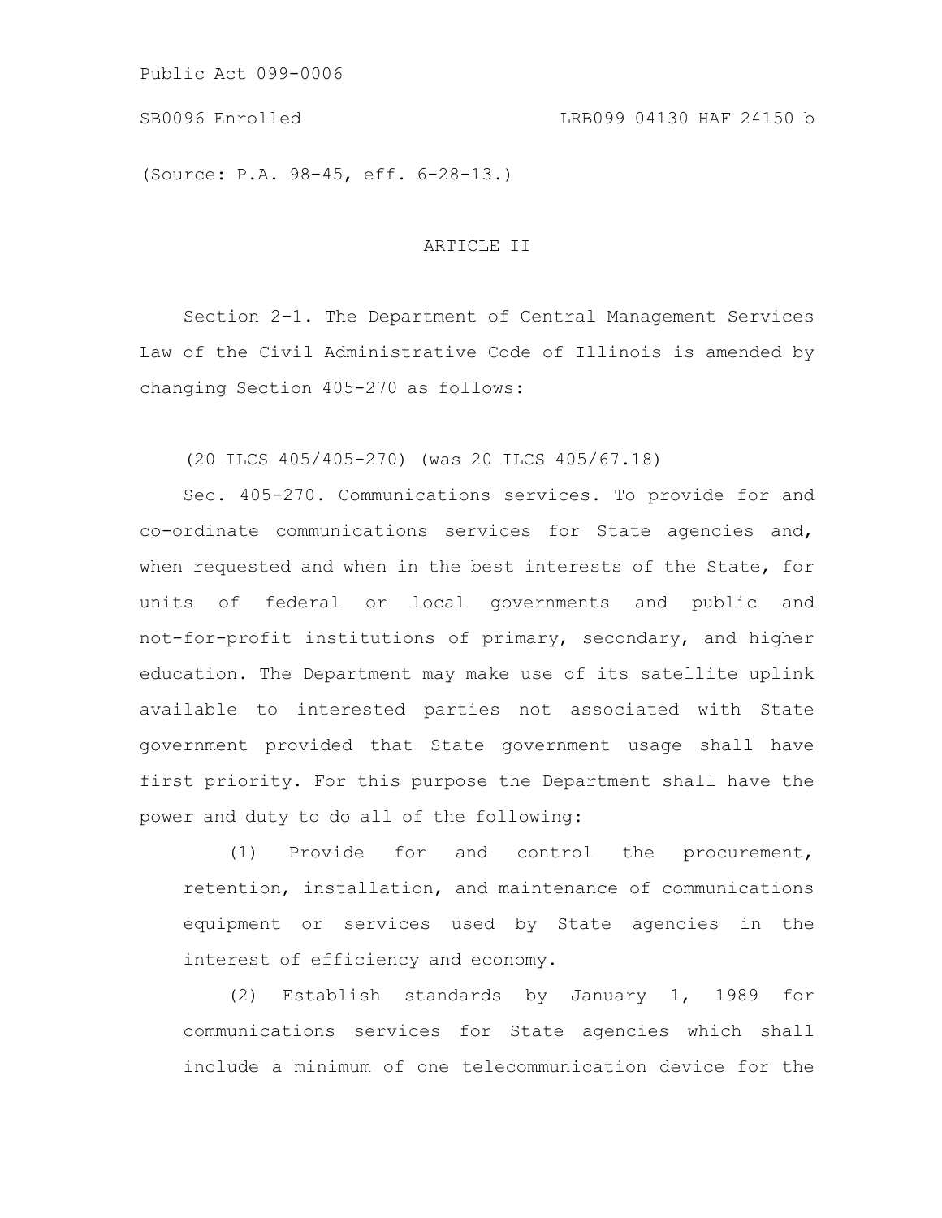(Source: P.A. 98-45, eff. 6-28-13.)

## ARTICLE II

Section 2-1. The Department of Central Management Services Law of the Civil Administrative Code of Illinois is amended by changing Section 405-270 as follows:

(20 ILCS 405/405-270) (was 20 ILCS 405/67.18)

Sec. 405-270. Communications services. To provide for and co-ordinate communications services for State agencies and, when requested and when in the best interests of the State, for units of federal or local governments and public and not-for-profit institutions of primary, secondary, and higher education. The Department may make use of its satellite uplink available to interested parties not associated with State government provided that State government usage shall have first priority. For this purpose the Department shall have the power and duty to do all of the following:

(1) Provide for and control the procurement, retention, installation, and maintenance of communications equipment or services used by State agencies in the interest of efficiency and economy.

(2) Establish standards by January 1, 1989 for communications services for State agencies which shall include a minimum of one telecommunication device for the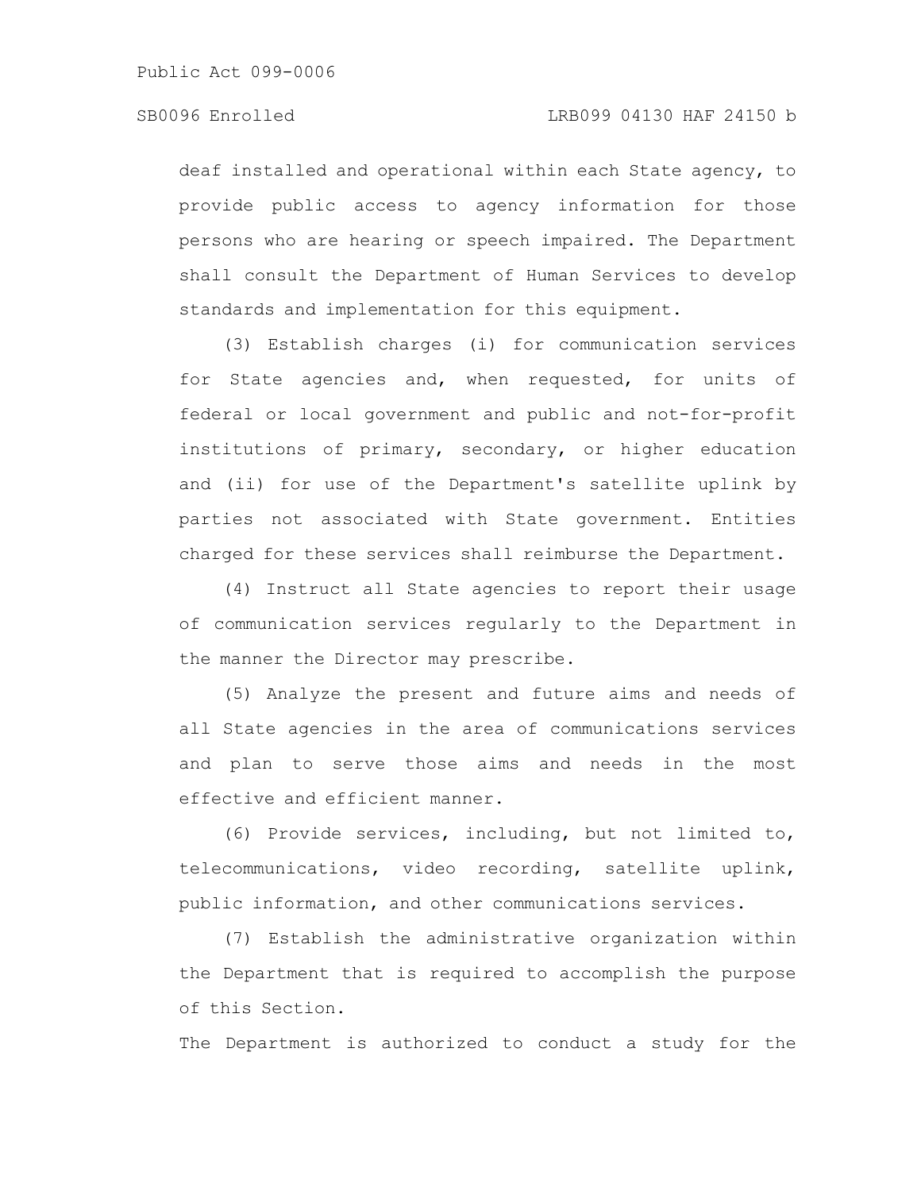deaf installed and operational within each State agency, to provide public access to agency information for those persons who are hearing or speech impaired. The Department shall consult the Department of Human Services to develop standards and implementation for this equipment.

(3) Establish charges (i) for communication services for State agencies and, when requested, for units of federal or local government and public and not-for-profit institutions of primary, secondary, or higher education and (ii) for use of the Department's satellite uplink by parties not associated with State government. Entities charged for these services shall reimburse the Department.

(4) Instruct all State agencies to report their usage of communication services regularly to the Department in the manner the Director may prescribe.

(5) Analyze the present and future aims and needs of all State agencies in the area of communications services and plan to serve those aims and needs in the most effective and efficient manner.

(6) Provide services, including, but not limited to, telecommunications, video recording, satellite uplink, public information, and other communications services.

(7) Establish the administrative organization within the Department that is required to accomplish the purpose of this Section.

The Department is authorized to conduct a study for the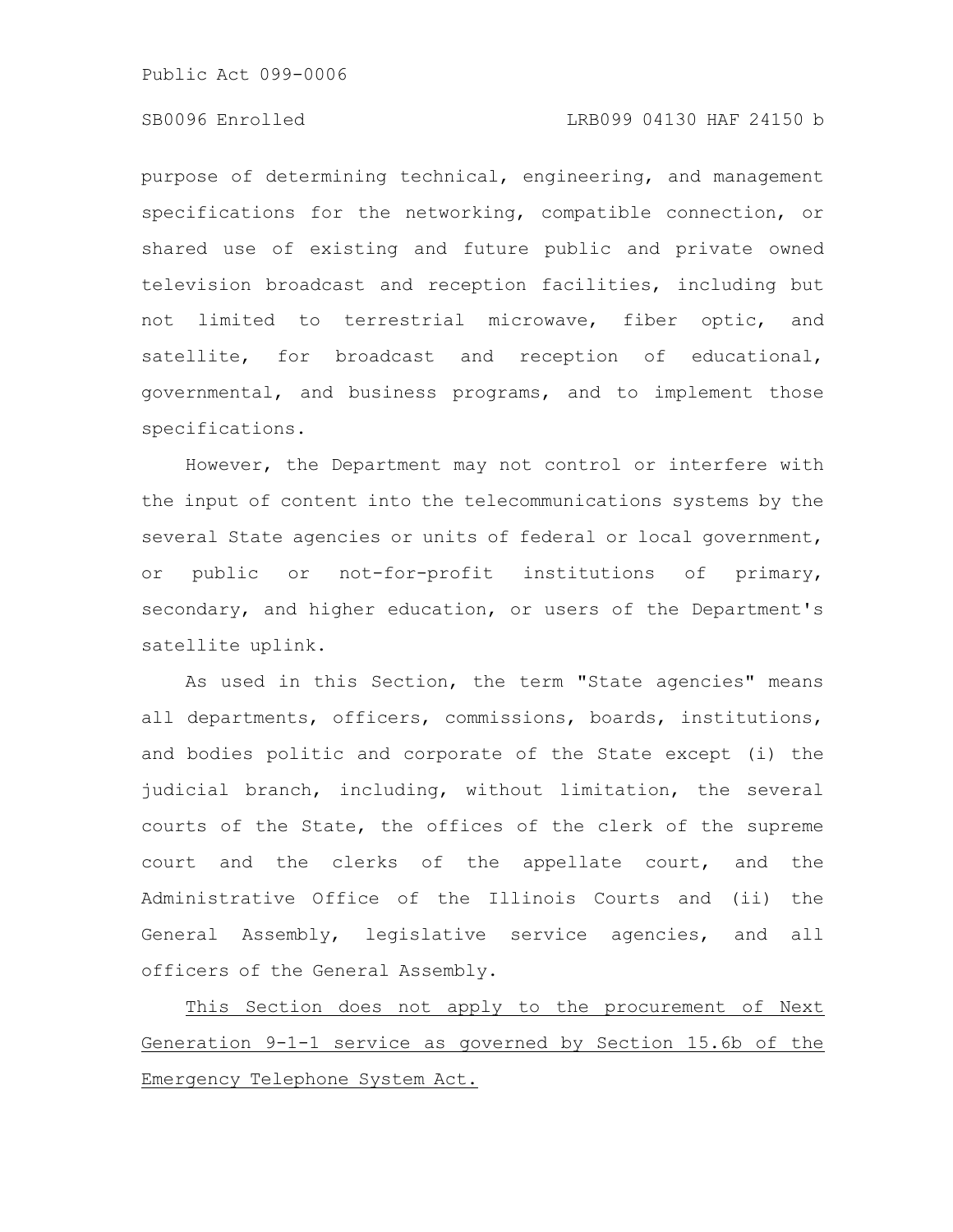purpose of determining technical, engineering, and management specifications for the networking, compatible connection, or shared use of existing and future public and private owned television broadcast and reception facilities, including but not limited to terrestrial microwave, fiber optic, and satellite, for broadcast and reception of educational, governmental, and business programs, and to implement those specifications.

However, the Department may not control or interfere with the input of content into the telecommunications systems by the several State agencies or units of federal or local government, or public or not-for-profit institutions of primary, secondary, and higher education, or users of the Department's satellite uplink.

As used in this Section, the term "State agencies" means all departments, officers, commissions, boards, institutions, and bodies politic and corporate of the State except (i) the judicial branch, including, without limitation, the several courts of the State, the offices of the clerk of the supreme court and the clerks of the appellate court, and the Administrative Office of the Illinois Courts and (ii) the General Assembly, legislative service agencies, and all officers of the General Assembly.

<u>This Section does not apply to the procurement of Next Generation 9-1-1 service as governed by Section 15.6b of the Emergency Telephone System Act.</u>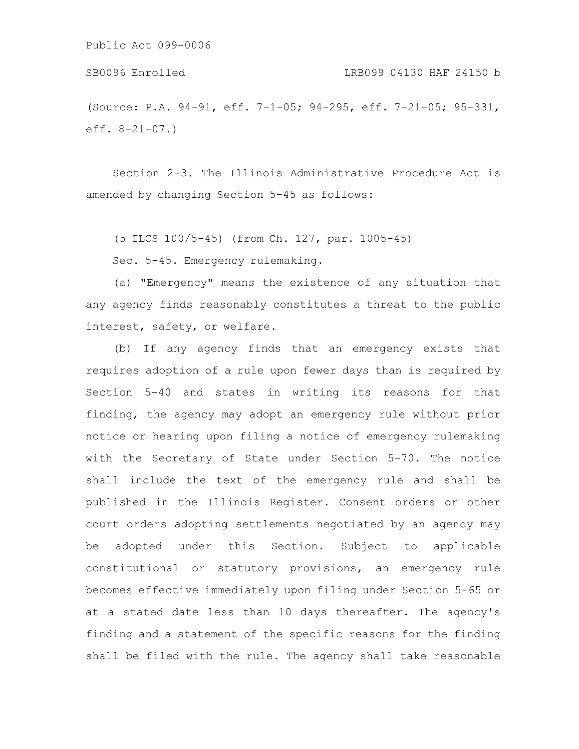(Source: P.A. 94-91, eff. 7-1-05; 94-295, eff. 7-21-05; 95-331, eff. 8-21-07.)

Section 2-3. The Illinois Administrative Procedure Act is amended by changing Section 5-45 as follows:

(5 ILCS 100/5-45) (from Ch. 127, par. 1005-45)

Sec. 5-45. Emergency rulemaking.

(a) "Emergency" means the existence of any situation that any agency finds reasonably constitutes a threat to the public interest, safety, or welfare.

(b) If any agency finds that an emergency exists that requires adoption of a rule upon fewer days than is required by Section 5-40 and states in writing its reasons for that finding, the agency may adopt an emergency rule without prior notice or hearing upon filing a notice of emergency rulemaking with the Secretary of State under Section 5-70. The notice shall include the text of the emergency rule and shall be published in the Illinois Register. Consent orders or other court orders adopting settlements negotiated by an agency may be adopted under this Section. Subject to applicable constitutional or statutory provisions, an emergency rule becomes effective immediately upon filing under Section 5-65 or at a stated date less than 10 days thereafter. The agency's finding and a statement of the specific reasons for the finding shall be filed with the rule. The agency shall take reasonable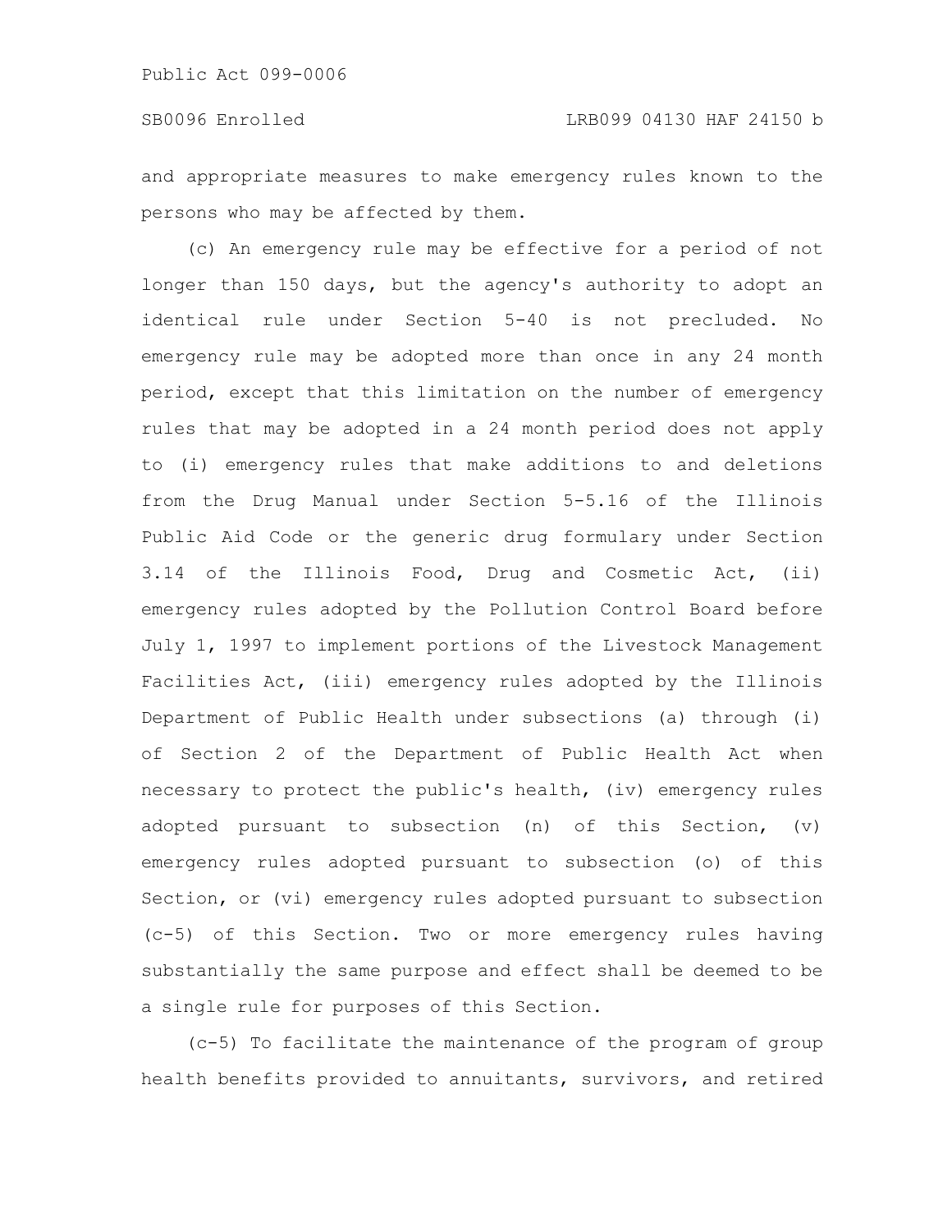and appropriate measures to make emergency rules known to the persons who may be affected by them.

(c) An emergency rule may be effective for a period of not longer than 150 days, but the agency's authority to adopt an identical rule under Section 5-40 is not precluded. No emergency rule may be adopted more than once in any 24 month period, except that this limitation on the number of emergency rules that may be adopted in a 24 month period does not apply to (i) emergency rules that make additions to and deletions from the Drug Manual under Section 5-5.16 of the Illinois Public Aid Code or the generic drug formulary under Section 3.14 of the Illinois Food, Drug and Cosmetic Act, (ii) emergency rules adopted by the Pollution Control Board before July 1, 1997 to implement portions of the Livestock Management Facilities Act, (iii) emergency rules adopted by the Illinois Department of Public Health under subsections (a) through (i) of Section 2 of the Department of Public Health Act when necessary to protect the public's health, (iv) emergency rules adopted pursuant to subsection (n) of this Section, (v) emergency rules adopted pursuant to subsection (o) of this Section, or (vi) emergency rules adopted pursuant to subsection (c-5) of this Section. Two or more emergency rules having substantially the same purpose and effect shall be deemed to be a single rule for purposes of this Section.

(c-5) To facilitate the maintenance of the program of group health benefits provided to annuitants, survivors, and retired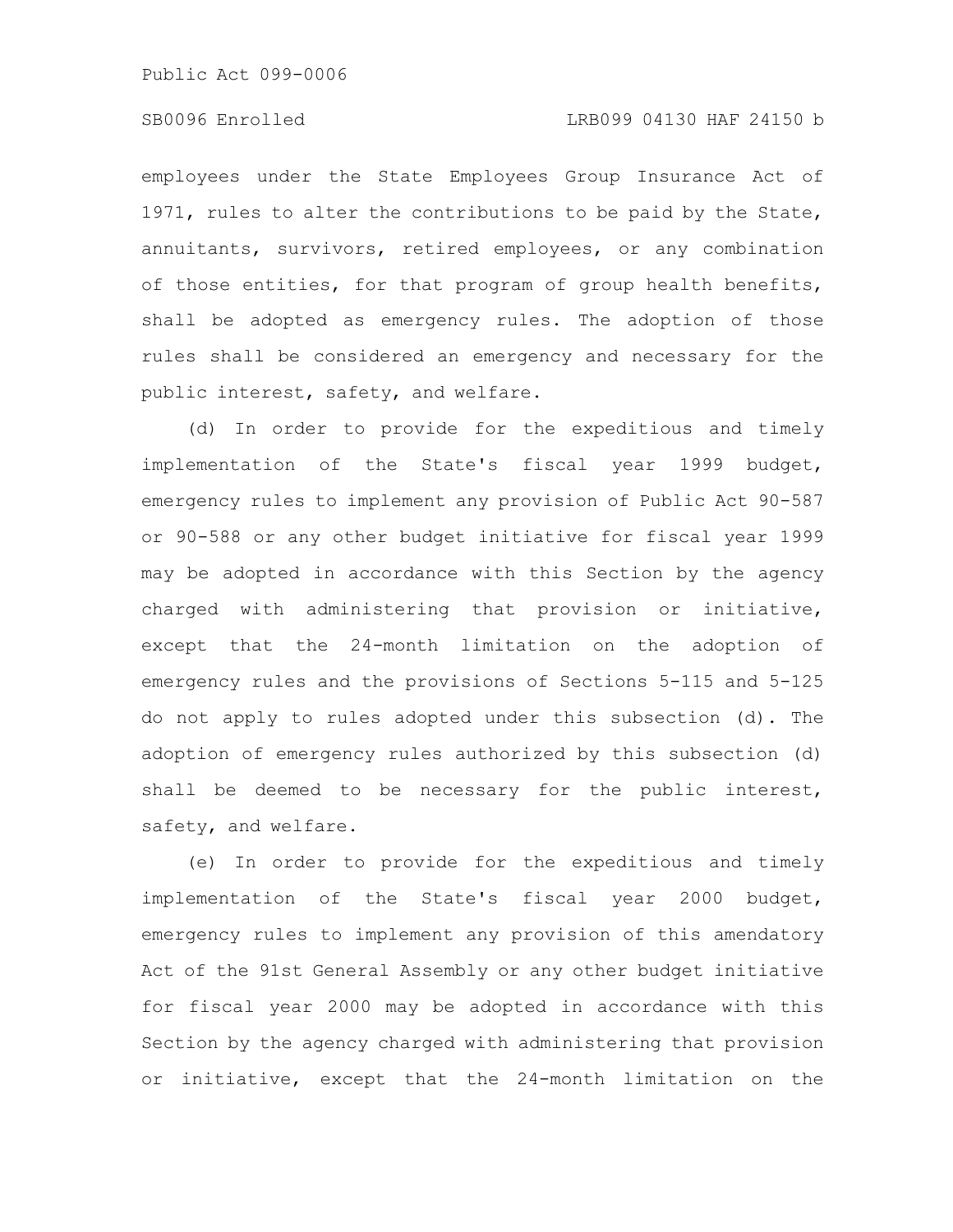employees under the State Employees Group Insurance Act of 1971, rules to alter the contributions to be paid by the State, annuitants, survivors, retired employees, or any combination of those entities, for that program of group health benefits, shall be adopted as emergency rules. The adoption of those rules shall be considered an emergency and necessary for the public interest, safety, and welfare.

(d) In order to provide for the expeditious and timely implementation of the State's fiscal year 1999 budget, emergency rules to implement any provision of Public Act 90-587 or 90-588 or any other budget initiative for fiscal year 1999 may be adopted in accordance with this Section by the agency charged with administering that provision or initiative, except that the 24-month limitation on the adoption of emergency rules and the provisions of Sections 5-115 and 5-125 do not apply to rules adopted under this subsection (d). The adoption of emergency rules authorized by this subsection (d) shall be deemed to be necessary for the public interest, safety, and welfare.

(e) In order to provide for the expeditious and timely implementation of the State's fiscal year 2000 budget, emergency rules to implement any provision of this amendatory Act of the 91st General Assembly or any other budget initiative for fiscal year 2000 may be adopted in accordance with this Section by the agency charged with administering that provision or initiative, except that the 24-month limitation on the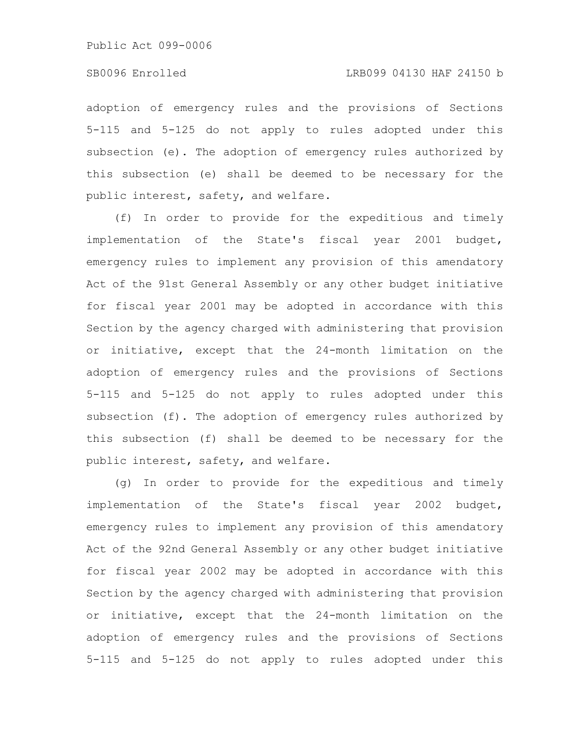adoption of emergency rules and the provisions of Sections 5-115 and 5-125 do not apply to rules adopted under this subsection (e). The adoption of emergency rules authorized by this subsection (e) shall be deemed to be necessary for the public interest, safety, and welfare.

(f) In order to provide for the expeditious and timely implementation of the State's fiscal year 2001 budget, emergency rules to implement any provision of this amendatory Act of the 91st General Assembly or any other budget initiative for fiscal year 2001 may be adopted in accordance with this Section by the agency charged with administering that provision or initiative, except that the 24-month limitation on the adoption of emergency rules and the provisions of Sections 5-115 and 5-125 do not apply to rules adopted under this subsection (f). The adoption of emergency rules authorized by this subsection (f) shall be deemed to be necessary for the public interest, safety, and welfare.

(g) In order to provide for the expeditious and timely implementation of the State's fiscal year 2002 budget, emergency rules to implement any provision of this amendatory Act of the 92nd General Assembly or any other budget initiative for fiscal year 2002 may be adopted in accordance with this Section by the agency charged with administering that provision or initiative, except that the 24-month limitation on the adoption of emergency rules and the provisions of Sections 5-115 and 5-125 do not apply to rules adopted under this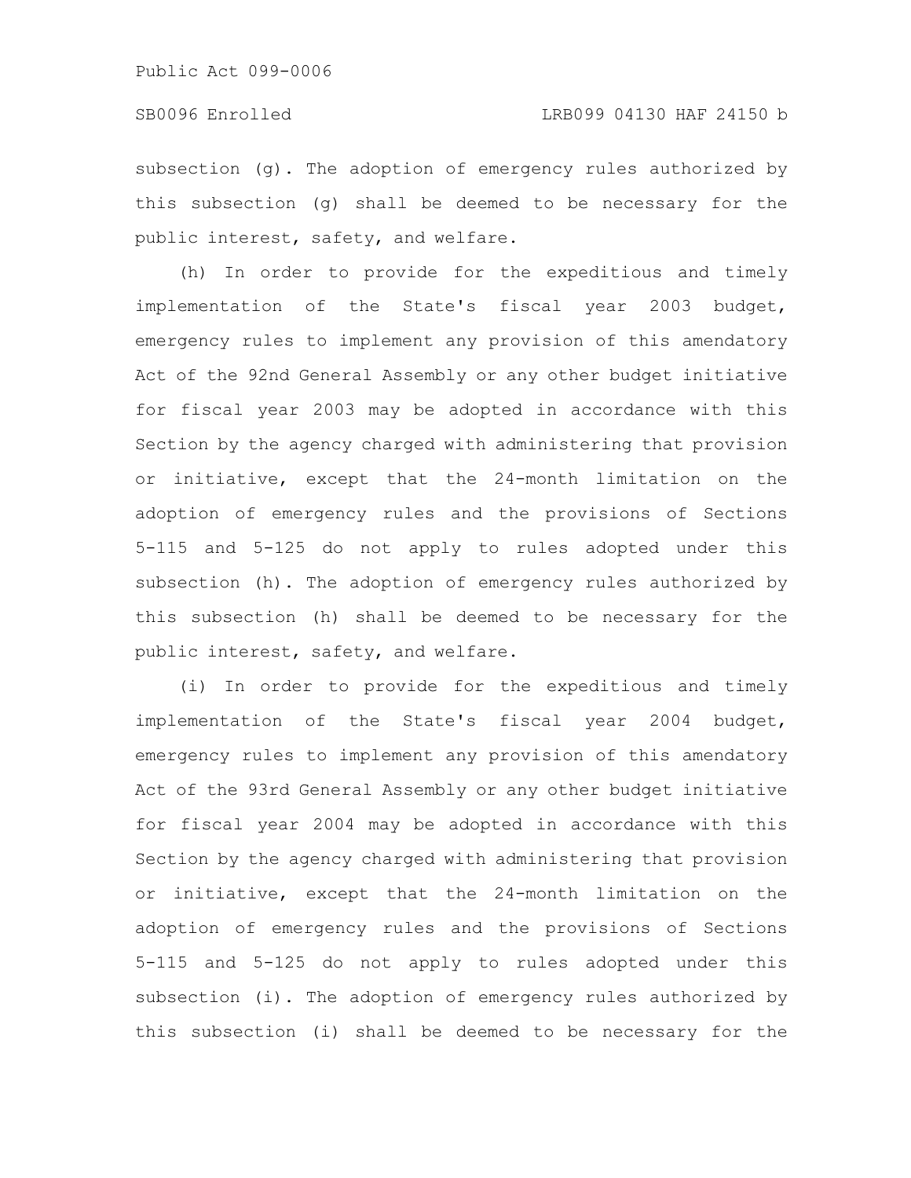subsection (g). The adoption of emergency rules authorized by this subsection (g) shall be deemed to be necessary for the public interest, safety, and welfare.

(h) In order to provide for the expeditious and timely implementation of the State's fiscal year 2003 budget, emergency rules to implement any provision of this amendatory Act of the 92nd General Assembly or any other budget initiative for fiscal year 2003 may be adopted in accordance with this Section by the agency charged with administering that provision or initiative, except that the 24-month limitation on the adoption of emergency rules and the provisions of Sections 5-115 and 5-125 do not apply to rules adopted under this subsection (h). The adoption of emergency rules authorized by this subsection (h) shall be deemed to be necessary for the public interest, safety, and welfare.

(i) In order to provide for the expeditious and timely implementation of the State's fiscal year 2004 budget, emergency rules to implement any provision of this amendatory Act of the 93rd General Assembly or any other budget initiative for fiscal year 2004 may be adopted in accordance with this Section by the agency charged with administering that provision or initiative, except that the 24-month limitation on the adoption of emergency rules and the provisions of Sections 5-115 and 5-125 do not apply to rules adopted under this subsection (i). The adoption of emergency rules authorized by this subsection (i) shall be deemed to be necessary for the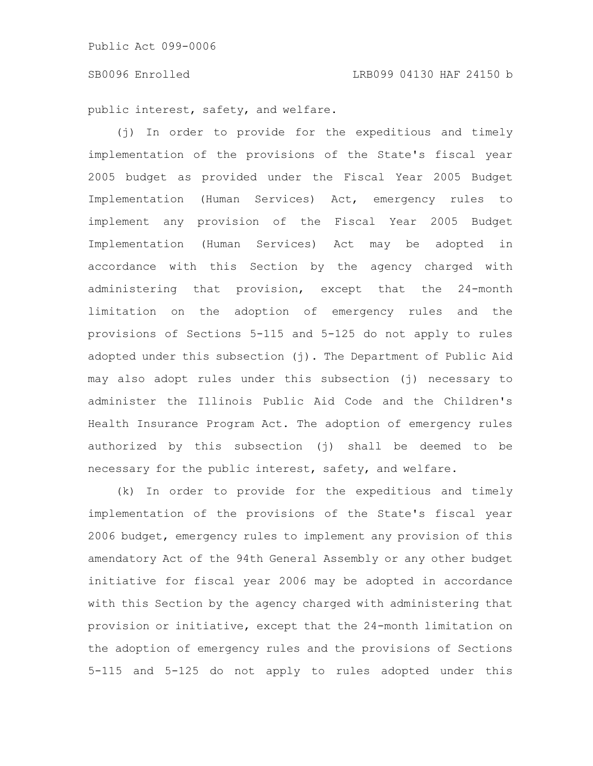public interest, safety, and welfare.

(j) In order to provide for the expeditious and timely implementation of the provisions of the State's fiscal year 2005 budget as provided under the Fiscal Year 2005 Budget Implementation (Human Services) Act, emergency rules to implement any provision of the Fiscal Year 2005 Budget Implementation (Human Services) Act may be adopted in accordance with this Section by the agency charged with administering that provision, except that the 24-month limitation on the adoption of emergency rules and the provisions of Sections 5-115 and 5-125 do not apply to rules adopted under this subsection (j). The Department of Public Aid may also adopt rules under this subsection (j) necessary to administer the Illinois Public Aid Code and the Children's Health Insurance Program Act. The adoption of emergency rules authorized by this subsection (j) shall be deemed to be necessary for the public interest, safety, and welfare.

(k) In order to provide for the expeditious and timely implementation of the provisions of the State's fiscal year 2006 budget, emergency rules to implement any provision of this amendatory Act of the 94th General Assembly or any other budget initiative for fiscal year 2006 may be adopted in accordance with this Section by the agency charged with administering that provision or initiative, except that the 24-month limitation on the adoption of emergency rules and the provisions of Sections 5-115 and 5-125 do not apply to rules adopted under this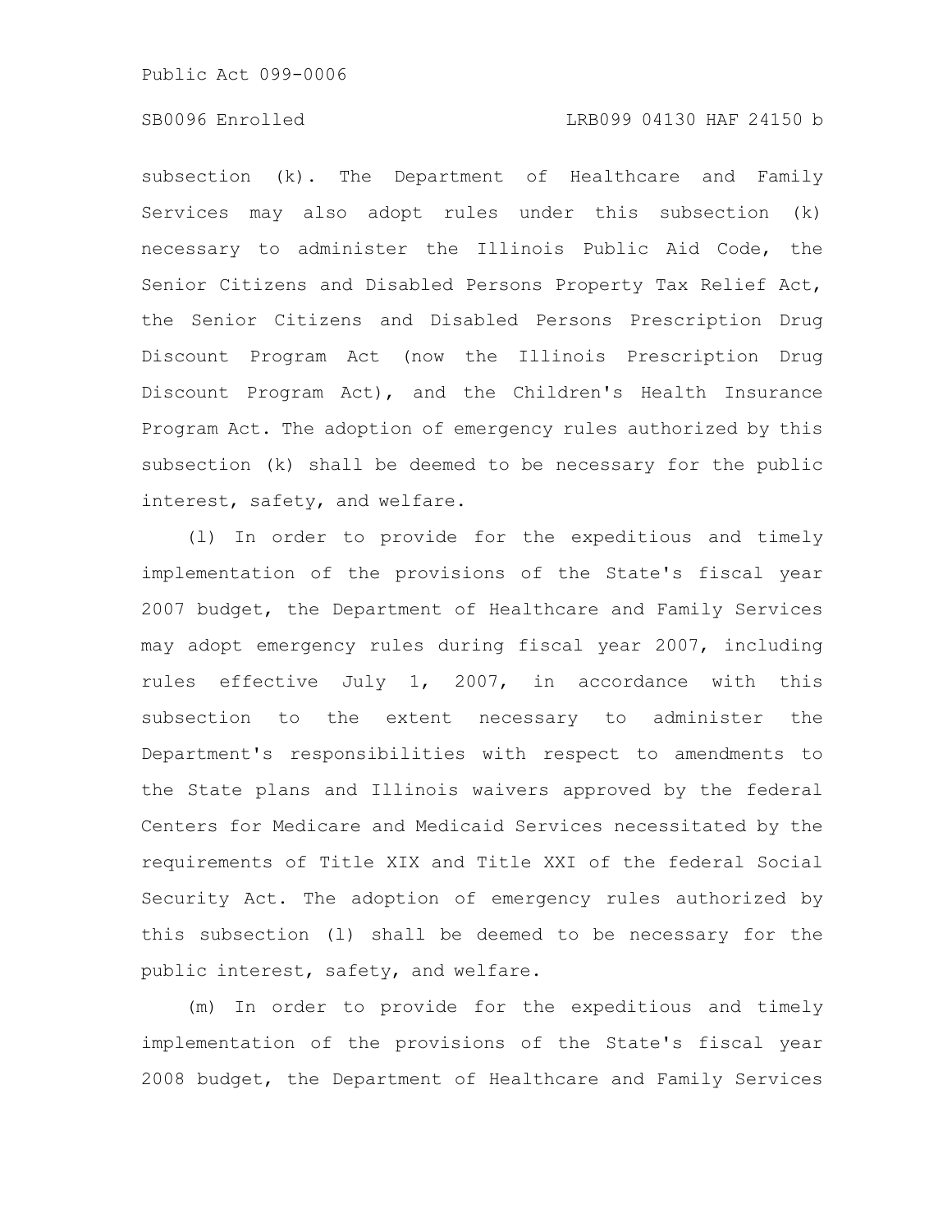subsection (k). The Department of Healthcare and Family Services may also adopt rules under this subsection (k) necessary to administer the Illinois Public Aid Code, the Senior Citizens and Disabled Persons Property Tax Relief Act, the Senior Citizens and Disabled Persons Prescription Drug Discount Program Act (now the Illinois Prescription Drug Discount Program Act), and the Children's Health Insurance Program Act. The adoption of emergency rules authorized by this subsection (k) shall be deemed to be necessary for the public interest, safety, and welfare.

(l) In order to provide for the expeditious and timely implementation of the provisions of the State's fiscal year 2007 budget, the Department of Healthcare and Family Services may adopt emergency rules during fiscal year 2007, including rules effective July 1, 2007, in accordance with this subsection to the extent necessary to administer the Department's responsibilities with respect to amendments to the State plans and Illinois waivers approved by the federal Centers for Medicare and Medicaid Services necessitated by the requirements of Title XIX and Title XXI of the federal Social Security Act. The adoption of emergency rules authorized by this subsection (l) shall be deemed to be necessary for the public interest, safety, and welfare.

(m) In order to provide for the expeditious and timely implementation of the provisions of the State's fiscal year 2008 budget, the Department of Healthcare and Family Services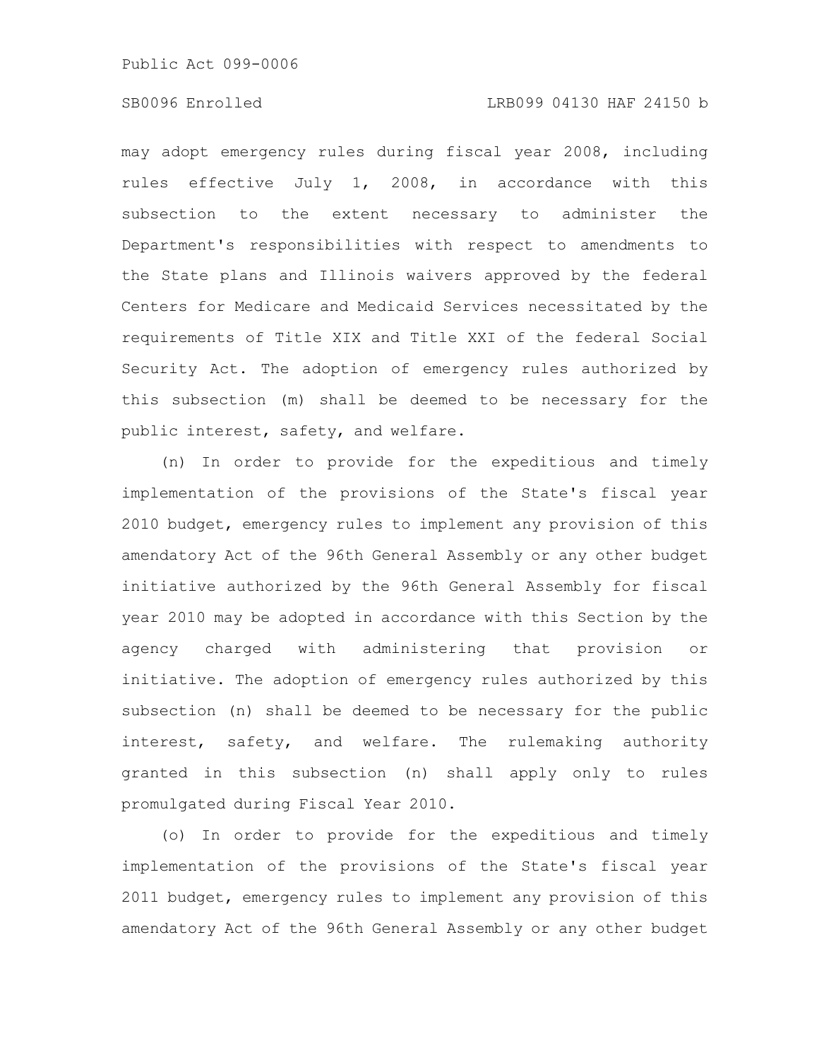may adopt emergency rules during fiscal year 2008, including rules effective July 1, 2008, in accordance with this subsection to the extent necessary to administer the Department's responsibilities with respect to amendments to the State plans and Illinois waivers approved by the federal Centers for Medicare and Medicaid Services necessitated by the requirements of Title XIX and Title XXI of the federal Social Security Act. The adoption of emergency rules authorized by this subsection (m) shall be deemed to be necessary for the public interest, safety, and welfare.

(n) In order to provide for the expeditious and timely implementation of the provisions of the State's fiscal year 2010 budget, emergency rules to implement any provision of this amendatory Act of the 96th General Assembly or any other budget initiative authorized by the 96th General Assembly for fiscal year 2010 may be adopted in accordance with this Section by the agency charged with administering that provision or initiative. The adoption of emergency rules authorized by this subsection (n) shall be deemed to be necessary for the public interest, safety, and welfare. The rulemaking authority granted in this subsection (n) shall apply only to rules promulgated during Fiscal Year 2010.

(o) In order to provide for the expeditious and timely implementation of the provisions of the State's fiscal year 2011 budget, emergency rules to implement any provision of this amendatory Act of the 96th General Assembly or any other budget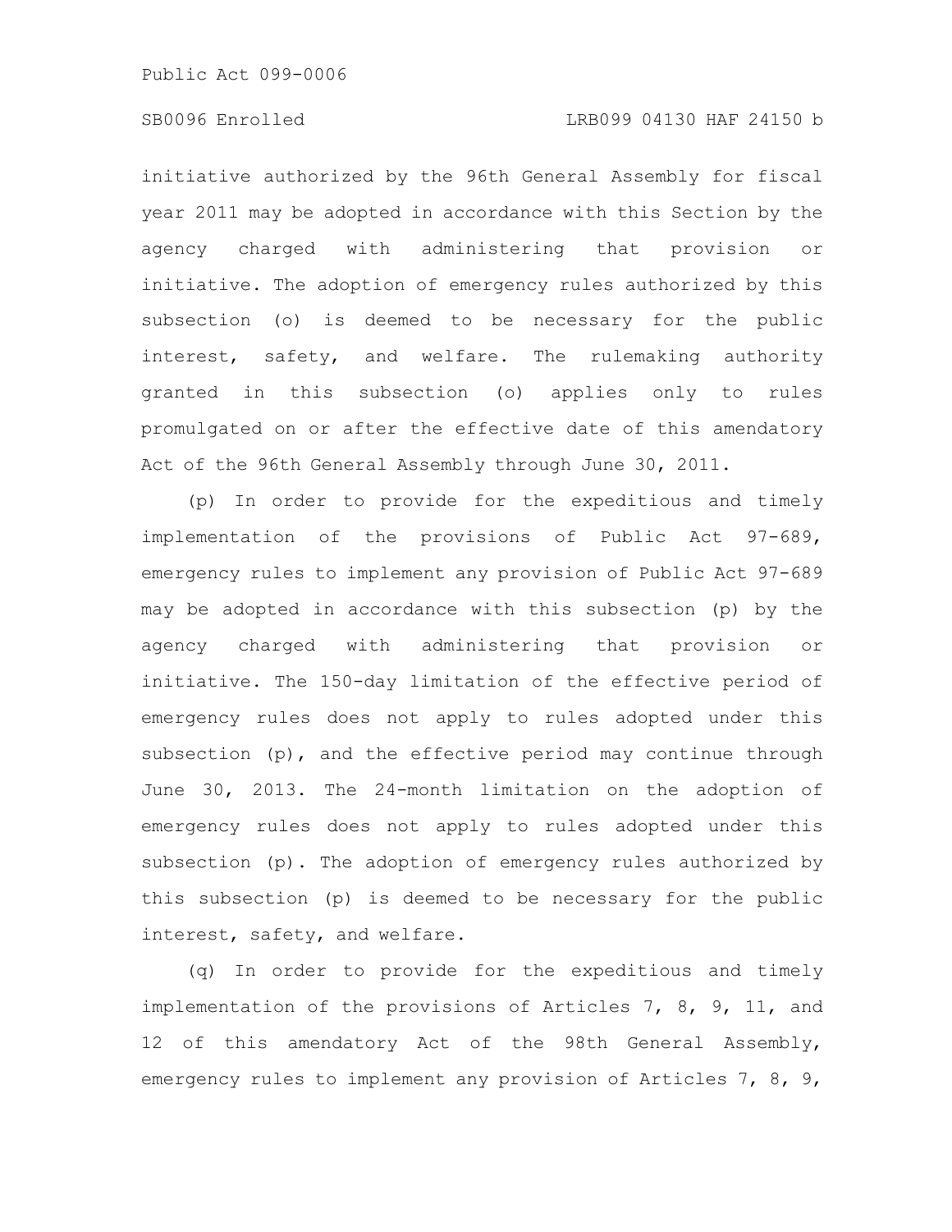initiative authorized by the 96th General Assembly for fiscal year 2011 may be adopted in accordance with this Section by the agency charged with administering that provision or initiative. The adoption of emergency rules authorized by this subsection (o) is deemed to be necessary for the public interest, safety, and welfare. The rulemaking authority granted in this subsection (o) applies only to rules promulgated on or after the effective date of this amendatory Act of the 96th General Assembly through June 30, 2011.

(p) In order to provide for the expeditious and timely implementation of the provisions of Public Act 97-689, emergency rules to implement any provision of Public Act 97-689 may be adopted in accordance with this subsection (p) by the agency charged with administering that provision or initiative. The 150-day limitation of the effective period of emergency rules does not apply to rules adopted under this subsection (p), and the effective period may continue through June 30, 2013. The 24-month limitation on the adoption of emergency rules does not apply to rules adopted under this subsection (p). The adoption of emergency rules authorized by this subsection (p) is deemed to be necessary for the public interest, safety, and welfare.

(q) In order to provide for the expeditious and timely implementation of the provisions of Articles 7, 8, 9, 11, and 12 of this amendatory Act of the 98th General Assembly, emergency rules to implement any provision of Articles 7, 8, 9,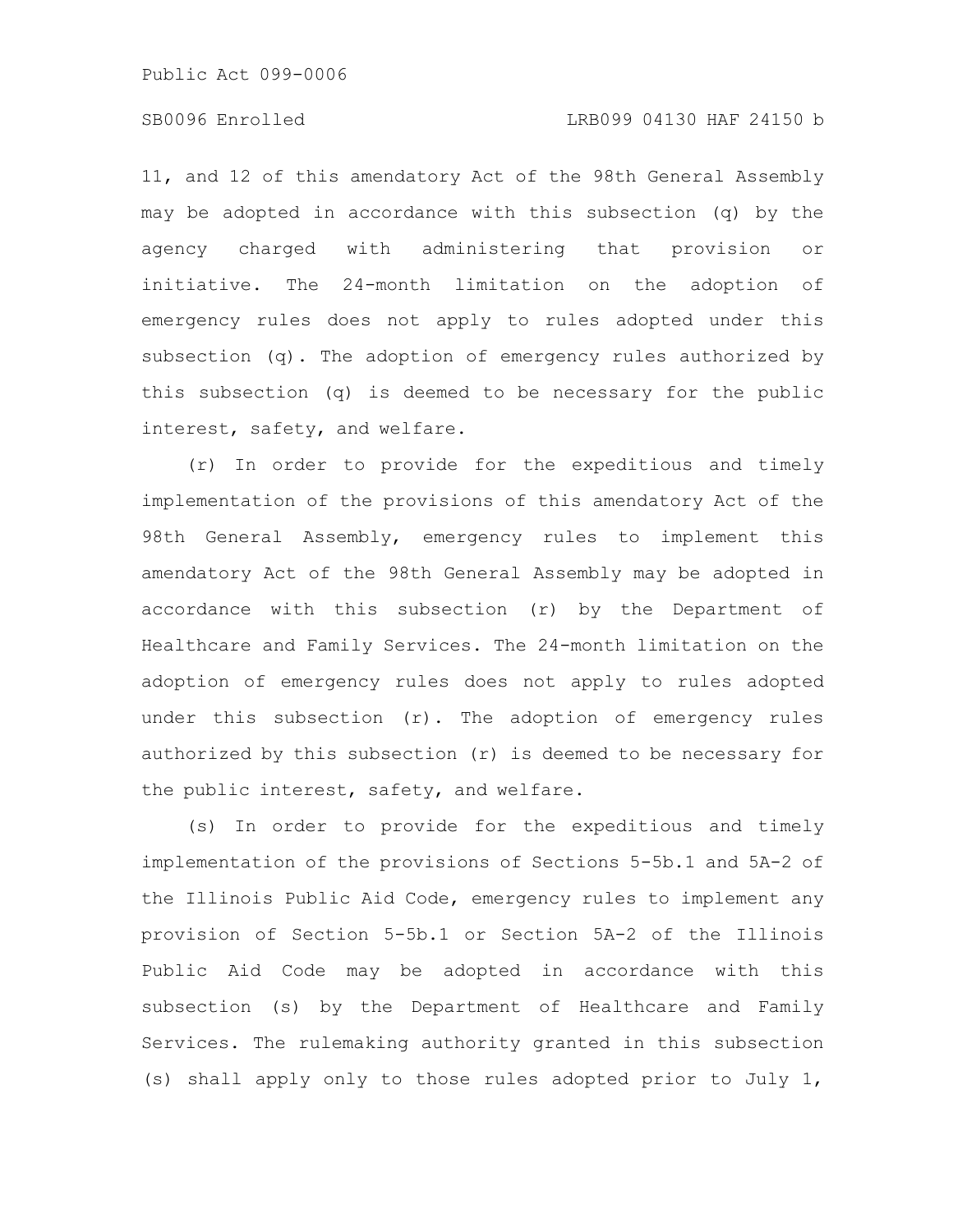11, and 12 of this amendatory Act of the 98th General Assembly may be adopted in accordance with this subsection (q) by the agency charged with administering that provision or initiative. The 24-month limitation on the adoption of emergency rules does not apply to rules adopted under this subsection (q). The adoption of emergency rules authorized by this subsection (q) is deemed to be necessary for the public interest, safety, and welfare.

(r) In order to provide for the expeditious and timely implementation of the provisions of this amendatory Act of the 98th General Assembly, emergency rules to implement this amendatory Act of the 98th General Assembly may be adopted in accordance with this subsection (r) by the Department of Healthcare and Family Services. The 24-month limitation on the adoption of emergency rules does not apply to rules adopted under this subsection (r). The adoption of emergency rules authorized by this subsection (r) is deemed to be necessary for the public interest, safety, and welfare.

(s) In order to provide for the expeditious and timely implementation of the provisions of Sections 5-5b.1 and 5A-2 of the Illinois Public Aid Code, emergency rules to implement any provision of Section 5-5b.1 or Section 5A-2 of the Illinois Public Aid Code may be adopted in accordance with this subsection (s) by the Department of Healthcare and Family Services. The rulemaking authority granted in this subsection (s) shall apply only to those rules adopted prior to July 1,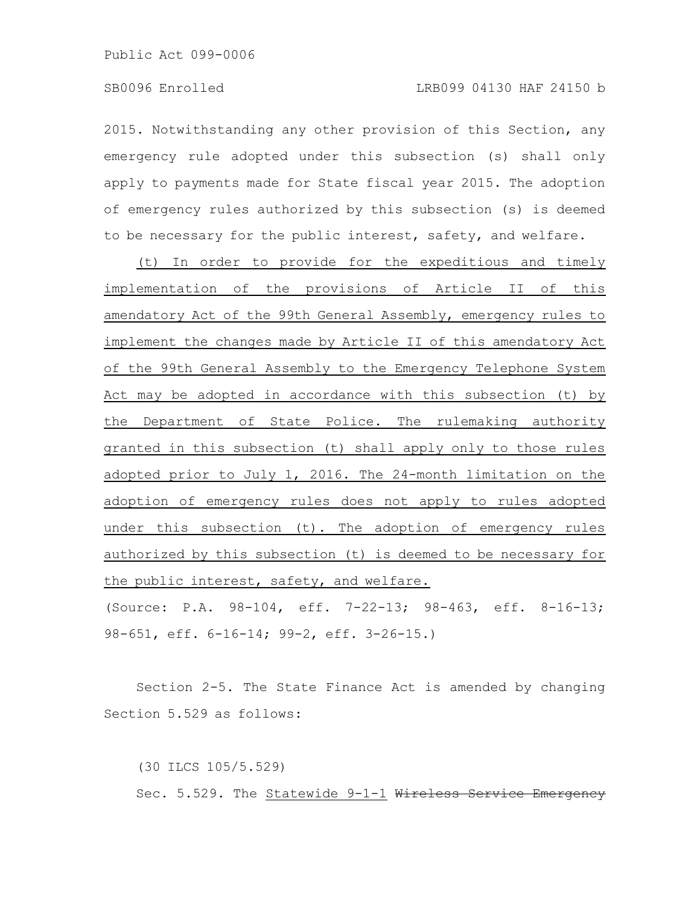2015. Notwithstanding any other provision of this Section, any emergency rule adopted under this subsection (s) shall only apply to payments made for State fiscal year 2015. The adoption of emergency rules authorized by this subsection (s) is deemed to be necessary for the public interest, safety, and welfare.

<u>(t) In order to provide for the expeditious and timely implementation of the provisions of Article II of this amendatory Act of the 99th General Assembly, emergency rules to implement the changes made by Article II of this amendatory Act of the 99th General Assembly to the Emergency Telephone System Act may be adopted in accordance with this subsection (t) by the Department of State Police. The rulemaking authority granted in this subsection (t) shall apply only to those rules adopted prior to July 1, 2016. The 24-month limitation on the adoption of emergency rules does not apply to rules adopted under this subsection (t). The adoption of emergency rules authorized by this subsection (t) is deemed to be necessary for the public interest, safety, and welfare.</u>

(Source: P.A. 98-104, eff. 7-22-13; 98-463, eff. 8-16-13; 98-651, eff. 6-16-14; 99-2, eff. 3-26-15.)

Section 2-5. The State Finance Act is amended by changing Section 5.529 as follows:

(30 ILCS 105/5.529)

Sec. 5.529. The <u>Statewide 9-1-1</u> ~~Wireless Service Emergency~~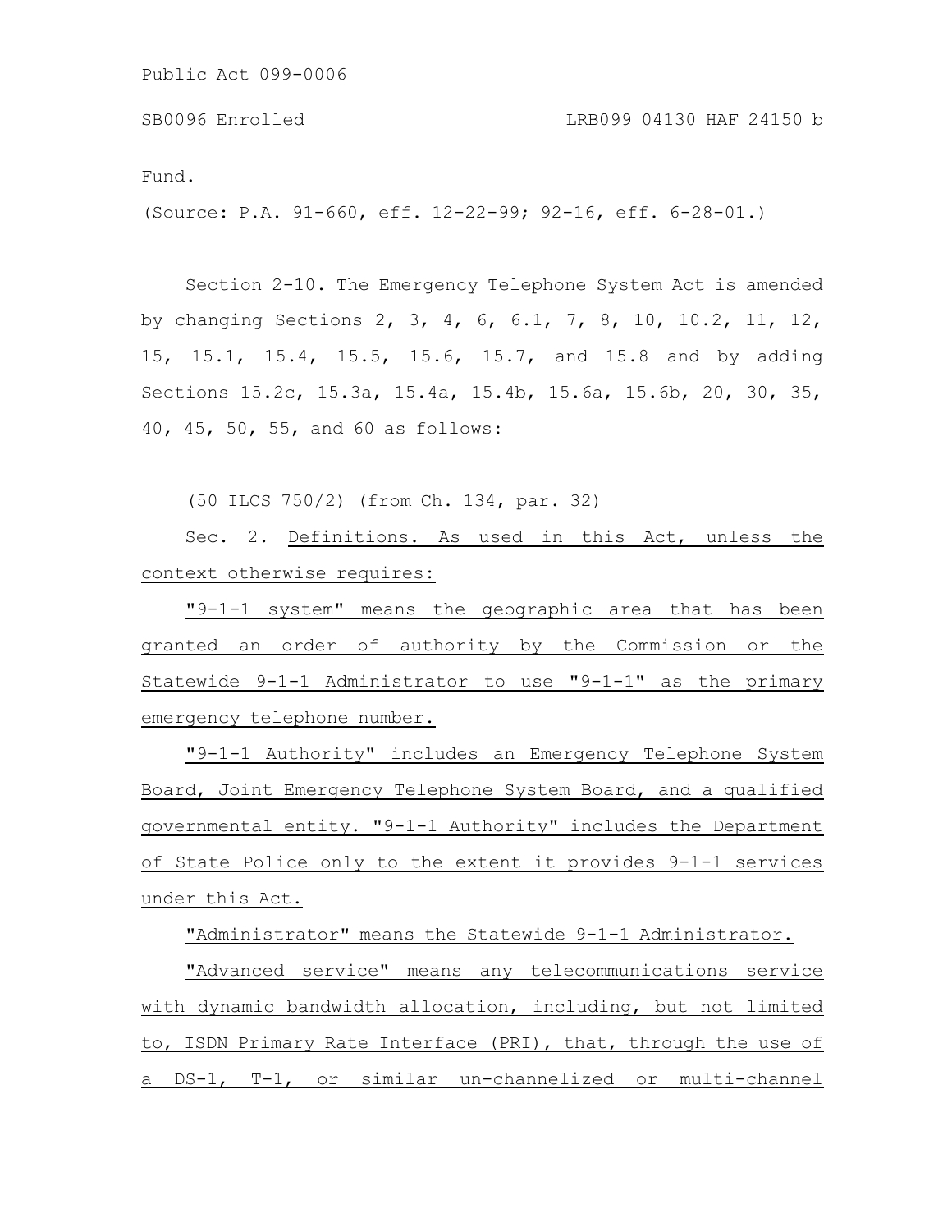Fund.

(Source: P.A. 91-660, eff. 12-22-99; 92-16, eff. 6-28-01.)

Section 2-10. The Emergency Telephone System Act is amended by changing Sections 2, 3, 4, 6, 6.1, 7, 8, 10, 10.2, 11, 12, 15, 15.1, 15.4, 15.5, 15.6, 15.7, and 15.8 and by adding Sections 15.2c, 15.3a, 15.4a, 15.4b, 15.6a, 15.6b, 20, 30, 35, 40, 45, 50, 55, and 60 as follows:

(50 ILCS 750/2) (from Ch. 134, par. 32)

Sec. 2. Definitions. As used in this Act, unless the context otherwise requires:

"9-1-1 system" means the geographic area that has been granted an order of authority by the Commission or the Statewide 9-1-1 Administrator to use "9-1-1" as the primary emergency telephone number.

"9-1-1 Authority" includes an Emergency Telephone System Board, Joint Emergency Telephone System Board, and a qualified governmental entity. "9-1-1 Authority" includes the Department of State Police only to the extent it provides 9-1-1 services under this Act.

"Administrator" means the Statewide 9-1-1 Administrator.

"Advanced service" means any telecommunications service with dynamic bandwidth allocation, including, but not limited to, ISDN Primary Rate Interface (PRI), that, through the use of a DS-1, T-1, or similar un-channelized or multi-channel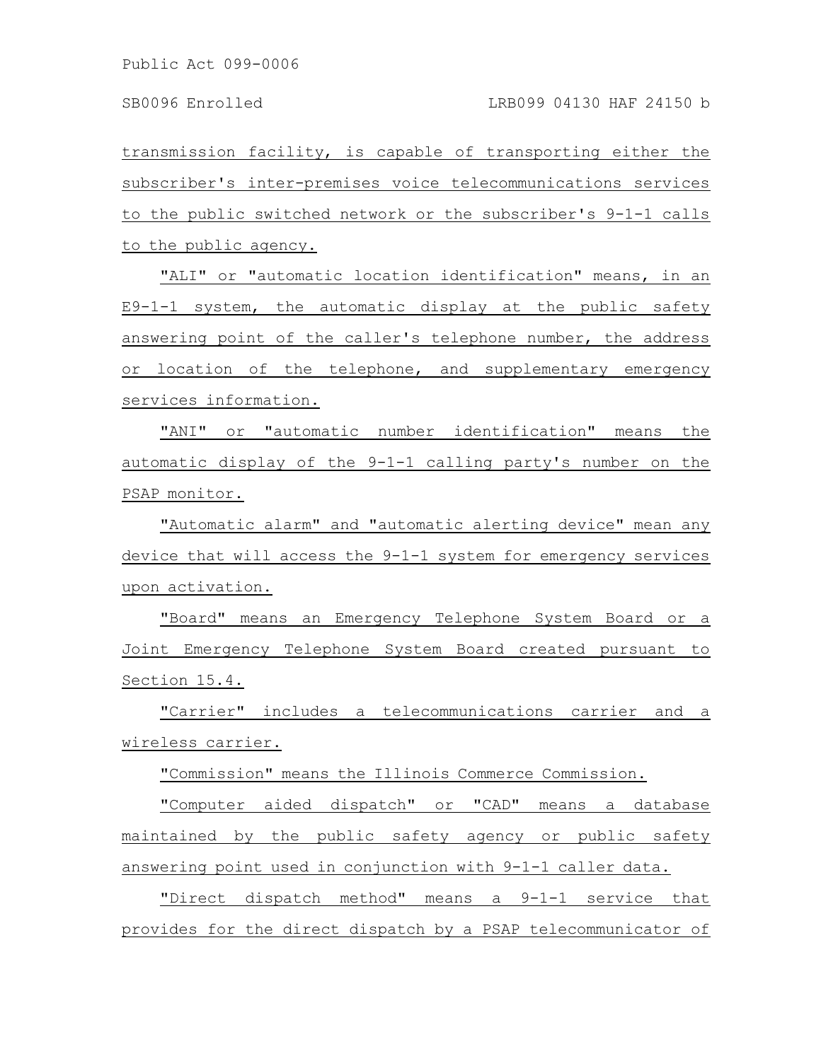transmission facility, is capable of transporting either the subscriber's inter-premises voice telecommunications services to the public switched network or the subscriber's 9-1-1 calls to the public agency.

"ALI" or "automatic location identification" means, in an E9-1-1 system, the automatic display at the public safety answering point of the caller's telephone number, the address or location of the telephone, and supplementary emergency services information.

"ANI" or "automatic number identification" means the automatic display of the 9-1-1 calling party's number on the PSAP monitor.

"Automatic alarm" and "automatic alerting device" mean any device that will access the 9-1-1 system for emergency services upon activation.

"Board" means an Emergency Telephone System Board or a Joint Emergency Telephone System Board created pursuant to Section 15.4.

"Carrier" includes a telecommunications carrier and a wireless carrier.

"Commission" means the Illinois Commerce Commission.

"Computer aided dispatch" or "CAD" means a database maintained by the public safety agency or public safety answering point used in conjunction with 9-1-1 caller data.

"Direct dispatch method" means a 9-1-1 service that provides for the direct dispatch by a PSAP telecommunicator of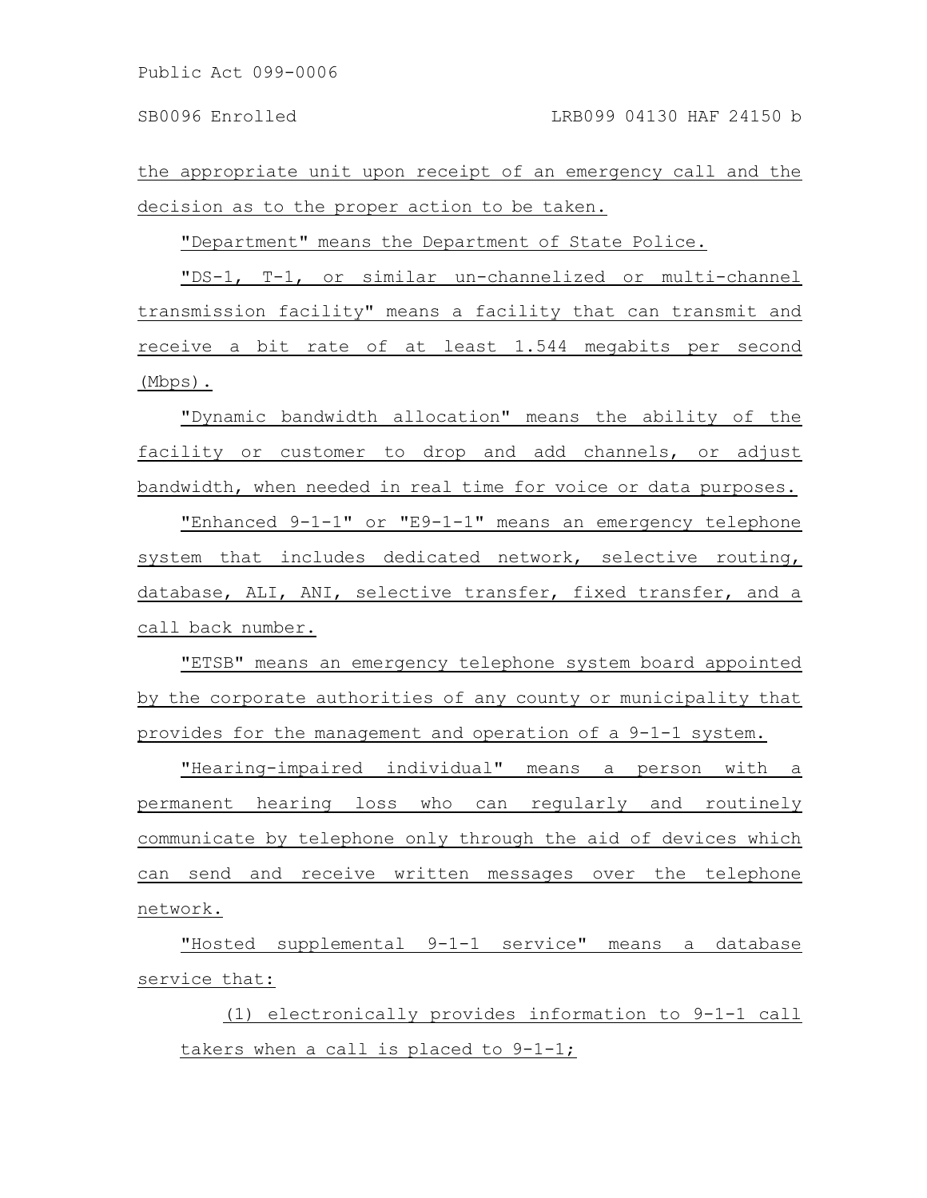the appropriate unit upon receipt of an emergency call and the decision as to the proper action to be taken.

"Department" means the Department of State Police.

"DS-1, T-1, or similar un-channelized or multi-channel transmission facility" means a facility that can transmit and receive a bit rate of at least 1.544 megabits per second (Mbps).

"Dynamic bandwidth allocation" means the ability of the facility or customer to drop and add channels, or adjust bandwidth, when needed in real time for voice or data purposes.

"Enhanced 9-1-1" or "E9-1-1" means an emergency telephone system that includes dedicated network, selective routing, database, ALI, ANI, selective transfer, fixed transfer, and a call back number.

"ETSB" means an emergency telephone system board appointed by the corporate authorities of any county or municipality that provides for the management and operation of a 9-1-1 system.

"Hearing-impaired individual" means a person with a permanent hearing loss who can regularly and routinely communicate by telephone only through the aid of devices which can send and receive written messages over the telephone network.

"Hosted supplemental 9-1-1 service" means a database service that:

(1) electronically provides information to 9-1-1 call takers when a call is placed to 9-1-1;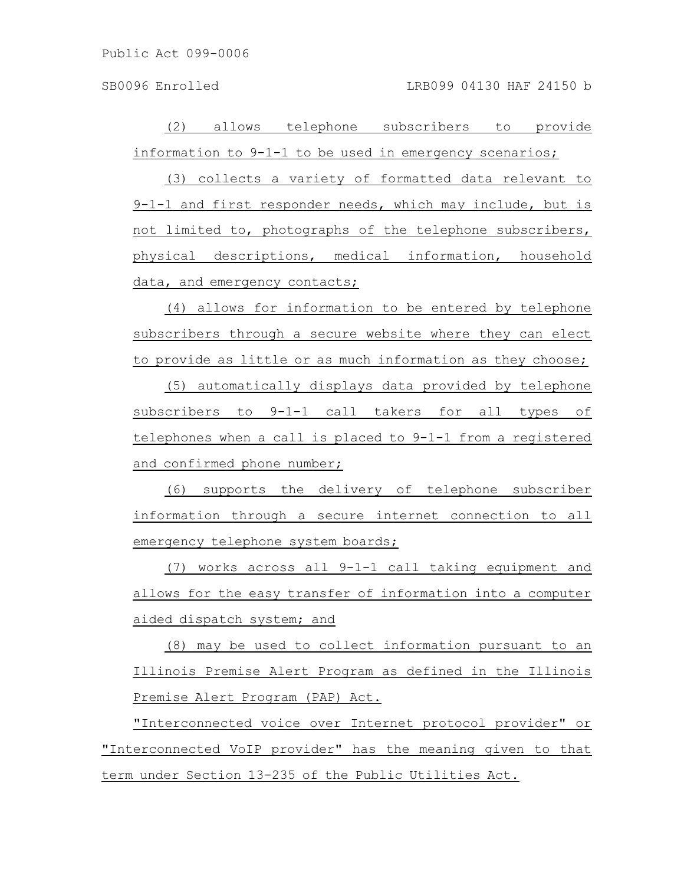(2) allows telephone subscribers to provide information to 9-1-1 to be used in emergency scenarios;

(3) collects a variety of formatted data relevant to 9-1-1 and first responder needs, which may include, but is not limited to, photographs of the telephone subscribers, physical descriptions, medical information, household data, and emergency contacts;

(4) allows for information to be entered by telephone subscribers through a secure website where they can elect to provide as little or as much information as they choose;

(5) automatically displays data provided by telephone subscribers to 9-1-1 call takers for all types of telephones when a call is placed to 9-1-1 from a registered and confirmed phone number;

(6) supports the delivery of telephone subscriber information through a secure internet connection to all emergency telephone system boards;

(7) works across all 9-1-1 call taking equipment and allows for the easy transfer of information into a computer aided dispatch system; and

(8) may be used to collect information pursuant to an Illinois Premise Alert Program as defined in the Illinois Premise Alert Program (PAP) Act.

"Interconnected voice over Internet protocol provider" or "Interconnected VoIP provider" has the meaning given to that term under Section 13-235 of the Public Utilities Act.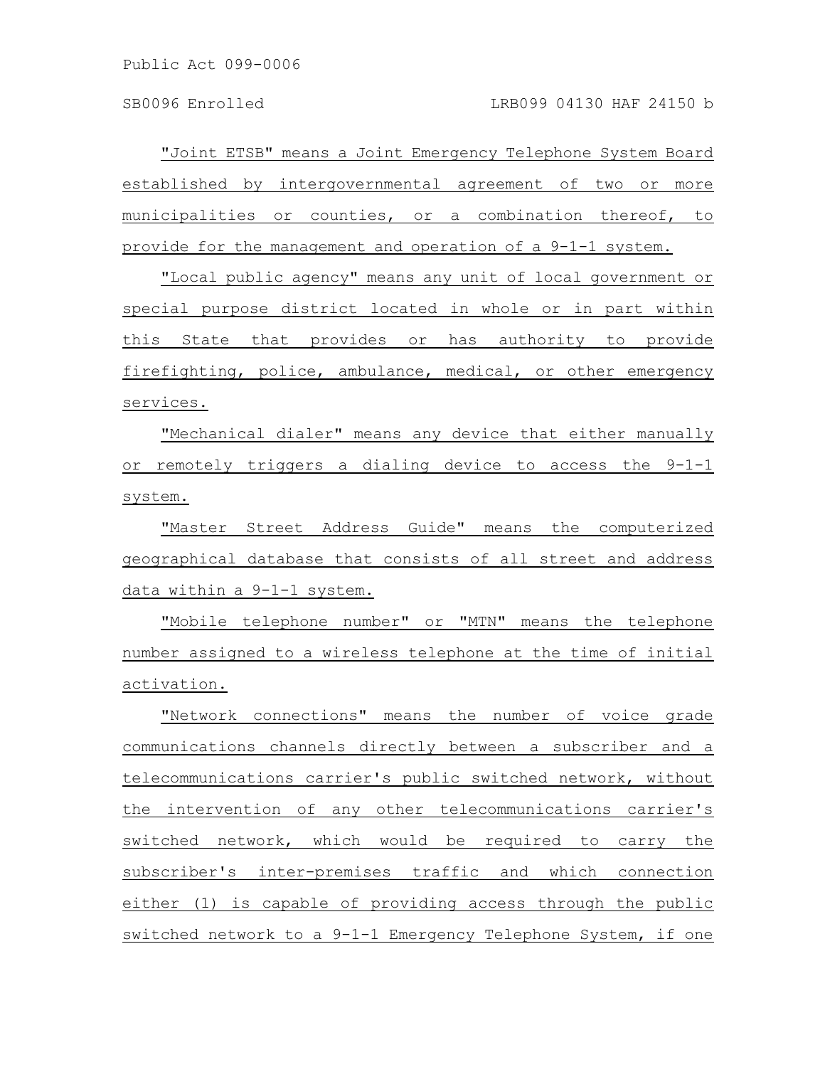"Joint ETSB" means a Joint Emergency Telephone System Board established by intergovernmental agreement of two or more municipalities or counties, or a combination thereof, to provide for the management and operation of a 9-1-1 system.

"Local public agency" means any unit of local government or special purpose district located in whole or in part within this State that provides or has authority to provide firefighting, police, ambulance, medical, or other emergency services.

"Mechanical dialer" means any device that either manually or remotely triggers a dialing device to access the 9-1-1 system.

"Master Street Address Guide" means the computerized geographical database that consists of all street and address data within a 9-1-1 system.

"Mobile telephone number" or "MTN" means the telephone number assigned to a wireless telephone at the time of initial activation.

"Network connections" means the number of voice grade communications channels directly between a subscriber and a telecommunications carrier's public switched network, without the intervention of any other telecommunications carrier's switched network, which would be required to carry the subscriber's inter-premises traffic and which connection either (1) is capable of providing access through the public switched network to a 9-1-1 Emergency Telephone System, if one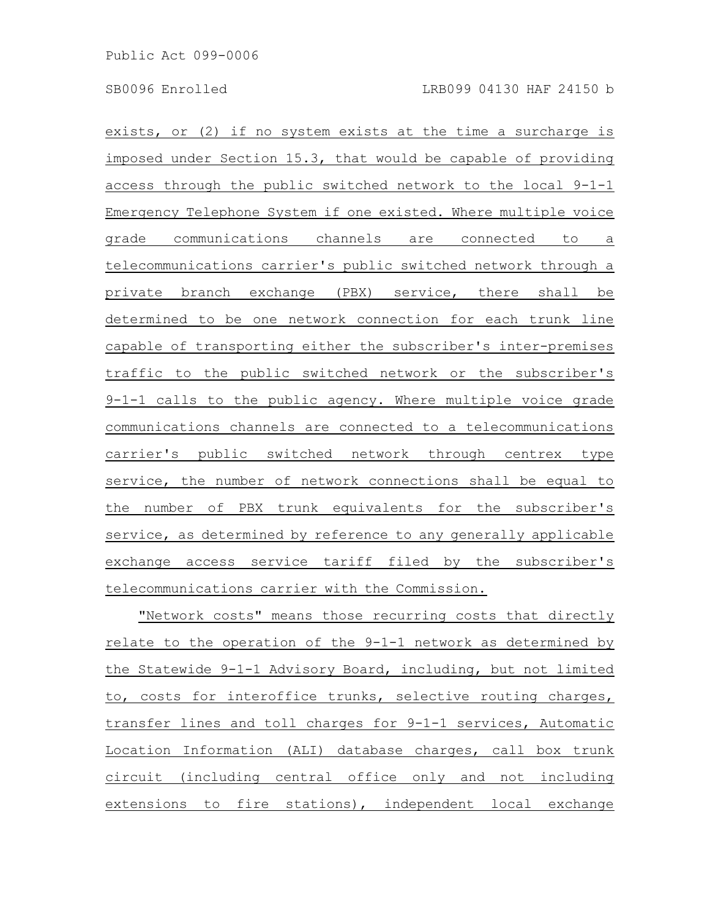exists, or (2) if no system exists at the time a surcharge is imposed under Section 15.3, that would be capable of providing access through the public switched network to the local 9-1-1 Emergency Telephone System if one existed. Where multiple voice grade communications channels are connected to a telecommunications carrier's public switched network through a private branch exchange (PBX) service, there shall be determined to be one network connection for each trunk line capable of transporting either the subscriber's inter-premises traffic to the public switched network or the subscriber's 9-1-1 calls to the public agency. Where multiple voice grade communications channels are connected to a telecommunications carrier's public switched network through centrex type service, the number of network connections shall be equal to the number of PBX trunk equivalents for the subscriber's service, as determined by reference to any generally applicable exchange access service tariff filed by the subscriber's telecommunications carrier with the Commission.

"Network costs" means those recurring costs that directly relate to the operation of the 9-1-1 network as determined by the Statewide 9-1-1 Advisory Board, including, but not limited to, costs for interoffice trunks, selective routing charges, transfer lines and toll charges for 9-1-1 services, Automatic Location Information (ALI) database charges, call box trunk circuit (including central office only and not including extensions to fire stations), independent local exchange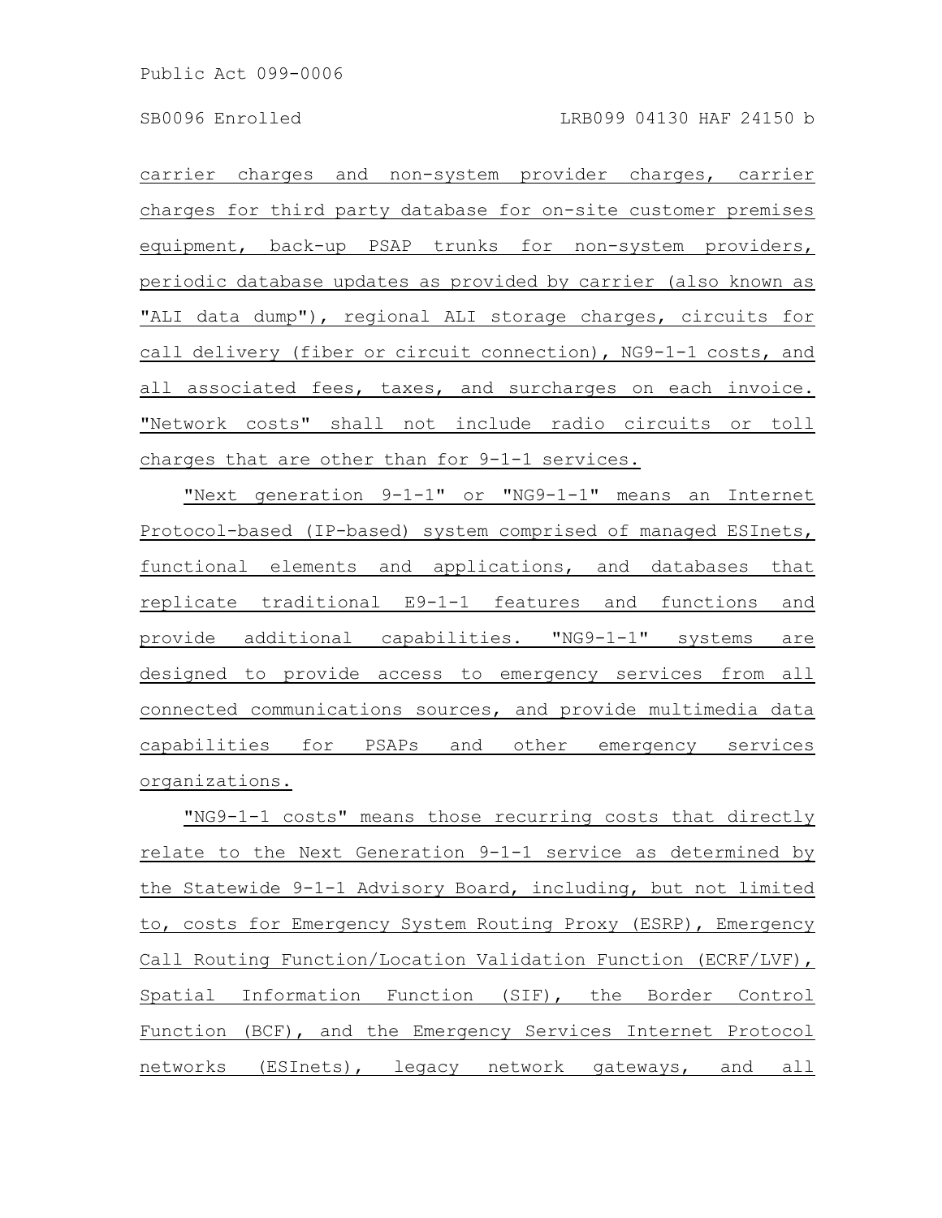carrier charges and non-system provider charges, carrier charges for third party database for on-site customer premises equipment, back-up PSAP trunks for non-system providers, periodic database updates as provided by carrier (also known as "ALI data dump"), regional ALI storage charges, circuits for call delivery (fiber or circuit connection), NG9-1-1 costs, and all associated fees, taxes, and surcharges on each invoice. "Network costs" shall not include radio circuits or toll charges that are other than for 9-1-1 services.

"Next generation 9-1-1" or "NG9-1-1" means an Internet Protocol-based (IP-based) system comprised of managed ESInets, functional elements and applications, and databases that replicate traditional E9-1-1 features and functions and provide additional capabilities. "NG9-1-1" systems are designed to provide access to emergency services from all connected communications sources, and provide multimedia data capabilities for PSAPs and other emergency services organizations.

"NG9-1-1 costs" means those recurring costs that directly relate to the Next Generation 9-1-1 service as determined by the Statewide 9-1-1 Advisory Board, including, but not limited to, costs for Emergency System Routing Proxy (ESRP), Emergency Call Routing Function/Location Validation Function (ECRF/LVF), Spatial Information Function (SIF), the Border Control Function (BCF), and the Emergency Services Internet Protocol networks (ESInets), legacy network gateways, and all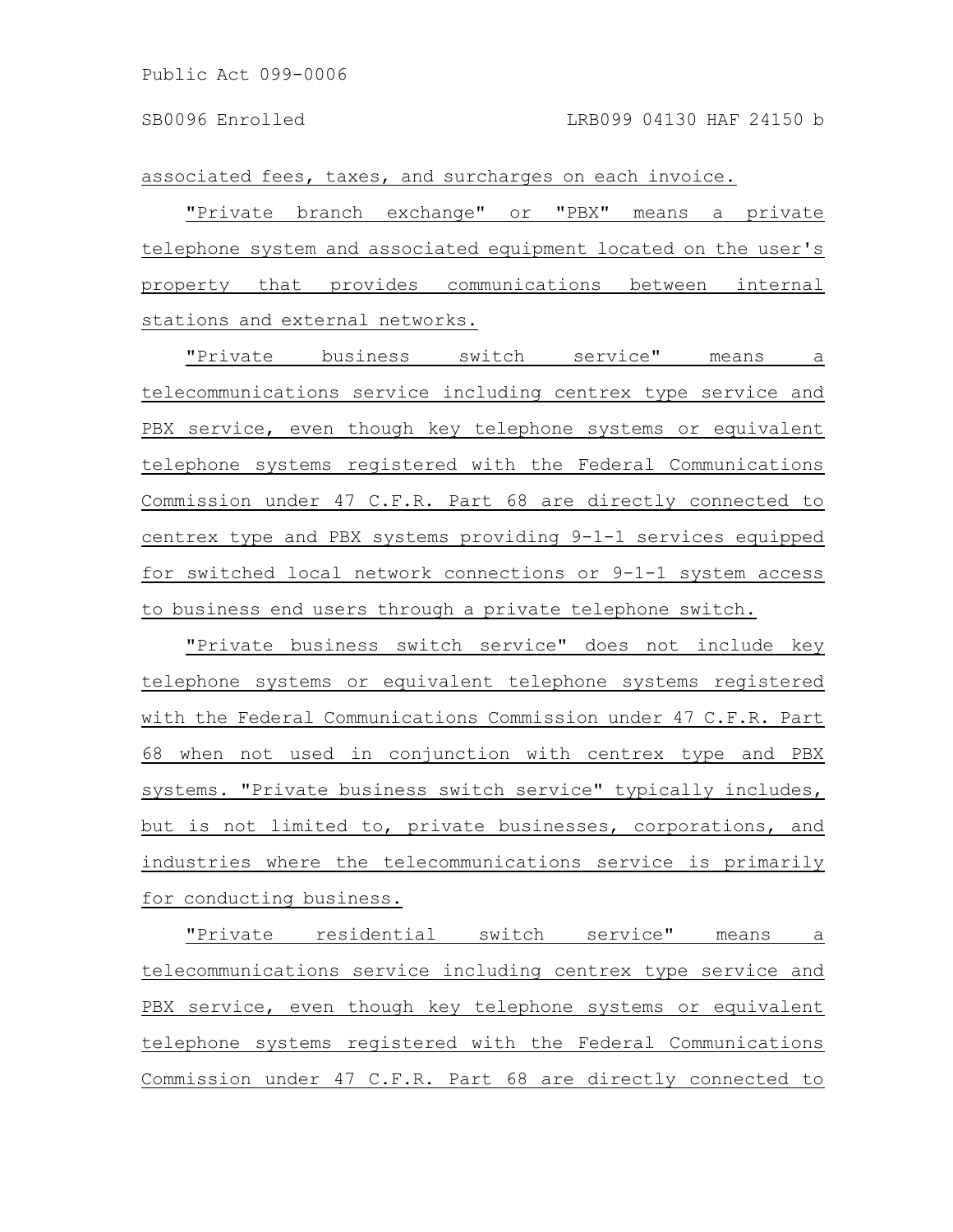associated fees, taxes, and surcharges on each invoice.

"Private branch exchange" or "PBX" means a private telephone system and associated equipment located on the user's property that provides communications between internal stations and external networks.

"Private business switch service" means a telecommunications service including centrex type service and PBX service, even though key telephone systems or equivalent telephone systems registered with the Federal Communications Commission under 47 C.F.R. Part 68 are directly connected to centrex type and PBX systems providing 9-1-1 services equipped for switched local network connections or 9-1-1 system access to business end users through a private telephone switch.

"Private business switch service" does not include key telephone systems or equivalent telephone systems registered with the Federal Communications Commission under 47 C.F.R. Part 68 when not used in conjunction with centrex type and PBX systems. "Private business switch service" typically includes, but is not limited to, private businesses, corporations, and industries where the telecommunications service is primarily for conducting business.

"Private residential switch service" means a telecommunications service including centrex type service and PBX service, even though key telephone systems or equivalent telephone systems registered with the Federal Communications Commission under 47 C.F.R. Part 68 are directly connected to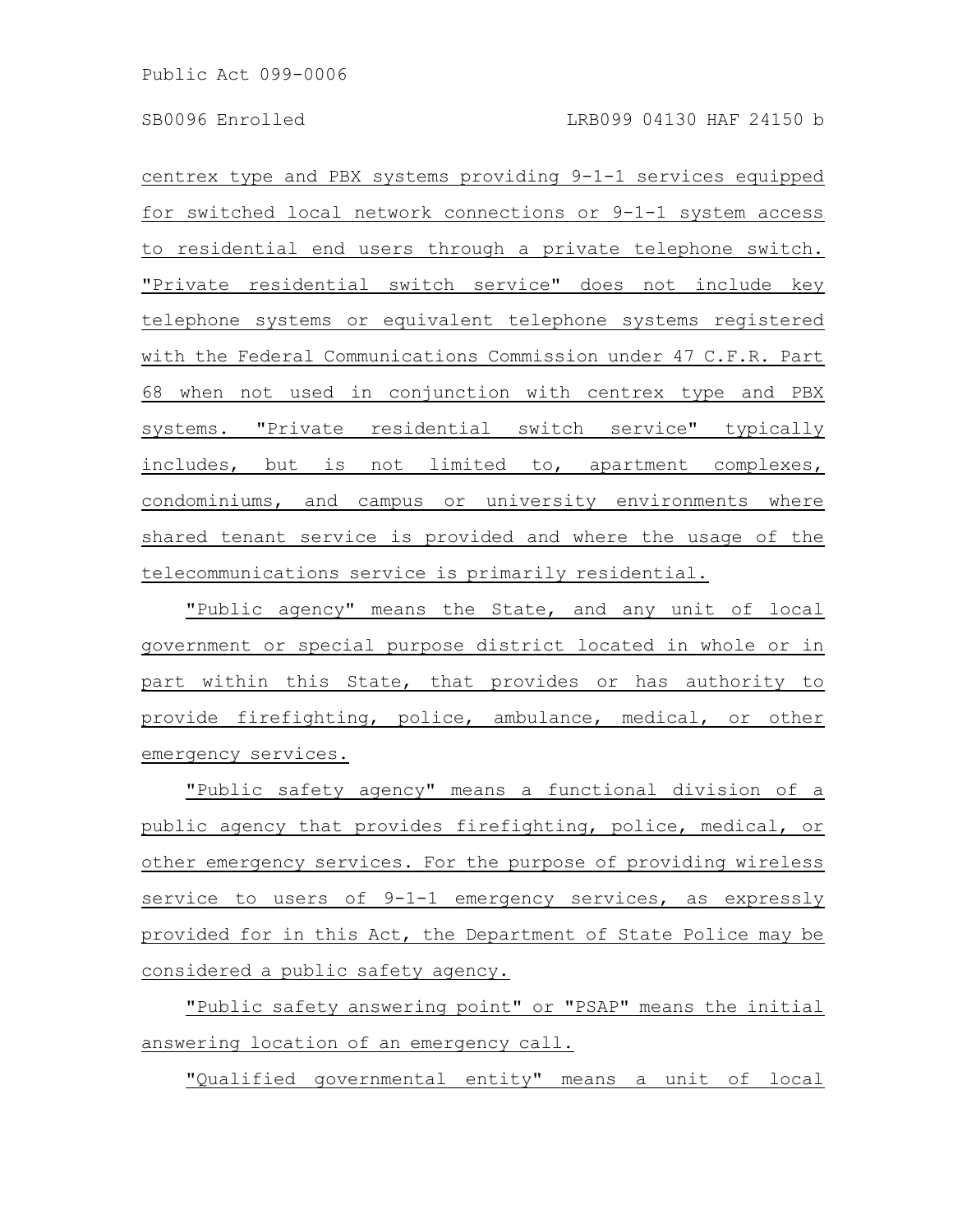centrex type and PBX systems providing 9-1-1 services equipped for switched local network connections or 9-1-1 system access to residential end users through a private telephone switch. "Private residential switch service" does not include key telephone systems or equivalent telephone systems registered with the Federal Communications Commission under 47 C.F.R. Part 68 when not used in conjunction with centrex type and PBX systems. "Private residential switch service" typically includes, but is not limited to, apartment complexes, condominiums, and campus or university environments where shared tenant service is provided and where the usage of the telecommunications service is primarily residential.

"Public agency" means the State, and any unit of local government or special purpose district located in whole or in part within this State, that provides or has authority to provide firefighting, police, ambulance, medical, or other emergency services.

"Public safety agency" means a functional division of a public agency that provides firefighting, police, medical, or other emergency services. For the purpose of providing wireless service to users of 9-1-1 emergency services, as expressly provided for in this Act, the Department of State Police may be considered a public safety agency.

"Public safety answering point" or "PSAP" means the initial answering location of an emergency call.

"Qualified governmental entity" means a unit of local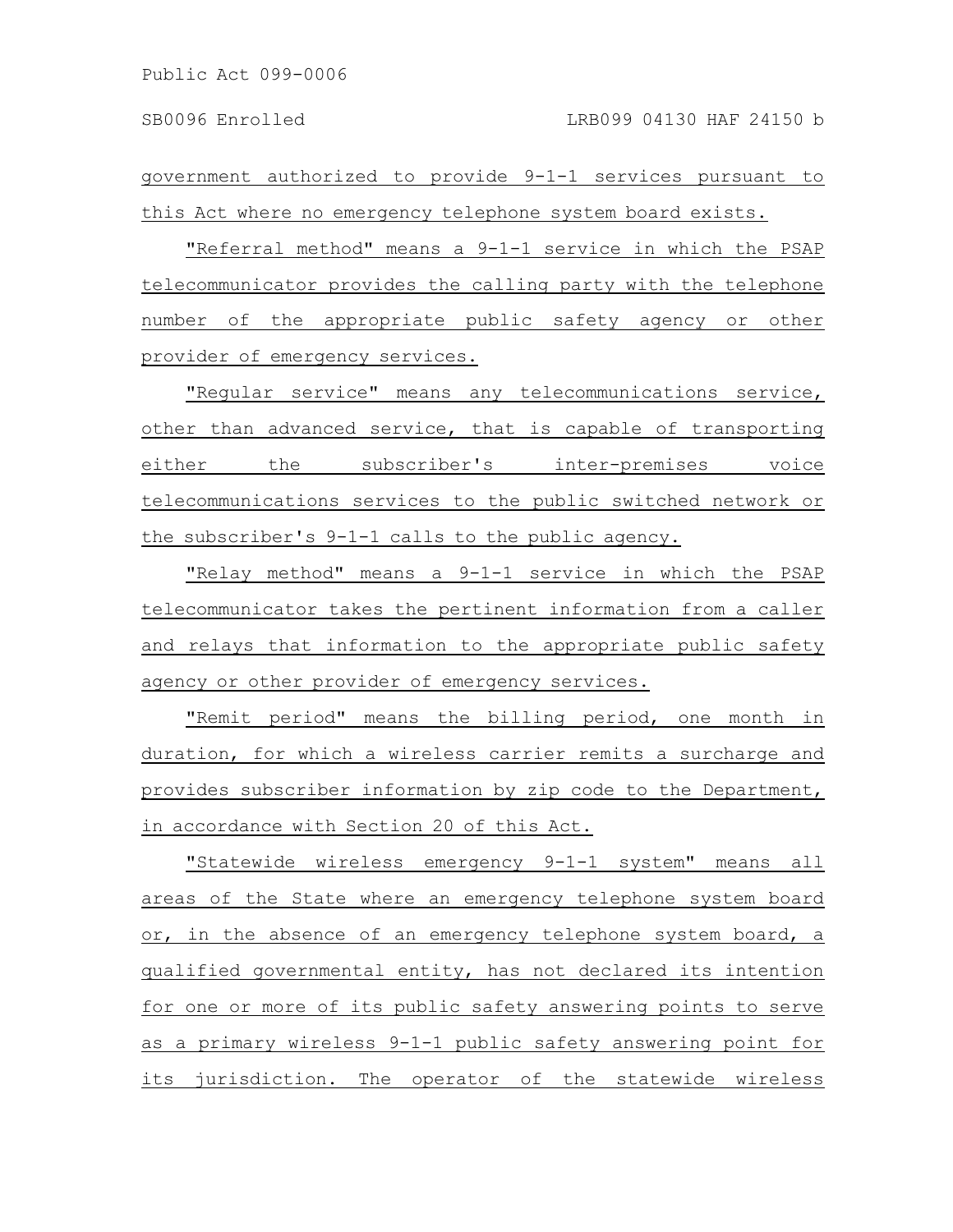government authorized to provide 9-1-1 services pursuant to this Act where no emergency telephone system board exists.

"Referral method" means a 9-1-1 service in which the PSAP telecommunicator provides the calling party with the telephone number of the appropriate public safety agency or other provider of emergency services.

"Regular service" means any telecommunications service, other than advanced service, that is capable of transporting either the subscriber's inter-premises voice telecommunications services to the public switched network or the subscriber's 9-1-1 calls to the public agency.

"Relay method" means a 9-1-1 service in which the PSAP telecommunicator takes the pertinent information from a caller and relays that information to the appropriate public safety agency or other provider of emergency services.

"Remit period" means the billing period, one month in duration, for which a wireless carrier remits a surcharge and provides subscriber information by zip code to the Department, in accordance with Section 20 of this Act.

"Statewide wireless emergency 9-1-1 system" means all areas of the State where an emergency telephone system board or, in the absence of an emergency telephone system board, a qualified governmental entity, has not declared its intention for one or more of its public safety answering points to serve as a primary wireless 9-1-1 public safety answering point for its jurisdiction. The operator of the statewide wireless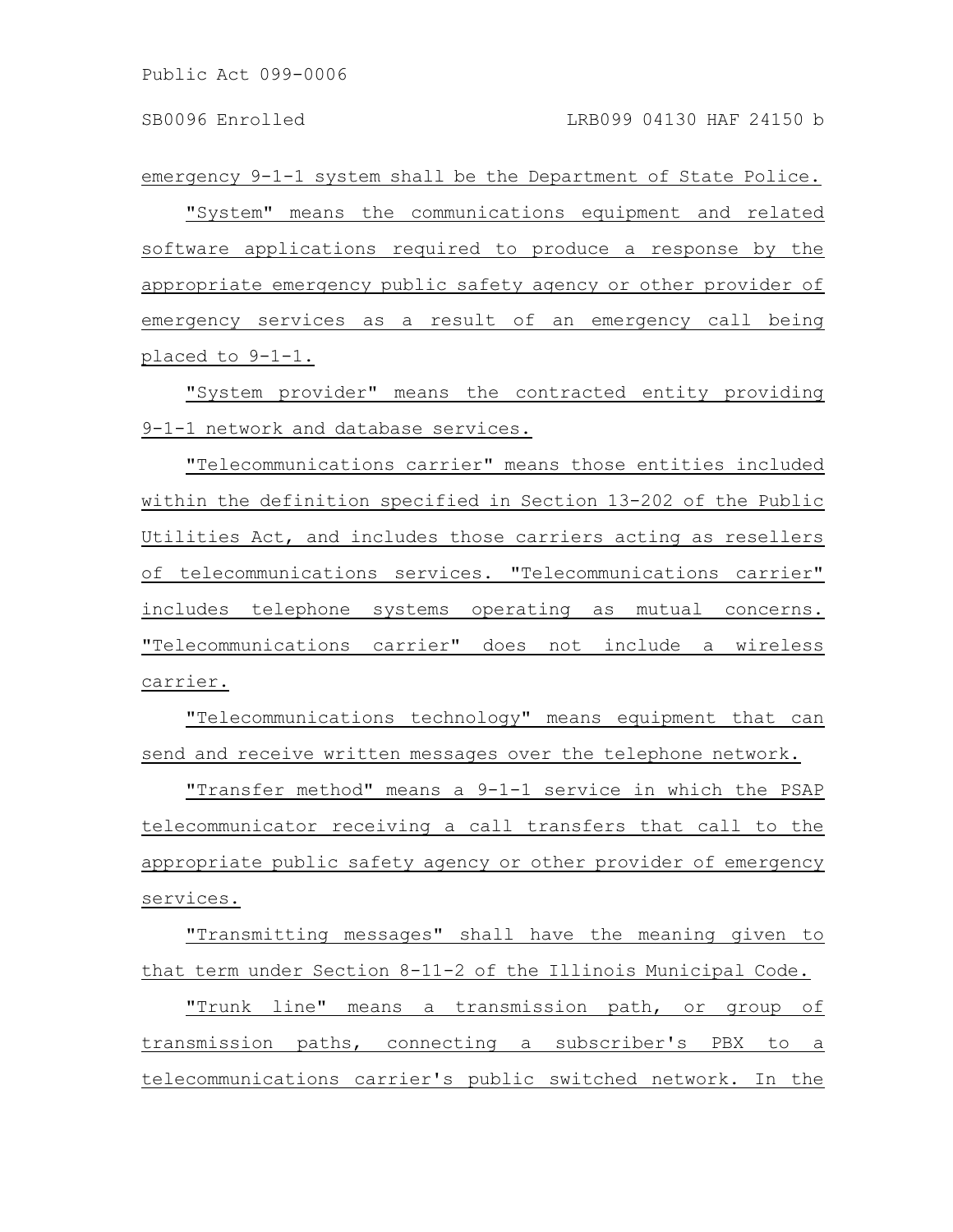emergency 9-1-1 system shall be the Department of State Police.

"System" means the communications equipment and related software applications required to produce a response by the appropriate emergency public safety agency or other provider of emergency services as a result of an emergency call being placed to 9-1-1.

"System provider" means the contracted entity providing 9-1-1 network and database services.

"Telecommunications carrier" means those entities included within the definition specified in Section 13-202 of the Public Utilities Act, and includes those carriers acting as resellers of telecommunications services. "Telecommunications carrier" includes telephone systems operating as mutual concerns. "Telecommunications carrier" does not include a wireless carrier.

"Telecommunications technology" means equipment that can send and receive written messages over the telephone network.

"Transfer method" means a 9-1-1 service in which the PSAP telecommunicator receiving a call transfers that call to the appropriate public safety agency or other provider of emergency services.

"Transmitting messages" shall have the meaning given to that term under Section 8-11-2 of the Illinois Municipal Code.

"Trunk line" means a transmission path, or group of transmission paths, connecting a subscriber's PBX to a telecommunications carrier's public switched network. In the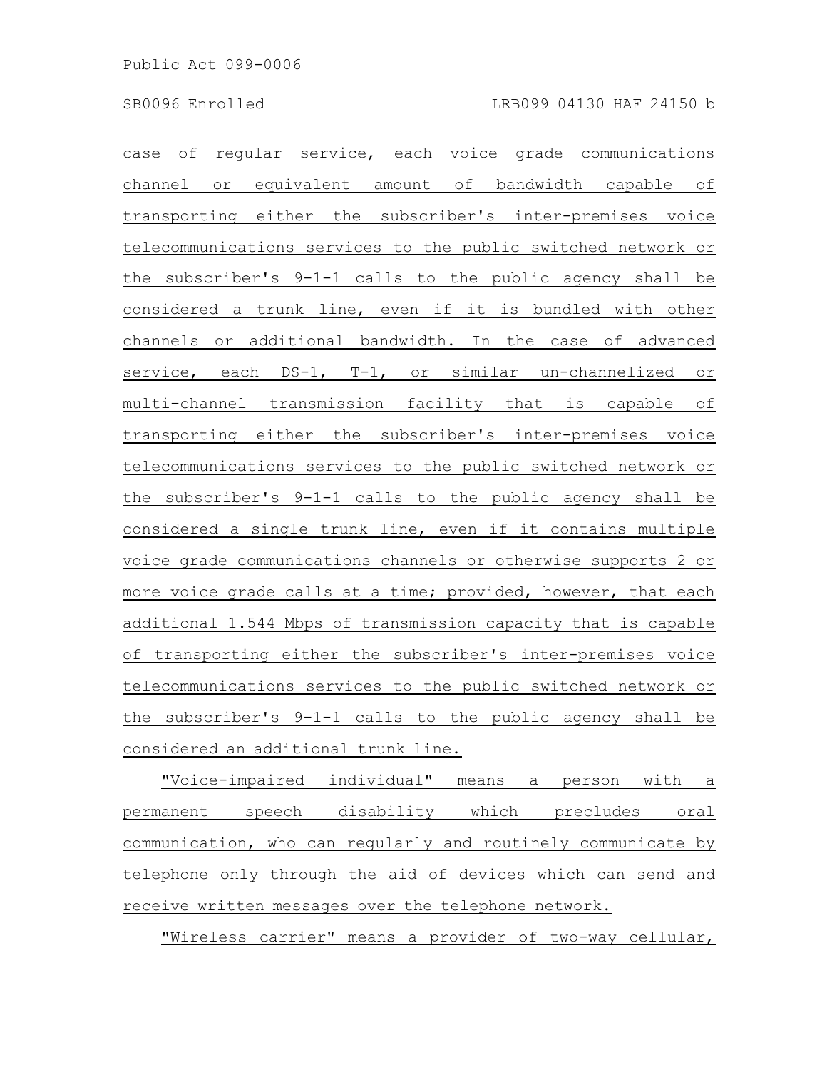case of regular service, each voice grade communications channel or equivalent amount of bandwidth capable of transporting either the subscriber's inter-premises voice telecommunications services to the public switched network or the subscriber's 9-1-1 calls to the public agency shall be considered a trunk line, even if it is bundled with other channels or additional bandwidth. In the case of advanced service, each DS-1, T-1, or similar un-channelized or multi-channel transmission facility that is capable of transporting either the subscriber's inter-premises voice telecommunications services to the public switched network or the subscriber's 9-1-1 calls to the public agency shall be considered a single trunk line, even if it contains multiple voice grade communications channels or otherwise supports 2 or more voice grade calls at a time; provided, however, that each additional 1.544 Mbps of transmission capacity that is capable of transporting either the subscriber's inter-premises voice telecommunications services to the public switched network or the subscriber's 9-1-1 calls to the public agency shall be considered an additional trunk line.

"Voice-impaired individual" means a person with a permanent speech disability which precludes oral communication, who can regularly and routinely communicate by telephone only through the aid of devices which can send and receive written messages over the telephone network.

"Wireless carrier" means a provider of two-way cellular,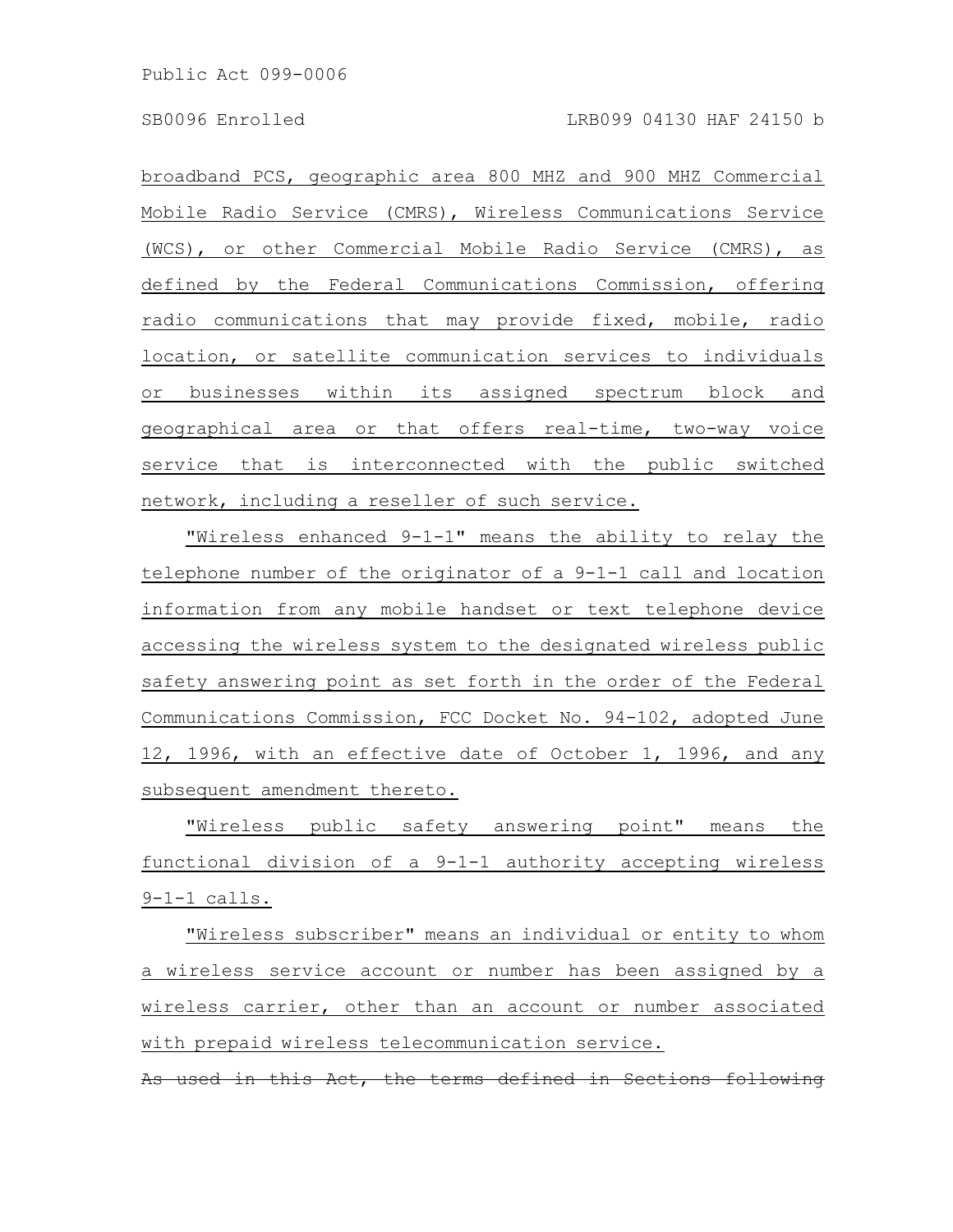broadband PCS, geographic area 800 MHZ and 900 MHZ Commercial Mobile Radio Service (CMRS), Wireless Communications Service (WCS), or other Commercial Mobile Radio Service (CMRS), as defined by the Federal Communications Commission, offering radio communications that may provide fixed, mobile, radio location, or satellite communication services to individuals or businesses within its assigned spectrum block and geographical area or that offers real-time, two-way voice service that is interconnected with the public switched network, including a reseller of such service.

"Wireless enhanced 9-1-1" means the ability to relay the telephone number of the originator of a 9-1-1 call and location information from any mobile handset or text telephone device accessing the wireless system to the designated wireless public safety answering point as set forth in the order of the Federal Communications Commission, FCC Docket No. 94-102, adopted June 12, 1996, with an effective date of October 1, 1996, and any subsequent amendment thereto.

"Wireless public safety answering point" means the functional division of a 9-1-1 authority accepting wireless 9-1-1 calls.

"Wireless subscriber" means an individual or entity to whom a wireless service account or number has been assigned by a wireless carrier, other than an account or number associated with prepaid wireless telecommunication service.

~~As used in this Act, the terms defined in Sections following~~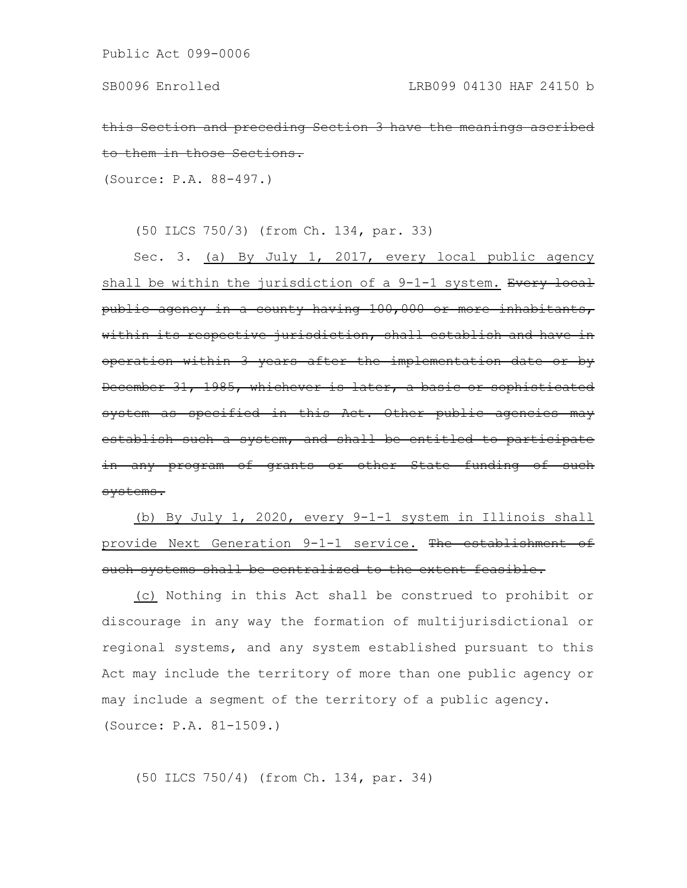~~this Section and preceding Section 3 have the meanings ascribed to them in those Sections.~~

(Source: P.A. 88-497.)

(50 ILCS 750/3) (from Ch. 134, par. 33)

Sec. 3. <u>(a) By July 1, 2017, every local public agency shall be within the jurisdiction of a 9-1-1 system.</u> ~~Every local public agency in a county having 100,000 or more inhabitants, within its respective jurisdiction, shall establish and have in operation within 3 years after the implementation date or by December 31, 1985, whichever is later, a basic or sophisticated system as specified in this Act. Other public agencies may establish such a system, and shall be entitled to participate in any program of grants or other State funding of such systems.~~

<u>(b) By July 1, 2020, every 9-1-1 system in Illinois shall provide Next Generation 9-1-1 service.</u> ~~The establishment of such systems shall be centralized to the extent feasible.~~

<u>(c)</u> Nothing in this Act shall be construed to prohibit or discourage in any way the formation of multijurisdictional or regional systems, and any system established pursuant to this Act may include the territory of more than one public agency or may include a segment of the territory of a public agency.

(Source: P.A. 81-1509.)

(50 ILCS 750/4) (from Ch. 134, par. 34)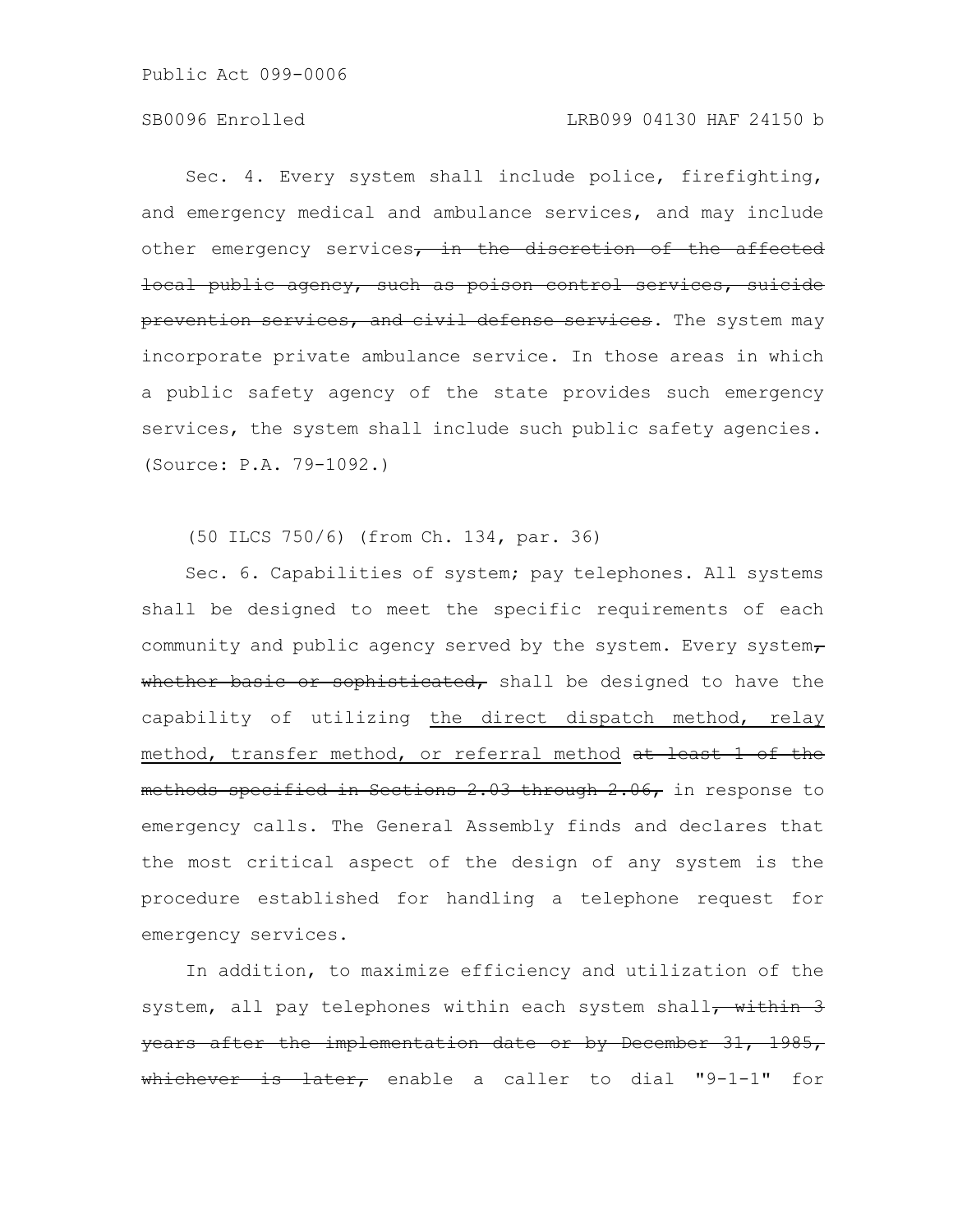Sec. 4. Every system shall include police, firefighting, and emergency medical and ambulance services, and may include other emergency services~~, in the discretion of the affected local public agency, such as poison control services, suicide prevention services, and civil defense services~~. The system may incorporate private ambulance service. In those areas in which a public safety agency of the state provides such emergency services, the system shall include such public safety agencies. (Source: P.A. 79-1092.)

(50 ILCS 750/6) (from Ch. 134, par. 36)

Sec. 6. Capabilities of system; pay telephones. All systems shall be designed to meet the specific requirements of each community and public agency served by the system. Every system~~, whether basic or sophisticated,~~ shall be designed to have the capability of utilizing <u>the direct dispatch method, relay method, transfer method, or referral method</u> ~~at least 1 of the methods specified in Sections 2.03 through 2.06,~~ in response to emergency calls. The General Assembly finds and declares that the most critical aspect of the design of any system is the procedure established for handling a telephone request for emergency services.

In addition, to maximize efficiency and utilization of the system, all pay telephones within each system shall~~, within 3 years after the implementation date or by December 31, 1985, whichever is later,~~ enable a caller to dial "9-1-1" for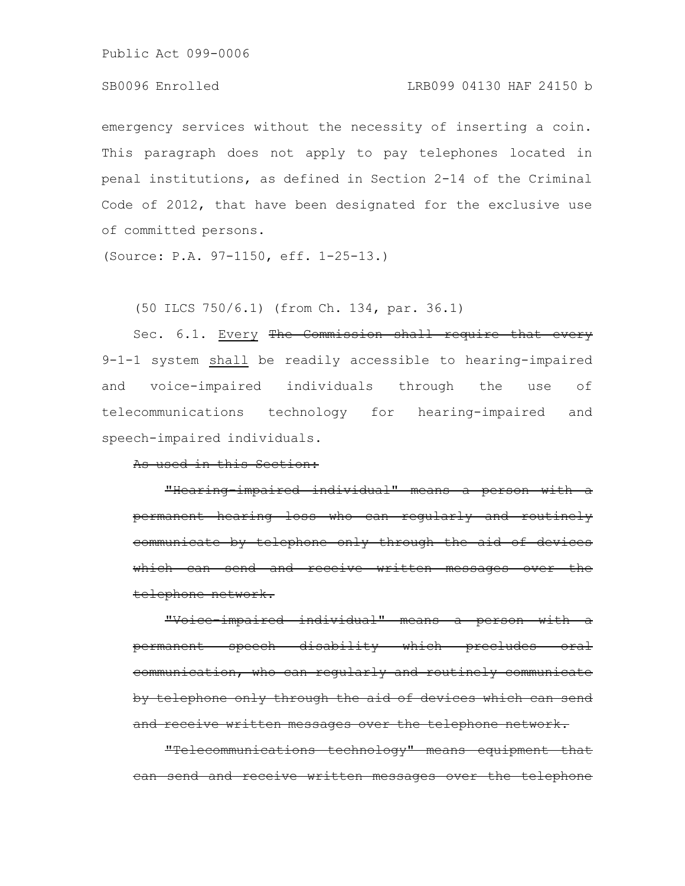emergency services without the necessity of inserting a coin. This paragraph does not apply to pay telephones located in penal institutions, as defined in Section 2-14 of the Criminal Code of 2012, that have been designated for the exclusive use of committed persons.

(Source: P.A. 97-1150, eff. 1-25-13.)

(50 ILCS 750/6.1) (from Ch. 134, par. 36.1)

Sec. 6.1. <u>Every</u> ~~The Commission shall require that every~~ 9-1-1 system <u>shall</u> be readily accessible to hearing-impaired and voice-impaired individuals through the use of telecommunications technology for hearing-impaired and speech-impaired individuals.

~~As used in this Section:~~

~~"Hearing-impaired individual" means a person with a permanent hearing loss who can regularly and routinely communicate by telephone only through the aid of devices which can send and receive written messages over the telephone network.~~

~~"Voice-impaired individual" means a person with a permanent speech disability which precludes oral communication, who can regularly and routinely communicate by telephone only through the aid of devices which can send and receive written messages over the telephone network.~~

~~"Telecommunications technology" means equipment that can send and receive written messages over the telephone~~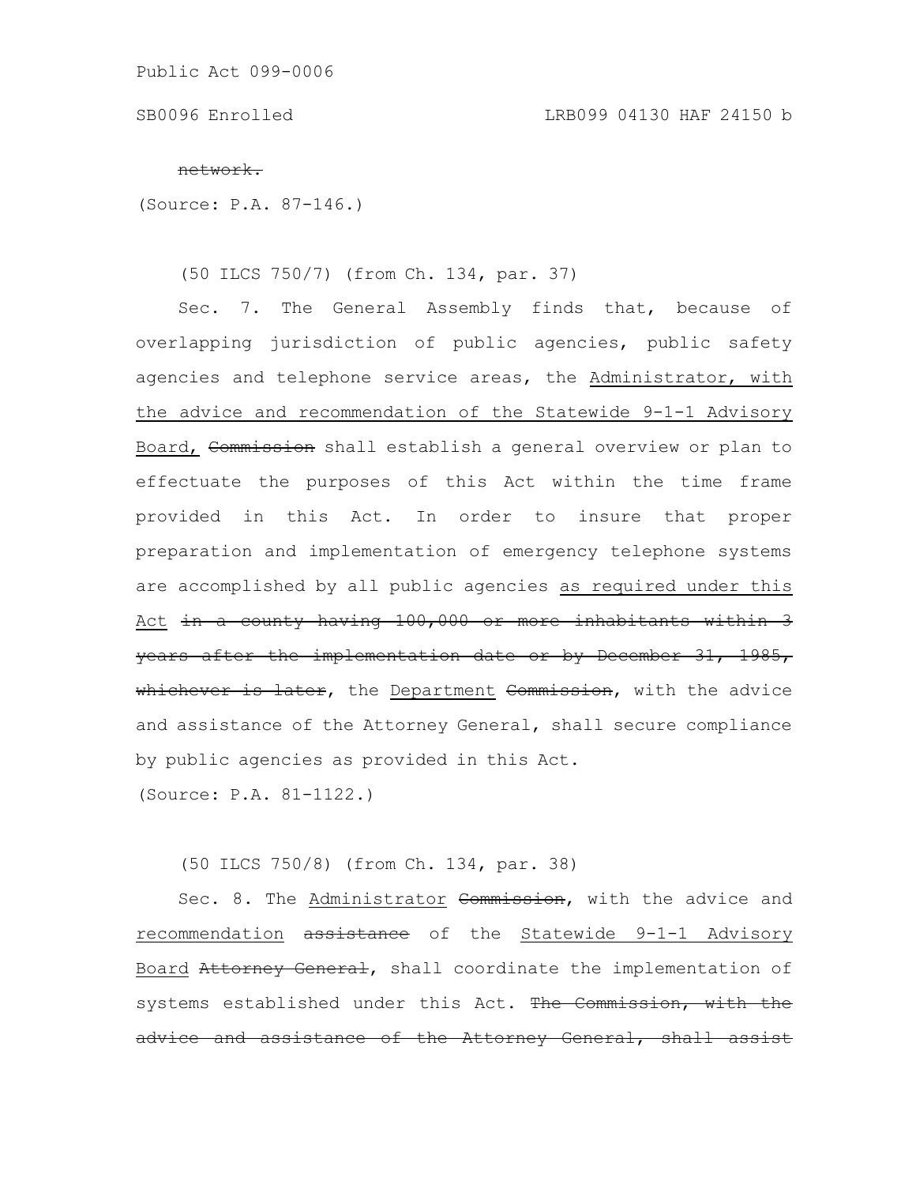~~network.~~

(Source: P.A. 87-146.)

(50 ILCS 750/7) (from Ch. 134, par. 37)

Sec. 7. The General Assembly finds that, because of overlapping jurisdiction of public agencies, public safety agencies and telephone service areas, the <u>Administrator, with the advice and recommendation of the Statewide 9-1-1 Advisory Board,</u> ~~Commission~~ shall establish a general overview or plan to effectuate the purposes of this Act within the time frame provided in this Act. In order to insure that proper preparation and implementation of emergency telephone systems are accomplished by all public agencies <u>as required under this Act</u> ~~in a county having 100,000 or more inhabitants within 3 years after the implementation date or by December 31, 1985, whichever is later~~, the <u>Department</u> ~~Commission~~, with the advice and assistance of the Attorney General, shall secure compliance by public agencies as provided in this Act.

(Source: P.A. 81-1122.)

(50 ILCS 750/8) (from Ch. 134, par. 38)

Sec. 8. The <u>Administrator</u> ~~Commission~~, with the advice and <u>recommendation</u> ~~assistance~~ of the <u>Statewide 9-1-1 Advisory Board</u> ~~Attorney General~~, shall coordinate the implementation of systems established under this Act. ~~The Commission, with the advice and assistance of the Attorney General, shall assist~~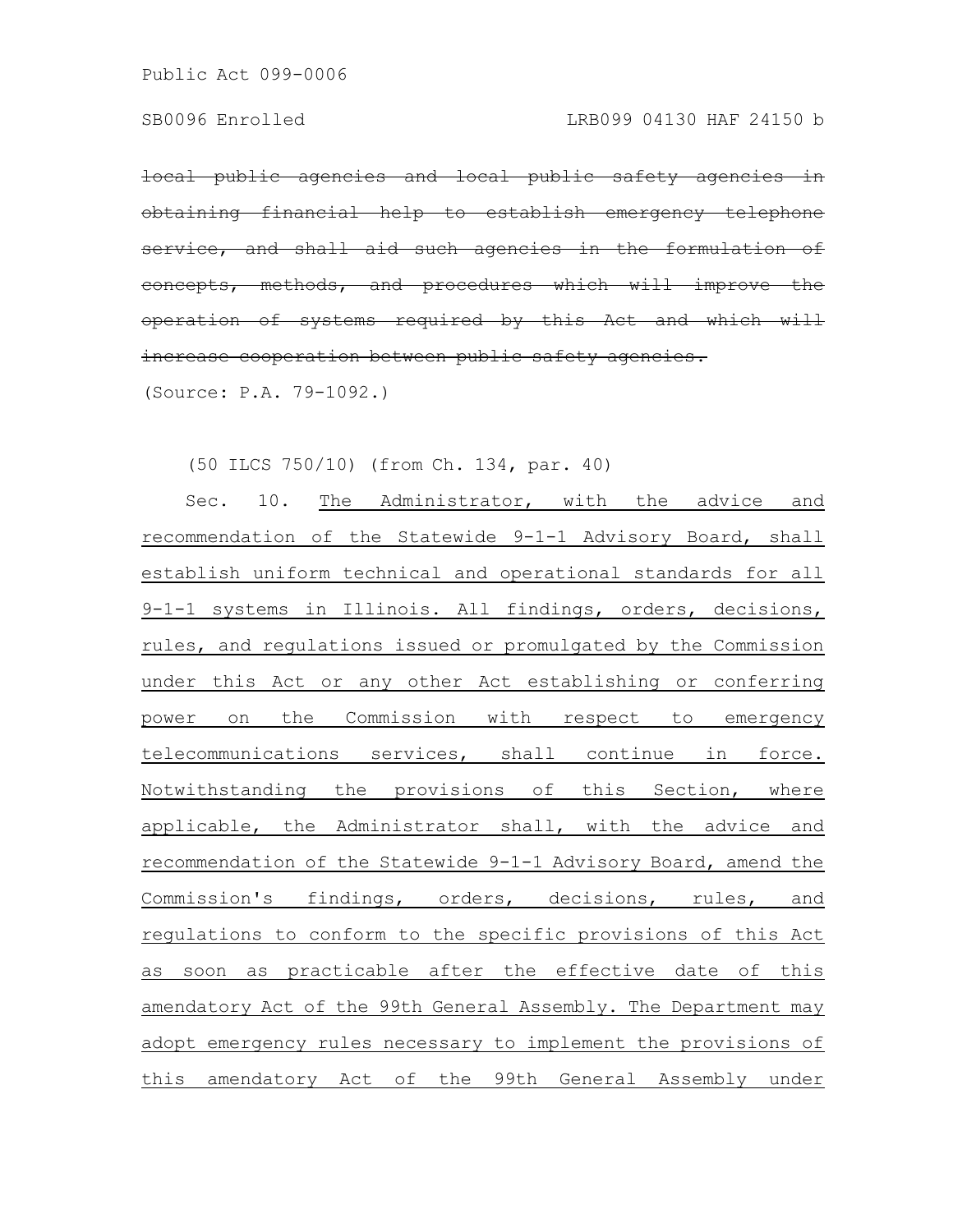~~local public agencies and local public safety agencies in obtaining financial help to establish emergency telephone service, and shall aid such agencies in the formulation of concepts, methods, and procedures which will improve the operation of systems required by this Act and which will increase cooperation between public safety agencies.~~

(Source: P.A. 79-1092.)

(50 ILCS 750/10) (from Ch. 134, par. 40)

Sec. 10. <u>The Administrator, with the advice and recommendation of the Statewide 9-1-1 Advisory Board, shall establish uniform technical and operational standards for all 9-1-1 systems in Illinois. All findings, orders, decisions, rules, and regulations issued or promulgated by the Commission under this Act or any other Act establishing or conferring power on the Commission with respect to emergency telecommunications services, shall continue in force. Notwithstanding the provisions of this Section, where applicable, the Administrator shall, with the advice and recommendation of the Statewide 9-1-1 Advisory Board, amend the Commission's findings, orders, decisions, rules, and regulations to conform to the specific provisions of this Act as soon as practicable after the effective date of this amendatory Act of the 99th General Assembly. The Department may adopt emergency rules necessary to implement the provisions of this amendatory Act of the 99th General Assembly under</u>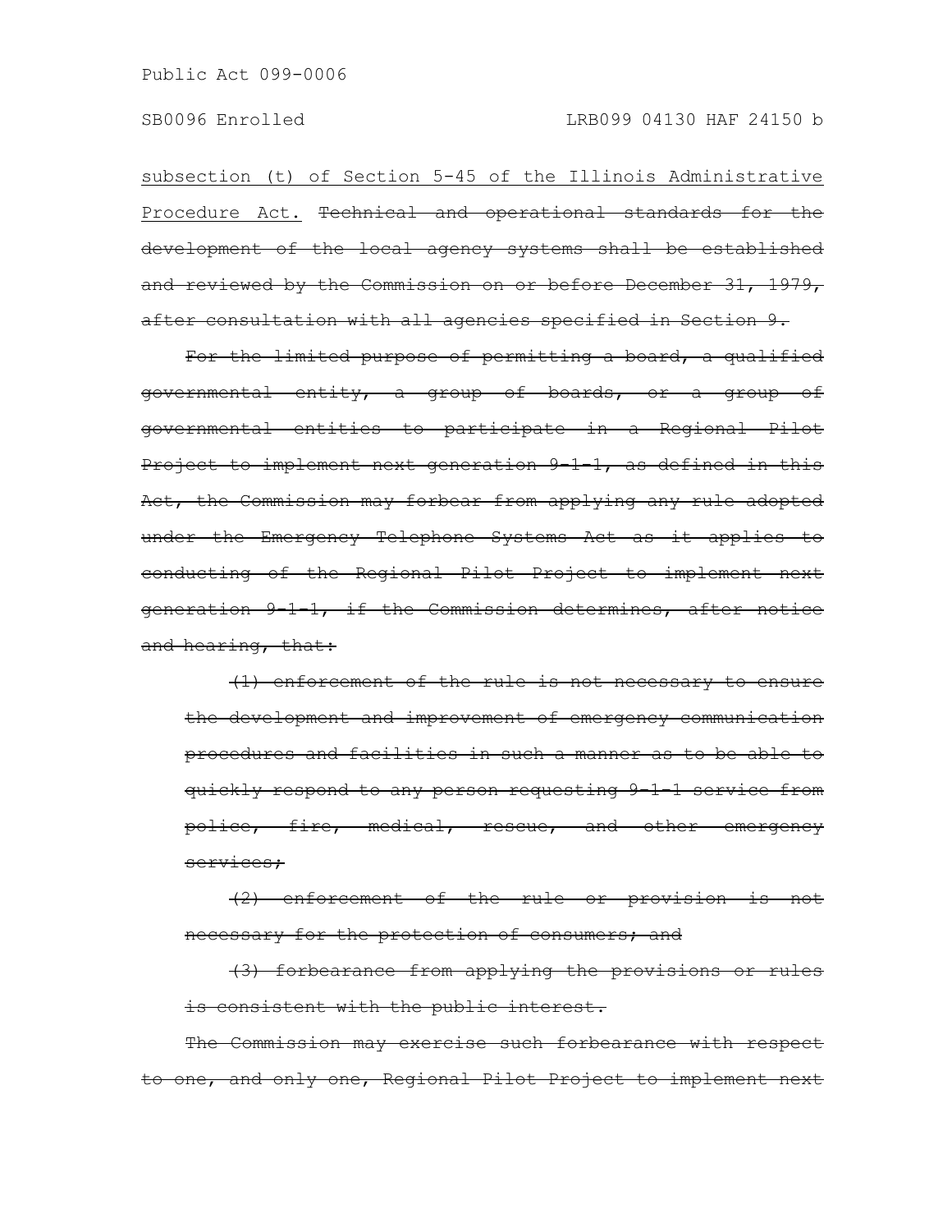subsection (t) of Section 5-45 of the Illinois Administrative Procedure Act. ~~Technical and operational standards for the development of the local agency systems shall be established and reviewed by the Commission on or before December 31, 1979, after consultation with all agencies specified in Section 9.~~

~~For the limited purpose of permitting a board, a qualified governmental entity, a group of boards, or a group of governmental entities to participate in a Regional Pilot Project to implement next generation 9-1-1, as defined in this Act, the Commission may forbear from applying any rule adopted under the Emergency Telephone Systems Act as it applies to conducting of the Regional Pilot Project to implement next generation 9-1-1, if the Commission determines, after notice and hearing, that:~~

~~(1) enforcement of the rule is not necessary to ensure the development and improvement of emergency communication procedures and facilities in such a manner as to be able to quickly respond to any person requesting 9-1-1 service from police, fire, medical, rescue, and other emergency services;~~

~~(2) enforcement of the rule or provision is not necessary for the protection of consumers; and~~

~~(3) forbearance from applying the provisions or rules is consistent with the public interest.~~

~~The Commission may exercise such forbearance with respect to one, and only one, Regional Pilot Project to implement next~~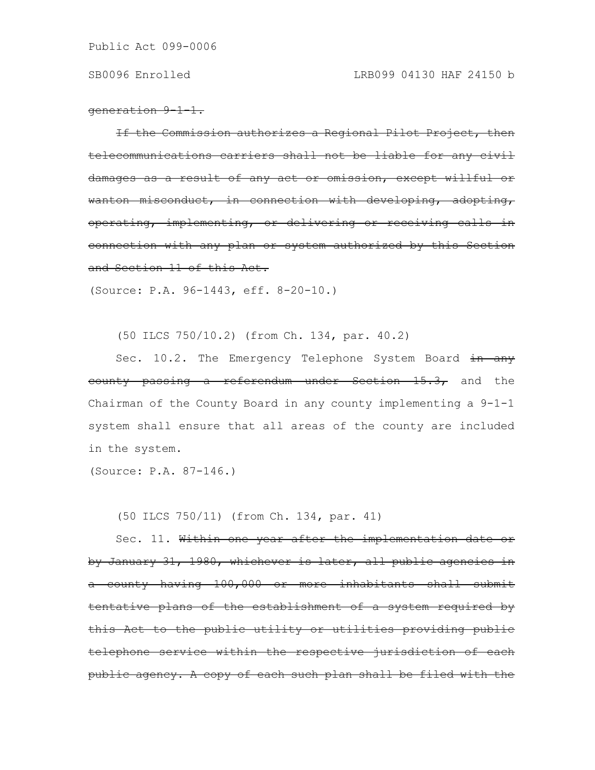~~generation 9-1-1.~~

~~If the Commission authorizes a Regional Pilot Project, then telecommunications carriers shall not be liable for any civil damages as a result of any act or omission, except willful or wanton misconduct, in connection with developing, adopting, operating, implementing, or delivering or receiving calls in connection with any plan or system authorized by this Section and Section 11 of this Act.~~

(Source: P.A. 96-1443, eff. 8-20-10.)

(50 ILCS 750/10.2) (from Ch. 134, par. 40.2)

Sec. 10.2. The Emergency Telephone System Board ~~in any county passing a referendum under Section 15.3,~~ and the Chairman of the County Board in any county implementing a 9-1-1 system shall ensure that all areas of the county are included in the system.

(Source: P.A. 87-146.)

(50 ILCS 750/11) (from Ch. 134, par. 41)

Sec. 11. ~~Within one year after the implementation date or by January 31, 1980, whichever is later, all public agencies in a county having 100,000 or more inhabitants shall submit tentative plans of the establishment of a system required by this Act to the public utility or utilities providing public telephone service within the respective jurisdiction of each public agency. A copy of each such plan shall be filed with the~~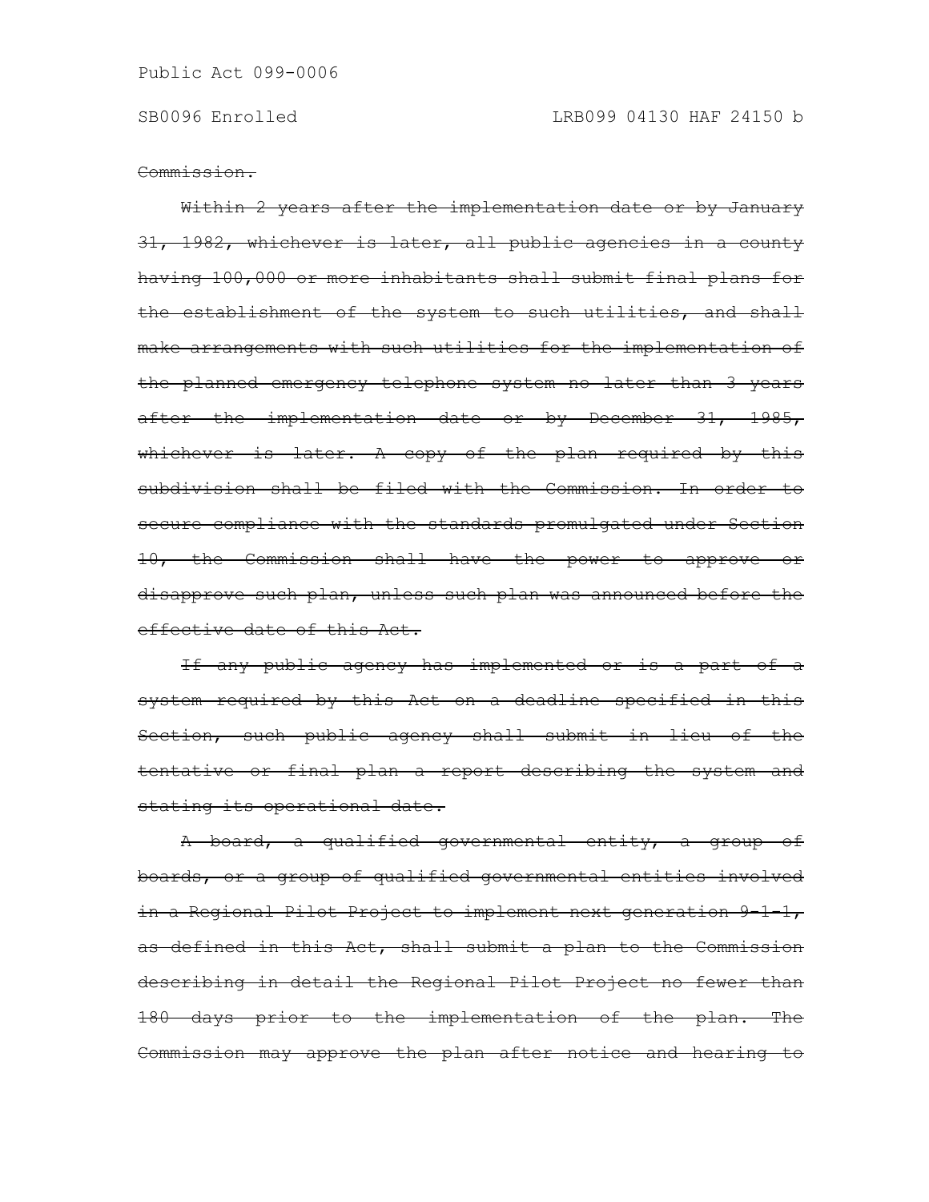~~Commission.~~

~~Within 2 years after the implementation date or by January 31, 1982, whichever is later, all public agencies in a county having 100,000 or more inhabitants shall submit final plans for the establishment of the system to such utilities, and shall make arrangements with such utilities for the implementation of the planned emergency telephone system no later than 3 years after the implementation date or by December 31, 1985, whichever is later. A copy of the plan required by this subdivision shall be filed with the Commission. In order to secure compliance with the standards promulgated under Section 10, the Commission shall have the power to approve or disapprove such plan, unless such plan was announced before the effective date of this Act.~~

~~If any public agency has implemented or is a part of a system required by this Act on a deadline specified in this Section, such public agency shall submit in lieu of the tentative or final plan a report describing the system and stating its operational date.~~

~~A board, a qualified governmental entity, a group of boards, or a group of qualified governmental entities involved in a Regional Pilot Project to implement next generation 9-1-1, as defined in this Act, shall submit a plan to the Commission describing in detail the Regional Pilot Project no fewer than 180 days prior to the implementation of the plan. The Commission may approve the plan after notice and hearing to~~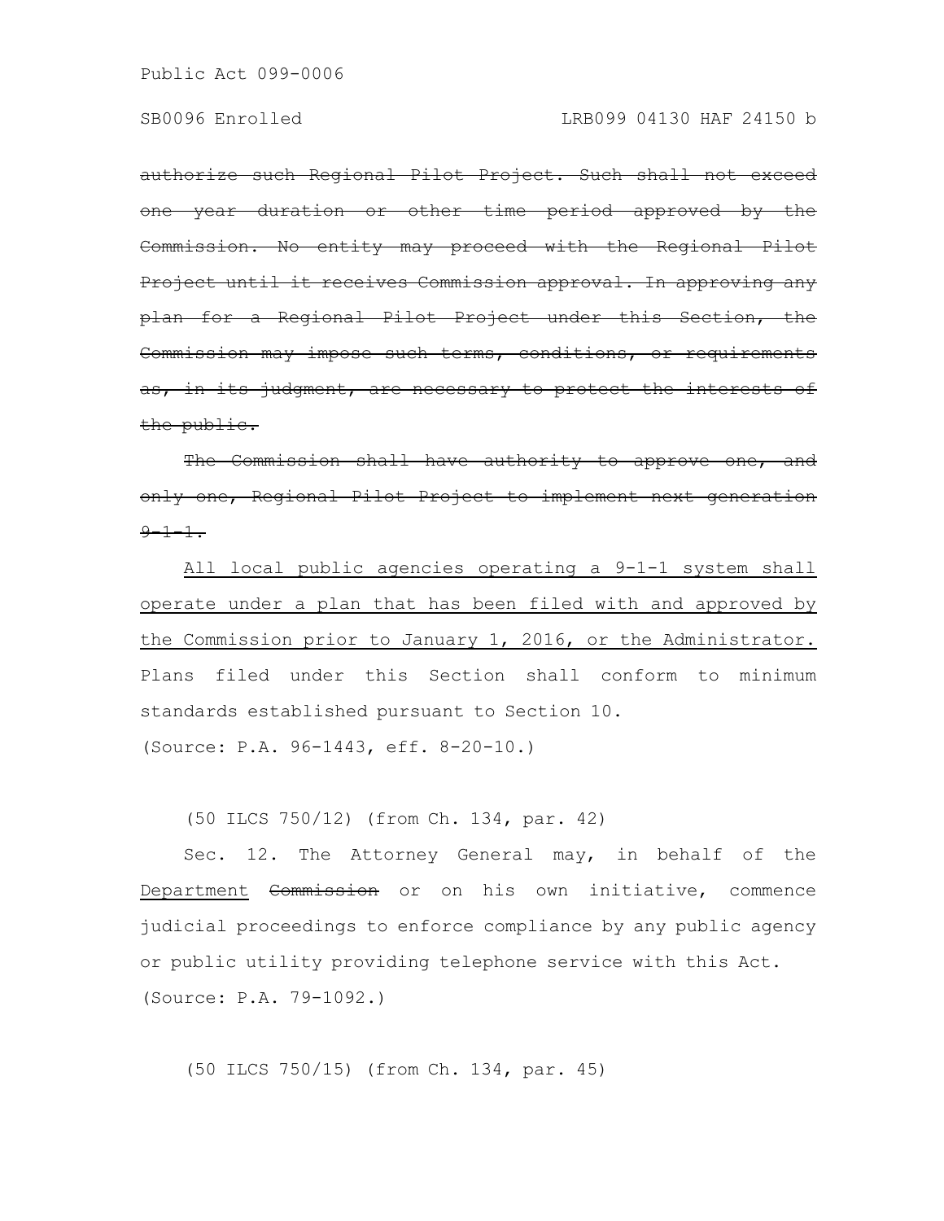~~authorize such Regional Pilot Project. Such shall not exceed one year duration or other time period approved by the Commission. No entity may proceed with the Regional Pilot Project until it receives Commission approval. In approving any plan for a Regional Pilot Project under this Section, the Commission may impose such terms, conditions, or requirements as, in its judgment, are necessary to protect the interests of the public.~~

~~The Commission shall have authority to approve one, and only one, Regional Pilot Project to implement next generation 9-1-1.~~

<u>All local public agencies operating a 9-1-1 system shall operate under a plan that has been filed with and approved by the Commission prior to January 1, 2016, or the Administrator.</u> Plans filed under this Section shall conform to minimum standards established pursuant to Section 10.

(Source: P.A. 96-1443, eff. 8-20-10.)

(50 ILCS 750/12) (from Ch. 134, par. 42)

Sec. 12. The Attorney General may, in behalf of the <u>Department</u> ~~Commission~~ or on his own initiative, commence judicial proceedings to enforce compliance by any public agency or public utility providing telephone service with this Act.

(Source: P.A. 79-1092.)

(50 ILCS 750/15) (from Ch. 134, par. 45)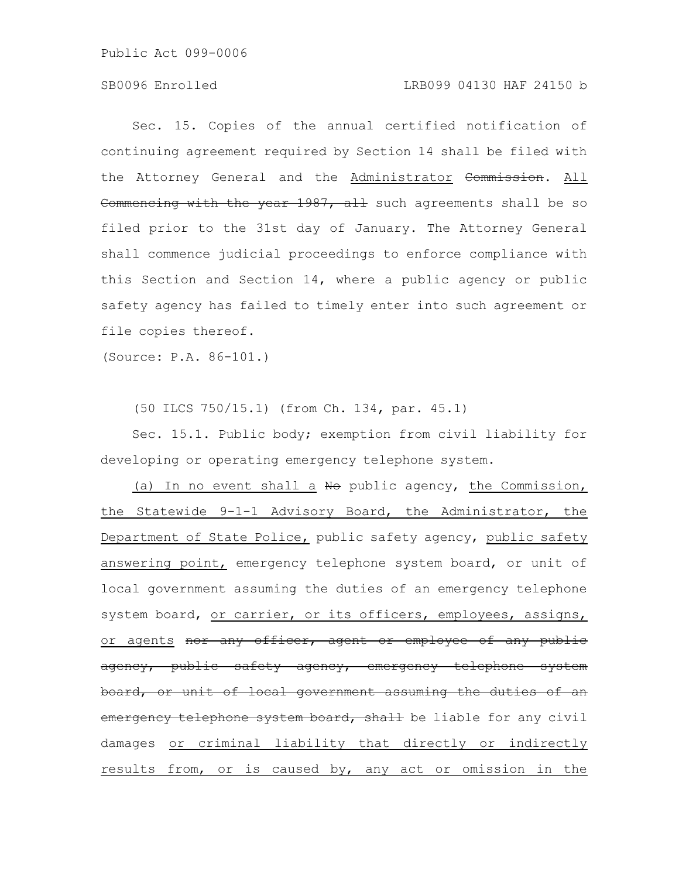Sec. 15. Copies of the annual certified notification of continuing agreement required by Section 14 shall be filed with the Attorney General and the <u>Administrator</u> ~~Commission~~. <u>All</u> ~~Commencing with the year 1987, all~~ such agreements shall be so filed prior to the 31st day of January. The Attorney General shall commence judicial proceedings to enforce compliance with this Section and Section 14, where a public agency or public safety agency has failed to timely enter into such agreement or file copies thereof.

(Source: P.A. 86-101.)

(50 ILCS 750/15.1) (from Ch. 134, par. 45.1)

Sec. 15.1. Public body; exemption from civil liability for developing or operating emergency telephone system.

<u>(a) In no event shall a</u> ~~No~~ public agency, <u>the Commission, the Statewide 9-1-1 Advisory Board, the Administrator, the Department of State Police,</u> public safety agency, <u>public safety answering point,</u> emergency telephone system board, or unit of local government assuming the duties of an emergency telephone system board, <u>or carrier, or its officers, employees, assigns, or agents</u> ~~nor any officer, agent or employee of any public agency, public safety agency, emergency telephone system board, or unit of local government assuming the duties of an emergency telephone system board, shall~~ be liable for any civil damages <u>or criminal liability that directly or indirectly results from, or is caused by, any act or omission in the</u>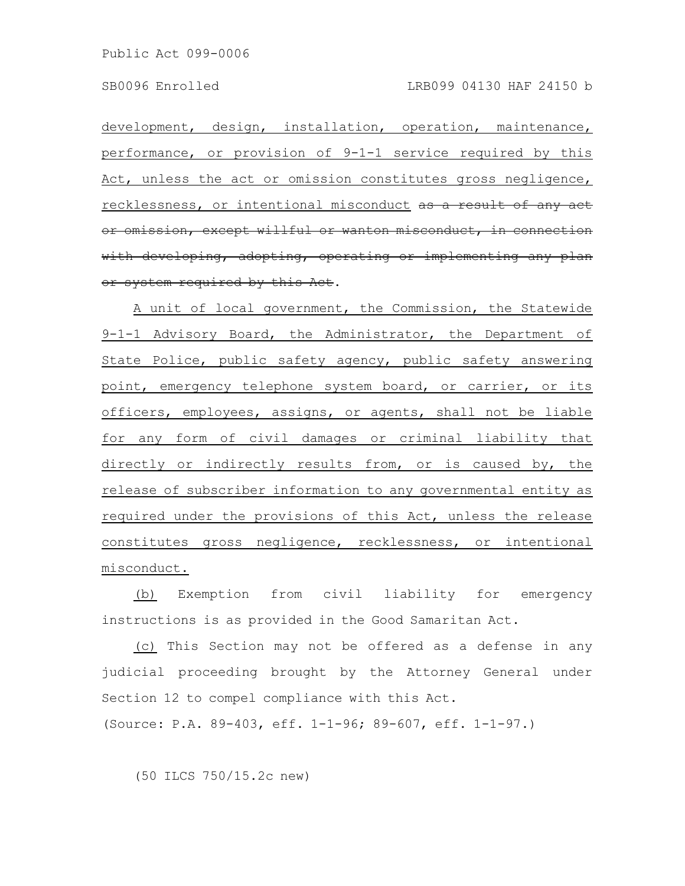development, design, installation, operation, maintenance, performance, or provision of 9-1-1 service required by this Act, unless the act or omission constitutes gross negligence, recklessness, or intentional misconduct ~~as a result of any act or omission, except willful or wanton misconduct, in connection with developing, adopting, operating or implementing any plan or system required by this Act~~.

A unit of local government, the Commission, the Statewide 9-1-1 Advisory Board, the Administrator, the Department of State Police, public safety agency, public safety answering point, emergency telephone system board, or carrier, or its officers, employees, assigns, or agents, shall not be liable for any form of civil damages or criminal liability that directly or indirectly results from, or is caused by, the release of subscriber information to any governmental entity as required under the provisions of this Act, unless the release constitutes gross negligence, recklessness, or intentional misconduct.

(b) Exemption from civil liability for emergency instructions is as provided in the Good Samaritan Act.

(c) This Section may not be offered as a defense in any judicial proceeding brought by the Attorney General under Section 12 to compel compliance with this Act.

(Source: P.A. 89-403, eff. 1-1-96; 89-607, eff. 1-1-97.)

(50 ILCS 750/15.2c new)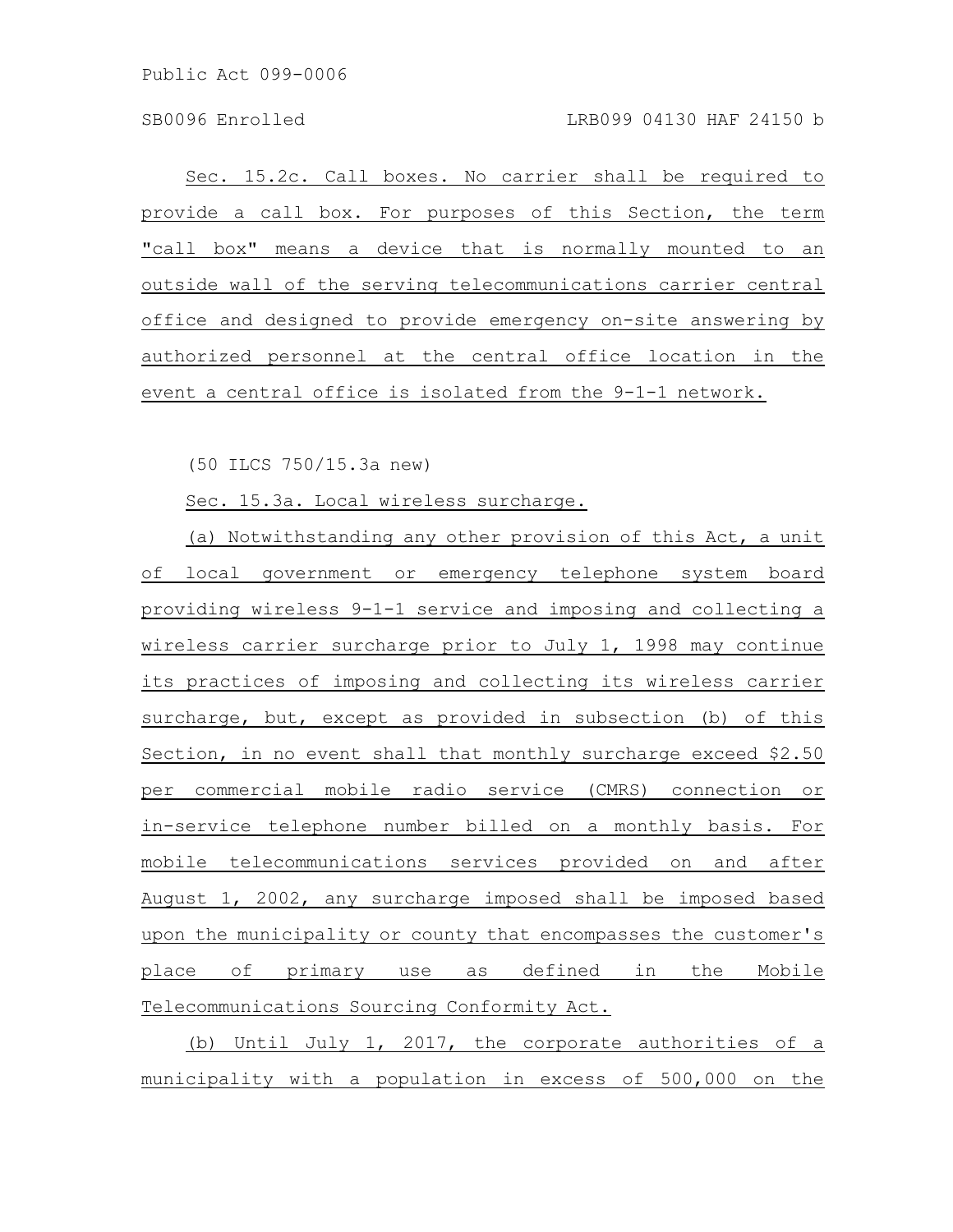Sec. 15.2c. Call boxes. No carrier shall be required to provide a call box. For purposes of this Section, the term "call box" means a device that is normally mounted to an outside wall of the serving telecommunications carrier central office and designed to provide emergency on-site answering by authorized personnel at the central office location in the event a central office is isolated from the 9-1-1 network.

(50 ILCS 750/15.3a new)

Sec. 15.3a. Local wireless surcharge.

(a) Notwithstanding any other provision of this Act, a unit of local government or emergency telephone system board providing wireless 9-1-1 service and imposing and collecting a wireless carrier surcharge prior to July 1, 1998 may continue its practices of imposing and collecting its wireless carrier surcharge, but, except as provided in subsection (b) of this Section, in no event shall that monthly surcharge exceed $2.50 per commercial mobile radio service (CMRS) connection or in-service telephone number billed on a monthly basis. For mobile telecommunications services provided on and after August 1, 2002, any surcharge imposed shall be imposed based upon the municipality or county that encompasses the customer's place of primary use as defined in the Mobile Telecommunications Sourcing Conformity Act.

(b) Until July 1, 2017, the corporate authorities of a municipality with a population in excess of 500,000 on the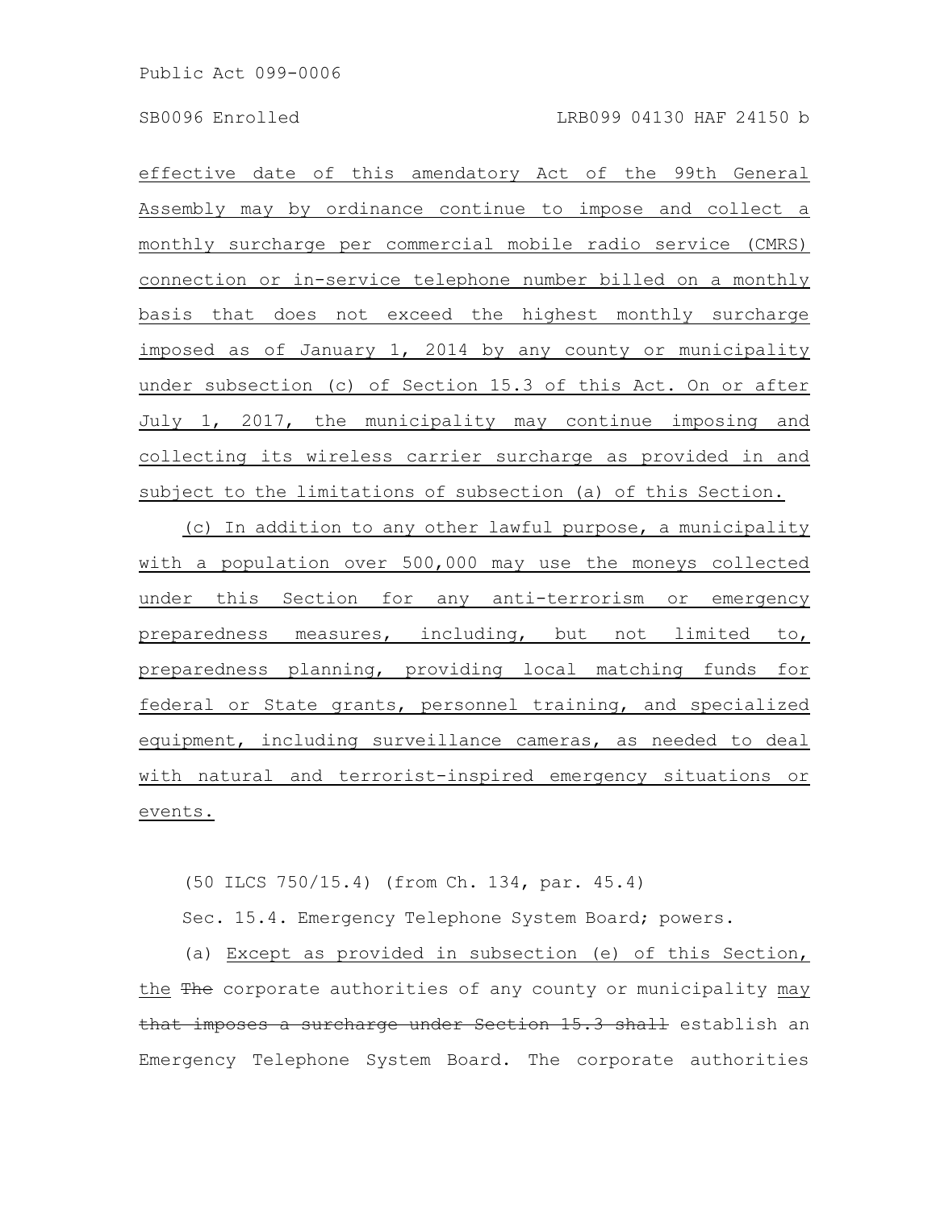effective date of this amendatory Act of the 99th General Assembly may by ordinance continue to impose and collect a monthly surcharge per commercial mobile radio service (CMRS) connection or in-service telephone number billed on a monthly basis that does not exceed the highest monthly surcharge imposed as of January 1, 2014 by any county or municipality under subsection (c) of Section 15.3 of this Act. On or after July 1, 2017, the municipality may continue imposing and collecting its wireless carrier surcharge as provided in and subject to the limitations of subsection (a) of this Section.

(c) In addition to any other lawful purpose, a municipality with a population over 500,000 may use the moneys collected under this Section for any anti-terrorism or emergency preparedness measures, including, but not limited to, preparedness planning, providing local matching funds for federal or State grants, personnel training, and specialized equipment, including surveillance cameras, as needed to deal with natural and terrorist-inspired emergency situations or events.

(50 ILCS 750/15.4) (from Ch. 134, par. 45.4)

Sec. 15.4. Emergency Telephone System Board; powers.

(a) Except as provided in subsection (e) of this Section, the ~~The~~ corporate authorities of any county or municipality may ~~that imposes a surcharge under Section 15.3 shall~~ establish an Emergency Telephone System Board. The corporate authorities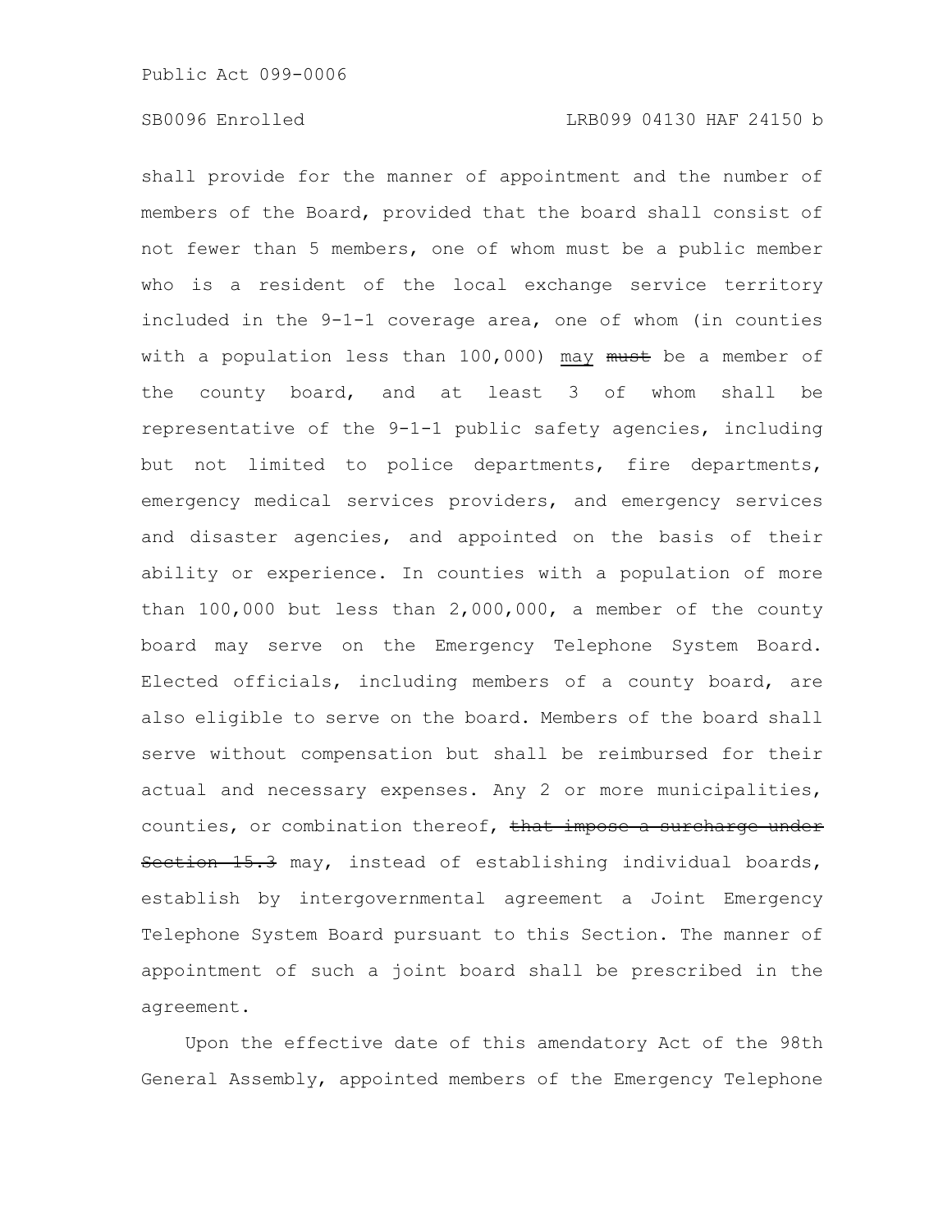shall provide for the manner of appointment and the number of members of the Board, provided that the board shall consist of not fewer than 5 members, one of whom must be a public member who is a resident of the local exchange service territory included in the 9-1-1 coverage area, one of whom (in counties with a population less than 100,000) may ~~must~~ be a member of the county board, and at least 3 of whom shall be representative of the 9-1-1 public safety agencies, including but not limited to police departments, fire departments, emergency medical services providers, and emergency services and disaster agencies, and appointed on the basis of their ability or experience. In counties with a population of more than 100,000 but less than 2,000,000, a member of the county board may serve on the Emergency Telephone System Board. Elected officials, including members of a county board, are also eligible to serve on the board. Members of the board shall serve without compensation but shall be reimbursed for their actual and necessary expenses. Any 2 or more municipalities, counties, or combination thereof, ~~that impose a surcharge under Section 15.3~~ may, instead of establishing individual boards, establish by intergovernmental agreement a Joint Emergency Telephone System Board pursuant to this Section. The manner of appointment of such a joint board shall be prescribed in the agreement.

Upon the effective date of this amendatory Act of the 98th General Assembly, appointed members of the Emergency Telephone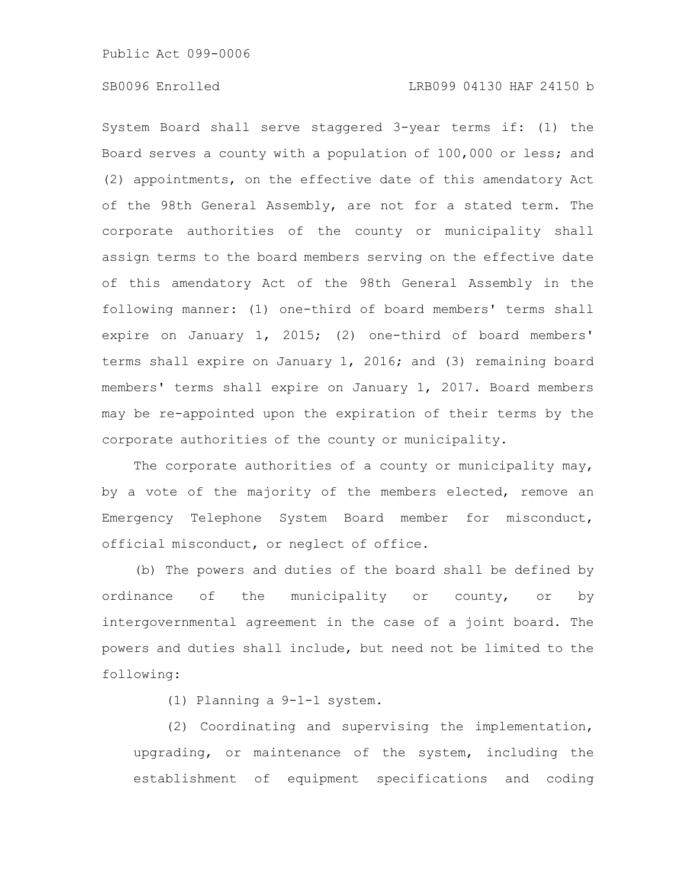System Board shall serve staggered 3-year terms if: (1) the Board serves a county with a population of 100,000 or less; and (2) appointments, on the effective date of this amendatory Act of the 98th General Assembly, are not for a stated term. The corporate authorities of the county or municipality shall assign terms to the board members serving on the effective date of this amendatory Act of the 98th General Assembly in the following manner: (1) one-third of board members' terms shall expire on January 1, 2015; (2) one-third of board members' terms shall expire on January 1, 2016; and (3) remaining board members' terms shall expire on January 1, 2017. Board members may be re-appointed upon the expiration of their terms by the corporate authorities of the county or municipality.

The corporate authorities of a county or municipality may, by a vote of the majority of the members elected, remove an Emergency Telephone System Board member for misconduct, official misconduct, or neglect of office.

(b) The powers and duties of the board shall be defined by ordinance of the municipality or county, or by intergovernmental agreement in the case of a joint board. The powers and duties shall include, but need not be limited to the following:

(1) Planning a 9-1-1 system.

(2) Coordinating and supervising the implementation, upgrading, or maintenance of the system, including the establishment of equipment specifications and coding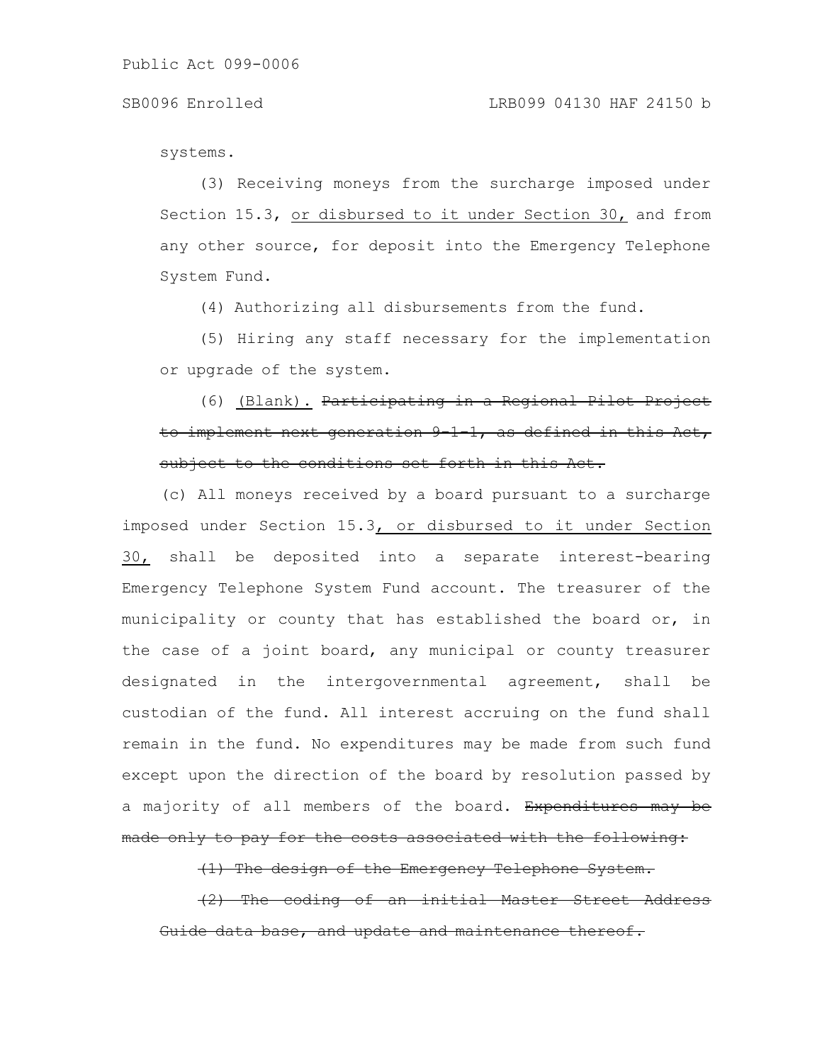systems.

(3) Receiving moneys from the surcharge imposed under Section 15.3, <u>or disbursed to it under Section 30,</u> and from any other source, for deposit into the Emergency Telephone System Fund.

(4) Authorizing all disbursements from the fund.

(5) Hiring any staff necessary for the implementation or upgrade of the system.

(6) <u>(Blank).</u> ~~Participating in a Regional Pilot Project to implement next generation 9-1-1, as defined in this Act, subject to the conditions set forth in this Act.~~

(c) All moneys received by a board pursuant to a surcharge imposed under Section 15.3<u>, or disbursed to it under Section 30,</u> shall be deposited into a separate interest-bearing Emergency Telephone System Fund account. The treasurer of the municipality or county that has established the board or, in the case of a joint board, any municipal or county treasurer designated in the intergovernmental agreement, shall be custodian of the fund. All interest accruing on the fund shall remain in the fund. No expenditures may be made from such fund except upon the direction of the board by resolution passed by a majority of all members of the board. ~~Expenditures may be made only to pay for the costs associated with the following:~~

~~(1) The design of the Emergency Telephone System.~~

~~(2) The coding of an initial Master Street Address Guide data base, and update and maintenance thereof.~~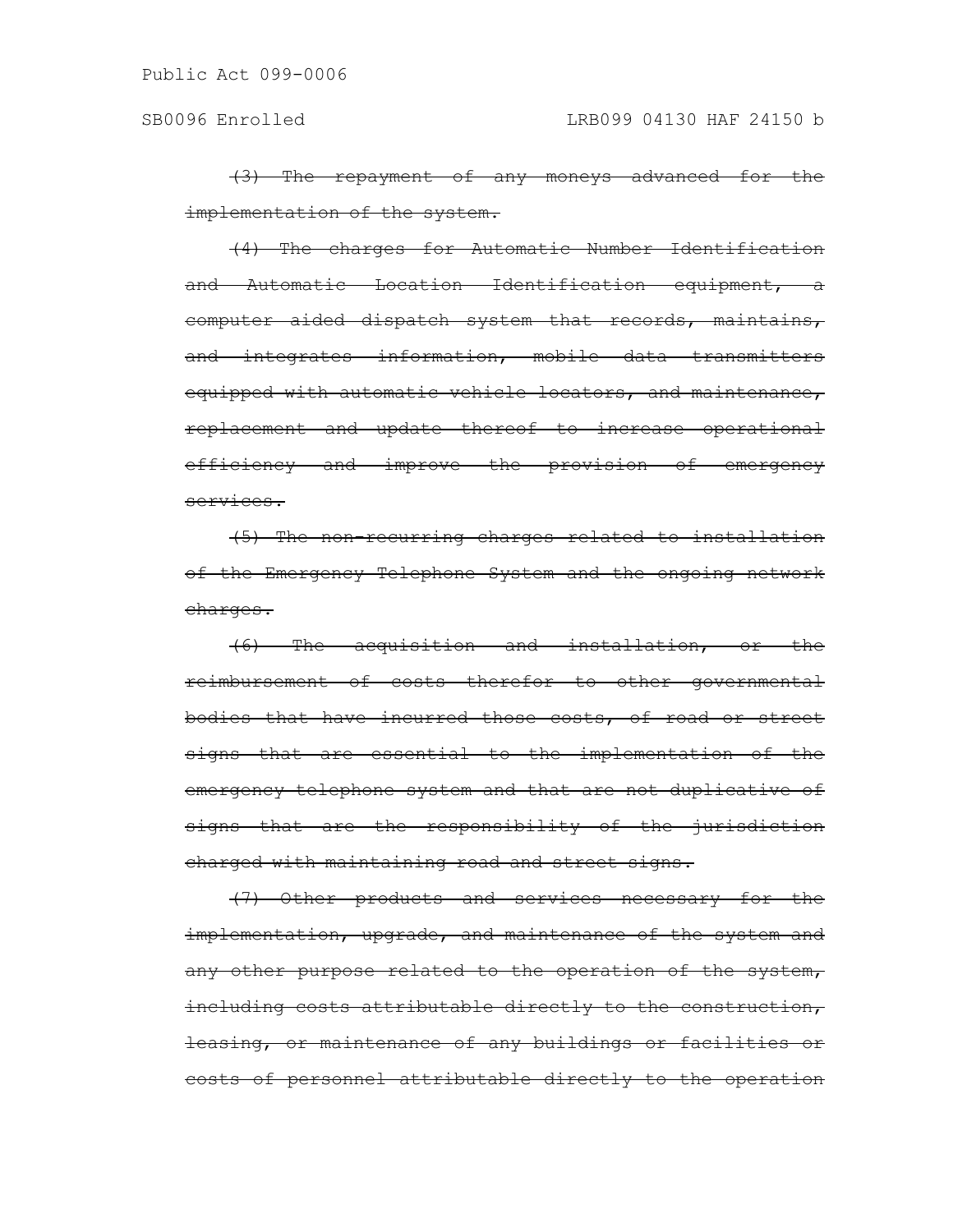~~(3) The repayment of any moneys advanced for the implementation of the system.~~

~~(4) The charges for Automatic Number Identification and Automatic Location Identification equipment, a computer aided dispatch system that records, maintains, and integrates information, mobile data transmitters equipped with automatic vehicle locators, and maintenance, replacement and update thereof to increase operational efficiency and improve the provision of emergency services.~~

~~(5) The non-recurring charges related to installation of the Emergency Telephone System and the ongoing network charges.~~

~~(6) The acquisition and installation, or the reimbursement of costs therefor to other governmental bodies that have incurred those costs, of road or street signs that are essential to the implementation of the emergency telephone system and that are not duplicative of signs that are the responsibility of the jurisdiction charged with maintaining road and street signs.~~

~~(7) Other products and services necessary for the implementation, upgrade, and maintenance of the system and any other purpose related to the operation of the system, including costs attributable directly to the construction, leasing, or maintenance of any buildings or facilities or costs of personnel attributable directly to the operation~~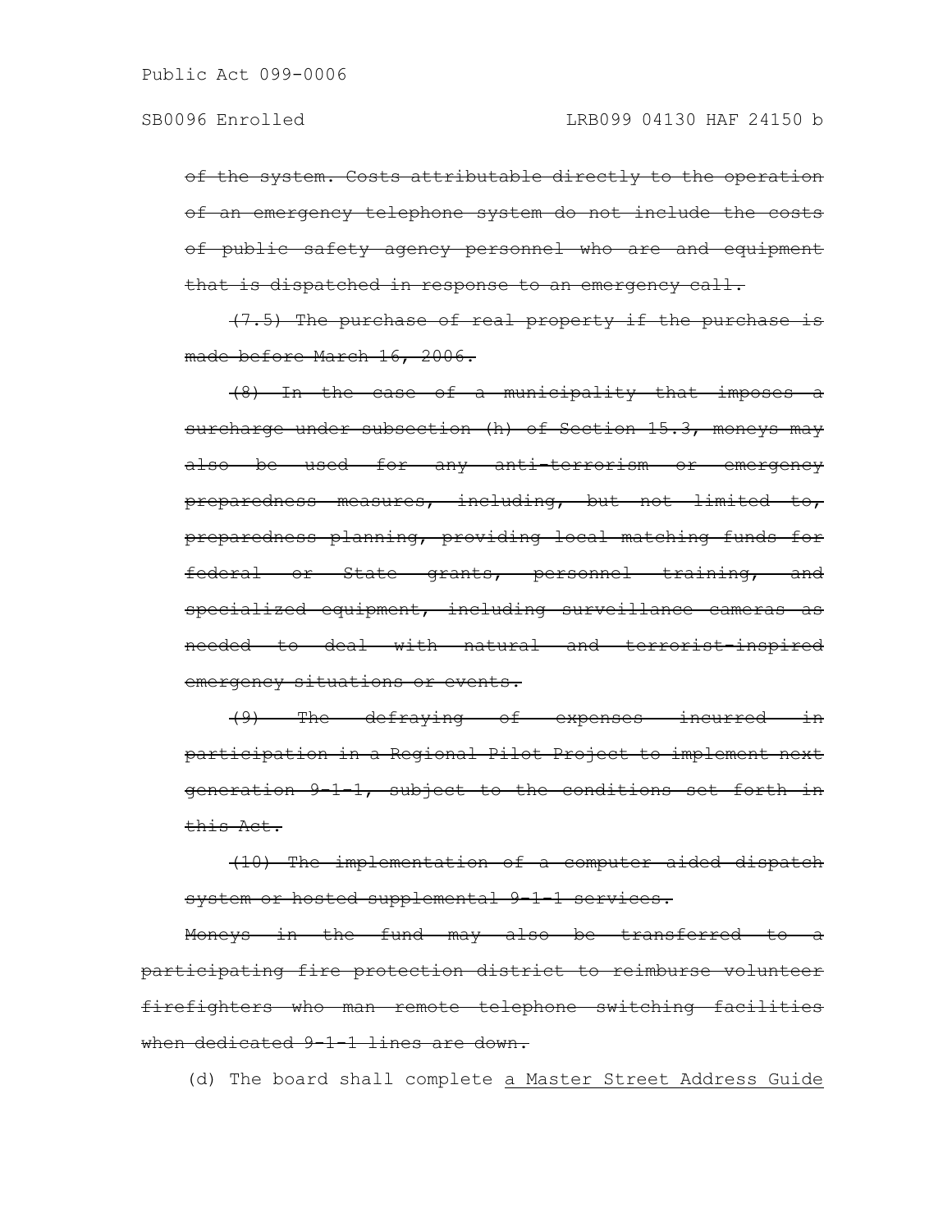~~of the system. Costs attributable directly to the operation of an emergency telephone system do not include the costs of public safety agency personnel who are and equipment that is dispatched in response to an emergency call.~~

~~(7.5) The purchase of real property if the purchase is made before March 16, 2006.~~

~~(8) In the case of a municipality that imposes a surcharge under subsection (h) of Section 15.3, moneys may also be used for any anti-terrorism or emergency preparedness measures, including, but not limited to, preparedness planning, providing local matching funds for federal or State grants, personnel training, and specialized equipment, including surveillance cameras as needed to deal with natural and terrorist-inspired emergency situations or events.~~

~~(9) The defraying of expenses incurred in participation in a Regional Pilot Project to implement next generation 9-1-1, subject to the conditions set forth in this Act.~~

~~(10) The implementation of a computer aided dispatch system or hosted supplemental 9-1-1 services.~~

~~Moneys in the fund may also be transferred to a participating fire protection district to reimburse volunteer firefighters who man remote telephone switching facilities when dedicated 9-1-1 lines are down.~~

(d) The board shall complete <u>a Master Street Address Guide</u>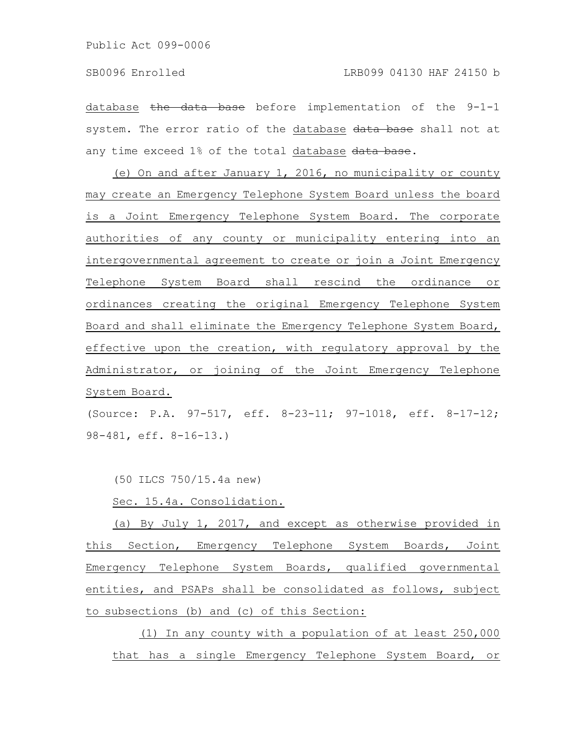database ~~the data base~~ before implementation of the 9-1-1 system. The error ratio of the database ~~data base~~ shall not at any time exceed 1% of the total database ~~data base~~.

(e) On and after January 1, 2016, no municipality or county may create an Emergency Telephone System Board unless the board is a Joint Emergency Telephone System Board. The corporate authorities of any county or municipality entering into an intergovernmental agreement to create or join a Joint Emergency Telephone System Board shall rescind the ordinance or ordinances creating the original Emergency Telephone System Board and shall eliminate the Emergency Telephone System Board, effective upon the creation, with regulatory approval by the Administrator, or joining of the Joint Emergency Telephone System Board.

(Source: P.A. 97-517, eff. 8-23-11; 97-1018, eff. 8-17-12; 98-481, eff. 8-16-13.)

(50 ILCS 750/15.4a new)

Sec. 15.4a. Consolidation.

(a) By July 1, 2017, and except as otherwise provided in this Section, Emergency Telephone System Boards, Joint Emergency Telephone System Boards, qualified governmental entities, and PSAPs shall be consolidated as follows, subject to subsections (b) and (c) of this Section:

(1) In any county with a population of at least 250,000 that has a single Emergency Telephone System Board, or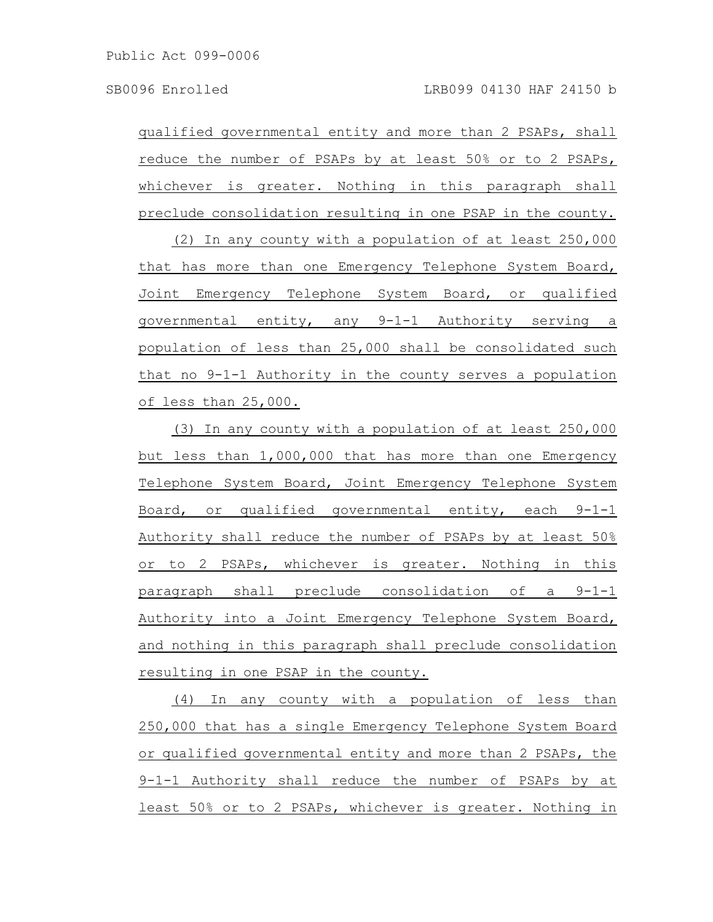qualified governmental entity and more than 2 PSAPs, shall reduce the number of PSAPs by at least 50% or to 2 PSAPs, whichever is greater. Nothing in this paragraph shall preclude consolidation resulting in one PSAP in the county.

(2) In any county with a population of at least 250,000 that has more than one Emergency Telephone System Board, Joint Emergency Telephone System Board, or qualified governmental entity, any 9-1-1 Authority serving a population of less than 25,000 shall be consolidated such that no 9-1-1 Authority in the county serves a population of less than 25,000.

(3) In any county with a population of at least 250,000 but less than 1,000,000 that has more than one Emergency Telephone System Board, Joint Emergency Telephone System Board, or qualified governmental entity, each 9-1-1 Authority shall reduce the number of PSAPs by at least 50% or to 2 PSAPs, whichever is greater. Nothing in this paragraph shall preclude consolidation of a 9-1-1 Authority into a Joint Emergency Telephone System Board, and nothing in this paragraph shall preclude consolidation resulting in one PSAP in the county.

(4) In any county with a population of less than 250,000 that has a single Emergency Telephone System Board or qualified governmental entity and more than 2 PSAPs, the 9-1-1 Authority shall reduce the number of PSAPs by at least 50% or to 2 PSAPs, whichever is greater. Nothing in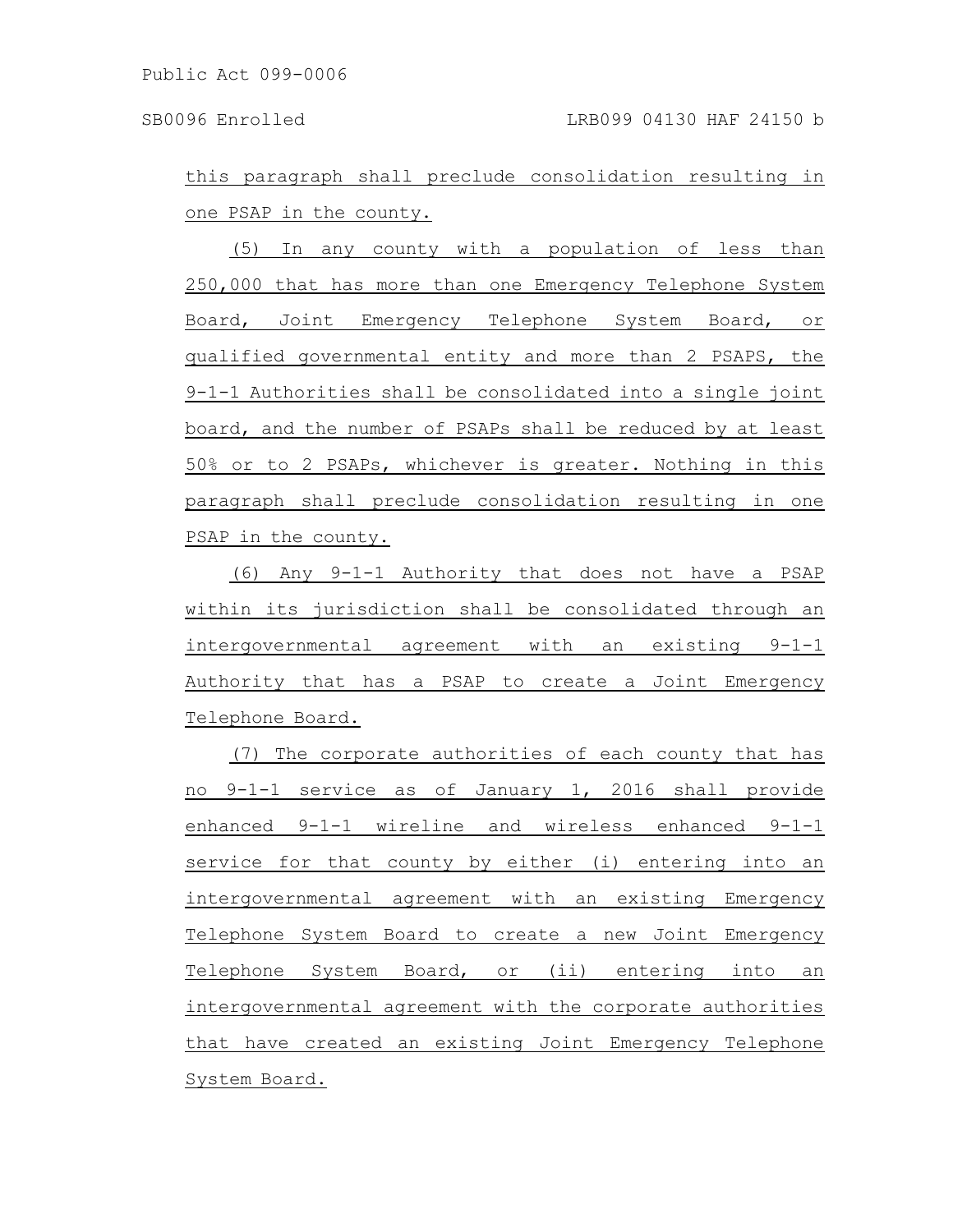this paragraph shall preclude consolidation resulting in one PSAP in the county.

(5) In any county with a population of less than 250,000 that has more than one Emergency Telephone System Board, Joint Emergency Telephone System Board, or qualified governmental entity and more than 2 PSAPS, the 9-1-1 Authorities shall be consolidated into a single joint board, and the number of PSAPs shall be reduced by at least 50% or to 2 PSAPs, whichever is greater. Nothing in this paragraph shall preclude consolidation resulting in one PSAP in the county.

(6) Any 9-1-1 Authority that does not have a PSAP within its jurisdiction shall be consolidated through an intergovernmental agreement with an existing 9-1-1 Authority that has a PSAP to create a Joint Emergency Telephone Board.

(7) The corporate authorities of each county that has no 9-1-1 service as of January 1, 2016 shall provide enhanced 9-1-1 wireline and wireless enhanced 9-1-1 service for that county by either (i) entering into an intergovernmental agreement with an existing Emergency Telephone System Board to create a new Joint Emergency Telephone System Board, or (ii) entering into an intergovernmental agreement with the corporate authorities that have created an existing Joint Emergency Telephone System Board.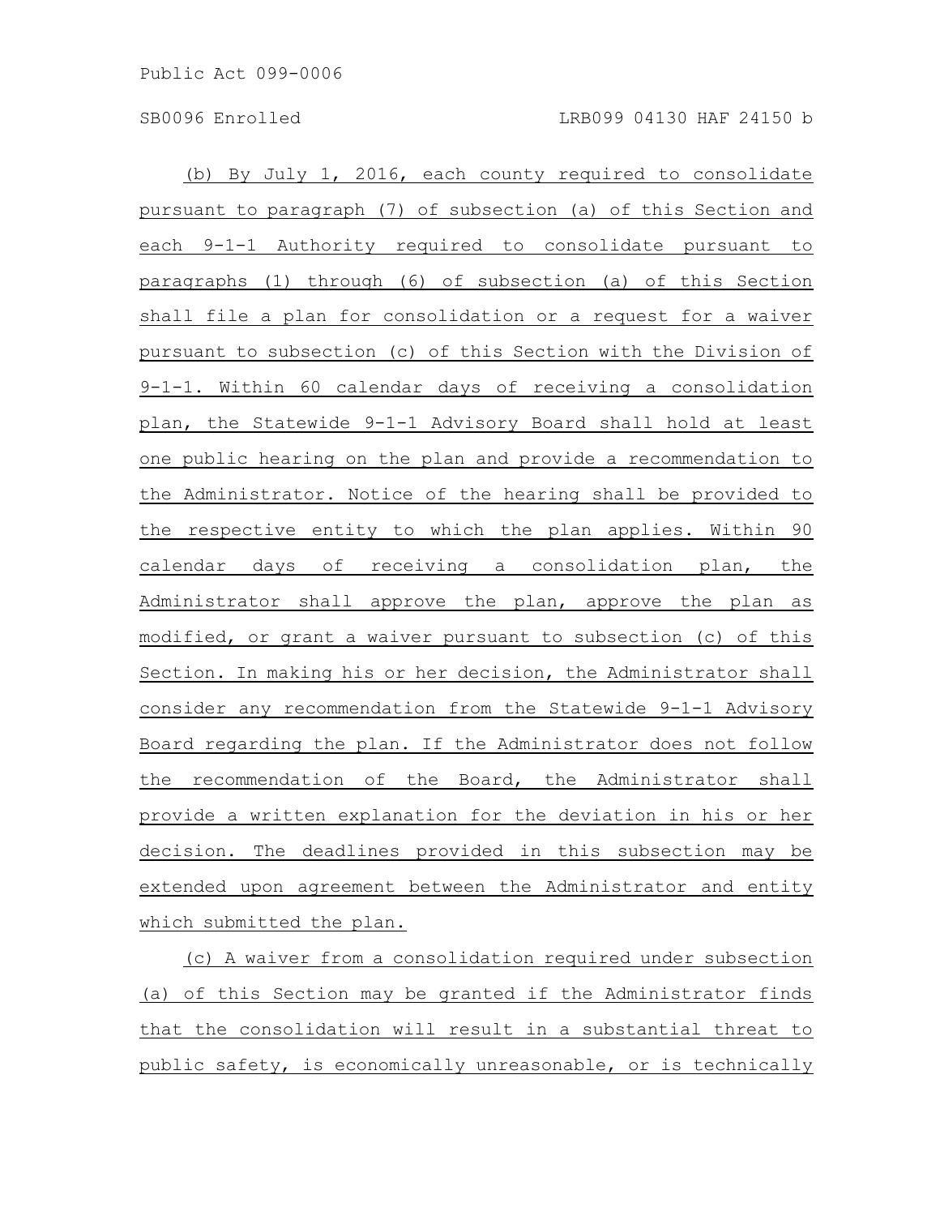(b) By July 1, 2016, each county required to consolidate pursuant to paragraph (7) of subsection (a) of this Section and each 9-1-1 Authority required to consolidate pursuant to paragraphs (1) through (6) of subsection (a) of this Section shall file a plan for consolidation or a request for a waiver pursuant to subsection (c) of this Section with the Division of 9-1-1. Within 60 calendar days of receiving a consolidation plan, the Statewide 9-1-1 Advisory Board shall hold at least one public hearing on the plan and provide a recommendation to the Administrator. Notice of the hearing shall be provided to the respective entity to which the plan applies. Within 90 calendar days of receiving a consolidation plan, the Administrator shall approve the plan, approve the plan as modified, or grant a waiver pursuant to subsection (c) of this Section. In making his or her decision, the Administrator shall consider any recommendation from the Statewide 9-1-1 Advisory Board regarding the plan. If the Administrator does not follow the recommendation of the Board, the Administrator shall provide a written explanation for the deviation in his or her decision. The deadlines provided in this subsection may be extended upon agreement between the Administrator and entity which submitted the plan.

(c) A waiver from a consolidation required under subsection (a) of this Section may be granted if the Administrator finds that the consolidation will result in a substantial threat to public safety, is economically unreasonable, or is technically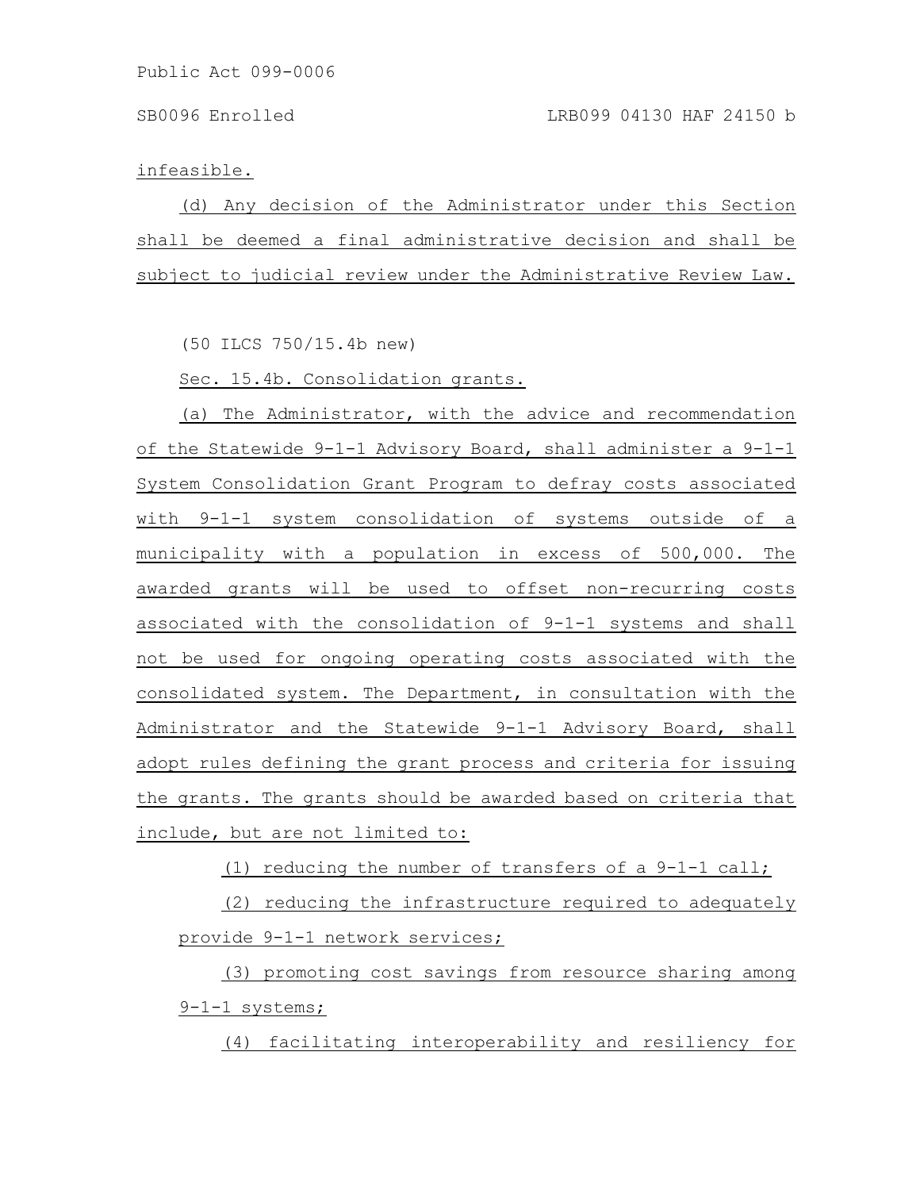infeasible.

(d) Any decision of the Administrator under this Section shall be deemed a final administrative decision and shall be subject to judicial review under the Administrative Review Law.

(50 ILCS 750/15.4b new)

Sec. 15.4b. Consolidation grants.

(a) The Administrator, with the advice and recommendation of the Statewide 9-1-1 Advisory Board, shall administer a 9-1-1 System Consolidation Grant Program to defray costs associated with 9-1-1 system consolidation of systems outside of a municipality with a population in excess of 500,000. The awarded grants will be used to offset non-recurring costs associated with the consolidation of 9-1-1 systems and shall not be used for ongoing operating costs associated with the consolidated system. The Department, in consultation with the Administrator and the Statewide 9-1-1 Advisory Board, shall adopt rules defining the grant process and criteria for issuing the grants. The grants should be awarded based on criteria that include, but are not limited to:

(1) reducing the number of transfers of a 9-1-1 call;

(2) reducing the infrastructure required to adequately provide 9-1-1 network services;

(3) promoting cost savings from resource sharing among 9-1-1 systems;

(4) facilitating interoperability and resiliency for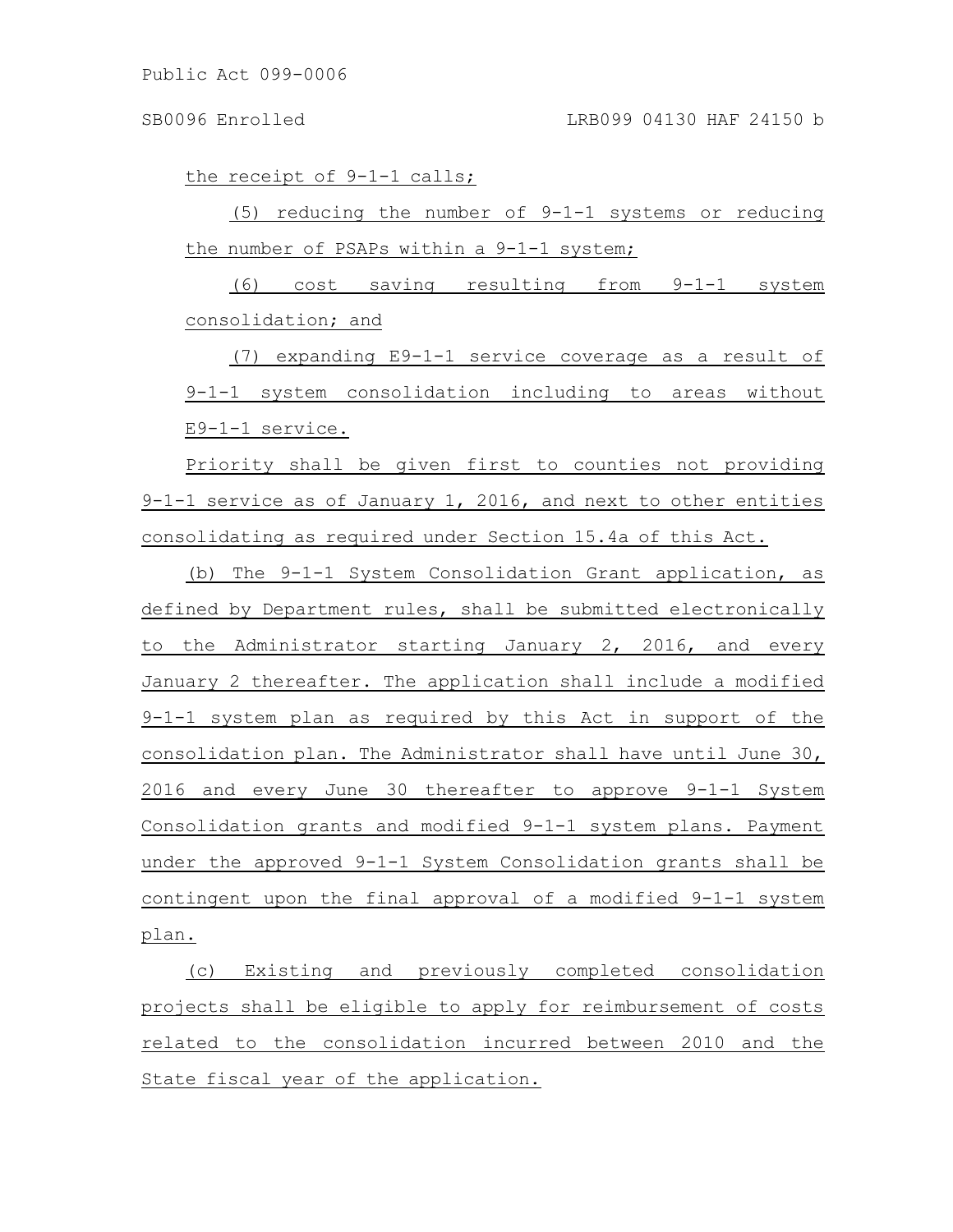the receipt of 9-1-1 calls;

(5) reducing the number of 9-1-1 systems or reducing the number of PSAPs within a 9-1-1 system;

(6) cost saving resulting from 9-1-1 system consolidation; and

(7) expanding E9-1-1 service coverage as a result of 9-1-1 system consolidation including to areas without E9-1-1 service.

Priority shall be given first to counties not providing 9-1-1 service as of January 1, 2016, and next to other entities consolidating as required under Section 15.4a of this Act.

(b) The 9-1-1 System Consolidation Grant application, as defined by Department rules, shall be submitted electronically to the Administrator starting January 2, 2016, and every January 2 thereafter. The application shall include a modified 9-1-1 system plan as required by this Act in support of the consolidation plan. The Administrator shall have until June 30, 2016 and every June 30 thereafter to approve 9-1-1 System Consolidation grants and modified 9-1-1 system plans. Payment under the approved 9-1-1 System Consolidation grants shall be contingent upon the final approval of a modified 9-1-1 system plan.

(c) Existing and previously completed consolidation projects shall be eligible to apply for reimbursement of costs related to the consolidation incurred between 2010 and the State fiscal year of the application.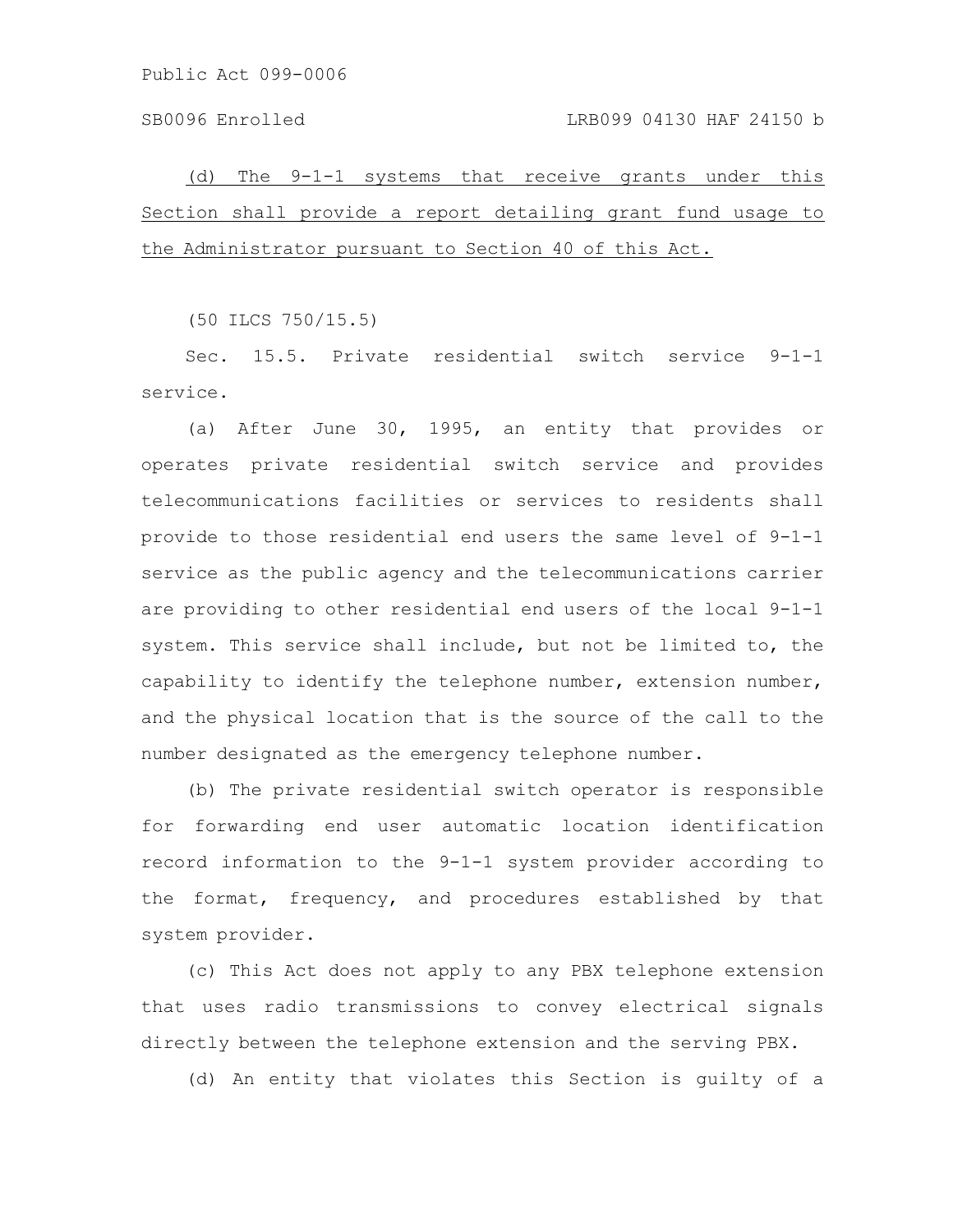(d) The 9-1-1 systems that receive grants under this Section shall provide a report detailing grant fund usage to the Administrator pursuant to Section 40 of this Act.

(50 ILCS 750/15.5)

Sec. 15.5. Private residential switch service 9-1-1 service.

(a) After June 30, 1995, an entity that provides or operates private residential switch service and provides telecommunications facilities or services to residents shall provide to those residential end users the same level of 9-1-1 service as the public agency and the telecommunications carrier are providing to other residential end users of the local 9-1-1 system. This service shall include, but not be limited to, the capability to identify the telephone number, extension number, and the physical location that is the source of the call to the number designated as the emergency telephone number.

(b) The private residential switch operator is responsible for forwarding end user automatic location identification record information to the 9-1-1 system provider according to the format, frequency, and procedures established by that system provider.

(c) This Act does not apply to any PBX telephone extension that uses radio transmissions to convey electrical signals directly between the telephone extension and the serving PBX.

(d) An entity that violates this Section is guilty of a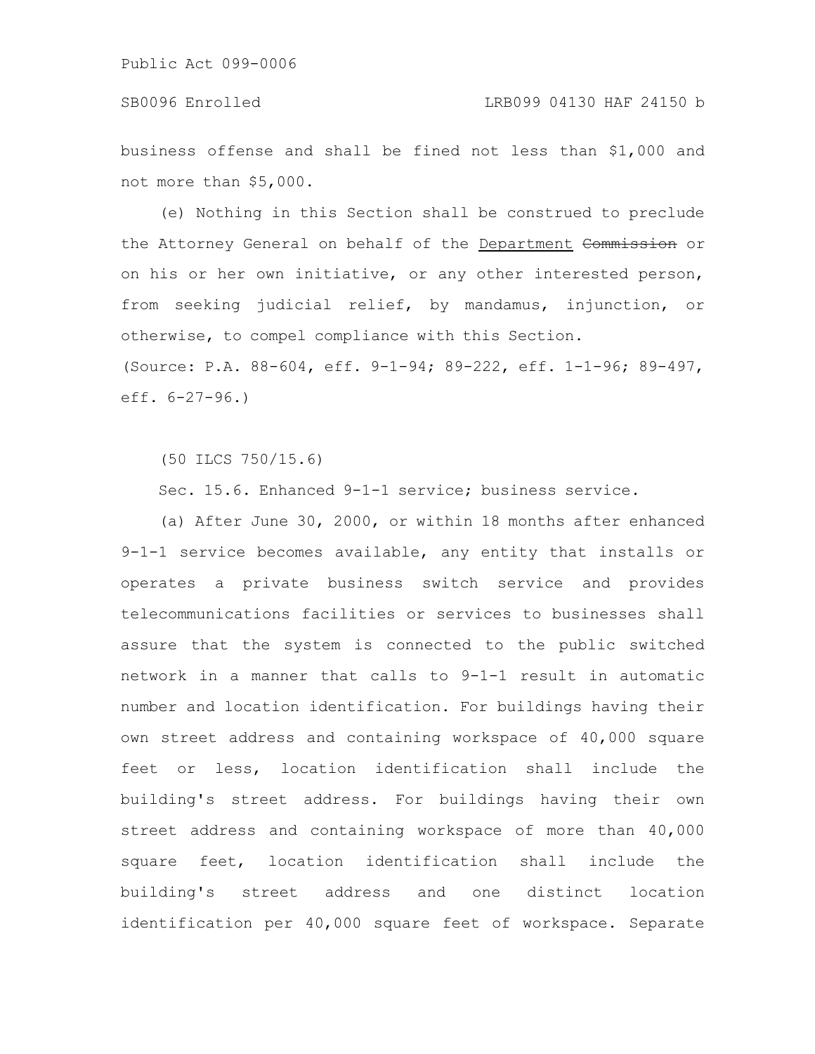business offense and shall be fined not less than $1,000 and not more than $5,000.

(e) Nothing in this Section shall be construed to preclude the Attorney General on behalf of the Department ~~Commission~~ or on his or her own initiative, or any other interested person, from seeking judicial relief, by mandamus, injunction, or otherwise, to compel compliance with this Section.

(Source: P.A. 88-604, eff. 9-1-94; 89-222, eff. 1-1-96; 89-497, eff. 6-27-96.)

(50 ILCS 750/15.6)

Sec. 15.6. Enhanced 9-1-1 service; business service.

(a) After June 30, 2000, or within 18 months after enhanced 9-1-1 service becomes available, any entity that installs or operates a private business switch service and provides telecommunications facilities or services to businesses shall assure that the system is connected to the public switched network in a manner that calls to 9-1-1 result in automatic number and location identification. For buildings having their own street address and containing workspace of 40,000 square feet or less, location identification shall include the building's street address. For buildings having their own street address and containing workspace of more than 40,000 square feet, location identification shall include the building's street address and one distinct location identification per 40,000 square feet of workspace. Separate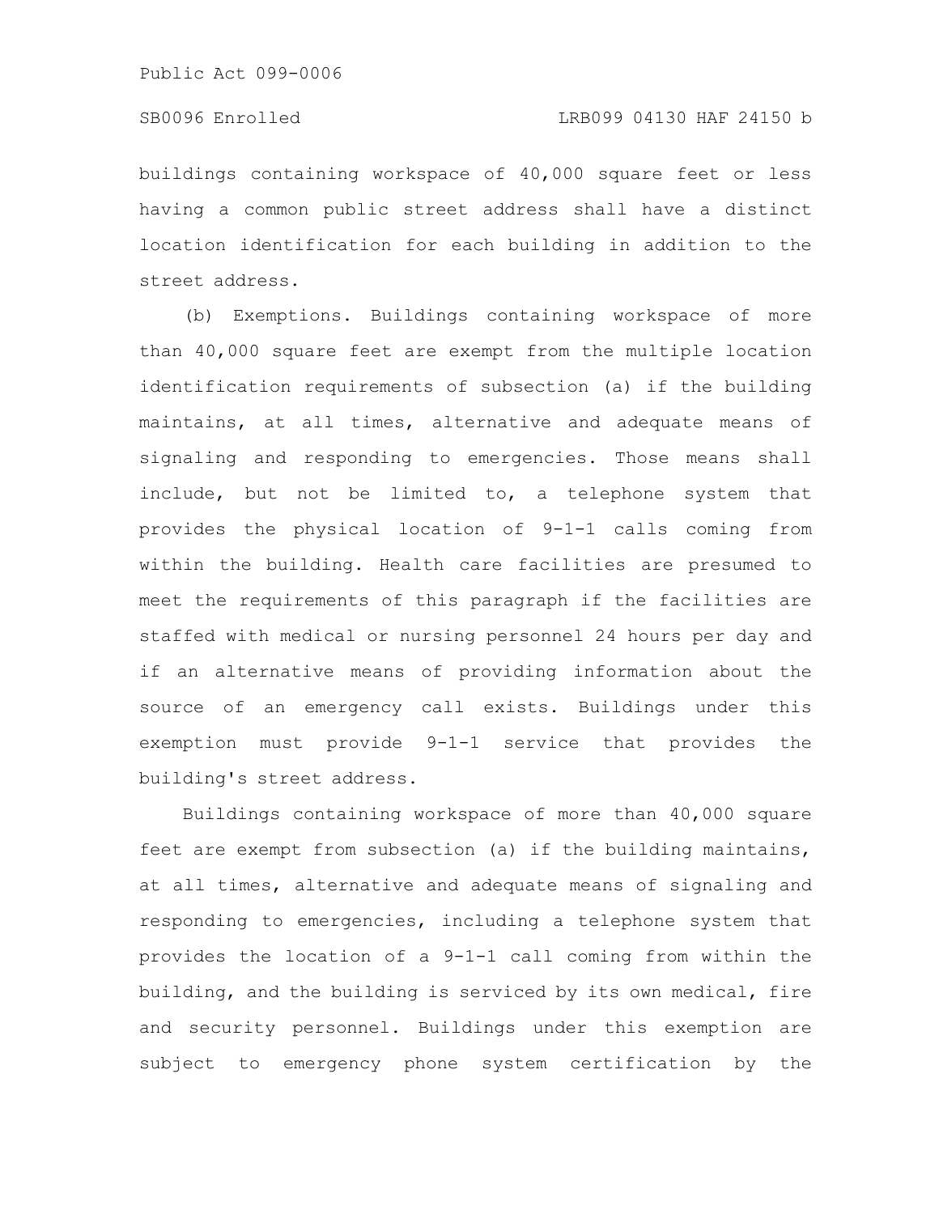buildings containing workspace of 40,000 square feet or less having a common public street address shall have a distinct location identification for each building in addition to the street address.

(b) Exemptions. Buildings containing workspace of more than 40,000 square feet are exempt from the multiple location identification requirements of subsection (a) if the building maintains, at all times, alternative and adequate means of signaling and responding to emergencies. Those means shall include, but not be limited to, a telephone system that provides the physical location of 9-1-1 calls coming from within the building. Health care facilities are presumed to meet the requirements of this paragraph if the facilities are staffed with medical or nursing personnel 24 hours per day and if an alternative means of providing information about the source of an emergency call exists. Buildings under this exemption must provide 9-1-1 service that provides the building's street address.

Buildings containing workspace of more than 40,000 square feet are exempt from subsection (a) if the building maintains, at all times, alternative and adequate means of signaling and responding to emergencies, including a telephone system that provides the location of a 9-1-1 call coming from within the building, and the building is serviced by its own medical, fire and security personnel. Buildings under this exemption are subject to emergency phone system certification by the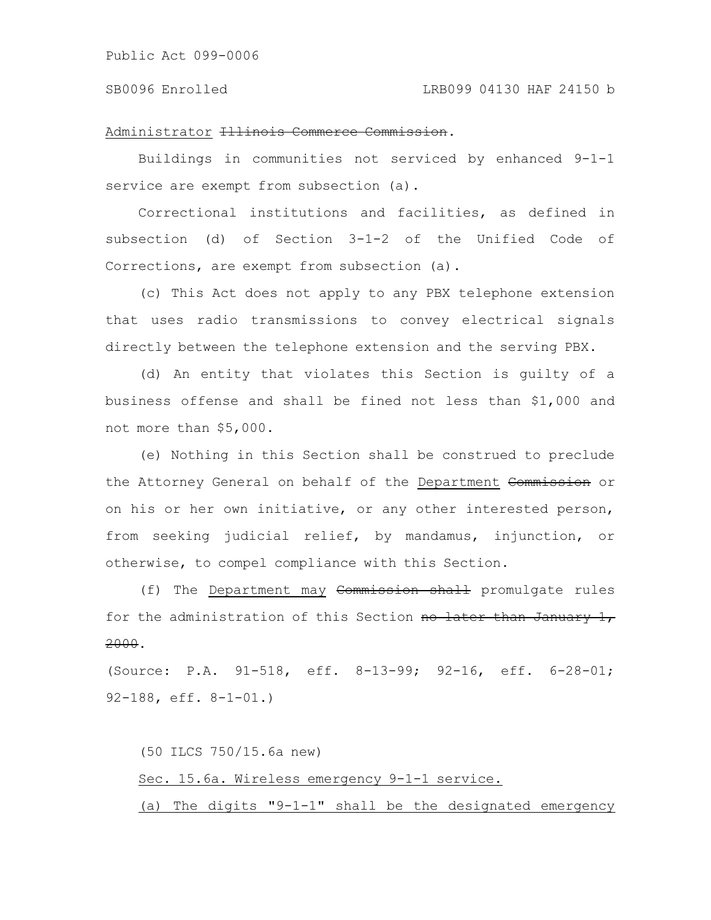Administrator ~~Illinois Commerce Commission~~.

Buildings in communities not serviced by enhanced 9-1-1 service are exempt from subsection (a).

Correctional institutions and facilities, as defined in subsection (d) of Section 3-1-2 of the Unified Code of Corrections, are exempt from subsection (a).

(c) This Act does not apply to any PBX telephone extension that uses radio transmissions to convey electrical signals directly between the telephone extension and the serving PBX.

(d) An entity that violates this Section is guilty of a business offense and shall be fined not less than $1,000 and not more than $5,000.

(e) Nothing in this Section shall be construed to preclude the Attorney General on behalf of the Department ~~Commission~~ or on his or her own initiative, or any other interested person, from seeking judicial relief, by mandamus, injunction, or otherwise, to compel compliance with this Section.

(f) The Department may ~~Commission shall~~ promulgate rules for the administration of this Section ~~no later than January 1, 2000~~.

(Source: P.A. 91-518, eff. 8-13-99; 92-16, eff. 6-28-01; 92-188, eff. 8-1-01.)

(50 ILCS 750/15.6a new)

Sec. 15.6a. Wireless emergency 9-1-1 service.

(a) The digits "9-1-1" shall be the designated emergency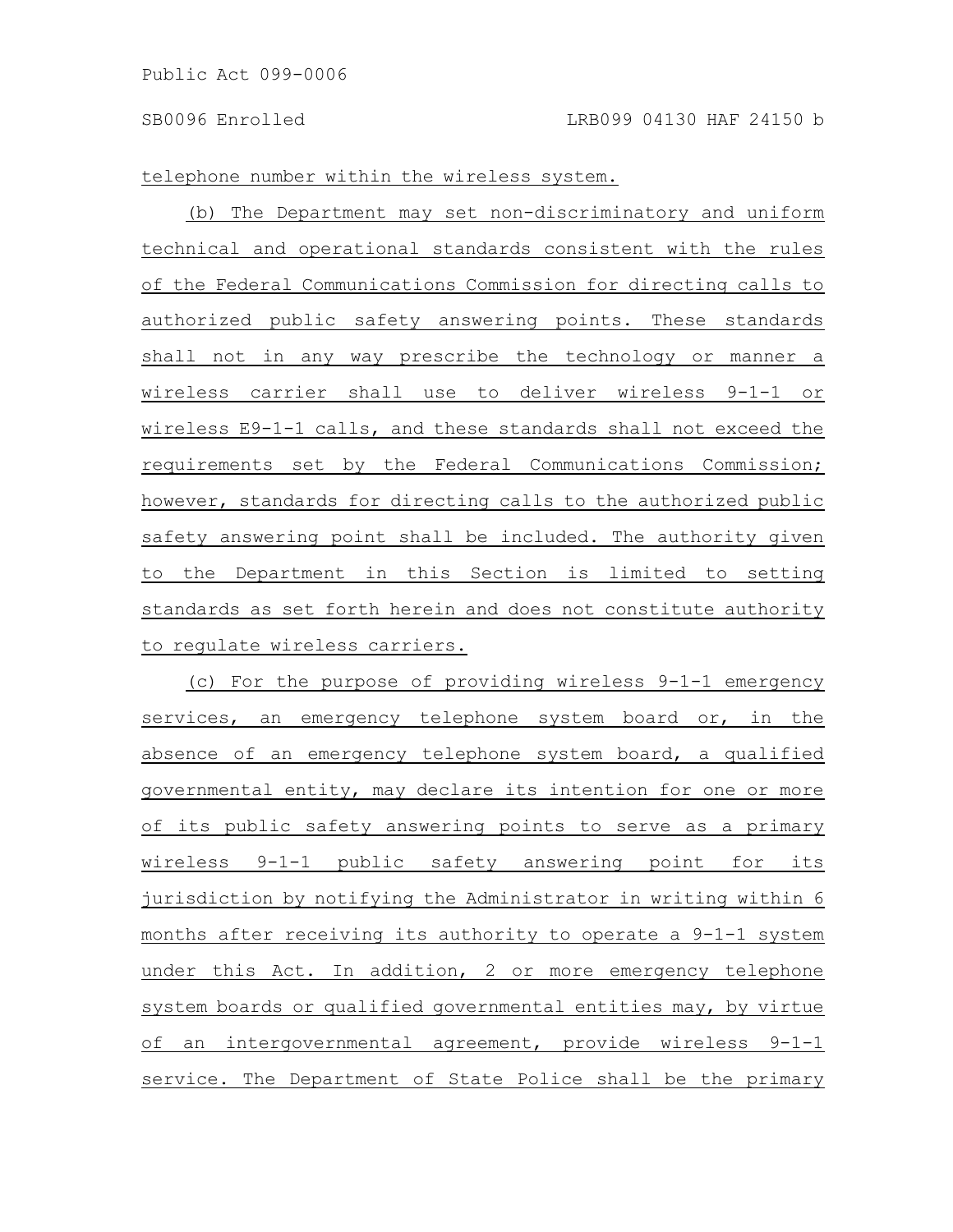telephone number within the wireless system.

(b) The Department may set non-discriminatory and uniform technical and operational standards consistent with the rules of the Federal Communications Commission for directing calls to authorized public safety answering points. These standards shall not in any way prescribe the technology or manner a wireless carrier shall use to deliver wireless 9-1-1 or wireless E9-1-1 calls, and these standards shall not exceed the requirements set by the Federal Communications Commission; however, standards for directing calls to the authorized public safety answering point shall be included. The authority given to the Department in this Section is limited to setting standards as set forth herein and does not constitute authority to regulate wireless carriers.

(c) For the purpose of providing wireless 9-1-1 emergency services, an emergency telephone system board or, in the absence of an emergency telephone system board, a qualified governmental entity, may declare its intention for one or more of its public safety answering points to serve as a primary wireless 9-1-1 public safety answering point for its jurisdiction by notifying the Administrator in writing within 6 months after receiving its authority to operate a 9-1-1 system under this Act. In addition, 2 or more emergency telephone system boards or qualified governmental entities may, by virtue of an intergovernmental agreement, provide wireless 9-1-1 service. The Department of State Police shall be the primary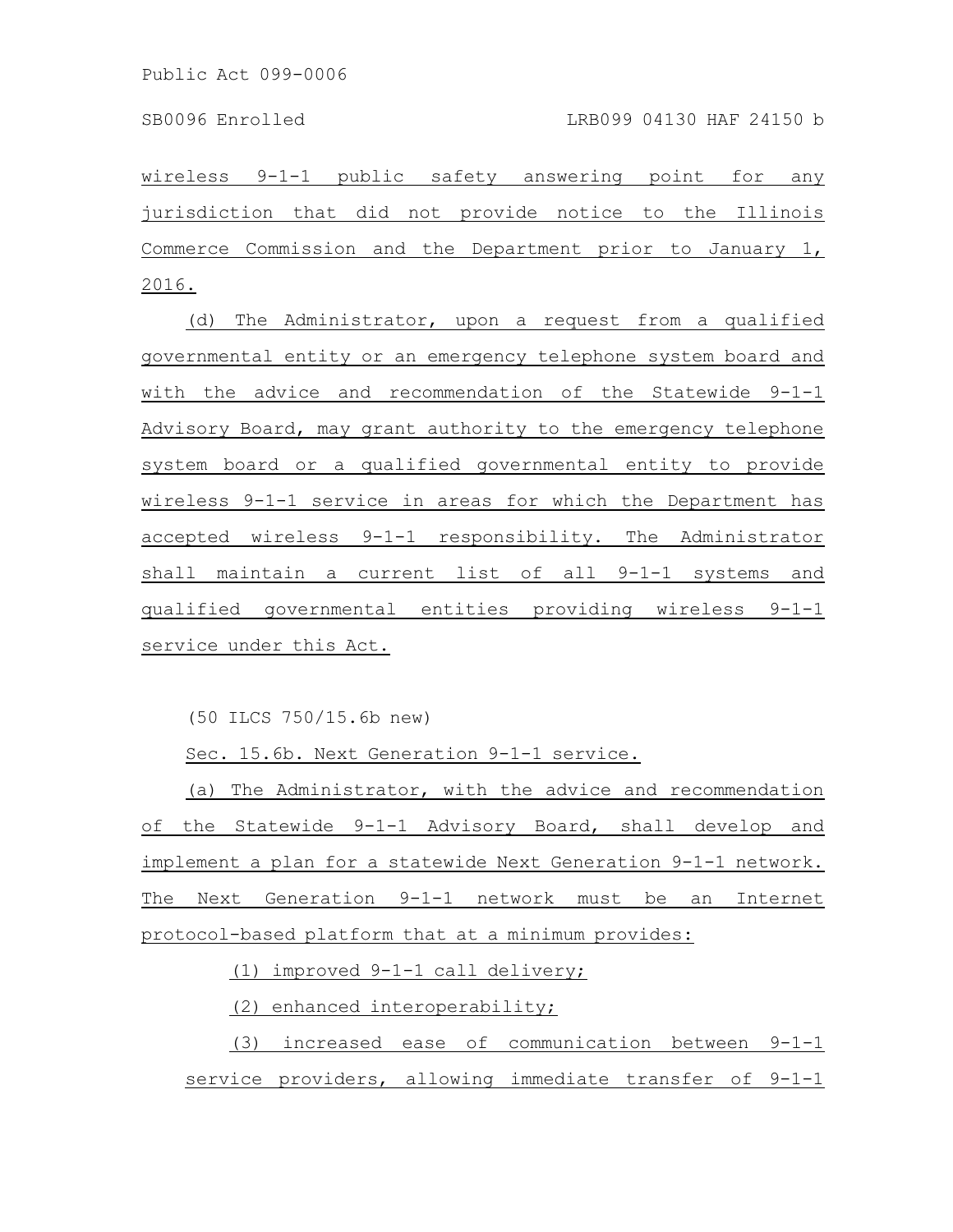wireless 9-1-1 public safety answering point for any jurisdiction that did not provide notice to the Illinois Commerce Commission and the Department prior to January 1, 2016.

(d) The Administrator, upon a request from a qualified governmental entity or an emergency telephone system board and with the advice and recommendation of the Statewide 9-1-1 Advisory Board, may grant authority to the emergency telephone system board or a qualified governmental entity to provide wireless 9-1-1 service in areas for which the Department has accepted wireless 9-1-1 responsibility. The Administrator shall maintain a current list of all 9-1-1 systems and qualified governmental entities providing wireless 9-1-1 service under this Act.

(50 ILCS 750/15.6b new)

Sec. 15.6b. Next Generation 9-1-1 service.

(a) The Administrator, with the advice and recommendation of the Statewide 9-1-1 Advisory Board, shall develop and implement a plan for a statewide Next Generation 9-1-1 network. The Next Generation 9-1-1 network must be an Internet protocol-based platform that at a minimum provides:

(1) improved 9-1-1 call delivery;

(2) enhanced interoperability;

(3) increased ease of communication between 9-1-1 service providers, allowing immediate transfer of 9-1-1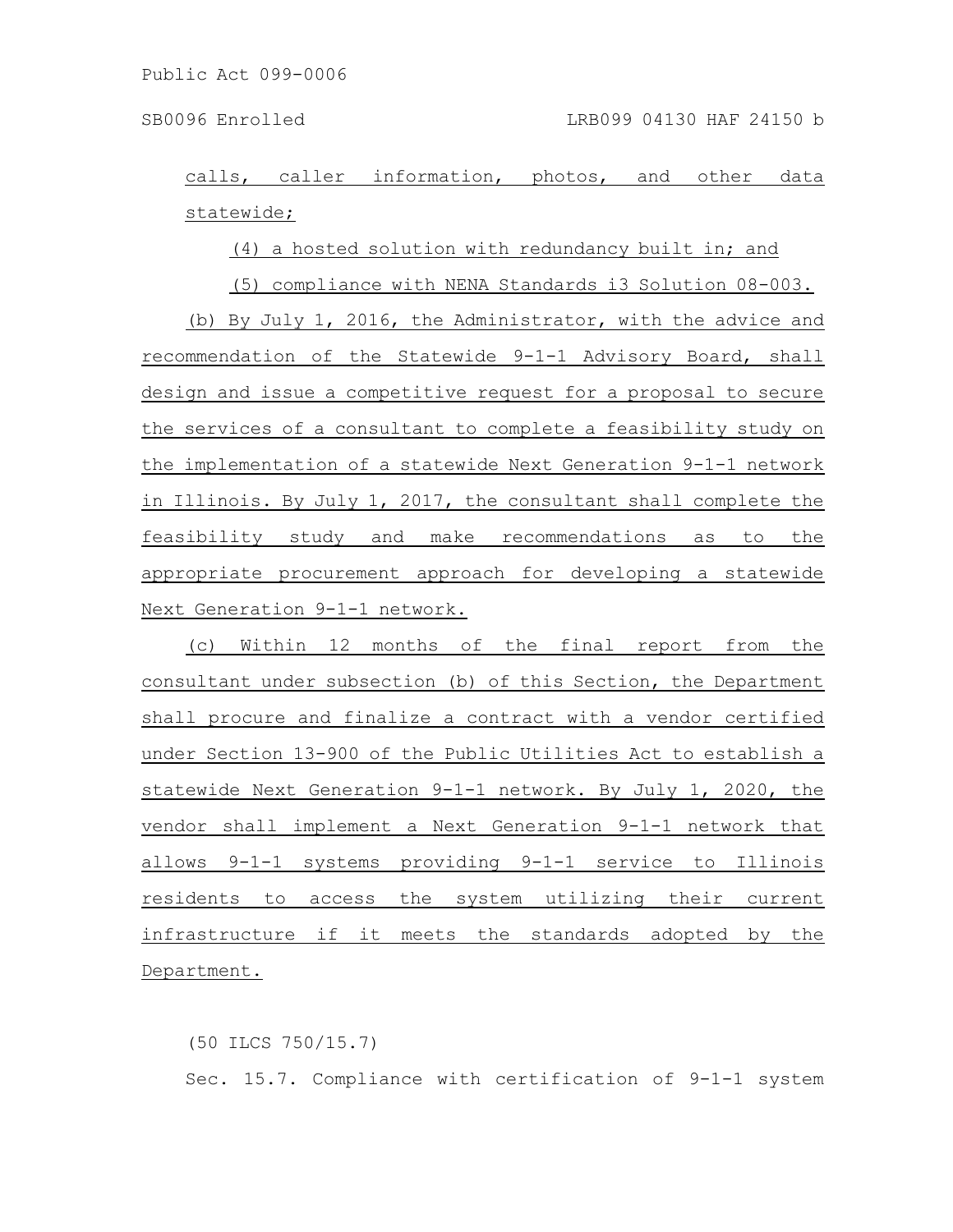calls, caller information, photos, and other data statewide;

(4) a hosted solution with redundancy built in; and

(5) compliance with NENA Standards i3 Solution 08-003.

(b) By July 1, 2016, the Administrator, with the advice and recommendation of the Statewide 9-1-1 Advisory Board, shall design and issue a competitive request for a proposal to secure the services of a consultant to complete a feasibility study on the implementation of a statewide Next Generation 9-1-1 network in Illinois. By July 1, 2017, the consultant shall complete the feasibility study and make recommendations as to the appropriate procurement approach for developing a statewide Next Generation 9-1-1 network.

(c) Within 12 months of the final report from the consultant under subsection (b) of this Section, the Department shall procure and finalize a contract with a vendor certified under Section 13-900 of the Public Utilities Act to establish a statewide Next Generation 9-1-1 network. By July 1, 2020, the vendor shall implement a Next Generation 9-1-1 network that allows 9-1-1 systems providing 9-1-1 service to Illinois residents to access the system utilizing their current infrastructure if it meets the standards adopted by the Department.

(50 ILCS 750/15.7)

Sec. 15.7. Compliance with certification of 9-1-1 system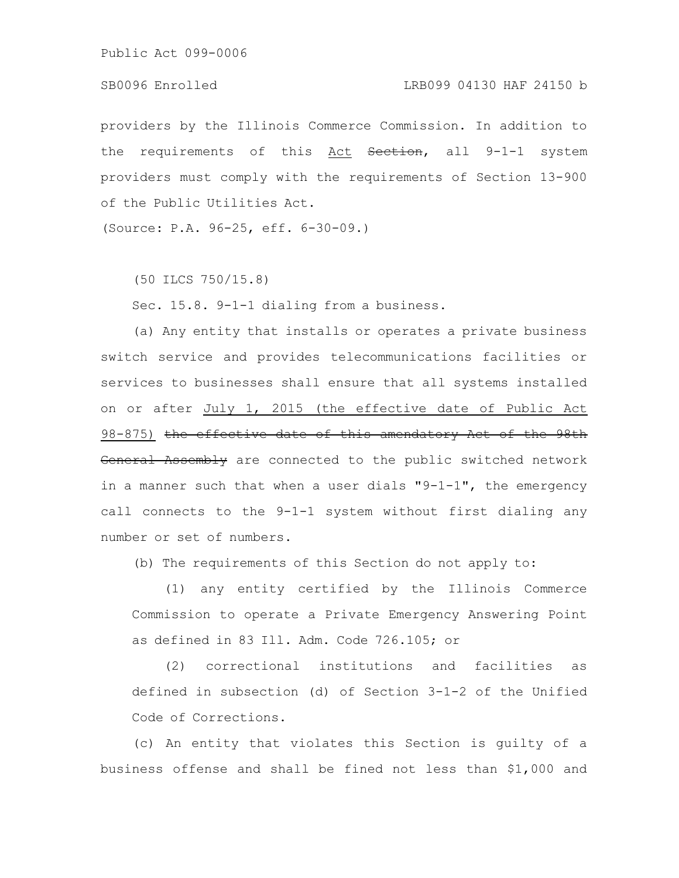providers by the Illinois Commerce Commission. In addition to the requirements of this <u>Act</u> ~~Section~~, all 9-1-1 system providers must comply with the requirements of Section 13-900 of the Public Utilities Act.

(Source: P.A. 96-25, eff. 6-30-09.)

(50 ILCS 750/15.8)

Sec. 15.8. 9-1-1 dialing from a business.

(a) Any entity that installs or operates a private business switch service and provides telecommunications facilities or services to businesses shall ensure that all systems installed on or after <u>July 1, 2015 (the effective date of Public Act 98-875)</u> ~~the effective date of this amendatory Act of the 98th General Assembly~~ are connected to the public switched network in a manner such that when a user dials "9-1-1", the emergency call connects to the 9-1-1 system without first dialing any number or set of numbers.

(b) The requirements of this Section do not apply to:

(1) any entity certified by the Illinois Commerce Commission to operate a Private Emergency Answering Point as defined in 83 Ill. Adm. Code 726.105; or

(2) correctional institutions and facilities as defined in subsection (d) of Section 3-1-2 of the Unified Code of Corrections.

(c) An entity that violates this Section is guilty of a business offense and shall be fined not less than $1,000 and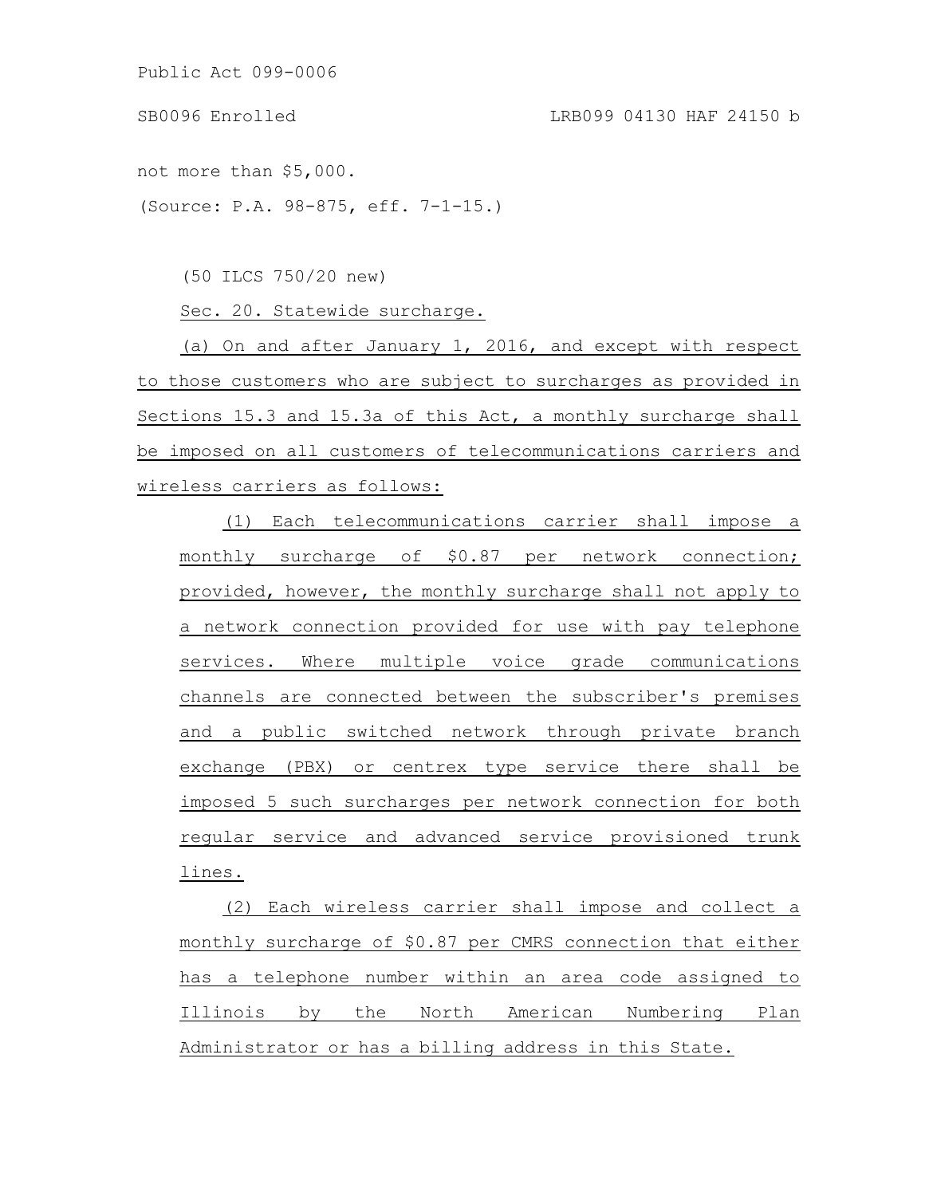not more than $5,000.

(Source: P.A. 98-875, eff. 7-1-15.)

(50 ILCS 750/20 new)

Sec. 20. Statewide surcharge.

(a) On and after January 1, 2016, and except with respect to those customers who are subject to surcharges as provided in Sections 15.3 and 15.3a of this Act, a monthly surcharge shall be imposed on all customers of telecommunications carriers and wireless carriers as follows:

(1) Each telecommunications carrier shall impose a monthly surcharge of $0.87 per network connection; provided, however, the monthly surcharge shall not apply to a network connection provided for use with pay telephone services. Where multiple voice grade communications channels are connected between the subscriber's premises and a public switched network through private branch exchange (PBX) or centrex type service there shall be imposed 5 such surcharges per network connection for both regular service and advanced service provisioned trunk lines.

(2) Each wireless carrier shall impose and collect a monthly surcharge of $0.87 per CMRS connection that either has a telephone number within an area code assigned to Illinois by the North American Numbering Plan Administrator or has a billing address in this State.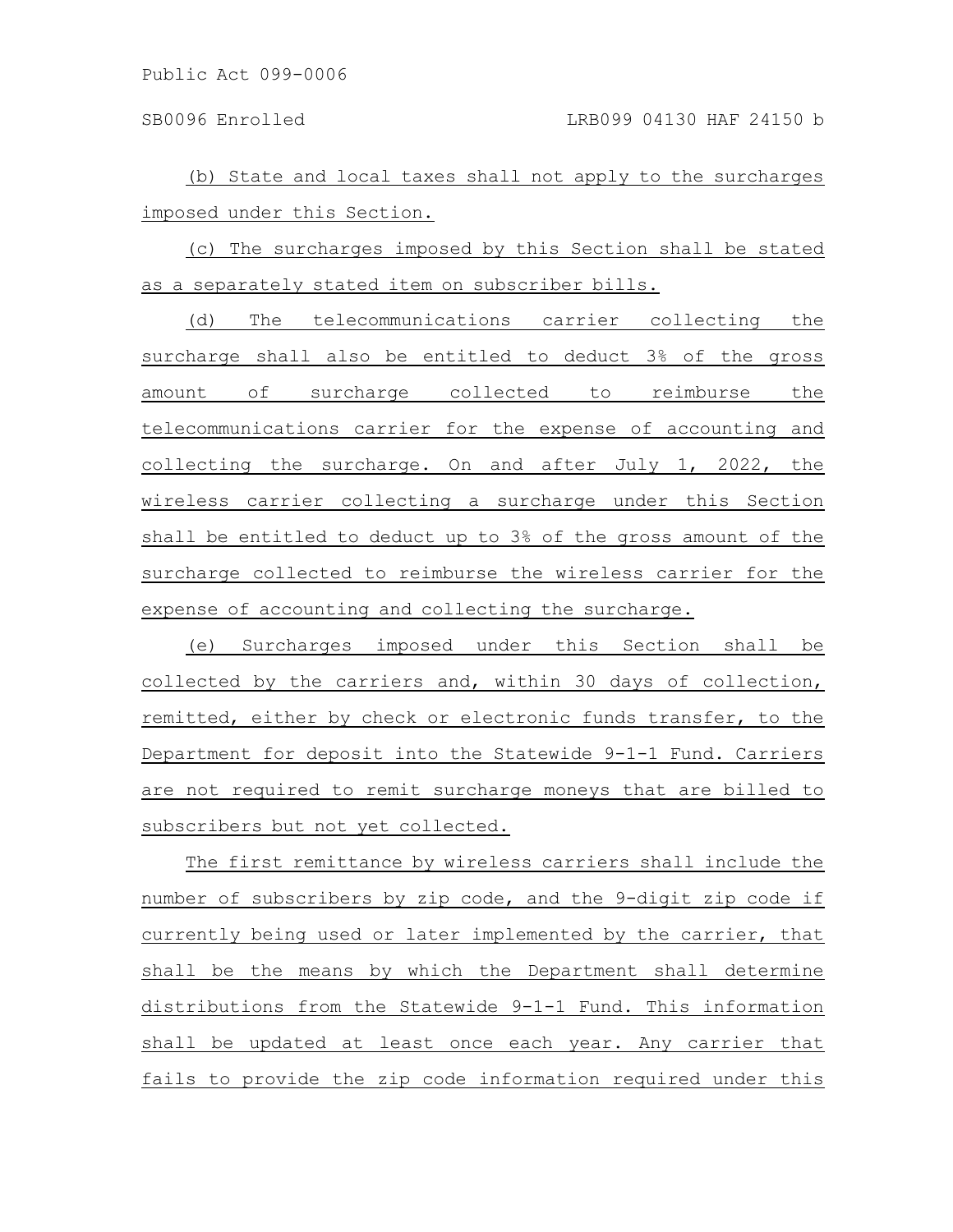(b) State and local taxes shall not apply to the surcharges imposed under this Section.

(c) The surcharges imposed by this Section shall be stated as a separately stated item on subscriber bills.

(d) The telecommunications carrier collecting the surcharge shall also be entitled to deduct 3% of the gross amount of surcharge collected to reimburse the telecommunications carrier for the expense of accounting and collecting the surcharge. On and after July 1, 2022, the wireless carrier collecting a surcharge under this Section shall be entitled to deduct up to 3% of the gross amount of the surcharge collected to reimburse the wireless carrier for the expense of accounting and collecting the surcharge.

(e) Surcharges imposed under this Section shall be collected by the carriers and, within 30 days of collection, remitted, either by check or electronic funds transfer, to the Department for deposit into the Statewide 9-1-1 Fund. Carriers are not required to remit surcharge moneys that are billed to subscribers but not yet collected.

The first remittance by wireless carriers shall include the number of subscribers by zip code, and the 9-digit zip code if currently being used or later implemented by the carrier, that shall be the means by which the Department shall determine distributions from the Statewide 9-1-1 Fund. This information shall be updated at least once each year. Any carrier that fails to provide the zip code information required under this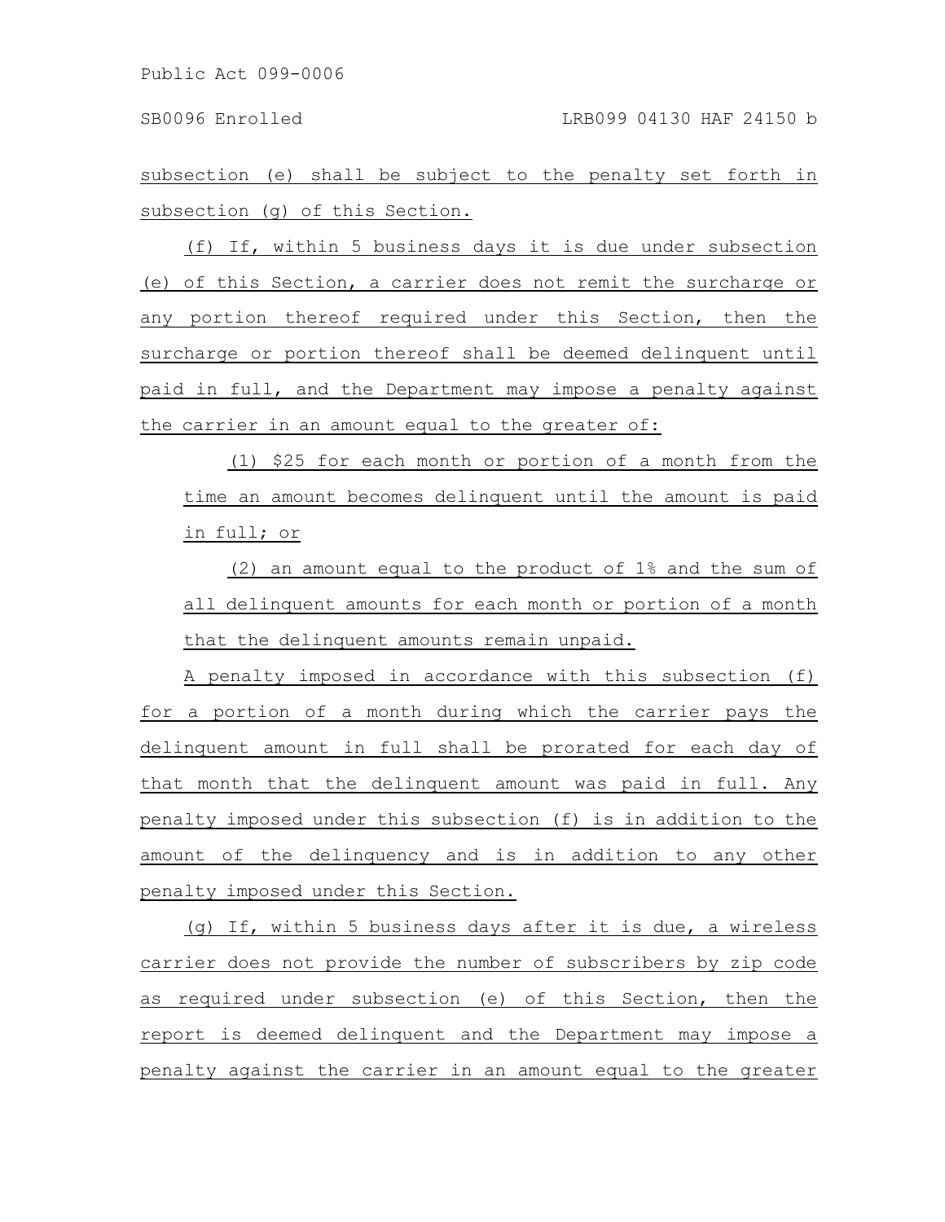subsection (e) shall be subject to the penalty set forth in subsection (g) of this Section.

(f) If, within 5 business days it is due under subsection (e) of this Section, a carrier does not remit the surcharge or any portion thereof required under this Section, then the surcharge or portion thereof shall be deemed delinquent until paid in full, and the Department may impose a penalty against the carrier in an amount equal to the greater of:

(1) $25 for each month or portion of a month from the time an amount becomes delinquent until the amount is paid in full; or

(2) an amount equal to the product of 1% and the sum of all delinquent amounts for each month or portion of a month that the delinquent amounts remain unpaid.

A penalty imposed in accordance with this subsection (f) for a portion of a month during which the carrier pays the delinquent amount in full shall be prorated for each day of that month that the delinquent amount was paid in full. Any penalty imposed under this subsection (f) is in addition to the amount of the delinquency and is in addition to any other penalty imposed under this Section.

(g) If, within 5 business days after it is due, a wireless carrier does not provide the number of subscribers by zip code as required under subsection (e) of this Section, then the report is deemed delinquent and the Department may impose a penalty against the carrier in an amount equal to the greater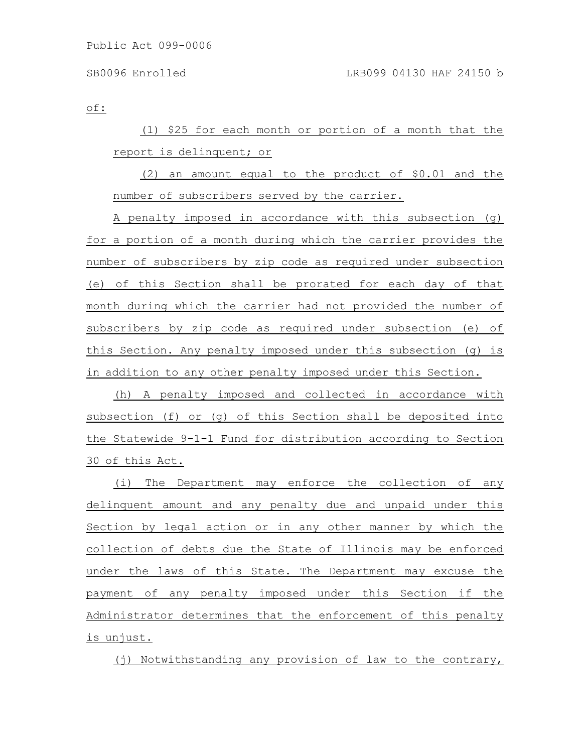of:

(1) $25 for each month or portion of a month that the report is delinquent; or

(2) an amount equal to the product of $0.01 and the number of subscribers served by the carrier.

A penalty imposed in accordance with this subsection (g) for a portion of a month during which the carrier provides the number of subscribers by zip code as required under subsection (e) of this Section shall be prorated for each day of that month during which the carrier had not provided the number of subscribers by zip code as required under subsection (e) of this Section. Any penalty imposed under this subsection (g) is in addition to any other penalty imposed under this Section.

(h) A penalty imposed and collected in accordance with subsection (f) or (g) of this Section shall be deposited into the Statewide 9-1-1 Fund for distribution according to Section 30 of this Act.

(i) The Department may enforce the collection of any delinquent amount and any penalty due and unpaid under this Section by legal action or in any other manner by which the collection of debts due the State of Illinois may be enforced under the laws of this State. The Department may excuse the payment of any penalty imposed under this Section if the Administrator determines that the enforcement of this penalty is unjust.

(j) Notwithstanding any provision of law to the contrary,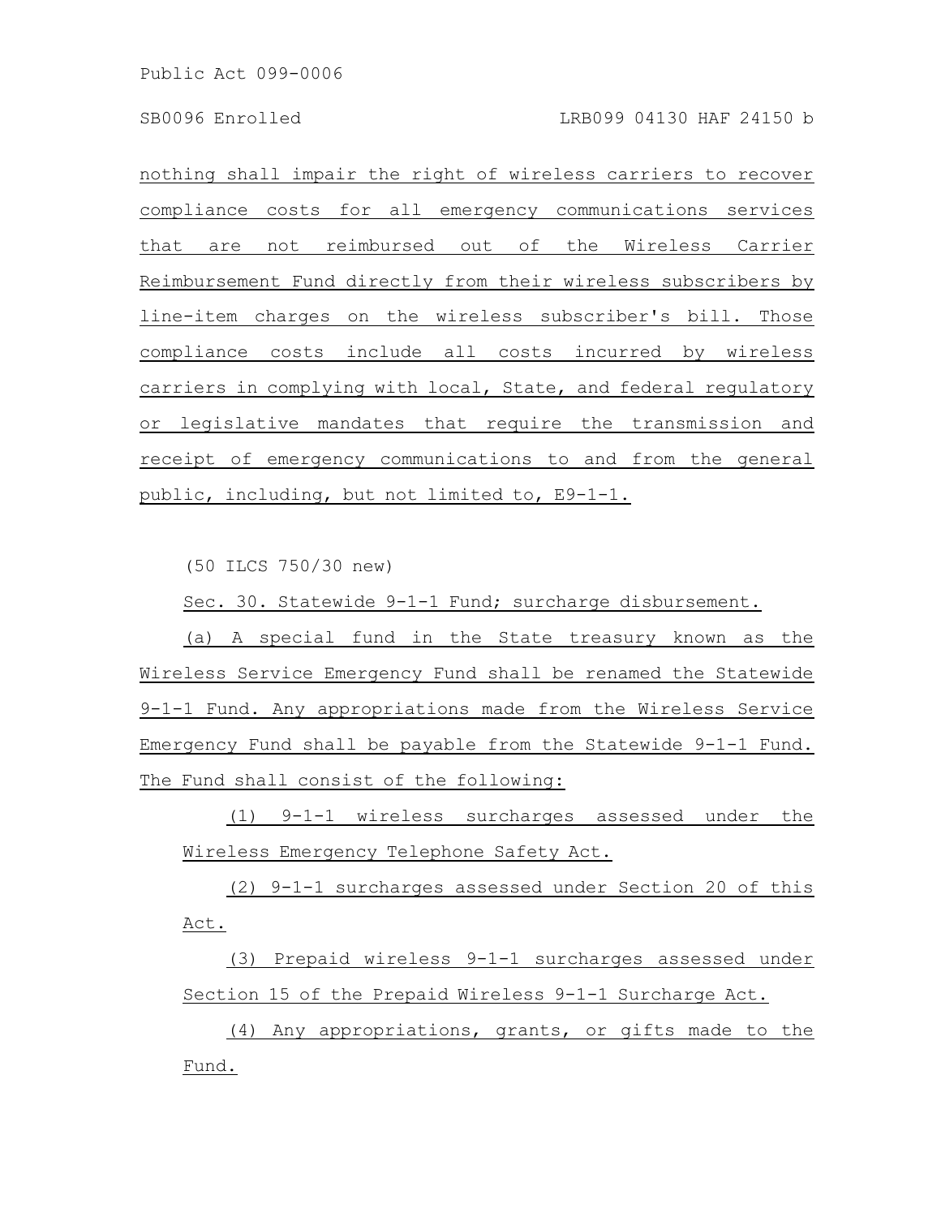nothing shall impair the right of wireless carriers to recover compliance costs for all emergency communications services that are not reimbursed out of the Wireless Carrier Reimbursement Fund directly from their wireless subscribers by line-item charges on the wireless subscriber's bill. Those compliance costs include all costs incurred by wireless carriers in complying with local, State, and federal regulatory or legislative mandates that require the transmission and receipt of emergency communications to and from the general public, including, but not limited to, E9-1-1.

(50 ILCS 750/30 new)

Sec. 30. Statewide 9-1-1 Fund; surcharge disbursement.

(a) A special fund in the State treasury known as the Wireless Service Emergency Fund shall be renamed the Statewide 9-1-1 Fund. Any appropriations made from the Wireless Service Emergency Fund shall be payable from the Statewide 9-1-1 Fund. The Fund shall consist of the following:

(1) 9-1-1 wireless surcharges assessed under the Wireless Emergency Telephone Safety Act.

(2) 9-1-1 surcharges assessed under Section 20 of this Act.

(3) Prepaid wireless 9-1-1 surcharges assessed under Section 15 of the Prepaid Wireless 9-1-1 Surcharge Act.

(4) Any appropriations, grants, or gifts made to the Fund.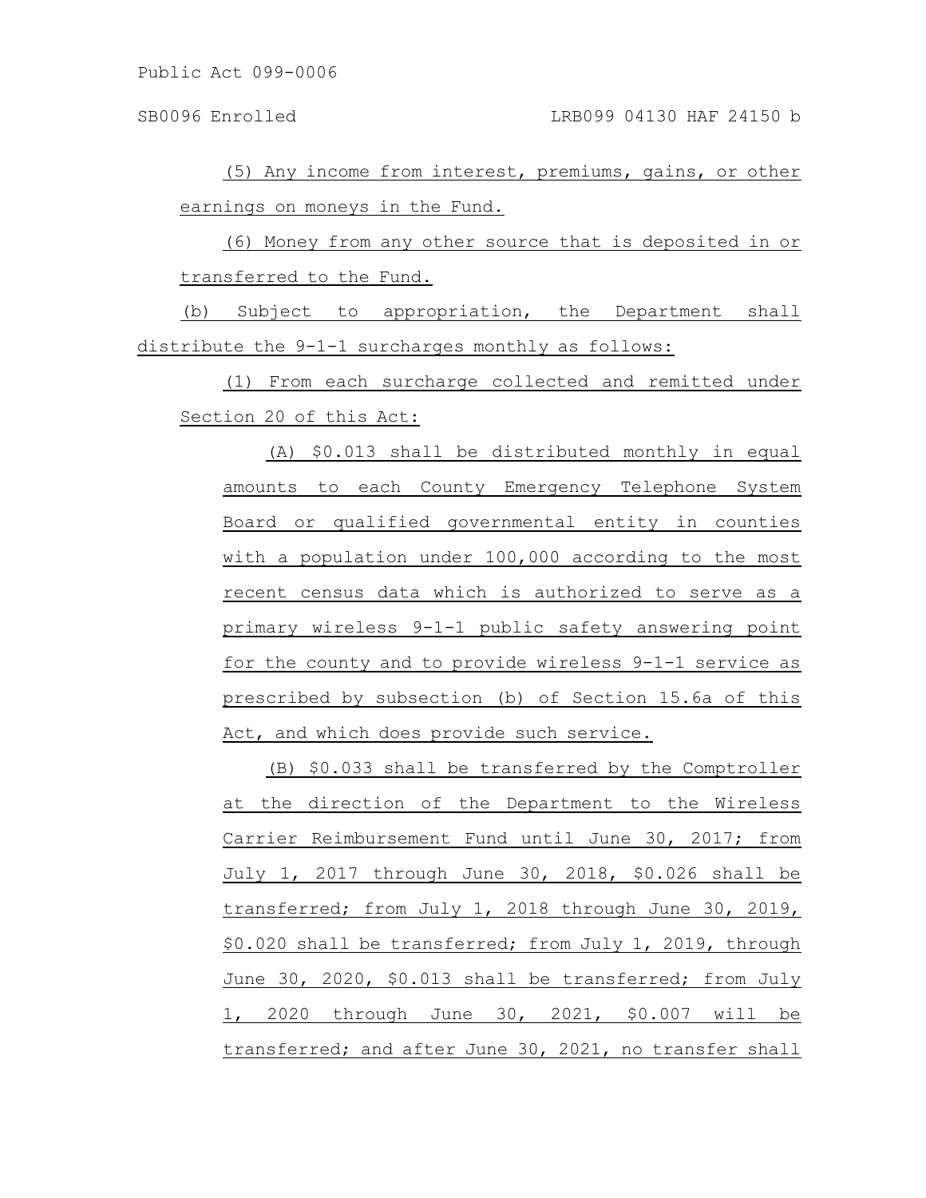(5) Any income from interest, premiums, gains, or other earnings on moneys in the Fund.

(6) Money from any other source that is deposited in or transferred to the Fund.

(b) Subject to appropriation, the Department shall distribute the 9-1-1 surcharges monthly as follows:

(1) From each surcharge collected and remitted under Section 20 of this Act:

(A) $0.013 shall be distributed monthly in equal amounts to each County Emergency Telephone System Board or qualified governmental entity in counties with a population under 100,000 according to the most recent census data which is authorized to serve as a primary wireless 9-1-1 public safety answering point for the county and to provide wireless 9-1-1 service as prescribed by subsection (b) of Section 15.6a of this Act, and which does provide such service.

(B) $0.033 shall be transferred by the Comptroller at the direction of the Department to the Wireless Carrier Reimbursement Fund until June 30, 2017; from July 1, 2017 through June 30, 2018, $0.026 shall be transferred; from July 1, 2018 through June 30, 2019, $0.020 shall be transferred; from July 1, 2019, through June 30, 2020, $0.013 shall be transferred; from July 1, 2020 through June 30, 2021, $0.007 will be transferred; and after June 30, 2021, no transfer shall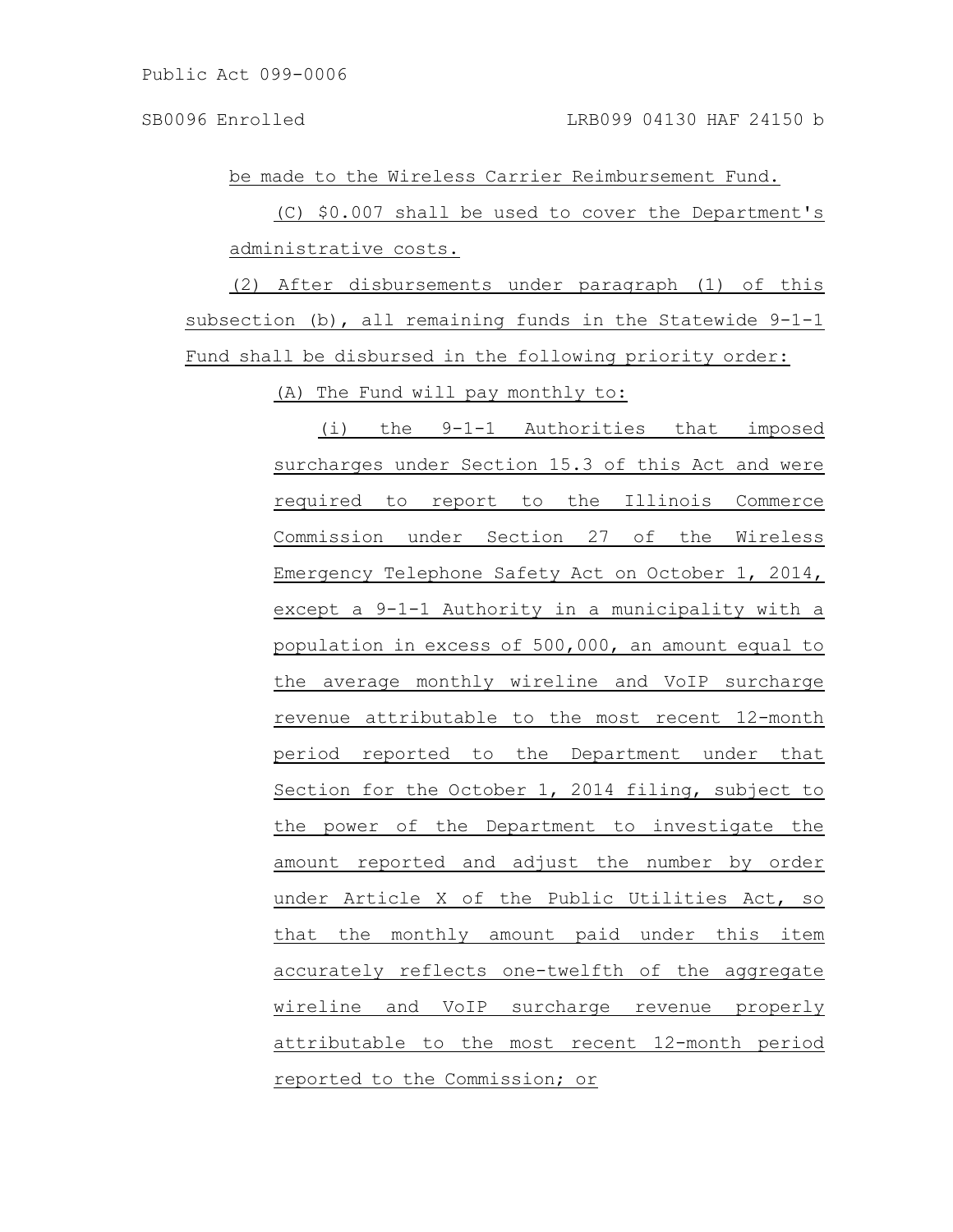be made to the Wireless Carrier Reimbursement Fund.

(C) $0.007 shall be used to cover the Department's administrative costs.

(2) After disbursements under paragraph (1) of this subsection (b), all remaining funds in the Statewide 9-1-1 Fund shall be disbursed in the following priority order:

(A) The Fund will pay monthly to:

(i) the 9-1-1 Authorities that imposed surcharges under Section 15.3 of this Act and were required to report to the Illinois Commerce Commission under Section 27 of the Wireless Emergency Telephone Safety Act on October 1, 2014, except a 9-1-1 Authority in a municipality with a population in excess of 500,000, an amount equal to the average monthly wireline and VoIP surcharge revenue attributable to the most recent 12-month period reported to the Department under that Section for the October 1, 2014 filing, subject to the power of the Department to investigate the amount reported and adjust the number by order under Article X of the Public Utilities Act, so that the monthly amount paid under this item accurately reflects one-twelfth of the aggregate wireline and VoIP surcharge revenue properly attributable to the most recent 12-month period reported to the Commission; or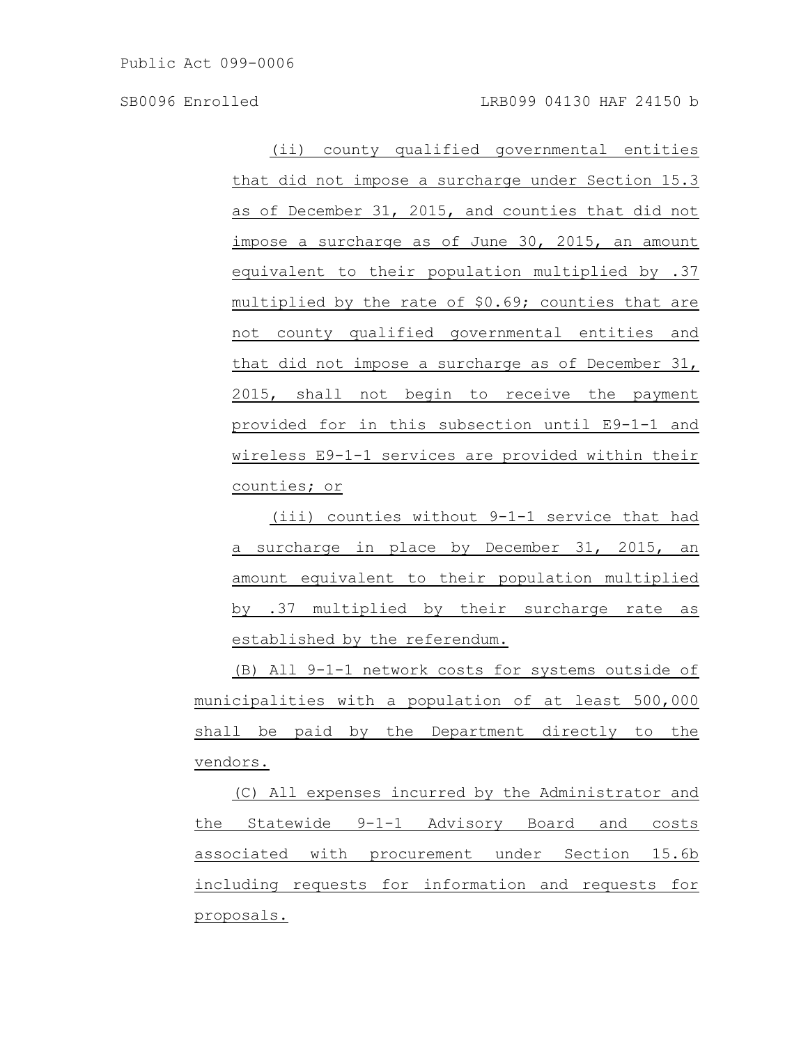(ii) county qualified governmental entities that did not impose a surcharge under Section 15.3 as of December 31, 2015, and counties that did not impose a surcharge as of June 30, 2015, an amount equivalent to their population multiplied by .37 multiplied by the rate of $0.69; counties that are not county qualified governmental entities and that did not impose a surcharge as of December 31, 2015, shall not begin to receive the payment provided for in this subsection until E9-1-1 and wireless E9-1-1 services are provided within their counties; or

(iii) counties without 9-1-1 service that had a surcharge in place by December 31, 2015, an amount equivalent to their population multiplied by .37 multiplied by their surcharge rate as established by the referendum.

(B) All 9-1-1 network costs for systems outside of municipalities with a population of at least 500,000 shall be paid by the Department directly to the vendors.

(C) All expenses incurred by the Administrator and the Statewide 9-1-1 Advisory Board and costs associated with procurement under Section 15.6b including requests for information and requests for proposals.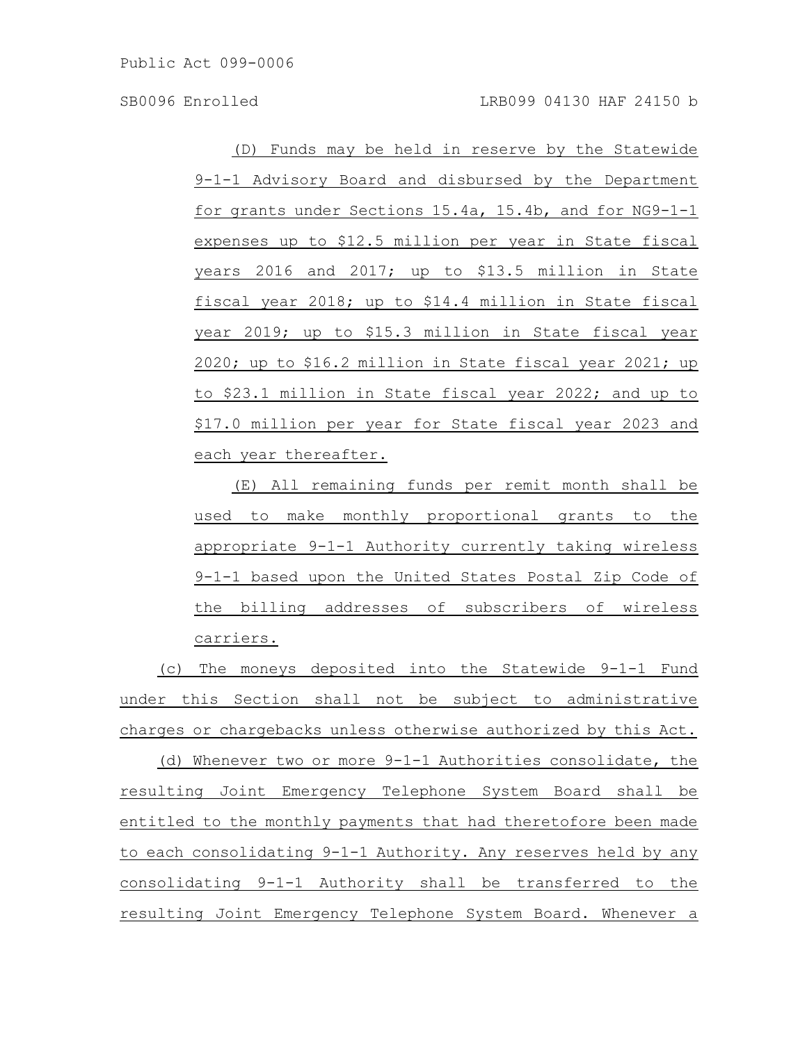(D) Funds may be held in reserve by the Statewide 9-1-1 Advisory Board and disbursed by the Department for grants under Sections 15.4a, 15.4b, and for NG9-1-1 expenses up to $12.5 million per year in State fiscal years 2016 and 2017; up to $13.5 million in State fiscal year 2018; up to $14.4 million in State fiscal year 2019; up to $15.3 million in State fiscal year 2020; up to $16.2 million in State fiscal year 2021; up to $23.1 million in State fiscal year 2022; and up to $17.0 million per year for State fiscal year 2023 and each year thereafter.

(E) All remaining funds per remit month shall be used to make monthly proportional grants to the appropriate 9-1-1 Authority currently taking wireless 9-1-1 based upon the United States Postal Zip Code of the billing addresses of subscribers of wireless carriers.

(c) The moneys deposited into the Statewide 9-1-1 Fund under this Section shall not be subject to administrative charges or chargebacks unless otherwise authorized by this Act.

(d) Whenever two or more 9-1-1 Authorities consolidate, the resulting Joint Emergency Telephone System Board shall be entitled to the monthly payments that had theretofore been made to each consolidating 9-1-1 Authority. Any reserves held by any consolidating 9-1-1 Authority shall be transferred to the resulting Joint Emergency Telephone System Board. Whenever a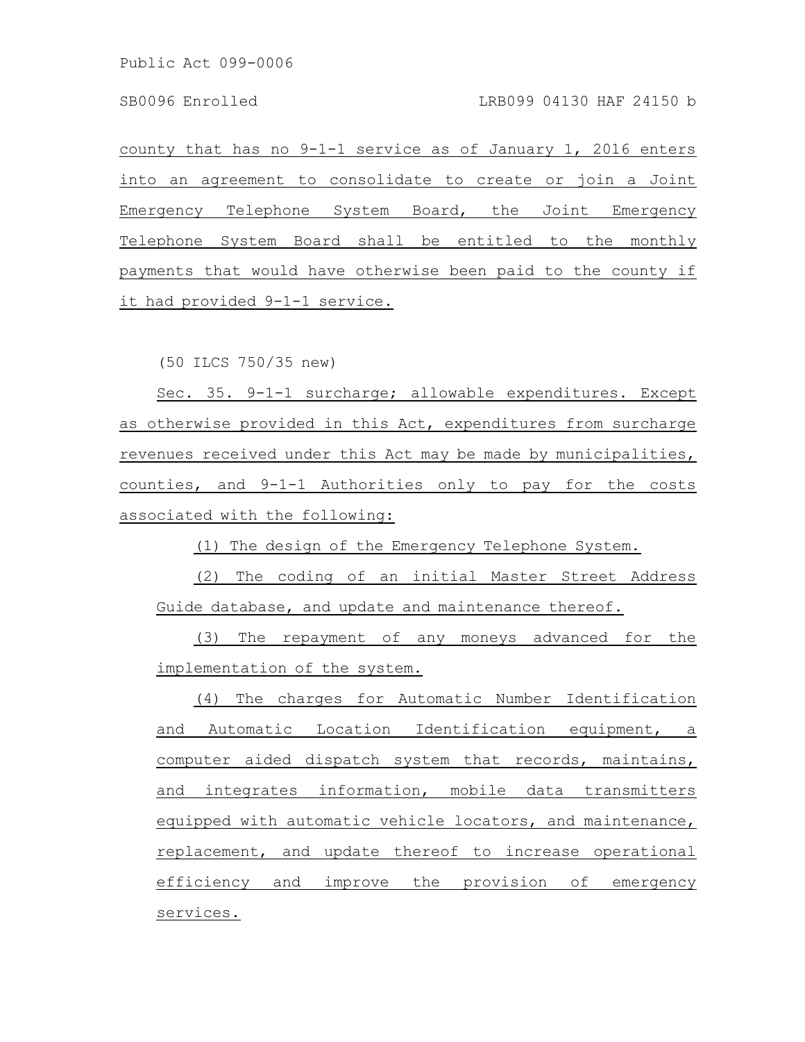county that has no 9-1-1 service as of January 1, 2016 enters into an agreement to consolidate to create or join a Joint Emergency Telephone System Board, the Joint Emergency Telephone System Board shall be entitled to the monthly payments that would have otherwise been paid to the county if it had provided 9-1-1 service.

(50 ILCS 750/35 new)

Sec. 35. 9-1-1 surcharge; allowable expenditures. Except as otherwise provided in this Act, expenditures from surcharge revenues received under this Act may be made by municipalities, counties, and 9-1-1 Authorities only to pay for the costs associated with the following:

(1) The design of the Emergency Telephone System.

(2) The coding of an initial Master Street Address Guide database, and update and maintenance thereof.

(3) The repayment of any moneys advanced for the implementation of the system.

(4) The charges for Automatic Number Identification and Automatic Location Identification equipment, a computer aided dispatch system that records, maintains, and integrates information, mobile data transmitters equipped with automatic vehicle locators, and maintenance, replacement, and update thereof to increase operational efficiency and improve the provision of emergency services.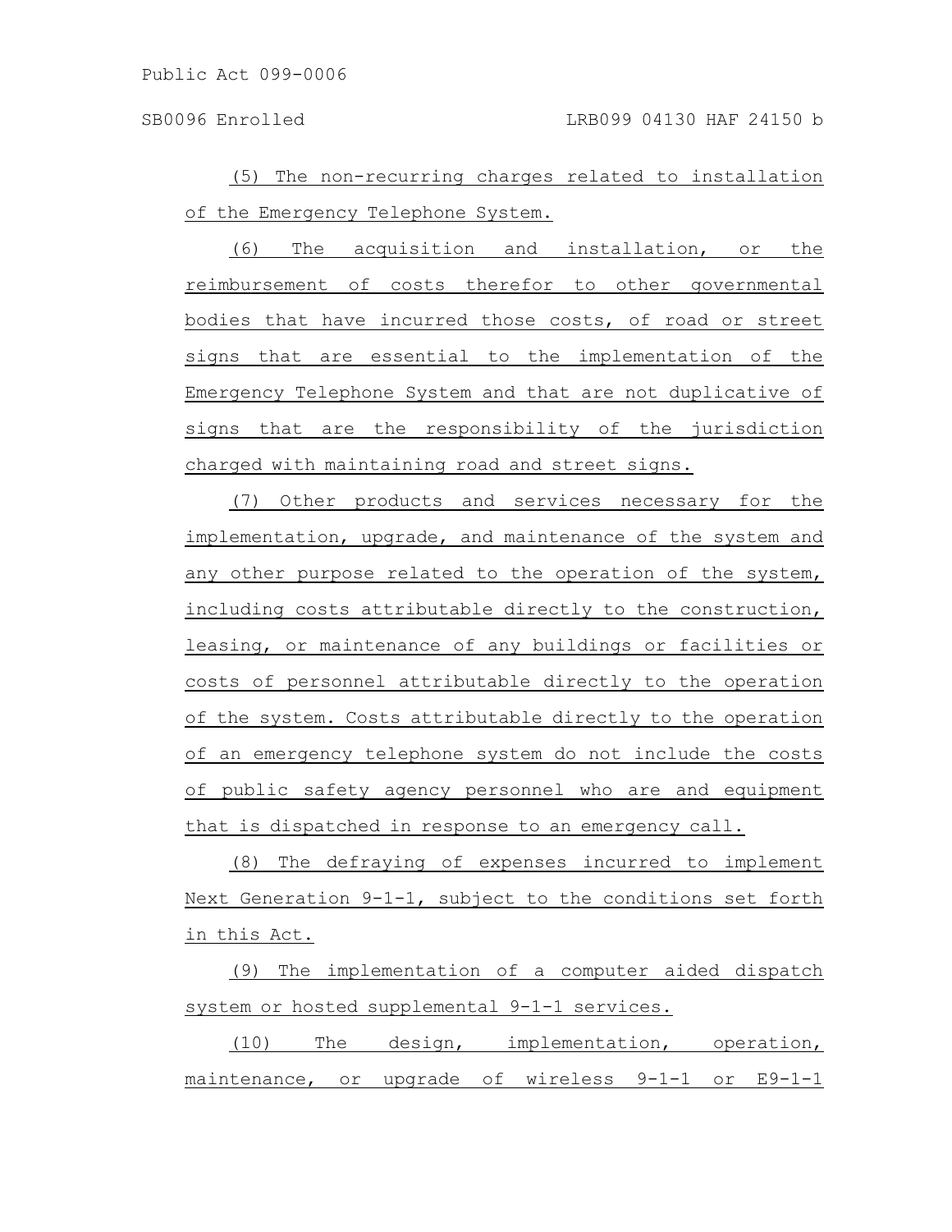(5) The non-recurring charges related to installation of the Emergency Telephone System.

(6) The acquisition and installation, or the reimbursement of costs therefor to other governmental bodies that have incurred those costs, of road or street signs that are essential to the implementation of the Emergency Telephone System and that are not duplicative of signs that are the responsibility of the jurisdiction charged with maintaining road and street signs.

(7) Other products and services necessary for the implementation, upgrade, and maintenance of the system and any other purpose related to the operation of the system, including costs attributable directly to the construction, leasing, or maintenance of any buildings or facilities or costs of personnel attributable directly to the operation of the system. Costs attributable directly to the operation of an emergency telephone system do not include the costs of public safety agency personnel who are and equipment that is dispatched in response to an emergency call.

(8) The defraying of expenses incurred to implement Next Generation 9-1-1, subject to the conditions set forth in this Act.

(9) The implementation of a computer aided dispatch system or hosted supplemental 9-1-1 services.

(10) The design, implementation, operation, maintenance, or upgrade of wireless 9-1-1 or E9-1-1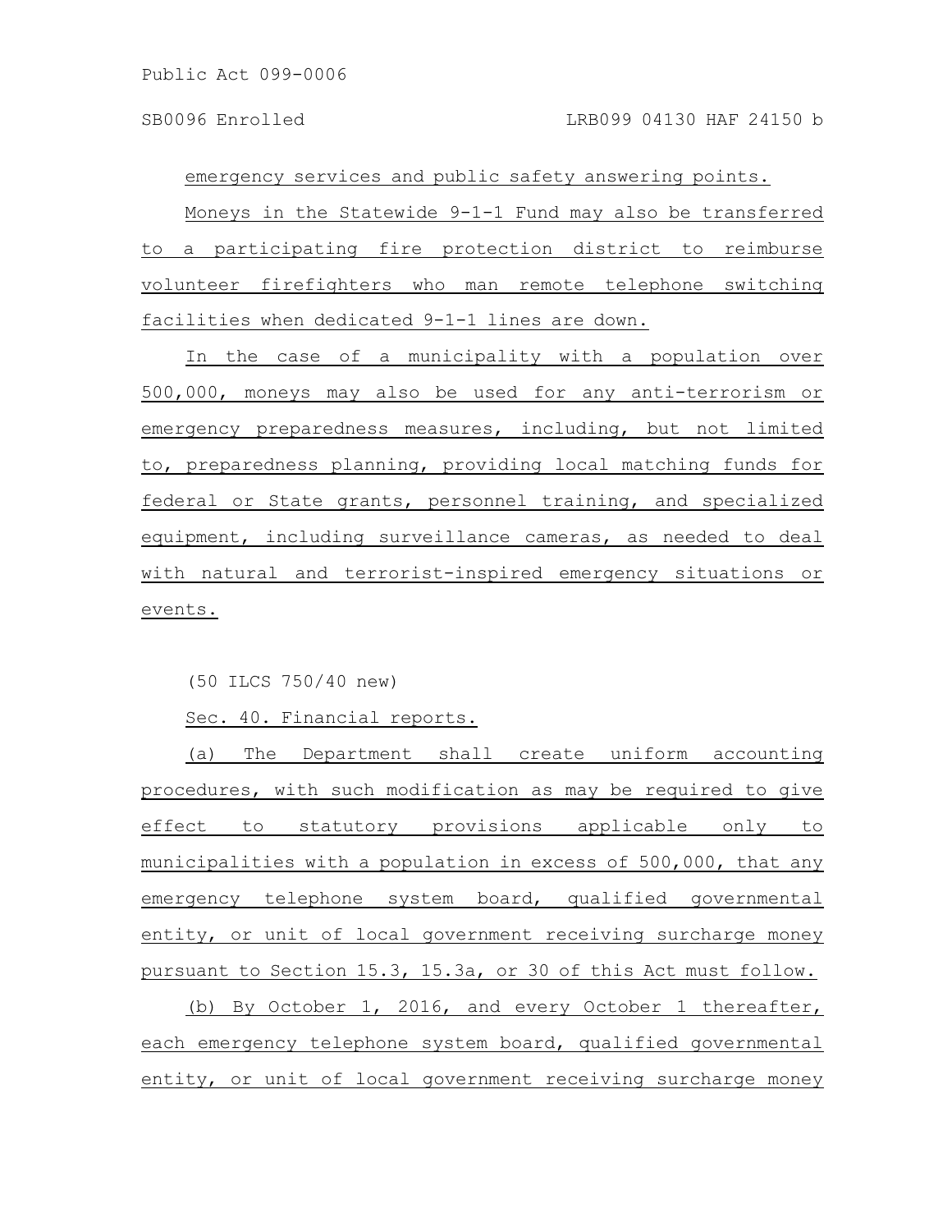emergency services and public safety answering points.

Moneys in the Statewide 9-1-1 Fund may also be transferred to a participating fire protection district to reimburse volunteer firefighters who man remote telephone switching facilities when dedicated 9-1-1 lines are down.

In the case of a municipality with a population over 500,000, moneys may also be used for any anti-terrorism or emergency preparedness measures, including, but not limited to, preparedness planning, providing local matching funds for federal or State grants, personnel training, and specialized equipment, including surveillance cameras, as needed to deal with natural and terrorist-inspired emergency situations or events.

(50 ILCS 750/40 new)

Sec. 40. Financial reports.

(a) The Department shall create uniform accounting procedures, with such modification as may be required to give effect to statutory provisions applicable only to municipalities with a population in excess of 500,000, that any emergency telephone system board, qualified governmental entity, or unit of local government receiving surcharge money pursuant to Section 15.3, 15.3a, or 30 of this Act must follow.

(b) By October 1, 2016, and every October 1 thereafter, each emergency telephone system board, qualified governmental entity, or unit of local government receiving surcharge money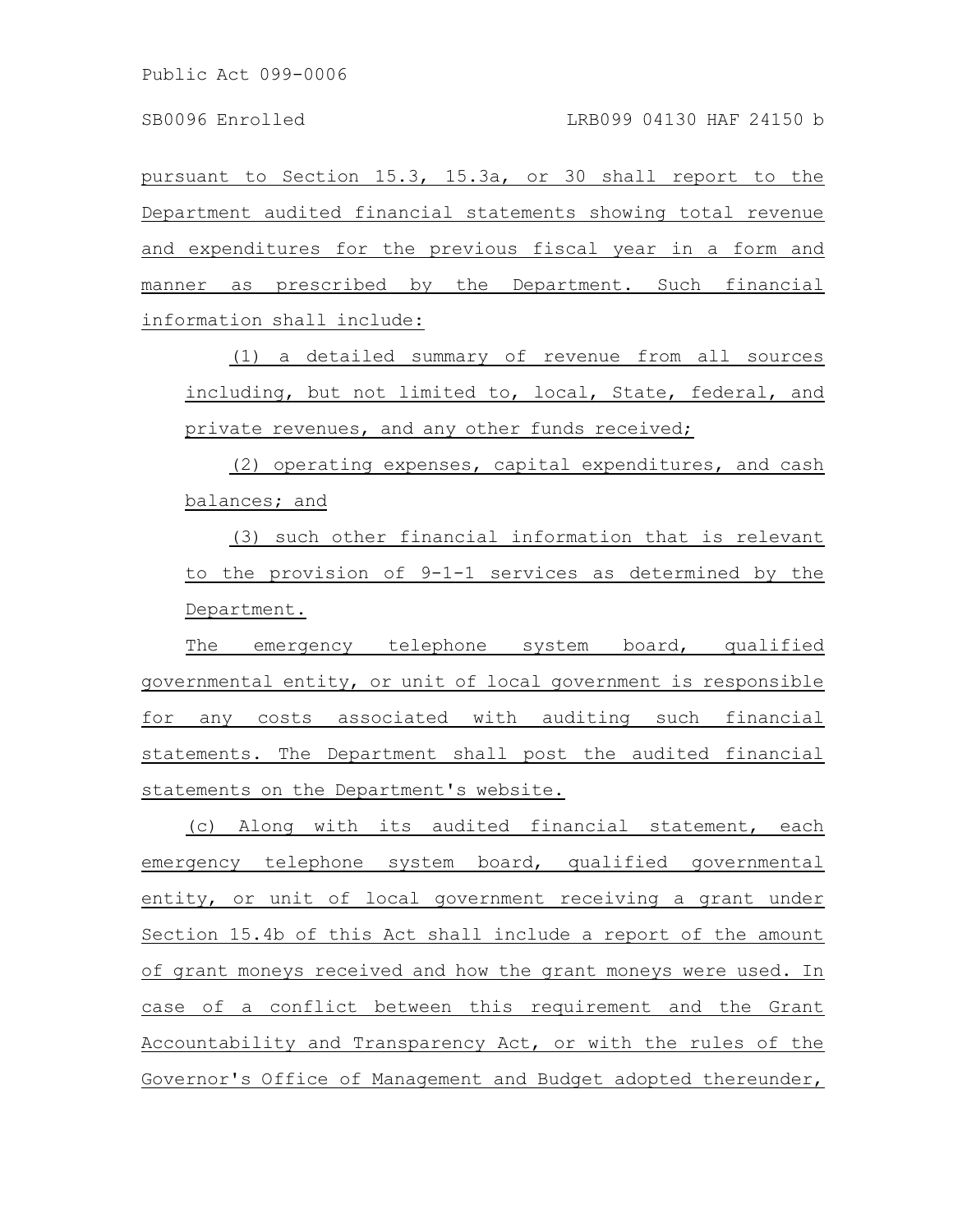pursuant to Section 15.3, 15.3a, or 30 shall report to the Department audited financial statements showing total revenue and expenditures for the previous fiscal year in a form and manner as prescribed by the Department. Such financial information shall include:

(1) a detailed summary of revenue from all sources including, but not limited to, local, State, federal, and private revenues, and any other funds received;

(2) operating expenses, capital expenditures, and cash balances; and

(3) such other financial information that is relevant to the provision of 9-1-1 services as determined by the Department.

The emergency telephone system board, qualified governmental entity, or unit of local government is responsible for any costs associated with auditing such financial statements. The Department shall post the audited financial statements on the Department's website.

(c) Along with its audited financial statement, each emergency telephone system board, qualified governmental entity, or unit of local government receiving a grant under Section 15.4b of this Act shall include a report of the amount of grant moneys received and how the grant moneys were used. In case of a conflict between this requirement and the Grant Accountability and Transparency Act, or with the rules of the Governor's Office of Management and Budget adopted thereunder,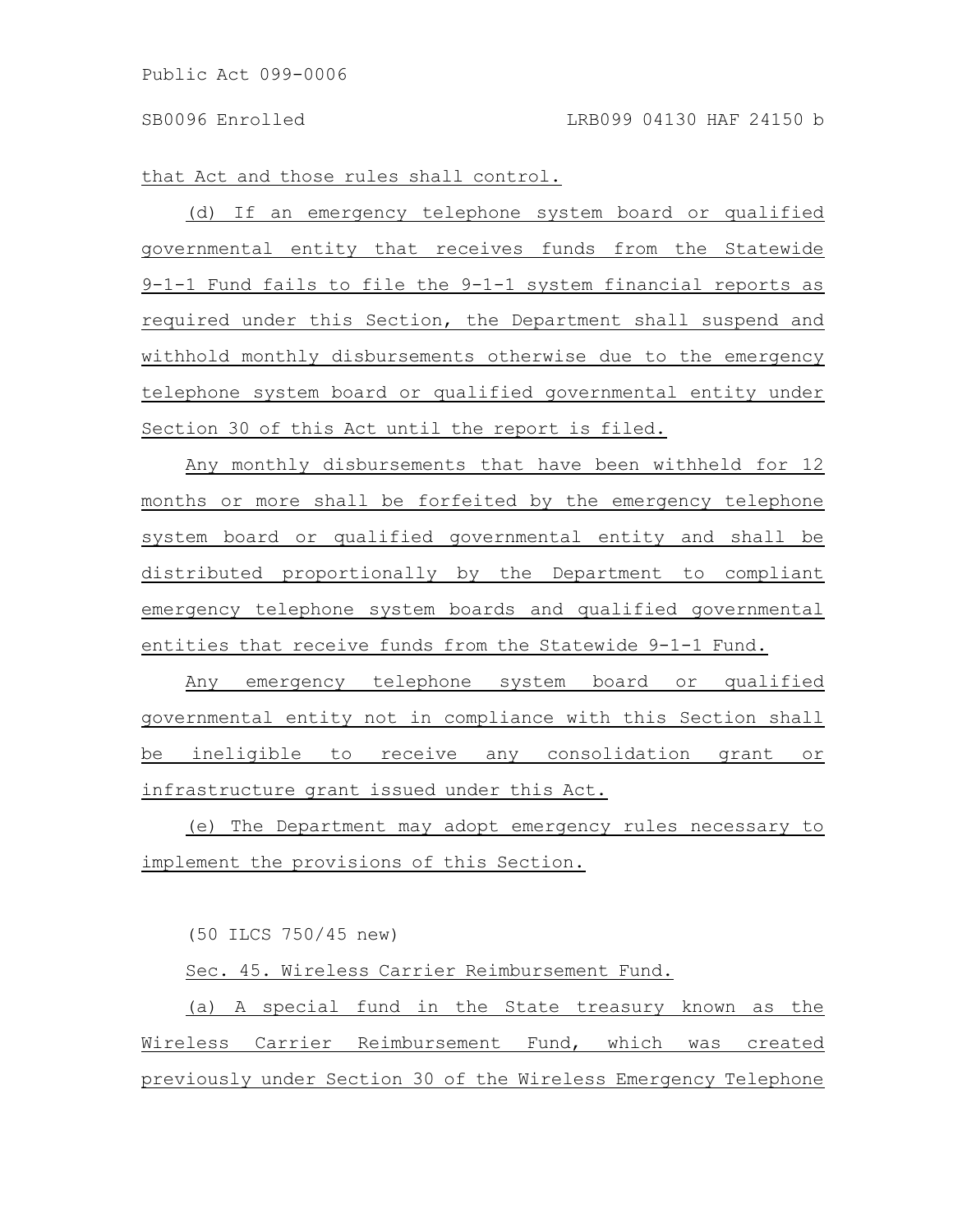that Act and those rules shall control.

(d) If an emergency telephone system board or qualified governmental entity that receives funds from the Statewide 9-1-1 Fund fails to file the 9-1-1 system financial reports as required under this Section, the Department shall suspend and withhold monthly disbursements otherwise due to the emergency telephone system board or qualified governmental entity under Section 30 of this Act until the report is filed.

Any monthly disbursements that have been withheld for 12 months or more shall be forfeited by the emergency telephone system board or qualified governmental entity and shall be distributed proportionally by the Department to compliant emergency telephone system boards and qualified governmental entities that receive funds from the Statewide 9-1-1 Fund.

Any emergency telephone system board or qualified governmental entity not in compliance with this Section shall be ineligible to receive any consolidation grant or infrastructure grant issued under this Act.

(e) The Department may adopt emergency rules necessary to implement the provisions of this Section.

(50 ILCS 750/45 new)

Sec. 45. Wireless Carrier Reimbursement Fund.

(a) A special fund in the State treasury known as the Wireless Carrier Reimbursement Fund, which was created previously under Section 30 of the Wireless Emergency Telephone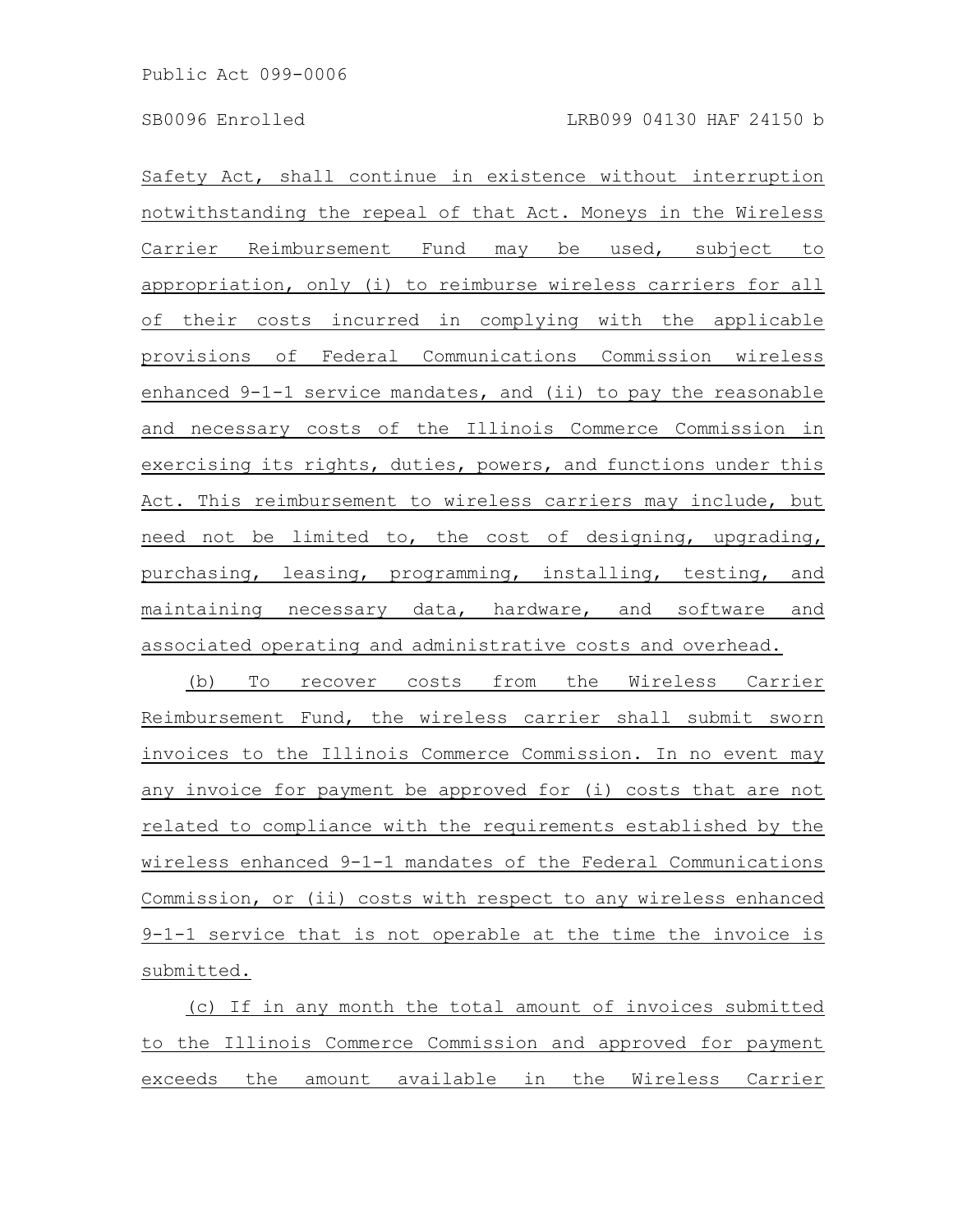Safety Act, shall continue in existence without interruption notwithstanding the repeal of that Act. Moneys in the Wireless Carrier Reimbursement Fund may be used, subject to appropriation, only (i) to reimburse wireless carriers for all of their costs incurred in complying with the applicable provisions of Federal Communications Commission wireless enhanced 9-1-1 service mandates, and (ii) to pay the reasonable and necessary costs of the Illinois Commerce Commission in exercising its rights, duties, powers, and functions under this Act. This reimbursement to wireless carriers may include, but need not be limited to, the cost of designing, upgrading, purchasing, leasing, programming, installing, testing, and maintaining necessary data, hardware, and software and associated operating and administrative costs and overhead.

(b) To recover costs from the Wireless Carrier Reimbursement Fund, the wireless carrier shall submit sworn invoices to the Illinois Commerce Commission. In no event may any invoice for payment be approved for (i) costs that are not related to compliance with the requirements established by the wireless enhanced 9-1-1 mandates of the Federal Communications Commission, or (ii) costs with respect to any wireless enhanced 9-1-1 service that is not operable at the time the invoice is submitted.

(c) If in any month the total amount of invoices submitted to the Illinois Commerce Commission and approved for payment exceeds the amount available in the Wireless Carrier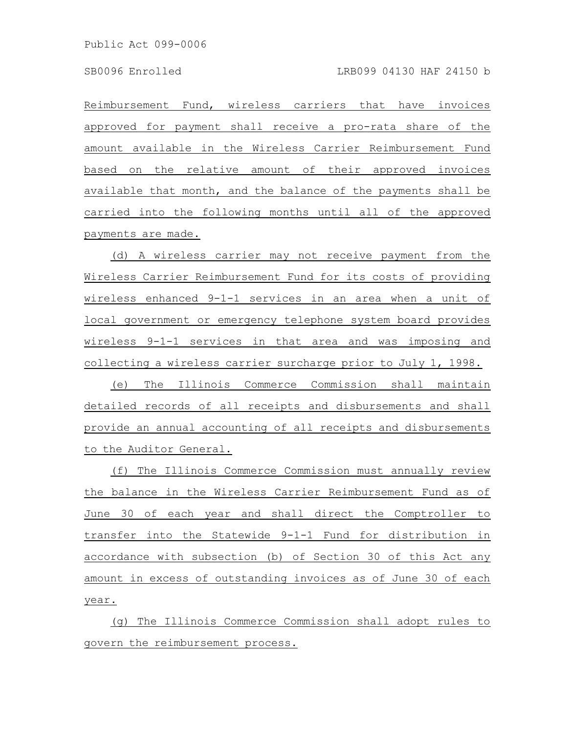Reimbursement Fund, wireless carriers that have invoices approved for payment shall receive a pro-rata share of the amount available in the Wireless Carrier Reimbursement Fund based on the relative amount of their approved invoices available that month, and the balance of the payments shall be carried into the following months until all of the approved payments are made.

(d) A wireless carrier may not receive payment from the Wireless Carrier Reimbursement Fund for its costs of providing wireless enhanced 9-1-1 services in an area when a unit of local government or emergency telephone system board provides wireless 9-1-1 services in that area and was imposing and collecting a wireless carrier surcharge prior to July 1, 1998.

(e) The Illinois Commerce Commission shall maintain detailed records of all receipts and disbursements and shall provide an annual accounting of all receipts and disbursements to the Auditor General.

(f) The Illinois Commerce Commission must annually review the balance in the Wireless Carrier Reimbursement Fund as of June 30 of each year and shall direct the Comptroller to transfer into the Statewide 9-1-1 Fund for distribution in accordance with subsection (b) of Section 30 of this Act any amount in excess of outstanding invoices as of June 30 of each year.

(g) The Illinois Commerce Commission shall adopt rules to govern the reimbursement process.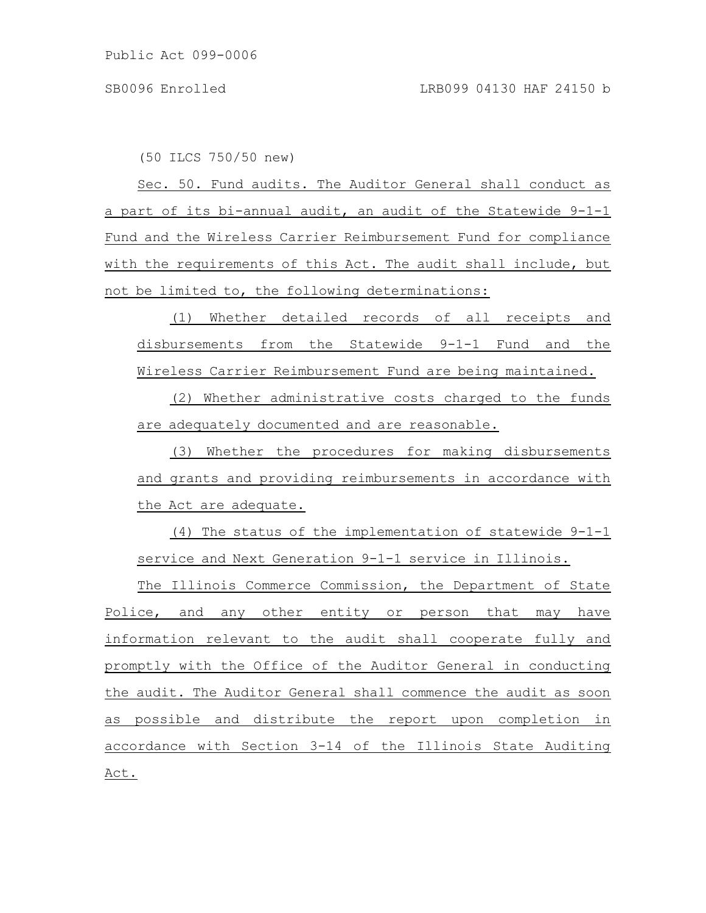(50 ILCS 750/50 new)

Sec. 50. Fund audits. The Auditor General shall conduct as a part of its bi-annual audit, an audit of the Statewide 9-1-1 Fund and the Wireless Carrier Reimbursement Fund for compliance with the requirements of this Act. The audit shall include, but not be limited to, the following determinations:

(1) Whether detailed records of all receipts and disbursements from the Statewide 9-1-1 Fund and the Wireless Carrier Reimbursement Fund are being maintained.

(2) Whether administrative costs charged to the funds are adequately documented and are reasonable.

(3) Whether the procedures for making disbursements and grants and providing reimbursements in accordance with the Act are adequate.

(4) The status of the implementation of statewide 9-1-1 service and Next Generation 9-1-1 service in Illinois.

The Illinois Commerce Commission, the Department of State Police, and any other entity or person that may have information relevant to the audit shall cooperate fully and promptly with the Office of the Auditor General in conducting the audit. The Auditor General shall commence the audit as soon as possible and distribute the report upon completion in accordance with Section 3-14 of the Illinois State Auditing Act.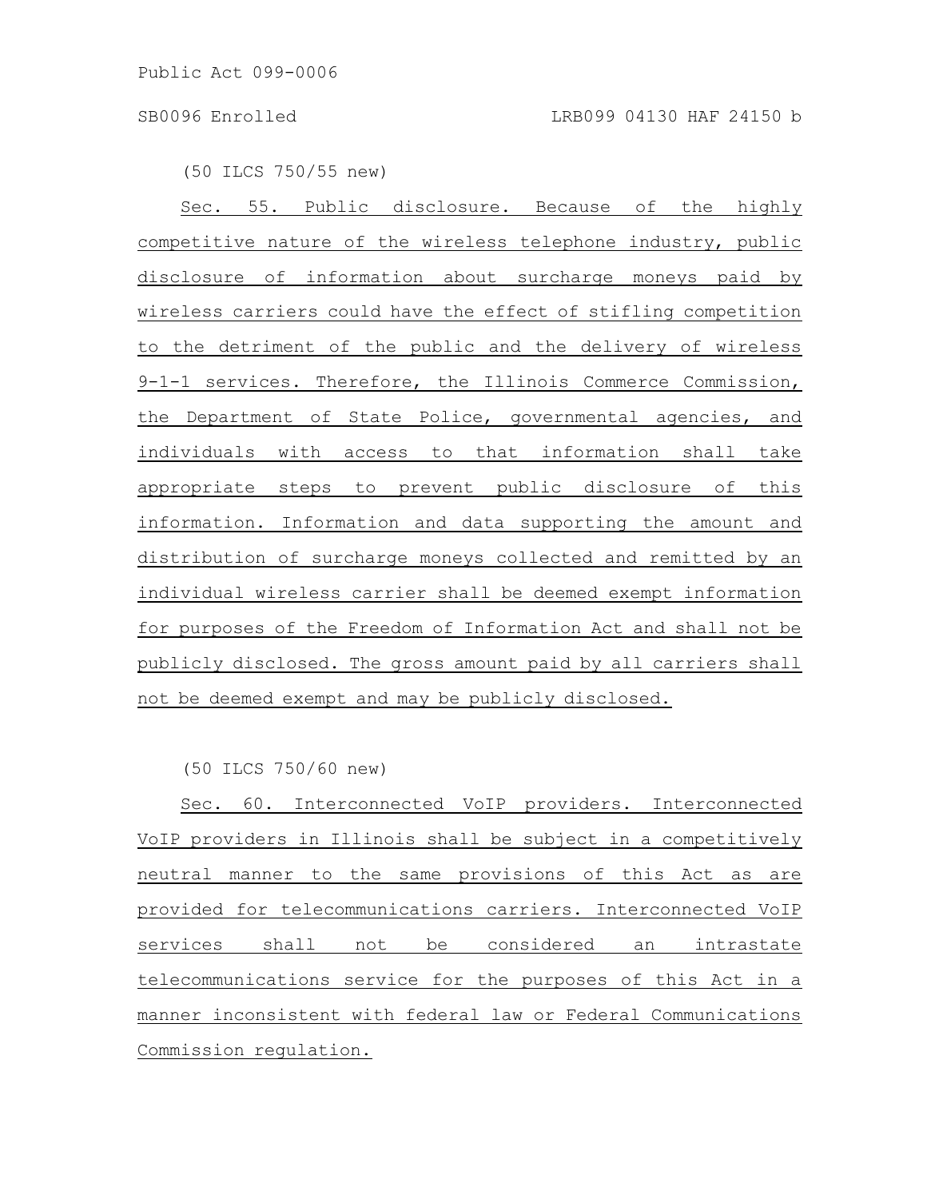(50 ILCS 750/55 new)

Sec. 55. Public disclosure. Because of the highly competitive nature of the wireless telephone industry, public disclosure of information about surcharge moneys paid by wireless carriers could have the effect of stifling competition to the detriment of the public and the delivery of wireless 9-1-1 services. Therefore, the Illinois Commerce Commission, the Department of State Police, governmental agencies, and individuals with access to that information shall take appropriate steps to prevent public disclosure of this information. Information and data supporting the amount and distribution of surcharge moneys collected and remitted by an individual wireless carrier shall be deemed exempt information for purposes of the Freedom of Information Act and shall not be publicly disclosed. The gross amount paid by all carriers shall not be deemed exempt and may be publicly disclosed.

(50 ILCS 750/60 new)

Sec. 60. Interconnected VoIP providers. Interconnected VoIP providers in Illinois shall be subject in a competitively neutral manner to the same provisions of this Act as are provided for telecommunications carriers. Interconnected VoIP services shall not be considered an intrastate telecommunications service for the purposes of this Act in a manner inconsistent with federal law or Federal Communications Commission regulation.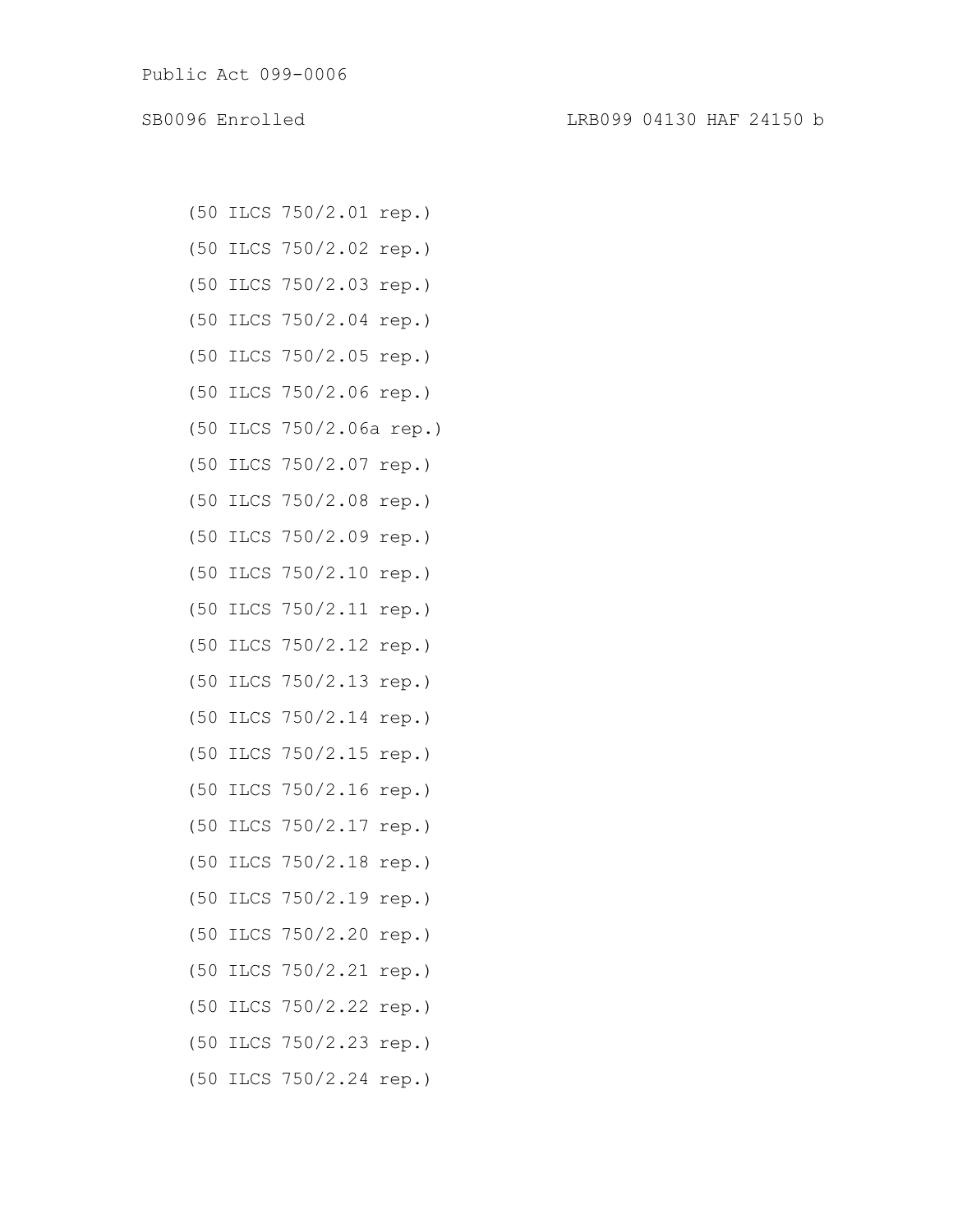(50 ILCS 750/2.01 rep.)

(50 ILCS 750/2.02 rep.)

(50 ILCS 750/2.03 rep.)

(50 ILCS 750/2.04 rep.)

(50 ILCS 750/2.05 rep.)

(50 ILCS 750/2.06 rep.)

(50 ILCS 750/2.06a rep.)

(50 ILCS 750/2.07 rep.)

(50 ILCS 750/2.08 rep.)

(50 ILCS 750/2.09 rep.)

(50 ILCS 750/2.10 rep.)

(50 ILCS 750/2.11 rep.)

(50 ILCS 750/2.12 rep.)

(50 ILCS 750/2.13 rep.)

(50 ILCS 750/2.14 rep.)

(50 ILCS 750/2.15 rep.)

(50 ILCS 750/2.16 rep.)

(50 ILCS 750/2.17 rep.)

(50 ILCS 750/2.18 rep.)

(50 ILCS 750/2.19 rep.)

(50 ILCS 750/2.20 rep.)

(50 ILCS 750/2.21 rep.)

(50 ILCS 750/2.22 rep.)

(50 ILCS 750/2.23 rep.)

(50 ILCS 750/2.24 rep.)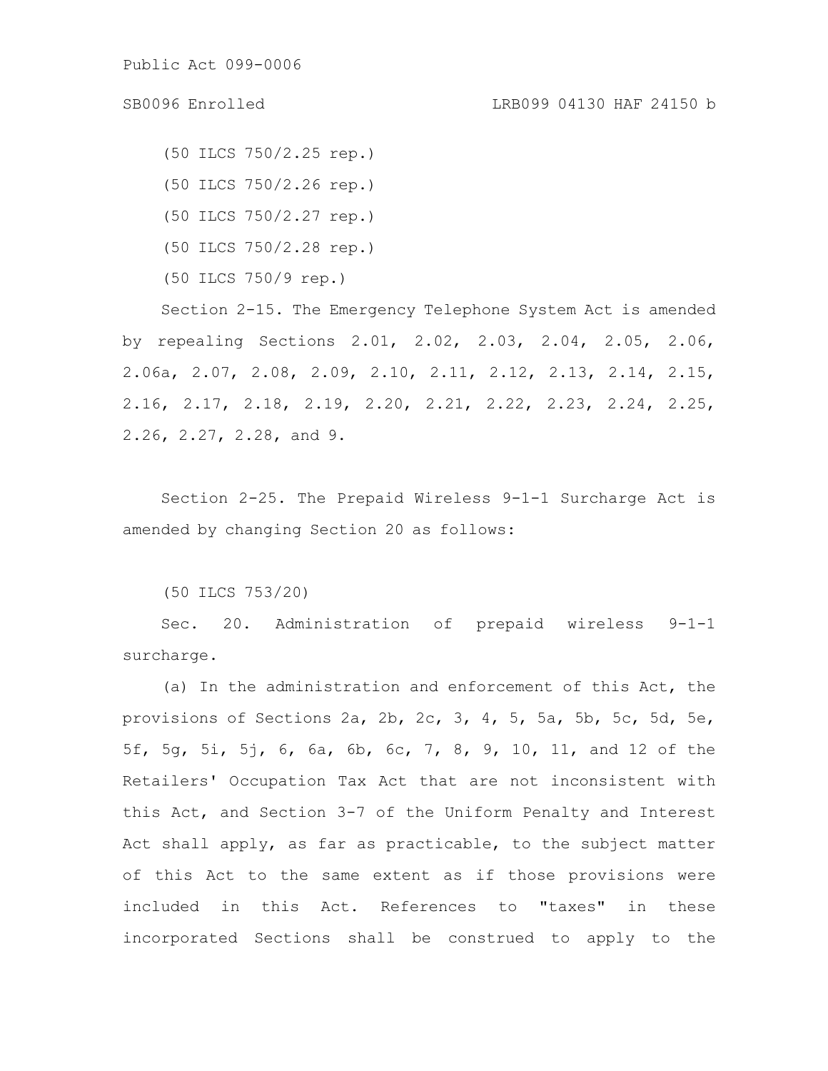(50 ILCS 750/2.25 rep.)

(50 ILCS 750/2.26 rep.)

(50 ILCS 750/2.27 rep.)

(50 ILCS 750/2.28 rep.)

(50 ILCS 750/9 rep.)

Section 2-15. The Emergency Telephone System Act is amended by repealing Sections 2.01, 2.02, 2.03, 2.04, 2.05, 2.06, 2.06a, 2.07, 2.08, 2.09, 2.10, 2.11, 2.12, 2.13, 2.14, 2.15, 2.16, 2.17, 2.18, 2.19, 2.20, 2.21, 2.22, 2.23, 2.24, 2.25, 2.26, 2.27, 2.28, and 9.

Section 2-25. The Prepaid Wireless 9-1-1 Surcharge Act is amended by changing Section 20 as follows:

(50 ILCS 753/20)

Sec. 20. Administration of prepaid wireless 9-1-1 surcharge.

(a) In the administration and enforcement of this Act, the provisions of Sections 2a, 2b, 2c, 3, 4, 5, 5a, 5b, 5c, 5d, 5e, 5f, 5g, 5i, 5j, 6, 6a, 6b, 6c, 7, 8, 9, 10, 11, and 12 of the Retailers' Occupation Tax Act that are not inconsistent with this Act, and Section 3-7 of the Uniform Penalty and Interest Act shall apply, as far as practicable, to the subject matter of this Act to the same extent as if those provisions were included in this Act. References to "taxes" in these incorporated Sections shall be construed to apply to the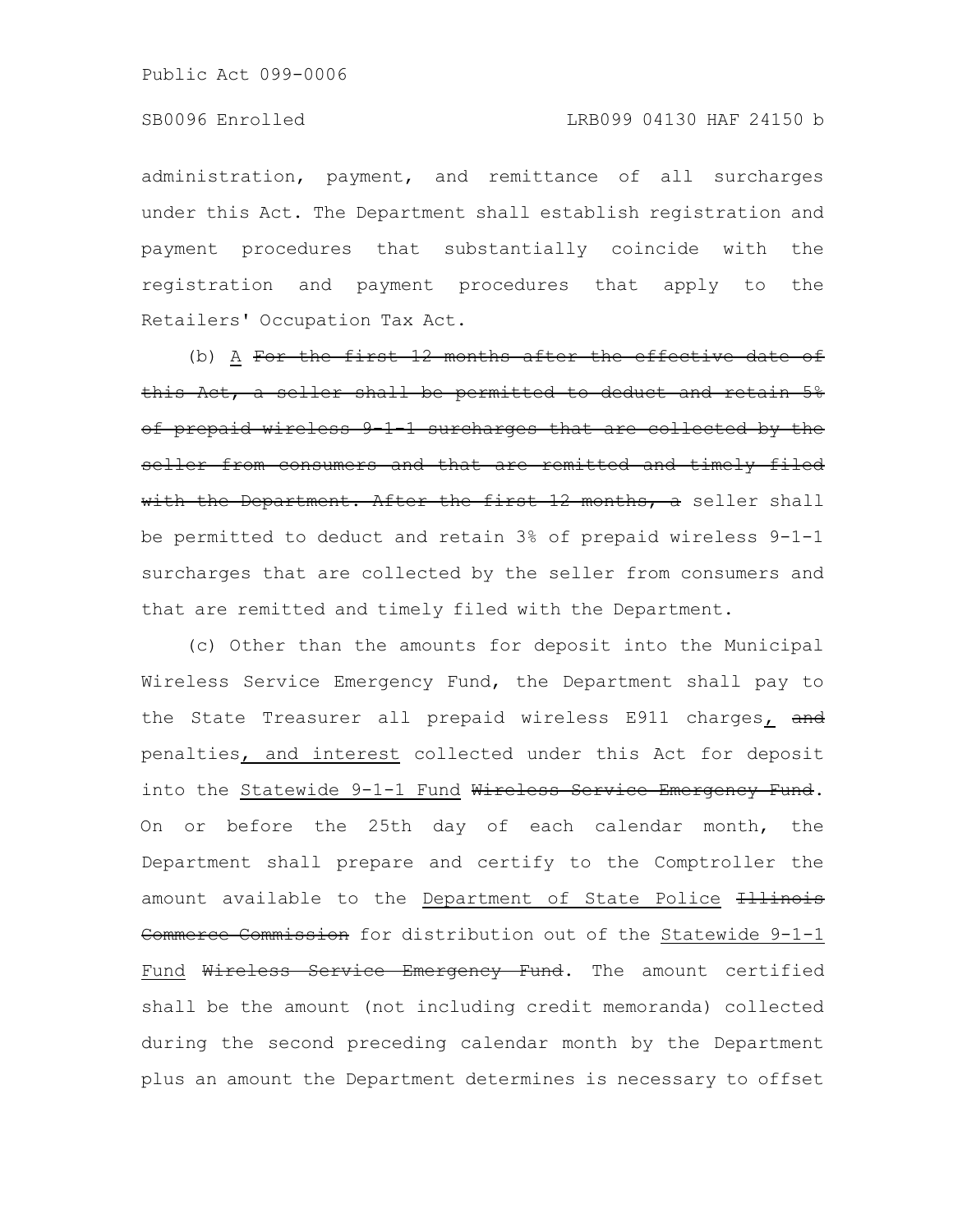administration, payment, and remittance of all surcharges under this Act. The Department shall establish registration and payment procedures that substantially coincide with the registration and payment procedures that apply to the Retailers' Occupation Tax Act.

(b) <u>A</u> ~~For the first 12 months after the effective date of this Act, a seller shall be permitted to deduct and retain 5% of prepaid wireless 9-1-1 surcharges that are collected by the seller from consumers and that are remitted and timely filed with the Department. After the first 12 months, a~~ seller shall be permitted to deduct and retain 3% of prepaid wireless 9-1-1 surcharges that are collected by the seller from consumers and that are remitted and timely filed with the Department.

(c) Other than the amounts for deposit into the Municipal Wireless Service Emergency Fund, the Department shall pay to the State Treasurer all prepaid wireless E911 charges<u>,</u> ~~and~~ penalties<u>, and interest</u> collected under this Act for deposit into the <u>Statewide 9-1-1 Fund</u> ~~Wireless Service Emergency Fund~~. On or before the 25th day of each calendar month, the Department shall prepare and certify to the Comptroller the amount available to the <u>Department of State Police</u> ~~Illinois Commerce Commission~~ for distribution out of the <u>Statewide 9-1-1 Fund</u> ~~Wireless Service Emergency Fund~~. The amount certified shall be the amount (not including credit memoranda) collected during the second preceding calendar month by the Department plus an amount the Department determines is necessary to offset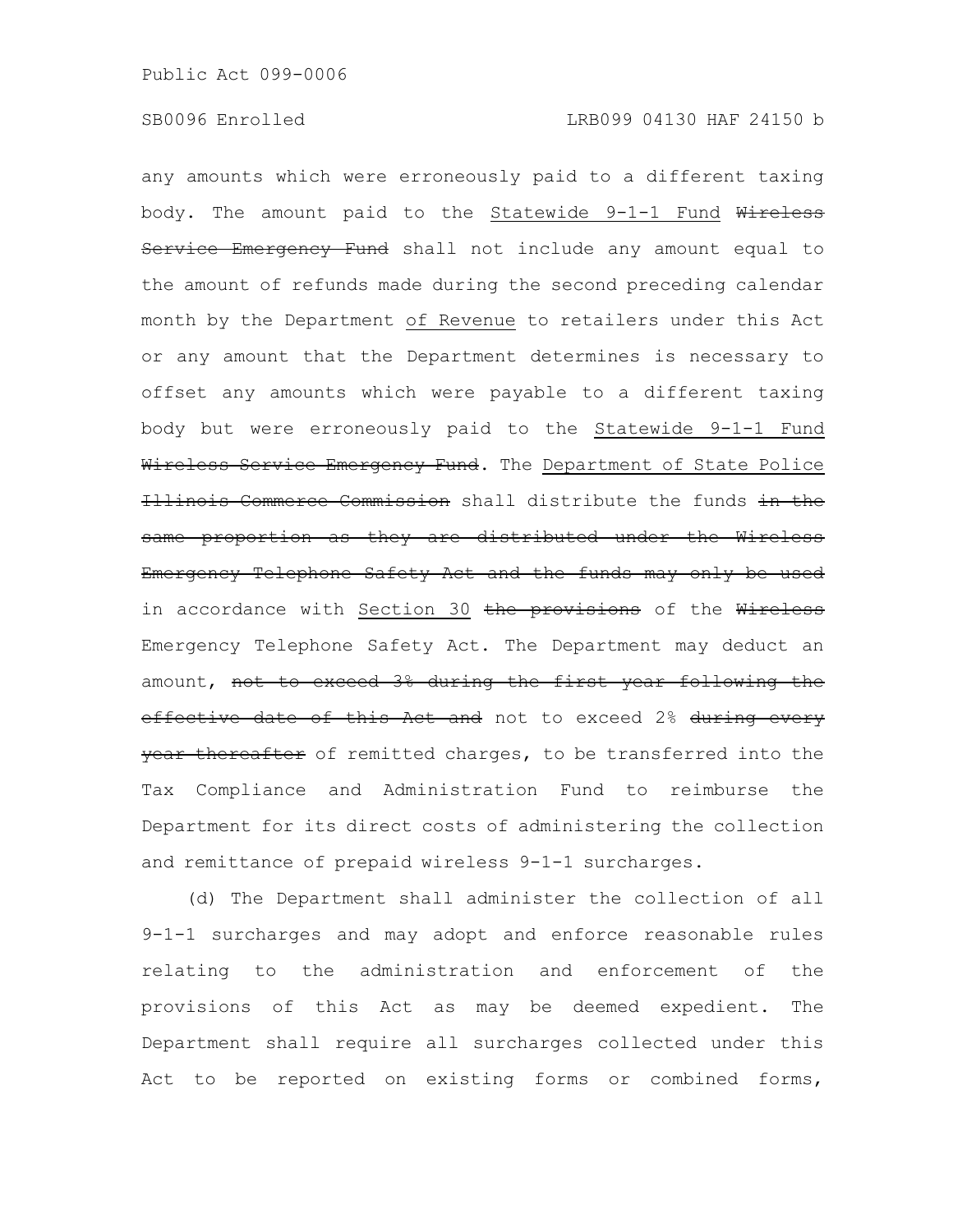any amounts which were erroneously paid to a different taxing body. The amount paid to the Statewide 9-1-1 Fund Wireless Service Emergency Fund shall not include any amount equal to the amount of refunds made during the second preceding calendar month by the Department of Revenue to retailers under this Act or any amount that the Department determines is necessary to offset any amounts which were payable to a different taxing body but were erroneously paid to the Statewide 9-1-1 Fund Wireless Service Emergency Fund. The Department of State Police Illinois Commerce Commission shall distribute the funds in the same proportion as they are distributed under the Wireless Emergency Telephone Safety Act and the funds may only be used in accordance with Section 30 the provisions of the Wireless Emergency Telephone Safety Act. The Department may deduct an amount, not to exceed 3% during the first year following the effective date of this Act and not to exceed 2% during every year thereafter of remitted charges, to be transferred into the Tax Compliance and Administration Fund to reimburse the Department for its direct costs of administering the collection and remittance of prepaid wireless 9-1-1 surcharges.

(d) The Department shall administer the collection of all 9-1-1 surcharges and may adopt and enforce reasonable rules relating to the administration and enforcement of the provisions of this Act as may be deemed expedient. The Department shall require all surcharges collected under this Act to be reported on existing forms or combined forms,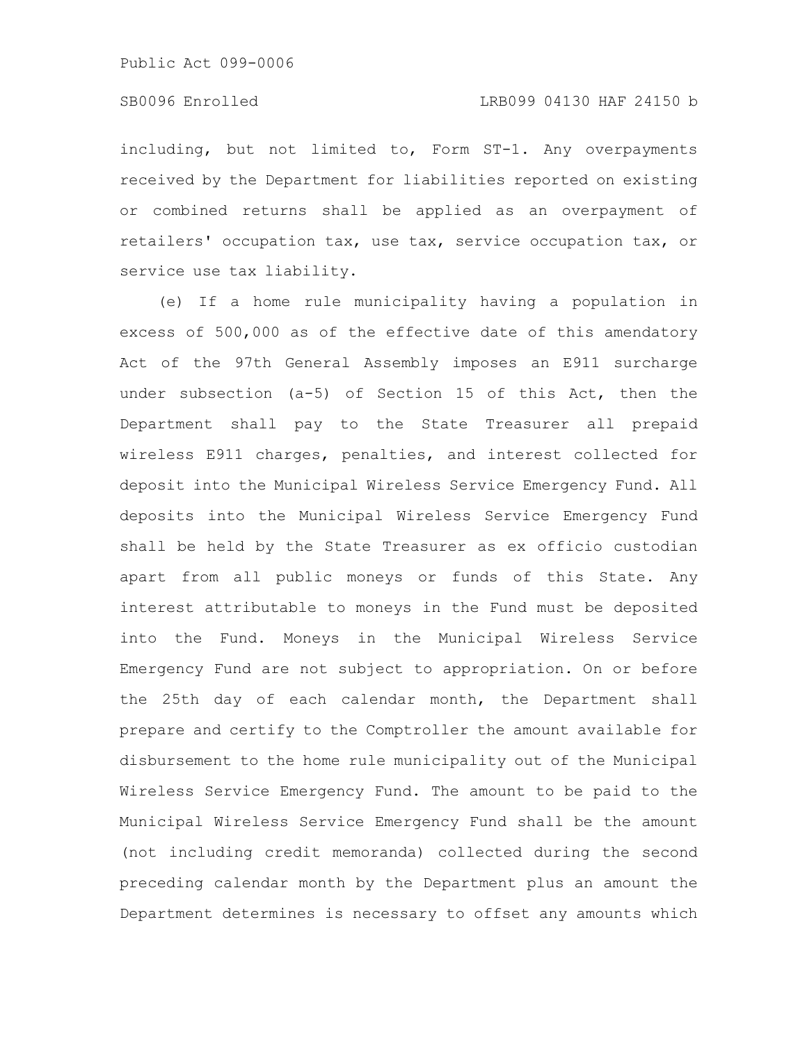including, but not limited to, Form ST-1. Any overpayments received by the Department for liabilities reported on existing or combined returns shall be applied as an overpayment of retailers' occupation tax, use tax, service occupation tax, or service use tax liability.

(e) If a home rule municipality having a population in excess of 500,000 as of the effective date of this amendatory Act of the 97th General Assembly imposes an E911 surcharge under subsection (a-5) of Section 15 of this Act, then the Department shall pay to the State Treasurer all prepaid wireless E911 charges, penalties, and interest collected for deposit into the Municipal Wireless Service Emergency Fund. All deposits into the Municipal Wireless Service Emergency Fund shall be held by the State Treasurer as ex officio custodian apart from all public moneys or funds of this State. Any interest attributable to moneys in the Fund must be deposited into the Fund. Moneys in the Municipal Wireless Service Emergency Fund are not subject to appropriation. On or before the 25th day of each calendar month, the Department shall prepare and certify to the Comptroller the amount available for disbursement to the home rule municipality out of the Municipal Wireless Service Emergency Fund. The amount to be paid to the Municipal Wireless Service Emergency Fund shall be the amount (not including credit memoranda) collected during the second preceding calendar month by the Department plus an amount the Department determines is necessary to offset any amounts which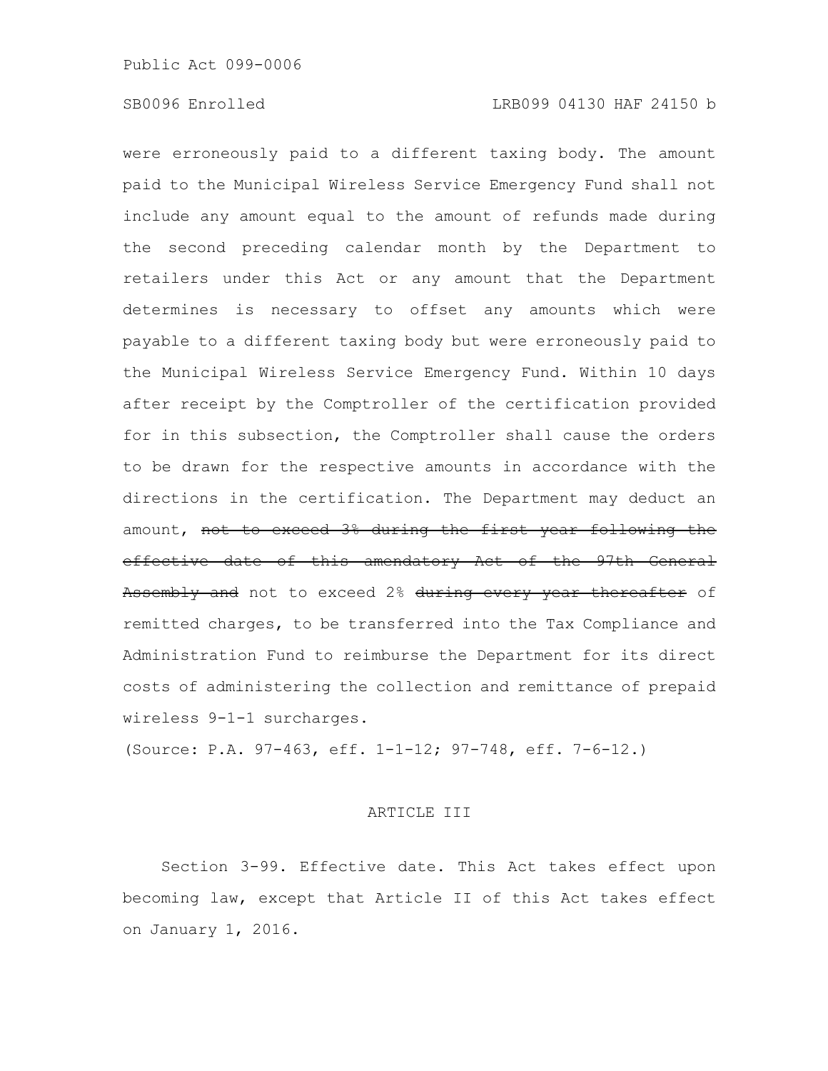were erroneously paid to a different taxing body. The amount paid to the Municipal Wireless Service Emergency Fund shall not include any amount equal to the amount of refunds made during the second preceding calendar month by the Department to retailers under this Act or any amount that the Department determines is necessary to offset any amounts which were payable to a different taxing body but were erroneously paid to the Municipal Wireless Service Emergency Fund. Within 10 days after receipt by the Comptroller of the certification provided for in this subsection, the Comptroller shall cause the orders to be drawn for the respective amounts in accordance with the directions in the certification. The Department may deduct an amount, ~~not to exceed 3% during the first year following the effective date of this amendatory Act of the 97th General Assembly and~~ not to exceed 2% ~~during every year thereafter~~ of remitted charges, to be transferred into the Tax Compliance and Administration Fund to reimburse the Department for its direct costs of administering the collection and remittance of prepaid wireless 9-1-1 surcharges.

(Source: P.A. 97-463, eff. 1-1-12; 97-748, eff. 7-6-12.)

ARTICLE III

Section 3-99. Effective date. This Act takes effect upon becoming law, except that Article II of this Act takes effect on January 1, 2016.